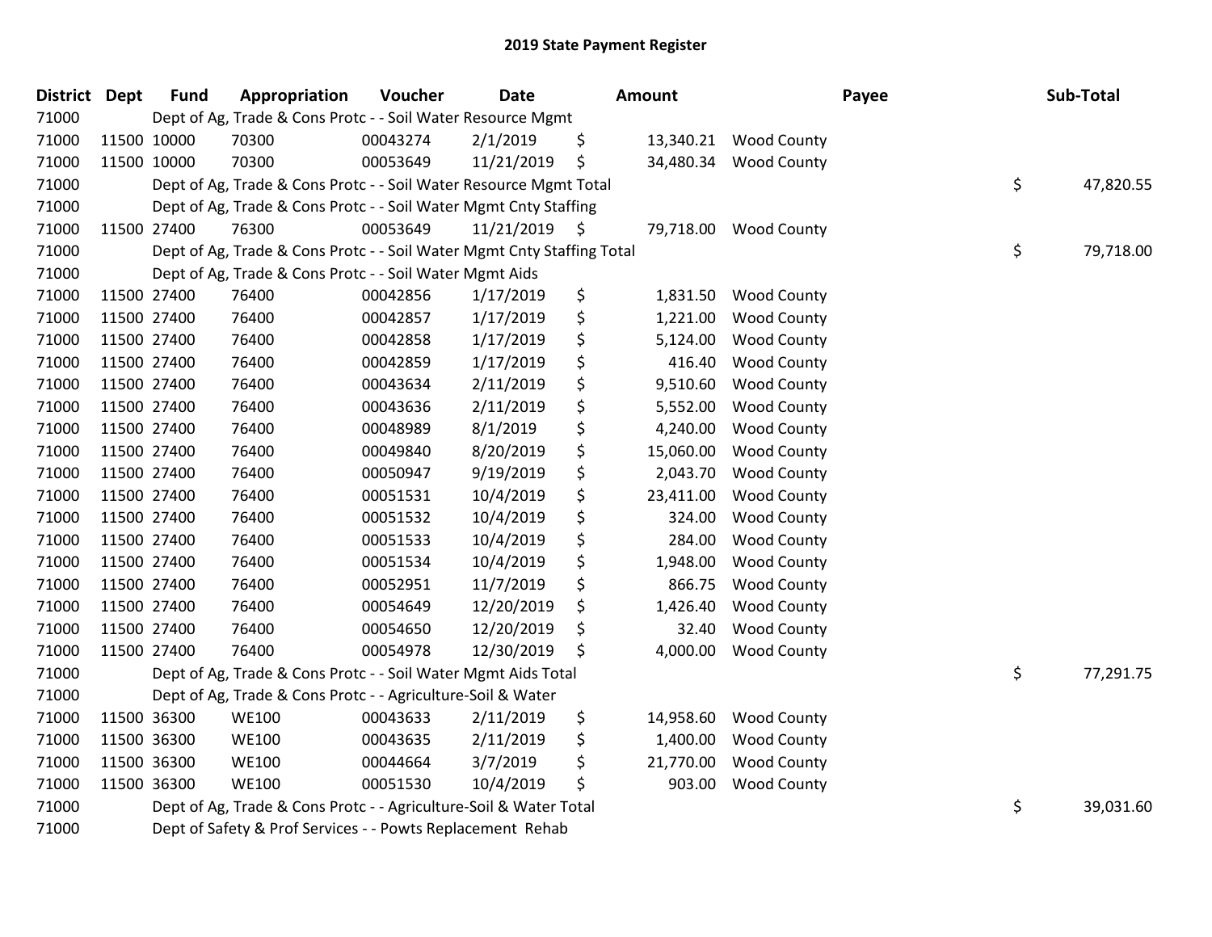# 2019 State Payment Register

| District | Dept | Fund | Appropriation | Voucher | Date | Amount | Payee | Sub-Total |
|---|---|---|---|---|---|---|---|---|
| 71000 | | Dept of Ag, Trade & Cons Protc - - Soil Water Resource Mgmt | | | | | | |
| 71000 | 11500 | 10000 | 70300 | 00043274 | 2/1/2019 | $ 13,340.21 | Wood County | |
| 71000 | 11500 | 10000 | 70300 | 00053649 | 11/21/2019 | $ 34,480.34 | Wood County | |
| 71000 | | Dept of Ag, Trade & Cons Protc - - Soil Water Resource Mgmt Total | | | | | | $ 47,820.55 |
| 71000 | | Dept of Ag, Trade & Cons Protc - - Soil Water Mgmt Cnty Staffing | | | | | | |
| 71000 | 11500 | 27400 | 76300 | 00053649 | 11/21/2019 | $ 79,718.00 | Wood County | |
| 71000 | | Dept of Ag, Trade & Cons Protc - - Soil Water Mgmt Cnty Staffing Total | | | | | | $ 79,718.00 |
| 71000 | | Dept of Ag, Trade & Cons Protc - - Soil Water Mgmt Aids | | | | | | |
| 71000 | 11500 | 27400 | 76400 | 00042856 | 1/17/2019 | $ 1,831.50 | Wood County | |
| 71000 | 11500 | 27400 | 76400 | 00042857 | 1/17/2019 | $ 1,221.00 | Wood County | |
| 71000 | 11500 | 27400 | 76400 | 00042858 | 1/17/2019 | $ 5,124.00 | Wood County | |
| 71000 | 11500 | 27400 | 76400 | 00042859 | 1/17/2019 | $ 416.40 | Wood County | |
| 71000 | 11500 | 27400 | 76400 | 00043634 | 2/11/2019 | $ 9,510.60 | Wood County | |
| 71000 | 11500 | 27400 | 76400 | 00043636 | 2/11/2019 | $ 5,552.00 | Wood County | |
| 71000 | 11500 | 27400 | 76400 | 00048989 | 8/1/2019 | $ 4,240.00 | Wood County | |
| 71000 | 11500 | 27400 | 76400 | 00049840 | 8/20/2019 | $ 15,060.00 | Wood County | |
| 71000 | 11500 | 27400 | 76400 | 00050947 | 9/19/2019 | $ 2,043.70 | Wood County | |
| 71000 | 11500 | 27400 | 76400 | 00051531 | 10/4/2019 | $ 23,411.00 | Wood County | |
| 71000 | 11500 | 27400 | 76400 | 00051532 | 10/4/2019 | $ 324.00 | Wood County | |
| 71000 | 11500 | 27400 | 76400 | 00051533 | 10/4/2019 | $ 284.00 | Wood County | |
| 71000 | 11500 | 27400 | 76400 | 00051534 | 10/4/2019 | $ 1,948.00 | Wood County | |
| 71000 | 11500 | 27400 | 76400 | 00052951 | 11/7/2019 | $ 866.75 | Wood County | |
| 71000 | 11500 | 27400 | 76400 | 00054649 | 12/20/2019 | $ 1,426.40 | Wood County | |
| 71000 | 11500 | 27400 | 76400 | 00054650 | 12/20/2019 | $ 32.40 | Wood County | |
| 71000 | 11500 | 27400 | 76400 | 00054978 | 12/30/2019 | $ 4,000.00 | Wood County | |
| 71000 | | Dept of Ag, Trade & Cons Protc - - Soil Water Mgmt Aids Total | | | | | | $ 77,291.75 |
| 71000 | | Dept of Ag, Trade & Cons Protc - - Agriculture-Soil & Water | | | | | | |
| 71000 | 11500 | 36300 | WE100 | 00043633 | 2/11/2019 | $ 14,958.60 | Wood County | |
| 71000 | 11500 | 36300 | WE100 | 00043635 | 2/11/2019 | $ 1,400.00 | Wood County | |
| 71000 | 11500 | 36300 | WE100 | 00044664 | 3/7/2019 | $ 21,770.00 | Wood County | |
| 71000 | 11500 | 36300 | WE100 | 00051530 | 10/4/2019 | $ 903.00 | Wood County | |
| 71000 | | Dept of Ag, Trade & Cons Protc - - Agriculture-Soil & Water Total | | | | | | $ 39,031.60 |
| 71000 | | Dept of Safety & Prof Services - - Powts Replacement Rehab | | | | | | |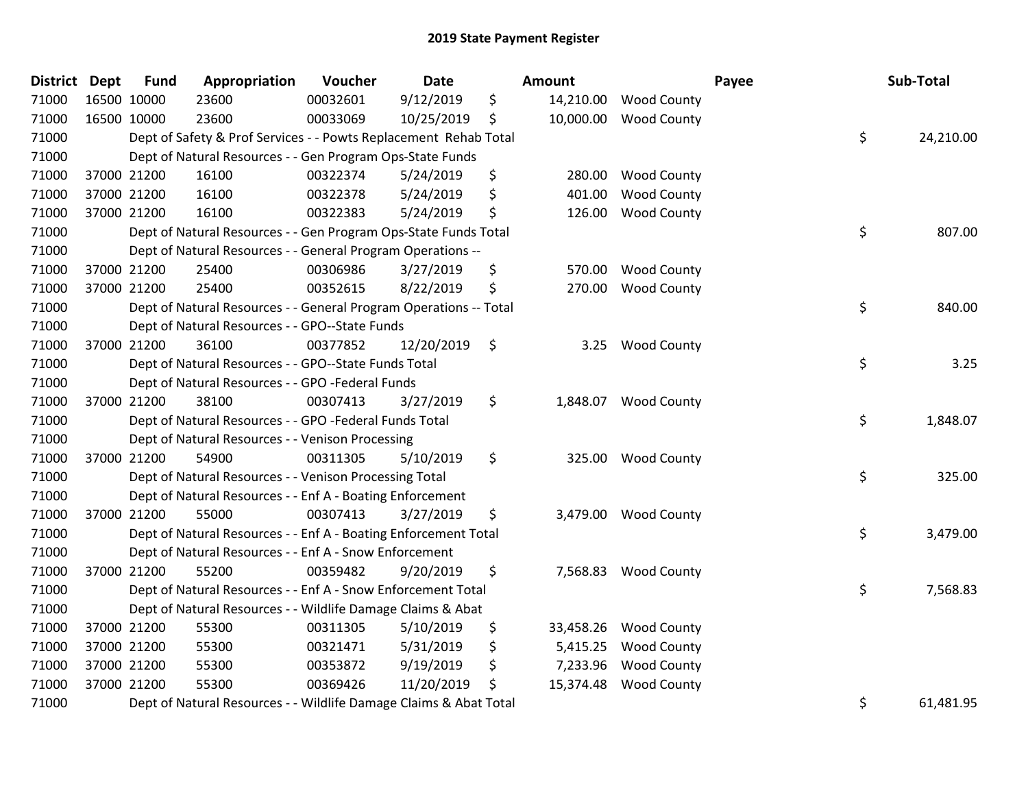# 2019 State Payment Register

| District | Dept | Fund | Appropriation | Voucher | Date | Amount | Payee | Sub-Total |
|---|---|---|---|---|---|---|---|---|
| 71000 | 16500 | 10000 | 23600 | 00032601 | 9/12/2019 | $ 14,210.00 | Wood County | |
| 71000 | 16500 | 10000 | 23600 | 00033069 | 10/25/2019 | $ 10,000.00 | Wood County | |
| 71000 | | | Dept of Safety & Prof Services - - Powts Replacement Rehab Total | | | | | $ 24,210.00 |
| 71000 | | | Dept of Natural Resources - - Gen Program Ops-State Funds | | | | | |
| 71000 | 37000 | 21200 | 16100 | 00322374 | 5/24/2019 | $ 280.00 | Wood County | |
| 71000 | 37000 | 21200 | 16100 | 00322378 | 5/24/2019 | $ 401.00 | Wood County | |
| 71000 | 37000 | 21200 | 16100 | 00322383 | 5/24/2019 | $ 126.00 | Wood County | |
| 71000 | | | Dept of Natural Resources - - Gen Program Ops-State Funds Total | | | | | $ 807.00 |
| 71000 | | | Dept of Natural Resources - - General Program Operations -- | | | | | |
| 71000 | 37000 | 21200 | 25400 | 00306986 | 3/27/2019 | $ 570.00 | Wood County | |
| 71000 | 37000 | 21200 | 25400 | 00352615 | 8/22/2019 | $ 270.00 | Wood County | |
| 71000 | | | Dept of Natural Resources - - General Program Operations -- Total | | | | | $ 840.00 |
| 71000 | | | Dept of Natural Resources - - GPO--State Funds | | | | | |
| 71000 | 37000 | 21200 | 36100 | 00377852 | 12/20/2019 | $ 3.25 | Wood County | |
| 71000 | | | Dept of Natural Resources - - GPO--State Funds Total | | | | | $ 3.25 |
| 71000 | | | Dept of Natural Resources - - GPO -Federal Funds | | | | | |
| 71000 | 37000 | 21200 | 38100 | 00307413 | 3/27/2019 | $ 1,848.07 | Wood County | |
| 71000 | | | Dept of Natural Resources - - GPO -Federal Funds Total | | | | | $ 1,848.07 |
| 71000 | | | Dept of Natural Resources - - Venison Processing | | | | | |
| 71000 | 37000 | 21200 | 54900 | 00311305 | 5/10/2019 | $ 325.00 | Wood County | |
| 71000 | | | Dept of Natural Resources - - Venison Processing Total | | | | | $ 325.00 |
| 71000 | | | Dept of Natural Resources - - Enf A - Boating Enforcement | | | | | |
| 71000 | 37000 | 21200 | 55000 | 00307413 | 3/27/2019 | $ 3,479.00 | Wood County | |
| 71000 | | | Dept of Natural Resources - - Enf A - Boating Enforcement Total | | | | | $ 3,479.00 |
| 71000 | | | Dept of Natural Resources - - Enf A - Snow Enforcement | | | | | |
| 71000 | 37000 | 21200 | 55200 | 00359482 | 9/20/2019 | $ 7,568.83 | Wood County | |
| 71000 | | | Dept of Natural Resources - - Enf A - Snow Enforcement Total | | | | | $ 7,568.83 |
| 71000 | | | Dept of Natural Resources - - Wildlife Damage Claims & Abat | | | | | |
| 71000 | 37000 | 21200 | 55300 | 00311305 | 5/10/2019 | $ 33,458.26 | Wood County | |
| 71000 | 37000 | 21200 | 55300 | 00321471 | 5/31/2019 | $ 5,415.25 | Wood County | |
| 71000 | 37000 | 21200 | 55300 | 00353872 | 9/19/2019 | $ 7,233.96 | Wood County | |
| 71000 | 37000 | 21200 | 55300 | 00369426 | 11/20/2019 | $ 15,374.48 | Wood County | |
| 71000 | | | Dept of Natural Resources - - Wildlife Damage Claims & Abat Total | | | | | $ 61,481.95 |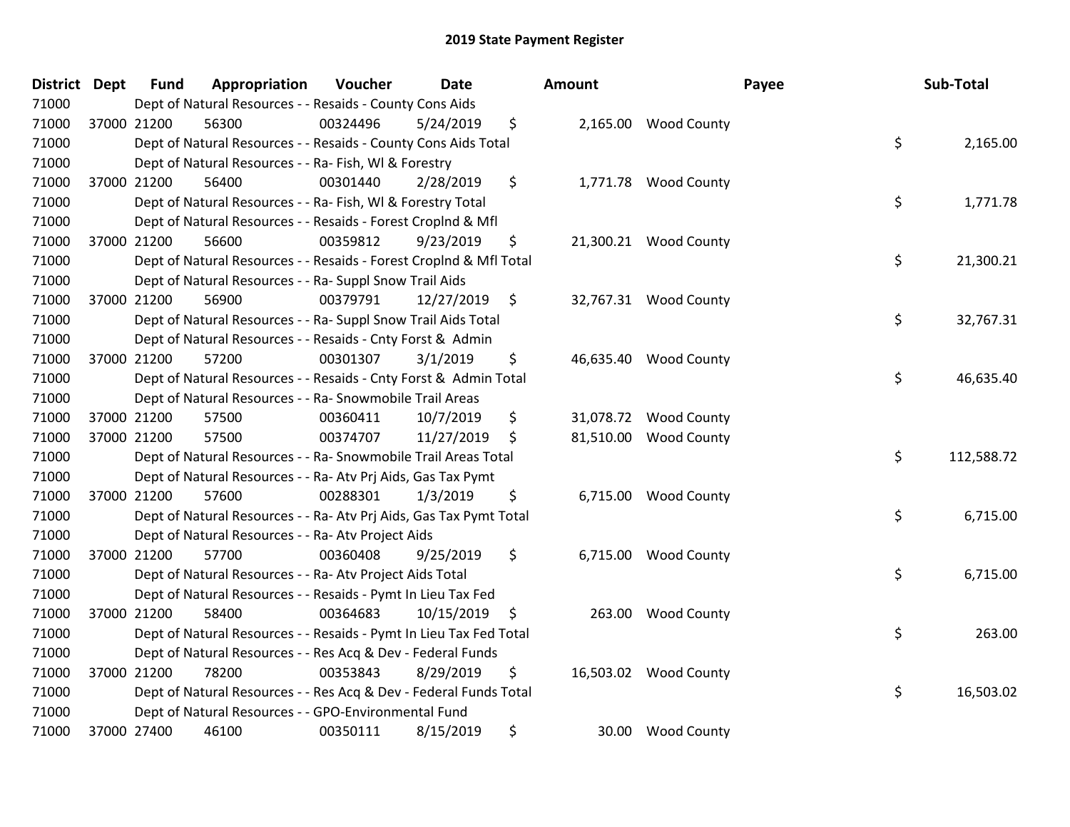# 2019 State Payment Register

| District | Dept | Fund | Appropriation | Voucher | Date | Amount | Payee | Sub-Total |
|---|---|---|---|---|---|---|---|---|
| 71000 | | Dept of Natural Resources - - Resaids - County Cons Aids | | | | | | |
| 71000 | 37000 | 21200 | 56300 | 00324496 | 5/24/2019 | $ 2,165.00 | Wood County | |
| 71000 | | Dept of Natural Resources - - Resaids - County Cons Aids Total | | | | | | $ 2,165.00 |
| 71000 | | Dept of Natural Resources - - Ra- Fish, Wl & Forestry | | | | | | |
| 71000 | 37000 | 21200 | 56400 | 00301440 | 2/28/2019 | $ 1,771.78 | Wood County | |
| 71000 | | Dept of Natural Resources - - Ra- Fish, Wl & Forestry Total | | | | | | $ 1,771.78 |
| 71000 | | Dept of Natural Resources - - Resaids - Forest Croplnd & Mfl | | | | | | |
| 71000 | 37000 | 21200 | 56600 | 00359812 | 9/23/2019 | $ 21,300.21 | Wood County | |
| 71000 | | Dept of Natural Resources - - Resaids - Forest Croplnd & Mfl Total | | | | | | $ 21,300.21 |
| 71000 | | Dept of Natural Resources - - Ra- Suppl Snow Trail Aids | | | | | | |
| 71000 | 37000 | 21200 | 56900 | 00379791 | 12/27/2019 | $ 32,767.31 | Wood County | |
| 71000 | | Dept of Natural Resources - - Ra- Suppl Snow Trail Aids Total | | | | | | $ 32,767.31 |
| 71000 | | Dept of Natural Resources - - Resaids - Cnty Forst & Admin | | | | | | |
| 71000 | 37000 | 21200 | 57200 | 00301307 | 3/1/2019 | $ 46,635.40 | Wood County | |
| 71000 | | Dept of Natural Resources - - Resaids - Cnty Forst & Admin Total | | | | | | $ 46,635.40 |
| 71000 | | Dept of Natural Resources - - Ra- Snowmobile Trail Areas | | | | | | |
| 71000 | 37000 | 21200 | 57500 | 00360411 | 10/7/2019 | $ 31,078.72 | Wood County | |
| 71000 | 37000 | 21200 | 57500 | 00374707 | 11/27/2019 | $ 81,510.00 | Wood County | |
| 71000 | | Dept of Natural Resources - - Ra- Snowmobile Trail Areas Total | | | | | | $ 112,588.72 |
| 71000 | | Dept of Natural Resources - - Ra- Atv Prj Aids, Gas Tax Pymt | | | | | | |
| 71000 | 37000 | 21200 | 57600 | 00288301 | 1/3/2019 | $ 6,715.00 | Wood County | |
| 71000 | | Dept of Natural Resources - - Ra- Atv Prj Aids, Gas Tax Pymt Total | | | | | | $ 6,715.00 |
| 71000 | | Dept of Natural Resources - - Ra- Atv Project Aids | | | | | | |
| 71000 | 37000 | 21200 | 57700 | 00360408 | 9/25/2019 | $ 6,715.00 | Wood County | |
| 71000 | | Dept of Natural Resources - - Ra- Atv Project Aids Total | | | | | | $ 6,715.00 |
| 71000 | | Dept of Natural Resources - - Resaids - Pymt In Lieu Tax Fed | | | | | | |
| 71000 | 37000 | 21200 | 58400 | 00364683 | 10/15/2019 | $ 263.00 | Wood County | |
| 71000 | | Dept of Natural Resources - - Resaids - Pymt In Lieu Tax Fed Total | | | | | | $ 263.00 |
| 71000 | | Dept of Natural Resources - - Res Acq & Dev - Federal Funds | | | | | | |
| 71000 | 37000 | 21200 | 78200 | 00353843 | 8/29/2019 | $ 16,503.02 | Wood County | |
| 71000 | | Dept of Natural Resources - - Res Acq & Dev - Federal Funds Total | | | | | | $ 16,503.02 |
| 71000 | | Dept of Natural Resources - - GPO-Environmental Fund | | | | | | |
| 71000 | 37000 | 27400 | 46100 | 00350111 | 8/15/2019 | $ 30.00 | Wood County | |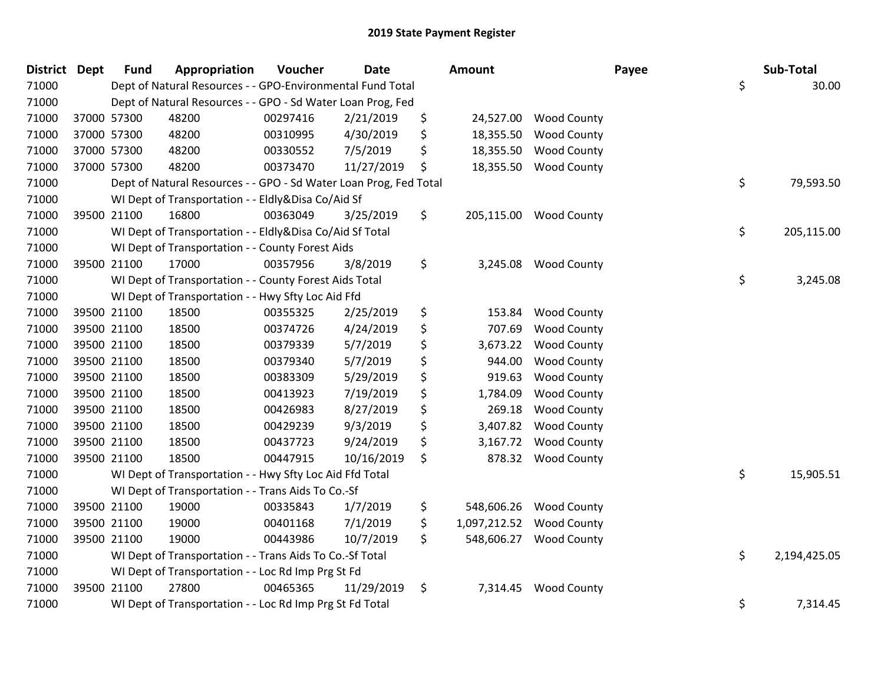# 2019 State Payment Register

| District | Dept | Fund | Appropriation | Voucher | Date | Amount | Payee | Sub-Total |
|---|---|---|---|---|---|---|---|---|
| 71000 | | Dept of Natural Resources - - GPO-Environmental Fund Total | | | | | | $ 30.00 |
| 71000 | | Dept of Natural Resources - - GPO - Sd Water Loan Prog, Fed | | | | | | |
| 71000 | 37000 | 57300 | 48200 | 00297416 | 2/21/2019 | $ 24,527.00 | Wood County | |
| 71000 | 37000 | 57300 | 48200 | 00310995 | 4/30/2019 | $ 18,355.50 | Wood County | |
| 71000 | 37000 | 57300 | 48200 | 00330552 | 7/5/2019 | $ 18,355.50 | Wood County | |
| 71000 | 37000 | 57300 | 48200 | 00373470 | 11/27/2019 | $ 18,355.50 | Wood County | |
| 71000 | | Dept of Natural Resources - - GPO - Sd Water Loan Prog, Fed Total | | | | | | $ 79,593.50 |
| 71000 | | WI Dept of Transportation - - Eldly&Disa Co/Aid Sf | | | | | | |
| 71000 | 39500 | 21100 | 16800 | 00363049 | 3/25/2019 | $ 205,115.00 | Wood County | |
| 71000 | | WI Dept of Transportation - - Eldly&Disa Co/Aid Sf Total | | | | | | $ 205,115.00 |
| 71000 | | WI Dept of Transportation - - County Forest Aids | | | | | | |
| 71000 | 39500 | 21100 | 17000 | 00357956 | 3/8/2019 | $ 3,245.08 | Wood County | |
| 71000 | | WI Dept of Transportation - - County Forest Aids Total | | | | | | $ 3,245.08 |
| 71000 | | WI Dept of Transportation - - Hwy Sfty Loc Aid Ffd | | | | | | |
| 71000 | 39500 | 21100 | 18500 | 00355325 | 2/25/2019 | $ 153.84 | Wood County | |
| 71000 | 39500 | 21100 | 18500 | 00374726 | 4/24/2019 | $ 707.69 | Wood County | |
| 71000 | 39500 | 21100 | 18500 | 00379339 | 5/7/2019 | $ 3,673.22 | Wood County | |
| 71000 | 39500 | 21100 | 18500 | 00379340 | 5/7/2019 | $ 944.00 | Wood County | |
| 71000 | 39500 | 21100 | 18500 | 00383309 | 5/29/2019 | $ 919.63 | Wood County | |
| 71000 | 39500 | 21100 | 18500 | 00413923 | 7/19/2019 | $ 1,784.09 | Wood County | |
| 71000 | 39500 | 21100 | 18500 | 00426983 | 8/27/2019 | $ 269.18 | Wood County | |
| 71000 | 39500 | 21100 | 18500 | 00429239 | 9/3/2019 | $ 3,407.82 | Wood County | |
| 71000 | 39500 | 21100 | 18500 | 00437723 | 9/24/2019 | $ 3,167.72 | Wood County | |
| 71000 | 39500 | 21100 | 18500 | 00447915 | 10/16/2019 | $ 878.32 | Wood County | |
| 71000 | | WI Dept of Transportation - - Hwy Sfty Loc Aid Ffd Total | | | | | | $ 15,905.51 |
| 71000 | | WI Dept of Transportation - - Trans Aids To Co.-Sf | | | | | | |
| 71000 | 39500 | 21100 | 19000 | 00335843 | 1/7/2019 | $ 548,606.26 | Wood County | |
| 71000 | 39500 | 21100 | 19000 | 00401168 | 7/1/2019 | $ 1,097,212.52 | Wood County | |
| 71000 | 39500 | 21100 | 19000 | 00443986 | 10/7/2019 | $ 548,606.27 | Wood County | |
| 71000 | | WI Dept of Transportation - - Trans Aids To Co.-Sf Total | | | | | | $ 2,194,425.05 |
| 71000 | | WI Dept of Transportation - - Loc Rd Imp Prg St Fd | | | | | | |
| 71000 | 39500 | 21100 | 27800 | 00465365 | 11/29/2019 | $ 7,314.45 | Wood County | |
| 71000 | | WI Dept of Transportation - - Loc Rd Imp Prg St Fd Total | | | | | | $ 7,314.45 |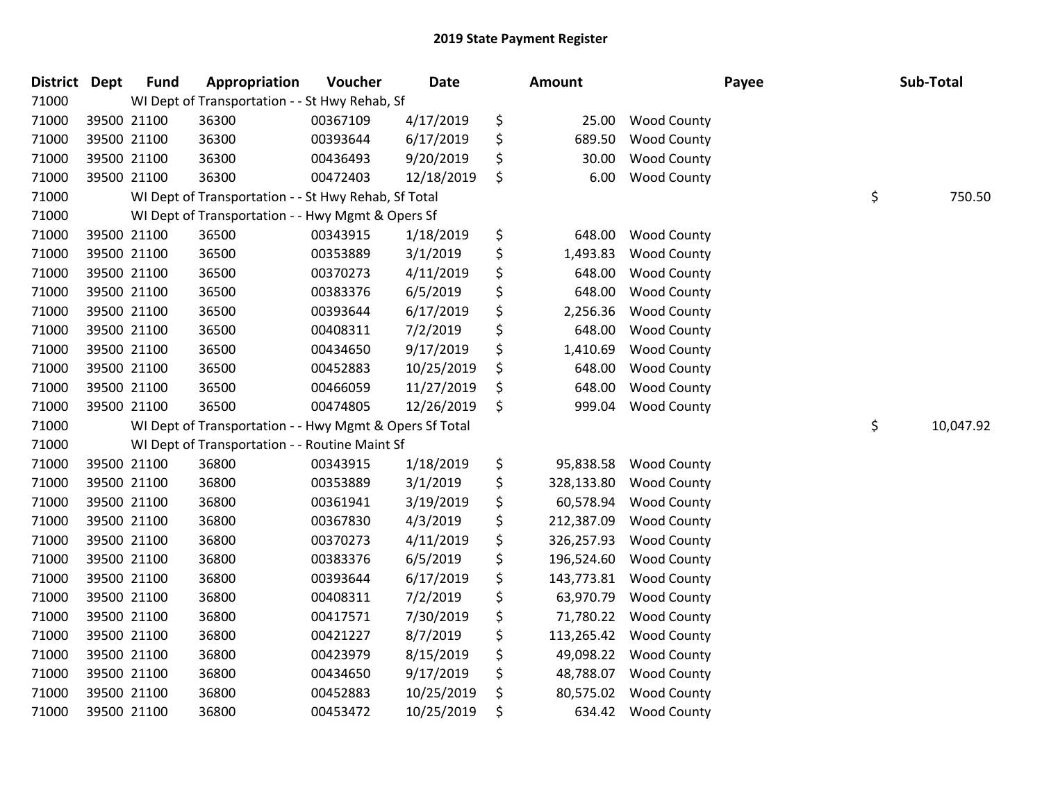# 2019 State Payment Register

| District | Dept | Fund | Appropriation | Voucher | Date | Amount | Payee | Sub-Total |
|---|---|---|---|---|---|---|---|---|
| 71000 | | WI Dept of Transportation - - St Hwy Rehab, Sf | | | | | | |
| 71000 | 39500 | 21100 | 36300 | 00367109 | 4/17/2019 | $ 25.00 | Wood County | |
| 71000 | 39500 | 21100 | 36300 | 00393644 | 6/17/2019 | $ 689.50 | Wood County | |
| 71000 | 39500 | 21100 | 36300 | 00436493 | 9/20/2019 | $ 30.00 | Wood County | |
| 71000 | 39500 | 21100 | 36300 | 00472403 | 12/18/2019 | $ 6.00 | Wood County | |
| 71000 | | WI Dept of Transportation - - St Hwy Rehab, Sf Total | | | | | | $ 750.50 |
| 71000 | | WI Dept of Transportation - - Hwy Mgmt & Opers Sf | | | | | | |
| 71000 | 39500 | 21100 | 36500 | 00343915 | 1/18/2019 | $ 648.00 | Wood County | |
| 71000 | 39500 | 21100 | 36500 | 00353889 | 3/1/2019 | $ 1,493.83 | Wood County | |
| 71000 | 39500 | 21100 | 36500 | 00370273 | 4/11/2019 | $ 648.00 | Wood County | |
| 71000 | 39500 | 21100 | 36500 | 00383376 | 6/5/2019 | $ 648.00 | Wood County | |
| 71000 | 39500 | 21100 | 36500 | 00393644 | 6/17/2019 | $ 2,256.36 | Wood County | |
| 71000 | 39500 | 21100 | 36500 | 00408311 | 7/2/2019 | $ 648.00 | Wood County | |
| 71000 | 39500 | 21100 | 36500 | 00434650 | 9/17/2019 | $ 1,410.69 | Wood County | |
| 71000 | 39500 | 21100 | 36500 | 00452883 | 10/25/2019 | $ 648.00 | Wood County | |
| 71000 | 39500 | 21100 | 36500 | 00466059 | 11/27/2019 | $ 648.00 | Wood County | |
| 71000 | 39500 | 21100 | 36500 | 00474805 | 12/26/2019 | $ 999.04 | Wood County | |
| 71000 | | WI Dept of Transportation - - Hwy Mgmt & Opers Sf Total | | | | | | $ 10,047.92 |
| 71000 | | WI Dept of Transportation - - Routine Maint Sf | | | | | | |
| 71000 | 39500 | 21100 | 36800 | 00343915 | 1/18/2019 | $ 95,838.58 | Wood County | |
| 71000 | 39500 | 21100 | 36800 | 00353889 | 3/1/2019 | $ 328,133.80 | Wood County | |
| 71000 | 39500 | 21100 | 36800 | 00361941 | 3/19/2019 | $ 60,578.94 | Wood County | |
| 71000 | 39500 | 21100 | 36800 | 00367830 | 4/3/2019 | $ 212,387.09 | Wood County | |
| 71000 | 39500 | 21100 | 36800 | 00370273 | 4/11/2019 | $ 326,257.93 | Wood County | |
| 71000 | 39500 | 21100 | 36800 | 00383376 | 6/5/2019 | $ 196,524.60 | Wood County | |
| 71000 | 39500 | 21100 | 36800 | 00393644 | 6/17/2019 | $ 143,773.81 | Wood County | |
| 71000 | 39500 | 21100 | 36800 | 00408311 | 7/2/2019 | $ 63,970.79 | Wood County | |
| 71000 | 39500 | 21100 | 36800 | 00417571 | 7/30/2019 | $ 71,780.22 | Wood County | |
| 71000 | 39500 | 21100 | 36800 | 00421227 | 8/7/2019 | $ 113,265.42 | Wood County | |
| 71000 | 39500 | 21100 | 36800 | 00423979 | 8/15/2019 | $ 49,098.22 | Wood County | |
| 71000 | 39500 | 21100 | 36800 | 00434650 | 9/17/2019 | $ 48,788.07 | Wood County | |
| 71000 | 39500 | 21100 | 36800 | 00452883 | 10/25/2019 | $ 80,575.02 | Wood County | |
| 71000 | 39500 | 21100 | 36800 | 00453472 | 10/25/2019 | $ 634.42 | Wood County | |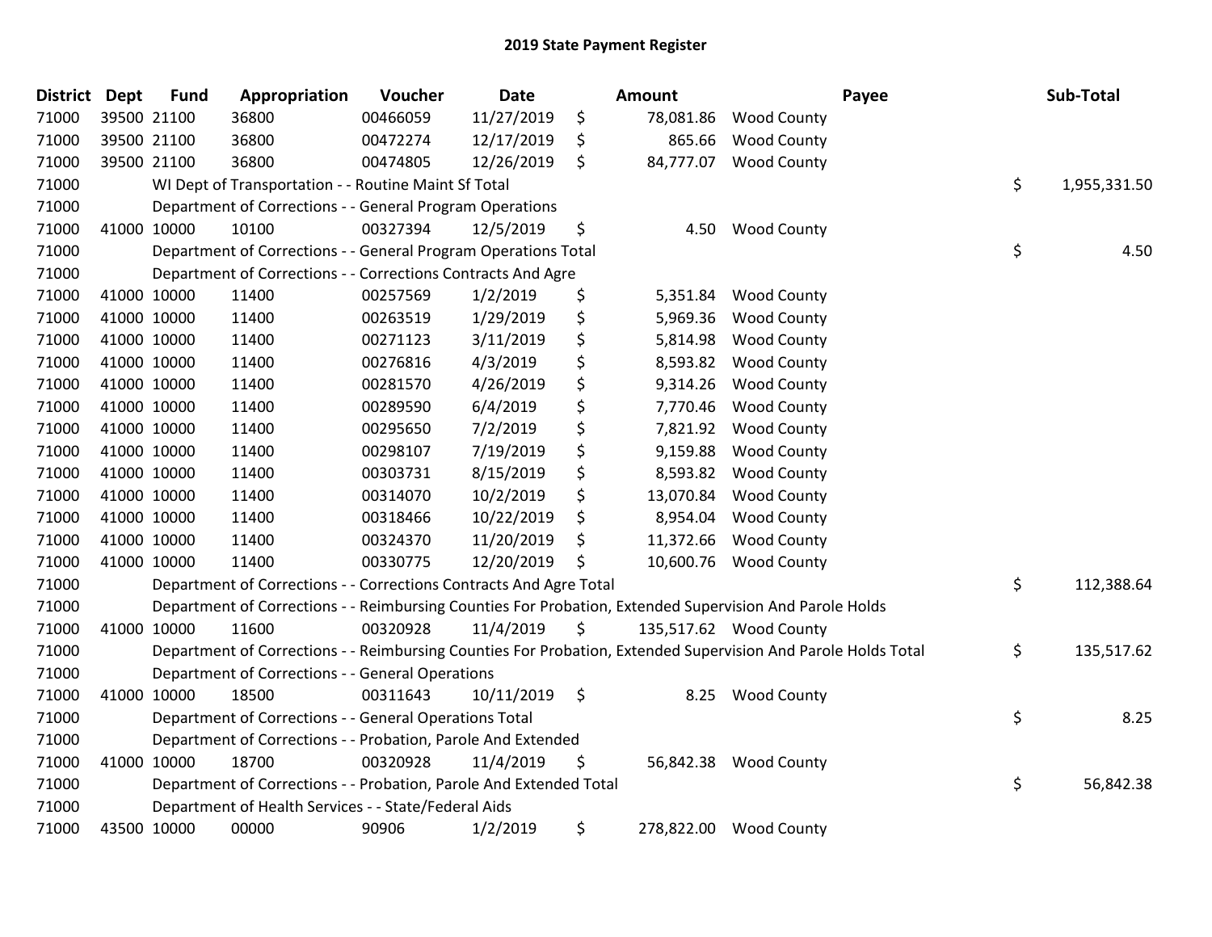# 2019 State Payment Register

| District | Dept | Fund | Appropriation | Voucher | Date | Amount | Payee | Sub-Total |
|---|---|---|---|---|---|---|---|---|
| 71000 | 39500 | 21100 | 36800 | 00466059 | 11/27/2019 | $ 78,081.86 | Wood County | |
| 71000 | 39500 | 21100 | 36800 | 00472274 | 12/17/2019 | $ 865.66 | Wood County | |
| 71000 | 39500 | 21100 | 36800 | 00474805 | 12/26/2019 | $ 84,777.07 | Wood County | |
| 71000 | | | WI Dept of Transportation - - Routine Maint Sf Total | | | | | $ 1,955,331.50 |
| 71000 | | | Department of Corrections - - General Program Operations | | | | | |
| 71000 | 41000 | 10000 | 10100 | 00327394 | 12/5/2019 | $ 4.50 | Wood County | |
| 71000 | | | Department of Corrections - - General Program Operations Total | | | | | $ 4.50 |
| 71000 | | | Department of Corrections - - Corrections Contracts And Agre | | | | | |
| 71000 | 41000 | 10000 | 11400 | 00257569 | 1/2/2019 | $ 5,351.84 | Wood County | |
| 71000 | 41000 | 10000 | 11400 | 00263519 | 1/29/2019 | $ 5,969.36 | Wood County | |
| 71000 | 41000 | 10000 | 11400 | 00271123 | 3/11/2019 | $ 5,814.98 | Wood County | |
| 71000 | 41000 | 10000 | 11400 | 00276816 | 4/3/2019 | $ 8,593.82 | Wood County | |
| 71000 | 41000 | 10000 | 11400 | 00281570 | 4/26/2019 | $ 9,314.26 | Wood County | |
| 71000 | 41000 | 10000 | 11400 | 00289590 | 6/4/2019 | $ 7,770.46 | Wood County | |
| 71000 | 41000 | 10000 | 11400 | 00295650 | 7/2/2019 | $ 7,821.92 | Wood County | |
| 71000 | 41000 | 10000 | 11400 | 00298107 | 7/19/2019 | $ 9,159.88 | Wood County | |
| 71000 | 41000 | 10000 | 11400 | 00303731 | 8/15/2019 | $ 8,593.82 | Wood County | |
| 71000 | 41000 | 10000 | 11400 | 00314070 | 10/2/2019 | $ 13,070.84 | Wood County | |
| 71000 | 41000 | 10000 | 11400 | 00318466 | 10/22/2019 | $ 8,954.04 | Wood County | |
| 71000 | 41000 | 10000 | 11400 | 00324370 | 11/20/2019 | $ 11,372.66 | Wood County | |
| 71000 | 41000 | 10000 | 11400 | 00330775 | 12/20/2019 | $ 10,600.76 | Wood County | |
| 71000 | | | Department of Corrections - - Corrections Contracts And Agre Total | | | | | $ 112,388.64 |
| 71000 | | | Department of Corrections - - Reimbursing Counties For Probation, Extended Supervision And Parole Holds | | | | | |
| 71000 | 41000 | 10000 | 11600 | 00320928 | 11/4/2019 | $ 135,517.62 | Wood County | |
| 71000 | | | Department of Corrections - - Reimbursing Counties For Probation, Extended Supervision And Parole Holds Total | | | | | $ 135,517.62 |
| 71000 | | | Department of Corrections - - General Operations | | | | | |
| 71000 | 41000 | 10000 | 18500 | 00311643 | 10/11/2019 | $ 8.25 | Wood County | |
| 71000 | | | Department of Corrections - - General Operations Total | | | | | $ 8.25 |
| 71000 | | | Department of Corrections - - Probation, Parole And Extended | | | | | |
| 71000 | 41000 | 10000 | 18700 | 00320928 | 11/4/2019 | $ 56,842.38 | Wood County | |
| 71000 | | | Department of Corrections - - Probation, Parole And Extended Total | | | | | $ 56,842.38 |
| 71000 | | | Department of Health Services - - State/Federal Aids | | | | | |
| 71000 | 43500 | 10000 | 00000 | 90906 | 1/2/2019 | $ 278,822.00 | Wood County | |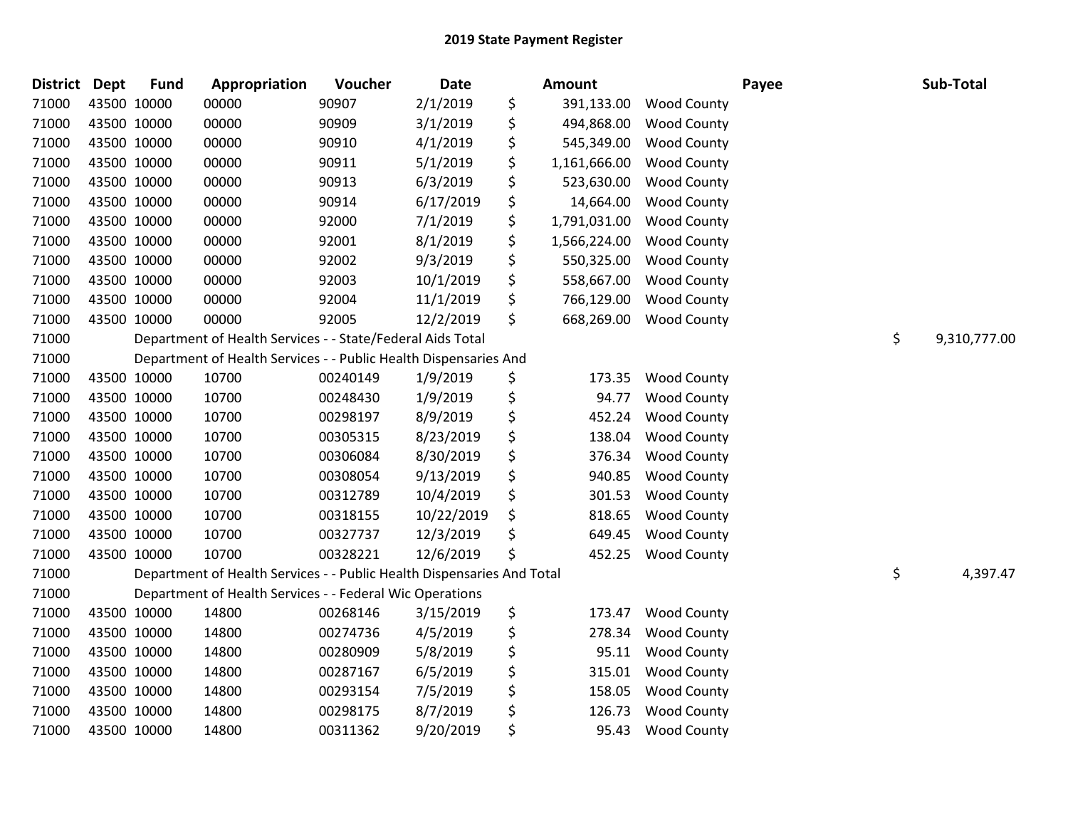# 2019 State Payment Register

| District | Dept | Fund | Appropriation | Voucher | Date | Amount | Payee | Sub-Total |
|---|---|---|---|---|---|---|---|---|
| 71000 | 43500 | 10000 | 00000 | 90907 | 2/1/2019 | $ 391,133.00 | Wood County | |
| 71000 | 43500 | 10000 | 00000 | 90909 | 3/1/2019 | $ 494,868.00 | Wood County | |
| 71000 | 43500 | 10000 | 00000 | 90910 | 4/1/2019 | $ 545,349.00 | Wood County | |
| 71000 | 43500 | 10000 | 00000 | 90911 | 5/1/2019 | $ 1,161,666.00 | Wood County | |
| 71000 | 43500 | 10000 | 00000 | 90913 | 6/3/2019 | $ 523,630.00 | Wood County | |
| 71000 | 43500 | 10000 | 00000 | 90914 | 6/17/2019 | $ 14,664.00 | Wood County | |
| 71000 | 43500 | 10000 | 00000 | 92000 | 7/1/2019 | $ 1,791,031.00 | Wood County | |
| 71000 | 43500 | 10000 | 00000 | 92001 | 8/1/2019 | $ 1,566,224.00 | Wood County | |
| 71000 | 43500 | 10000 | 00000 | 92002 | 9/3/2019 | $ 550,325.00 | Wood County | |
| 71000 | 43500 | 10000 | 00000 | 92003 | 10/1/2019 | $ 558,667.00 | Wood County | |
| 71000 | 43500 | 10000 | 00000 | 92004 | 11/1/2019 | $ 766,129.00 | Wood County | |
| 71000 | 43500 | 10000 | 00000 | 92005 | 12/2/2019 | $ 668,269.00 | Wood County | |
| 71000 | | Department of Health Services - - State/Federal Aids Total | | | | | | $ 9,310,777.00 |
| 71000 | | Department of Health Services - - Public Health Dispensaries And | | | | | | |
| 71000 | 43500 | 10000 | 10700 | 00240149 | 1/9/2019 | $ 173.35 | Wood County | |
| 71000 | 43500 | 10000 | 10700 | 00248430 | 1/9/2019 | $ 94.77 | Wood County | |
| 71000 | 43500 | 10000 | 10700 | 00298197 | 8/9/2019 | $ 452.24 | Wood County | |
| 71000 | 43500 | 10000 | 10700 | 00305315 | 8/23/2019 | $ 138.04 | Wood County | |
| 71000 | 43500 | 10000 | 10700 | 00306084 | 8/30/2019 | $ 376.34 | Wood County | |
| 71000 | 43500 | 10000 | 10700 | 00308054 | 9/13/2019 | $ 940.85 | Wood County | |
| 71000 | 43500 | 10000 | 10700 | 00312789 | 10/4/2019 | $ 301.53 | Wood County | |
| 71000 | 43500 | 10000 | 10700 | 00318155 | 10/22/2019 | $ 818.65 | Wood County | |
| 71000 | 43500 | 10000 | 10700 | 00327737 | 12/3/2019 | $ 649.45 | Wood County | |
| 71000 | 43500 | 10000 | 10700 | 00328221 | 12/6/2019 | $ 452.25 | Wood County | |
| 71000 | | Department of Health Services - - Public Health Dispensaries And Total | | | | | | $ 4,397.47 |
| 71000 | | Department of Health Services - - Federal Wic Operations | | | | | | |
| 71000 | 43500 | 10000 | 14800 | 00268146 | 3/15/2019 | $ 173.47 | Wood County | |
| 71000 | 43500 | 10000 | 14800 | 00274736 | 4/5/2019 | $ 278.34 | Wood County | |
| 71000 | 43500 | 10000 | 14800 | 00280909 | 5/8/2019 | $ 95.11 | Wood County | |
| 71000 | 43500 | 10000 | 14800 | 00287167 | 6/5/2019 | $ 315.01 | Wood County | |
| 71000 | 43500 | 10000 | 14800 | 00293154 | 7/5/2019 | $ 158.05 | Wood County | |
| 71000 | 43500 | 10000 | 14800 | 00298175 | 8/7/2019 | $ 126.73 | Wood County | |
| 71000 | 43500 | 10000 | 14800 | 00311362 | 9/20/2019 | $ 95.43 | Wood County | |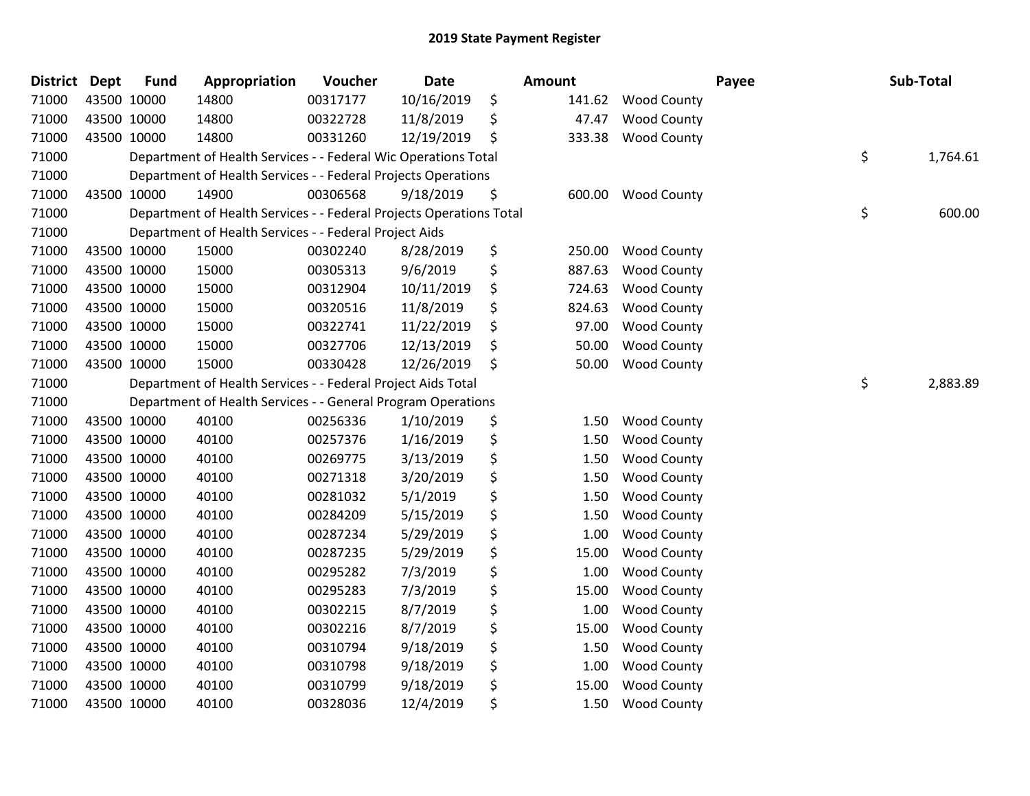## 2019 State Payment Register

| District | Dept | Fund | Appropriation | Voucher | Date | | Amount | Payee | | Sub-Total |
|---|---|---|---|---|---|---|---|---|---|---|
| 71000 | 43500 | 10000 | 14800 | 00317177 | 10/16/2019 | $ | 141.62 | Wood County | | |
| 71000 | 43500 | 10000 | 14800 | 00322728 | 11/8/2019 | $ | 47.47 | Wood County | | |
| 71000 | 43500 | 10000 | 14800 | 00331260 | 12/19/2019 | $ | 333.38 | Wood County | | |
| 71000 | | Department of Health Services - - Federal Wic Operations Total | | | | | | | $ | 1,764.61 |
| 71000 | | Department of Health Services - - Federal Projects Operations | | | | | | | | |
| 71000 | 43500 | 10000 | 14900 | 00306568 | 9/18/2019 | $ | 600.00 | Wood County | | |
| 71000 | | Department of Health Services - - Federal Projects Operations Total | | | | | | | $ | 600.00 |
| 71000 | | Department of Health Services - - Federal Project Aids | | | | | | | | |
| 71000 | 43500 | 10000 | 15000 | 00302240 | 8/28/2019 | $ | 250.00 | Wood County | | |
| 71000 | 43500 | 10000 | 15000 | 00305313 | 9/6/2019 | $ | 887.63 | Wood County | | |
| 71000 | 43500 | 10000 | 15000 | 00312904 | 10/11/2019 | $ | 724.63 | Wood County | | |
| 71000 | 43500 | 10000 | 15000 | 00320516 | 11/8/2019 | $ | 824.63 | Wood County | | |
| 71000 | 43500 | 10000 | 15000 | 00322741 | 11/22/2019 | $ | 97.00 | Wood County | | |
| 71000 | 43500 | 10000 | 15000 | 00327706 | 12/13/2019 | $ | 50.00 | Wood County | | |
| 71000 | 43500 | 10000 | 15000 | 00330428 | 12/26/2019 | $ | 50.00 | Wood County | | |
| 71000 | | Department of Health Services - - Federal Project Aids Total | | | | | | | $ | 2,883.89 |
| 71000 | | Department of Health Services - - General Program Operations | | | | | | | | |
| 71000 | 43500 | 10000 | 40100 | 00256336 | 1/10/2019 | $ | 1.50 | Wood County | | |
| 71000 | 43500 | 10000 | 40100 | 00257376 | 1/16/2019 | $ | 1.50 | Wood County | | |
| 71000 | 43500 | 10000 | 40100 | 00269775 | 3/13/2019 | $ | 1.50 | Wood County | | |
| 71000 | 43500 | 10000 | 40100 | 00271318 | 3/20/2019 | $ | 1.50 | Wood County | | |
| 71000 | 43500 | 10000 | 40100 | 00281032 | 5/1/2019 | $ | 1.50 | Wood County | | |
| 71000 | 43500 | 10000 | 40100 | 00284209 | 5/15/2019 | $ | 1.50 | Wood County | | |
| 71000 | 43500 | 10000 | 40100 | 00287234 | 5/29/2019 | $ | 1.00 | Wood County | | |
| 71000 | 43500 | 10000 | 40100 | 00287235 | 5/29/2019 | $ | 15.00 | Wood County | | |
| 71000 | 43500 | 10000 | 40100 | 00295282 | 7/3/2019 | $ | 1.00 | Wood County | | |
| 71000 | 43500 | 10000 | 40100 | 00295283 | 7/3/2019 | $ | 15.00 | Wood County | | |
| 71000 | 43500 | 10000 | 40100 | 00302215 | 8/7/2019 | $ | 1.00 | Wood County | | |
| 71000 | 43500 | 10000 | 40100 | 00302216 | 8/7/2019 | $ | 15.00 | Wood County | | |
| 71000 | 43500 | 10000 | 40100 | 00310794 | 9/18/2019 | $ | 1.50 | Wood County | | |
| 71000 | 43500 | 10000 | 40100 | 00310798 | 9/18/2019 | $ | 1.00 | Wood County | | |
| 71000 | 43500 | 10000 | 40100 | 00310799 | 9/18/2019 | $ | 15.00 | Wood County | | |
| 71000 | 43500 | 10000 | 40100 | 00328036 | 12/4/2019 | $ | 1.50 | Wood County | | |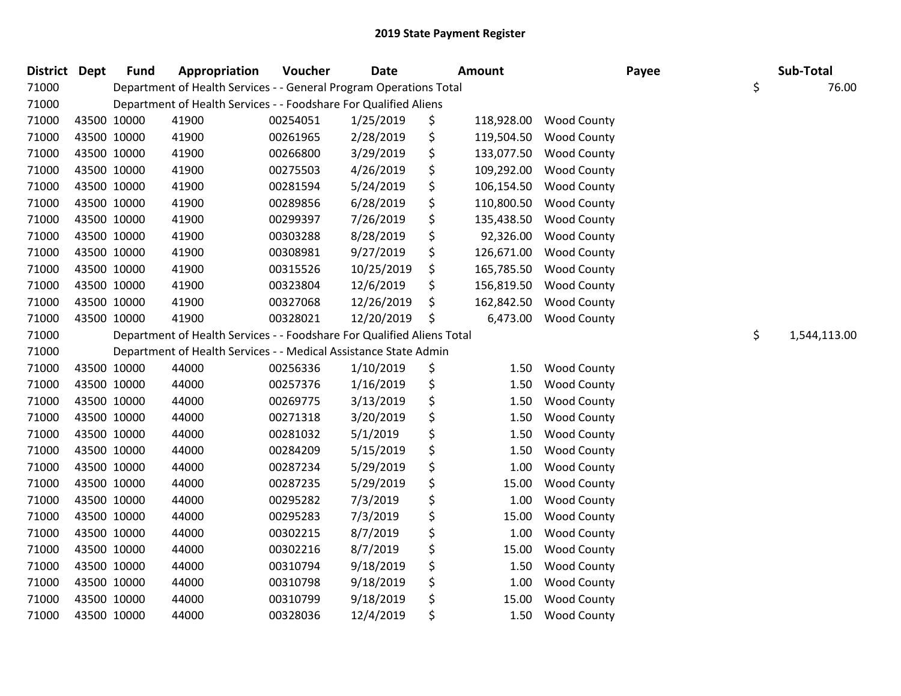# 2019 State Payment Register

| District | Dept | Fund | Appropriation | Voucher | Date | Amount | Payee | Sub-Total |
|---|---|---|---|---|---|---|---|---|
| 71000 | | Department of Health Services - - General Program Operations Total | | | | | | $ 76.00 |
| 71000 | | Department of Health Services - - Foodshare For Qualified Aliens | | | | | | |
| 71000 | 43500 | 10000 | 41900 | 00254051 | 1/25/2019 | $ 118,928.00 | Wood County | |
| 71000 | 43500 | 10000 | 41900 | 00261965 | 2/28/2019 | $ 119,504.50 | Wood County | |
| 71000 | 43500 | 10000 | 41900 | 00266800 | 3/29/2019 | $ 133,077.50 | Wood County | |
| 71000 | 43500 | 10000 | 41900 | 00275503 | 4/26/2019 | $ 109,292.00 | Wood County | |
| 71000 | 43500 | 10000 | 41900 | 00281594 | 5/24/2019 | $ 106,154.50 | Wood County | |
| 71000 | 43500 | 10000 | 41900 | 00289856 | 6/28/2019 | $ 110,800.50 | Wood County | |
| 71000 | 43500 | 10000 | 41900 | 00299397 | 7/26/2019 | $ 135,438.50 | Wood County | |
| 71000 | 43500 | 10000 | 41900 | 00303288 | 8/28/2019 | $ 92,326.00 | Wood County | |
| 71000 | 43500 | 10000 | 41900 | 00308981 | 9/27/2019 | $ 126,671.00 | Wood County | |
| 71000 | 43500 | 10000 | 41900 | 00315526 | 10/25/2019 | $ 165,785.50 | Wood County | |
| 71000 | 43500 | 10000 | 41900 | 00323804 | 12/6/2019 | $ 156,819.50 | Wood County | |
| 71000 | 43500 | 10000 | 41900 | 00327068 | 12/26/2019 | $ 162,842.50 | Wood County | |
| 71000 | 43500 | 10000 | 41900 | 00328021 | 12/20/2019 | $ 6,473.00 | Wood County | |
| 71000 | | Department of Health Services - - Foodshare For Qualified Aliens Total | | | | | | $ 1,544,113.00 |
| 71000 | | Department of Health Services - - Medical Assistance State Admin | | | | | | |
| 71000 | 43500 | 10000 | 44000 | 00256336 | 1/10/2019 | $ 1.50 | Wood County | |
| 71000 | 43500 | 10000 | 44000 | 00257376 | 1/16/2019 | $ 1.50 | Wood County | |
| 71000 | 43500 | 10000 | 44000 | 00269775 | 3/13/2019 | $ 1.50 | Wood County | |
| 71000 | 43500 | 10000 | 44000 | 00271318 | 3/20/2019 | $ 1.50 | Wood County | |
| 71000 | 43500 | 10000 | 44000 | 00281032 | 5/1/2019 | $ 1.50 | Wood County | |
| 71000 | 43500 | 10000 | 44000 | 00284209 | 5/15/2019 | $ 1.50 | Wood County | |
| 71000 | 43500 | 10000 | 44000 | 00287234 | 5/29/2019 | $ 1.00 | Wood County | |
| 71000 | 43500 | 10000 | 44000 | 00287235 | 5/29/2019 | $ 15.00 | Wood County | |
| 71000 | 43500 | 10000 | 44000 | 00295282 | 7/3/2019 | $ 1.00 | Wood County | |
| 71000 | 43500 | 10000 | 44000 | 00295283 | 7/3/2019 | $ 15.00 | Wood County | |
| 71000 | 43500 | 10000 | 44000 | 00302215 | 8/7/2019 | $ 1.00 | Wood County | |
| 71000 | 43500 | 10000 | 44000 | 00302216 | 8/7/2019 | $ 15.00 | Wood County | |
| 71000 | 43500 | 10000 | 44000 | 00310794 | 9/18/2019 | $ 1.50 | Wood County | |
| 71000 | 43500 | 10000 | 44000 | 00310798 | 9/18/2019 | $ 1.00 | Wood County | |
| 71000 | 43500 | 10000 | 44000 | 00310799 | 9/18/2019 | $ 15.00 | Wood County | |
| 71000 | 43500 | 10000 | 44000 | 00328036 | 12/4/2019 | $ 1.50 | Wood County | |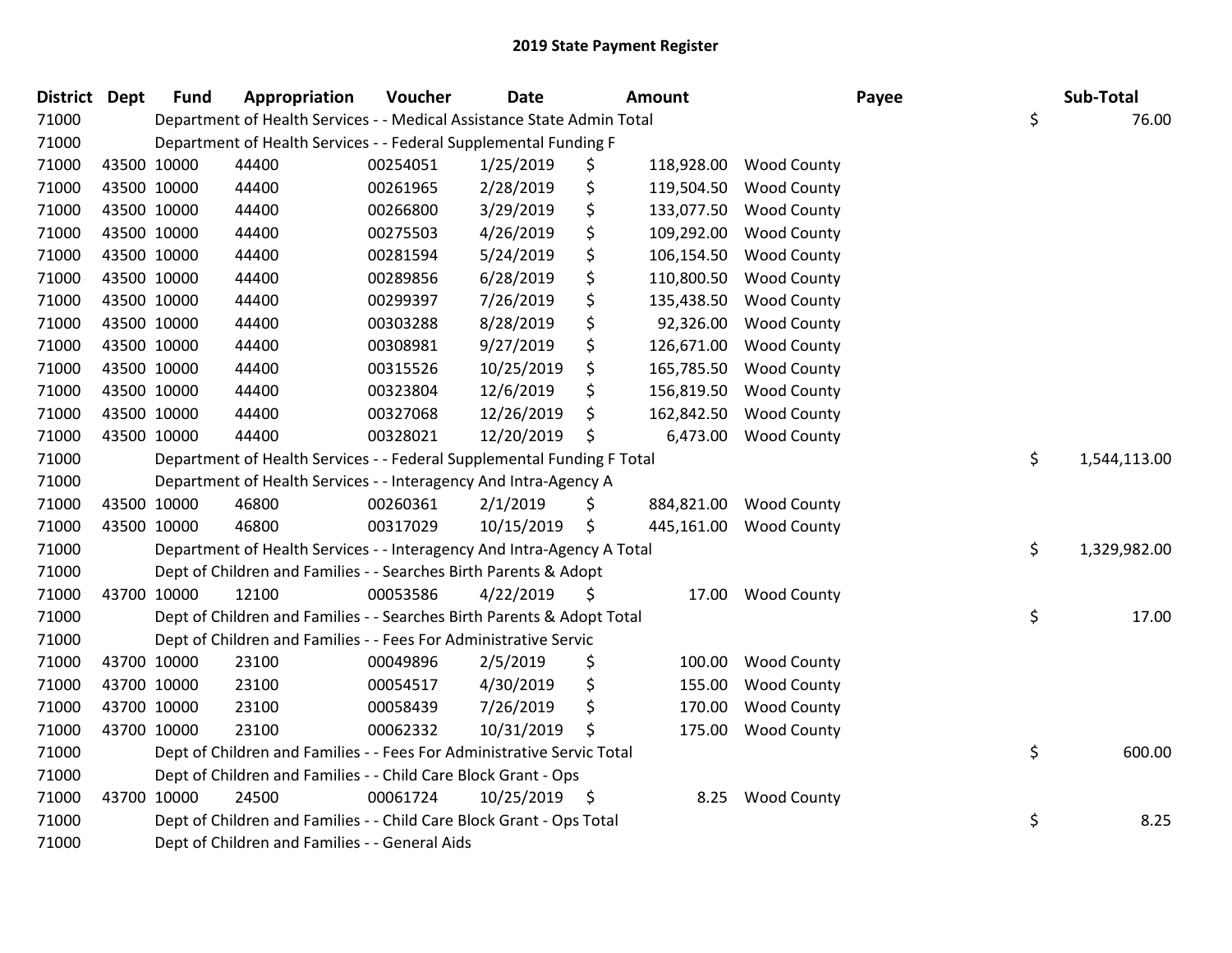# 2019 State Payment Register

| District | Dept | Fund | Appropriation | Voucher | Date | Amount | Payee | Sub-Total |
|---|---|---|---|---|---|---|---|---|
| 71000 | | | Department of Health Services - - Medical Assistance State Admin Total | | | | | $ 76.00 |
| 71000 | | | Department of Health Services - - Federal Supplemental Funding F | | | | | |
| 71000 | 43500 | 10000 | 44400 | 00254051 | 1/25/2019 | $ 118,928.00 | Wood County | |
| 71000 | 43500 | 10000 | 44400 | 00261965 | 2/28/2019 | $ 119,504.50 | Wood County | |
| 71000 | 43500 | 10000 | 44400 | 00266800 | 3/29/2019 | $ 133,077.50 | Wood County | |
| 71000 | 43500 | 10000 | 44400 | 00275503 | 4/26/2019 | $ 109,292.00 | Wood County | |
| 71000 | 43500 | 10000 | 44400 | 00281594 | 5/24/2019 | $ 106,154.50 | Wood County | |
| 71000 | 43500 | 10000 | 44400 | 00289856 | 6/28/2019 | $ 110,800.50 | Wood County | |
| 71000 | 43500 | 10000 | 44400 | 00299397 | 7/26/2019 | $ 135,438.50 | Wood County | |
| 71000 | 43500 | 10000 | 44400 | 00303288 | 8/28/2019 | $ 92,326.00 | Wood County | |
| 71000 | 43500 | 10000 | 44400 | 00308981 | 9/27/2019 | $ 126,671.00 | Wood County | |
| 71000 | 43500 | 10000 | 44400 | 00315526 | 10/25/2019 | $ 165,785.50 | Wood County | |
| 71000 | 43500 | 10000 | 44400 | 00323804 | 12/6/2019 | $ 156,819.50 | Wood County | |
| 71000 | 43500 | 10000 | 44400 | 00327068 | 12/26/2019 | $ 162,842.50 | Wood County | |
| 71000 | 43500 | 10000 | 44400 | 00328021 | 12/20/2019 | $ 6,473.00 | Wood County | |
| 71000 | | | Department of Health Services - - Federal Supplemental Funding F Total | | | | | $ 1,544,113.00 |
| 71000 | | | Department of Health Services - - Interagency And Intra-Agency A | | | | | |
| 71000 | 43500 | 10000 | 46800 | 00260361 | 2/1/2019 | $ 884,821.00 | Wood County | |
| 71000 | 43500 | 10000 | 46800 | 00317029 | 10/15/2019 | $ 445,161.00 | Wood County | |
| 71000 | | | Department of Health Services - - Interagency And Intra-Agency A Total | | | | | $ 1,329,982.00 |
| 71000 | | | Dept of Children and Families - - Searches Birth Parents & Adopt | | | | | |
| 71000 | 43700 | 10000 | 12100 | 00053586 | 4/22/2019 | $ 17.00 | Wood County | |
| 71000 | | | Dept of Children and Families - - Searches Birth Parents & Adopt Total | | | | | $ 17.00 |
| 71000 | | | Dept of Children and Families - - Fees For Administrative Servic | | | | | |
| 71000 | 43700 | 10000 | 23100 | 00049896 | 2/5/2019 | $ 100.00 | Wood County | |
| 71000 | 43700 | 10000 | 23100 | 00054517 | 4/30/2019 | $ 155.00 | Wood County | |
| 71000 | 43700 | 10000 | 23100 | 00058439 | 7/26/2019 | $ 170.00 | Wood County | |
| 71000 | 43700 | 10000 | 23100 | 00062332 | 10/31/2019 | $ 175.00 | Wood County | |
| 71000 | | | Dept of Children and Families - - Fees For Administrative Servic Total | | | | | $ 600.00 |
| 71000 | | | Dept of Children and Families - - Child Care Block Grant - Ops | | | | | |
| 71000 | 43700 | 10000 | 24500 | 00061724 | 10/25/2019 | $ 8.25 | Wood County | |
| 71000 | | | Dept of Children and Families - - Child Care Block Grant - Ops Total | | | | | $ 8.25 |
| 71000 | | | Dept of Children and Families - - General Aids | | | | | |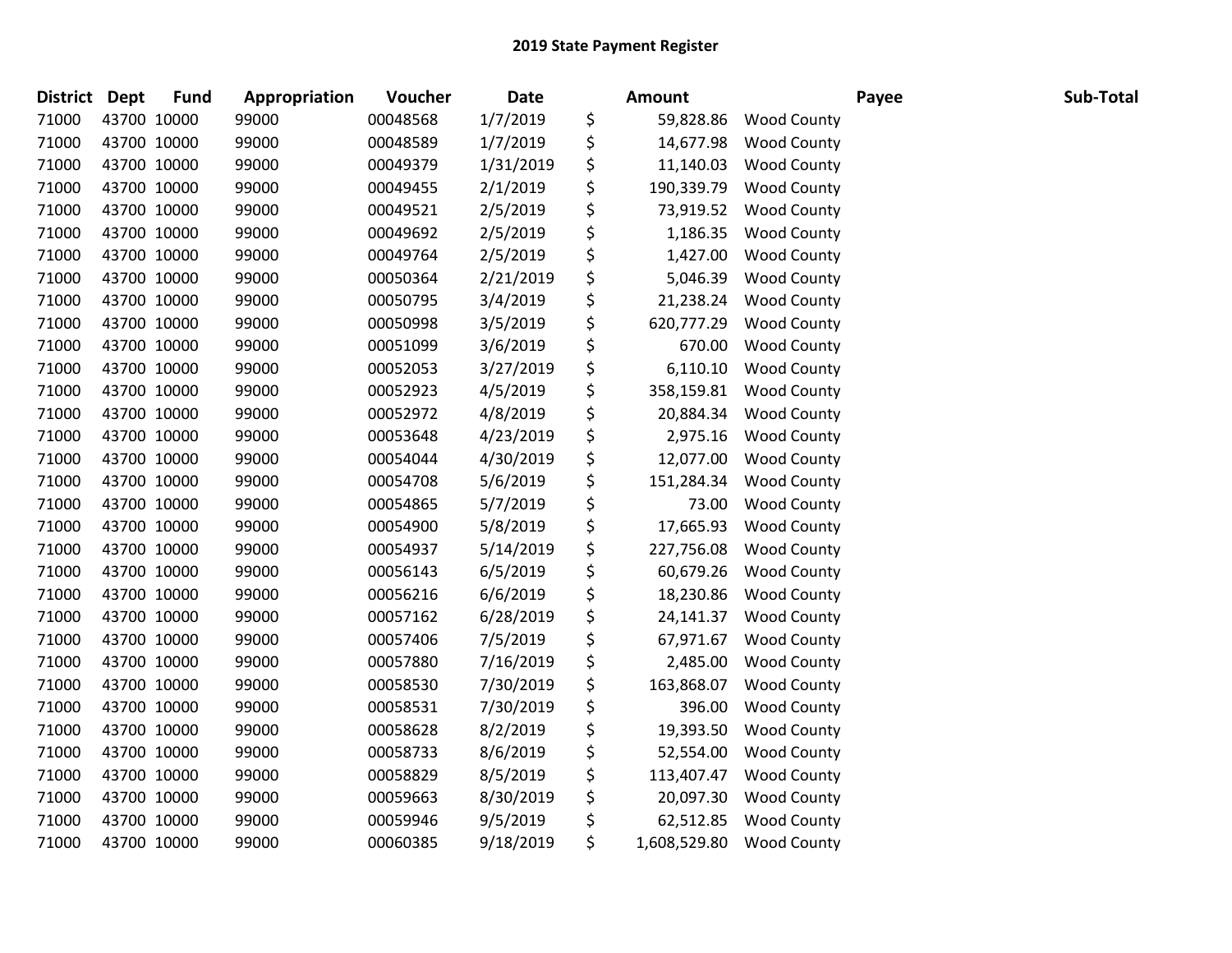# 2019 State Payment Register

| District | Dept | Fund | Appropriation | Voucher | Date | Amount | Payee | Sub-Total |
|---|---|---|---|---|---|---|---|---|
| 71000 | 43700 | 10000 | 99000 | 00048568 | 1/7/2019 | $ 59,828.86 | Wood County | |
| 71000 | 43700 | 10000 | 99000 | 00048589 | 1/7/2019 | $ 14,677.98 | Wood County | |
| 71000 | 43700 | 10000 | 99000 | 00049379 | 1/31/2019 | $ 11,140.03 | Wood County | |
| 71000 | 43700 | 10000 | 99000 | 00049455 | 2/1/2019 | $ 190,339.79 | Wood County | |
| 71000 | 43700 | 10000 | 99000 | 00049521 | 2/5/2019 | $ 73,919.52 | Wood County | |
| 71000 | 43700 | 10000 | 99000 | 00049692 | 2/5/2019 | $ 1,186.35 | Wood County | |
| 71000 | 43700 | 10000 | 99000 | 00049764 | 2/5/2019 | $ 1,427.00 | Wood County | |
| 71000 | 43700 | 10000 | 99000 | 00050364 | 2/21/2019 | $ 5,046.39 | Wood County | |
| 71000 | 43700 | 10000 | 99000 | 00050795 | 3/4/2019 | $ 21,238.24 | Wood County | |
| 71000 | 43700 | 10000 | 99000 | 00050998 | 3/5/2019 | $ 620,777.29 | Wood County | |
| 71000 | 43700 | 10000 | 99000 | 00051099 | 3/6/2019 | $ 670.00 | Wood County | |
| 71000 | 43700 | 10000 | 99000 | 00052053 | 3/27/2019 | $ 6,110.10 | Wood County | |
| 71000 | 43700 | 10000 | 99000 | 00052923 | 4/5/2019 | $ 358,159.81 | Wood County | |
| 71000 | 43700 | 10000 | 99000 | 00052972 | 4/8/2019 | $ 20,884.34 | Wood County | |
| 71000 | 43700 | 10000 | 99000 | 00053648 | 4/23/2019 | $ 2,975.16 | Wood County | |
| 71000 | 43700 | 10000 | 99000 | 00054044 | 4/30/2019 | $ 12,077.00 | Wood County | |
| 71000 | 43700 | 10000 | 99000 | 00054708 | 5/6/2019 | $ 151,284.34 | Wood County | |
| 71000 | 43700 | 10000 | 99000 | 00054865 | 5/7/2019 | $ 73.00 | Wood County | |
| 71000 | 43700 | 10000 | 99000 | 00054900 | 5/8/2019 | $ 17,665.93 | Wood County | |
| 71000 | 43700 | 10000 | 99000 | 00054937 | 5/14/2019 | $ 227,756.08 | Wood County | |
| 71000 | 43700 | 10000 | 99000 | 00056143 | 6/5/2019 | $ 60,679.26 | Wood County | |
| 71000 | 43700 | 10000 | 99000 | 00056216 | 6/6/2019 | $ 18,230.86 | Wood County | |
| 71000 | 43700 | 10000 | 99000 | 00057162 | 6/28/2019 | $ 24,141.37 | Wood County | |
| 71000 | 43700 | 10000 | 99000 | 00057406 | 7/5/2019 | $ 67,971.67 | Wood County | |
| 71000 | 43700 | 10000 | 99000 | 00057880 | 7/16/2019 | $ 2,485.00 | Wood County | |
| 71000 | 43700 | 10000 | 99000 | 00058530 | 7/30/2019 | $ 163,868.07 | Wood County | |
| 71000 | 43700 | 10000 | 99000 | 00058531 | 7/30/2019 | $ 396.00 | Wood County | |
| 71000 | 43700 | 10000 | 99000 | 00058628 | 8/2/2019 | $ 19,393.50 | Wood County | |
| 71000 | 43700 | 10000 | 99000 | 00058733 | 8/6/2019 | $ 52,554.00 | Wood County | |
| 71000 | 43700 | 10000 | 99000 | 00058829 | 8/5/2019 | $ 113,407.47 | Wood County | |
| 71000 | 43700 | 10000 | 99000 | 00059663 | 8/30/2019 | $ 20,097.30 | Wood County | |
| 71000 | 43700 | 10000 | 99000 | 00059946 | 9/5/2019 | $ 62,512.85 | Wood County | |
| 71000 | 43700 | 10000 | 99000 | 00060385 | 9/18/2019 | $ 1,608,529.80 | Wood County | |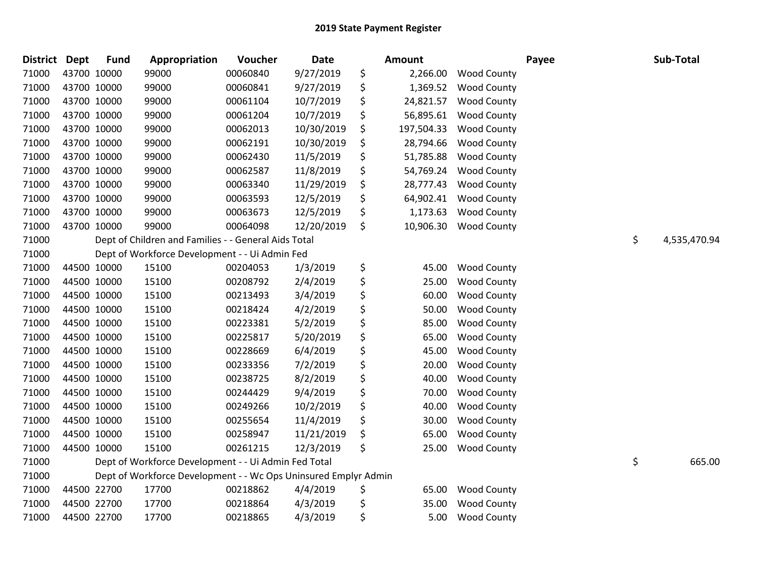# 2019 State Payment Register

| District | Dept | Fund | Appropriation | Voucher | Date | Amount | Payee | Sub-Total |
|---|---|---|---|---|---|---|---|---|
| 71000 | 43700 | 10000 | 99000 | 00060840 | 9/27/2019 | $ 2,266.00 | Wood County | |
| 71000 | 43700 | 10000 | 99000 | 00060841 | 9/27/2019 | $ 1,369.52 | Wood County | |
| 71000 | 43700 | 10000 | 99000 | 00061104 | 10/7/2019 | $ 24,821.57 | Wood County | |
| 71000 | 43700 | 10000 | 99000 | 00061204 | 10/7/2019 | $ 56,895.61 | Wood County | |
| 71000 | 43700 | 10000 | 99000 | 00062013 | 10/30/2019 | $ 197,504.33 | Wood County | |
| 71000 | 43700 | 10000 | 99000 | 00062191 | 10/30/2019 | $ 28,794.66 | Wood County | |
| 71000 | 43700 | 10000 | 99000 | 00062430 | 11/5/2019 | $ 51,785.88 | Wood County | |
| 71000 | 43700 | 10000 | 99000 | 00062587 | 11/8/2019 | $ 54,769.24 | Wood County | |
| 71000 | 43700 | 10000 | 99000 | 00063340 | 11/29/2019 | $ 28,777.43 | Wood County | |
| 71000 | 43700 | 10000 | 99000 | 00063593 | 12/5/2019 | $ 64,902.41 | Wood County | |
| 71000 | 43700 | 10000 | 99000 | 00063673 | 12/5/2019 | $ 1,173.63 | Wood County | |
| 71000 | 43700 | 10000 | 99000 | 00064098 | 12/20/2019 | $ 10,906.30 | Wood County | |
| 71000 | | Dept of Children and Families - - General Aids Total | | | | | | $ 4,535,470.94 |
| 71000 | | Dept of Workforce Development - - Ui Admin Fed | | | | | | |
| 71000 | 44500 | 10000 | 15100 | 00204053 | 1/3/2019 | $ 45.00 | Wood County | |
| 71000 | 44500 | 10000 | 15100 | 00208792 | 2/4/2019 | $ 25.00 | Wood County | |
| 71000 | 44500 | 10000 | 15100 | 00213493 | 3/4/2019 | $ 60.00 | Wood County | |
| 71000 | 44500 | 10000 | 15100 | 00218424 | 4/2/2019 | $ 50.00 | Wood County | |
| 71000 | 44500 | 10000 | 15100 | 00223381 | 5/2/2019 | $ 85.00 | Wood County | |
| 71000 | 44500 | 10000 | 15100 | 00225817 | 5/20/2019 | $ 65.00 | Wood County | |
| 71000 | 44500 | 10000 | 15100 | 00228669 | 6/4/2019 | $ 45.00 | Wood County | |
| 71000 | 44500 | 10000 | 15100 | 00233356 | 7/2/2019 | $ 20.00 | Wood County | |
| 71000 | 44500 | 10000 | 15100 | 00238725 | 8/2/2019 | $ 40.00 | Wood County | |
| 71000 | 44500 | 10000 | 15100 | 00244429 | 9/4/2019 | $ 70.00 | Wood County | |
| 71000 | 44500 | 10000 | 15100 | 00249266 | 10/2/2019 | $ 40.00 | Wood County | |
| 71000 | 44500 | 10000 | 15100 | 00255654 | 11/4/2019 | $ 30.00 | Wood County | |
| 71000 | 44500 | 10000 | 15100 | 00258947 | 11/21/2019 | $ 65.00 | Wood County | |
| 71000 | 44500 | 10000 | 15100 | 00261215 | 12/3/2019 | $ 25.00 | Wood County | |
| 71000 | | Dept of Workforce Development - - Ui Admin Fed Total | | | | | | $ 665.00 |
| 71000 | | Dept of Workforce Development - - Wc Ops Uninsured Emplyr Admin | | | | | | |
| 71000 | 44500 | 22700 | 17700 | 00218862 | 4/4/2019 | $ 65.00 | Wood County | |
| 71000 | 44500 | 22700 | 17700 | 00218864 | 4/3/2019 | $ 35.00 | Wood County | |
| 71000 | 44500 | 22700 | 17700 | 00218865 | 4/3/2019 | $ 5.00 | Wood County | |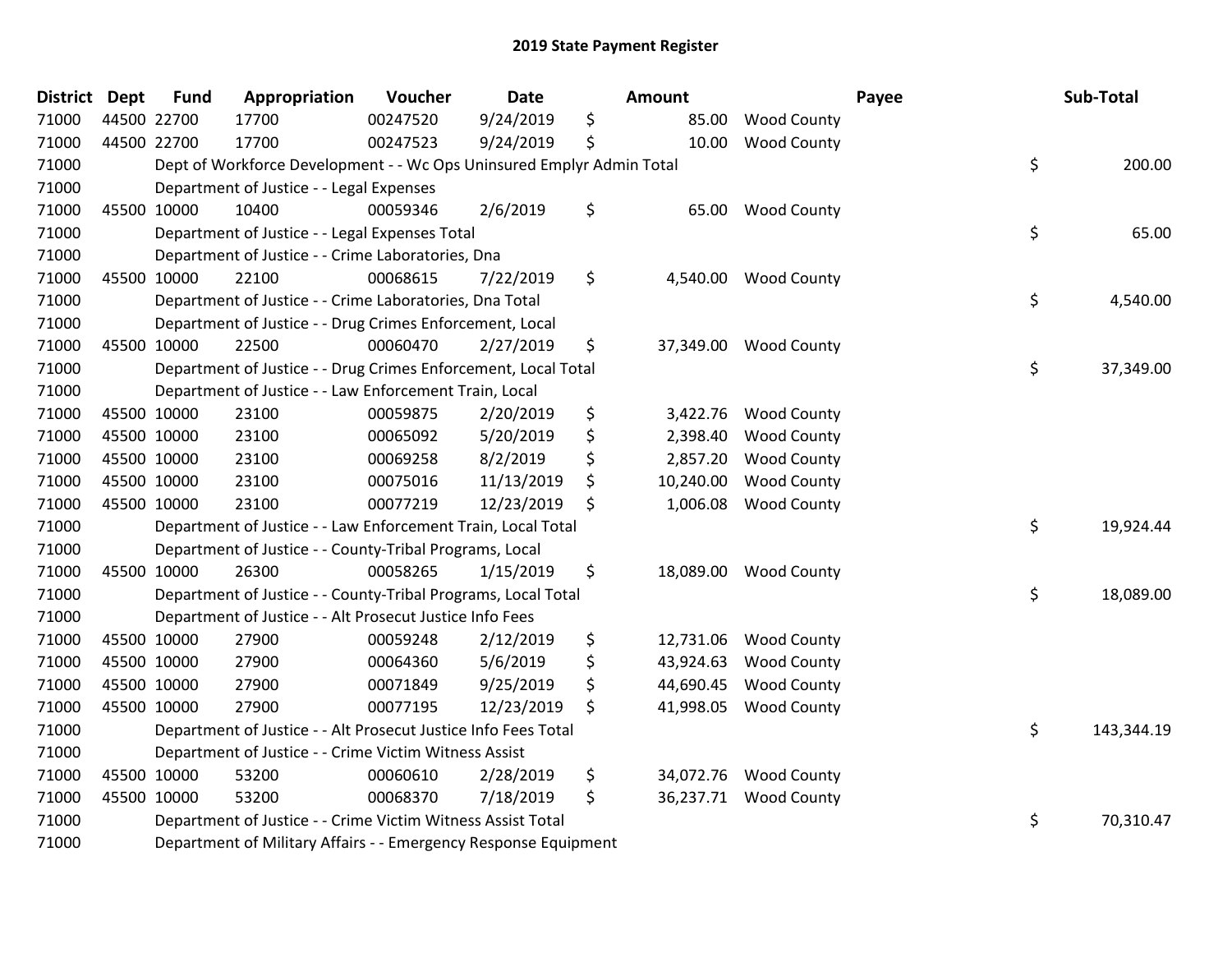# 2019 State Payment Register

| District | Dept | Fund | Appropriation | Voucher | Date | Amount | Payee | Sub-Total |
|---|---|---|---|---|---|---|---|---|
| 71000 | 44500 | 22700 | 17700 | 00247520 | 9/24/2019 | $ 85.00 | Wood County | |
| 71000 | 44500 | 22700 | 17700 | 00247523 | 9/24/2019 | $ 10.00 | Wood County | |
| 71000 | | Dept of Workforce Development - - Wc Ops Uninsured Emplyr Admin Total | | | | | | $ 200.00 |
| 71000 | | Department of Justice - - Legal Expenses | | | | | | |
| 71000 | 45500 | 10000 | 10400 | 00059346 | 2/6/2019 | $ 65.00 | Wood County | |
| 71000 | | Department of Justice - - Legal Expenses Total | | | | | | $ 65.00 |
| 71000 | | Department of Justice - - Crime Laboratories, Dna | | | | | | |
| 71000 | 45500 | 10000 | 22100 | 00068615 | 7/22/2019 | $ 4,540.00 | Wood County | |
| 71000 | | Department of Justice - - Crime Laboratories, Dna Total | | | | | | $ 4,540.00 |
| 71000 | | Department of Justice - - Drug Crimes Enforcement, Local | | | | | | |
| 71000 | 45500 | 10000 | 22500 | 00060470 | 2/27/2019 | $ 37,349.00 | Wood County | |
| 71000 | | Department of Justice - - Drug Crimes Enforcement, Local Total | | | | | | $ 37,349.00 |
| 71000 | | Department of Justice - - Law Enforcement Train, Local | | | | | | |
| 71000 | 45500 | 10000 | 23100 | 00059875 | 2/20/2019 | $ 3,422.76 | Wood County | |
| 71000 | 45500 | 10000 | 23100 | 00065092 | 5/20/2019 | $ 2,398.40 | Wood County | |
| 71000 | 45500 | 10000 | 23100 | 00069258 | 8/2/2019 | $ 2,857.20 | Wood County | |
| 71000 | 45500 | 10000 | 23100 | 00075016 | 11/13/2019 | $ 10,240.00 | Wood County | |
| 71000 | 45500 | 10000 | 23100 | 00077219 | 12/23/2019 | $ 1,006.08 | Wood County | |
| 71000 | | Department of Justice - - Law Enforcement Train, Local Total | | | | | | $ 19,924.44 |
| 71000 | | Department of Justice - - County-Tribal Programs, Local | | | | | | |
| 71000 | 45500 | 10000 | 26300 | 00058265 | 1/15/2019 | $ 18,089.00 | Wood County | |
| 71000 | | Department of Justice - - County-Tribal Programs, Local Total | | | | | | $ 18,089.00 |
| 71000 | | Department of Justice - - Alt Prosecut Justice Info Fees | | | | | | |
| 71000 | 45500 | 10000 | 27900 | 00059248 | 2/12/2019 | $ 12,731.06 | Wood County | |
| 71000 | 45500 | 10000 | 27900 | 00064360 | 5/6/2019 | $ 43,924.63 | Wood County | |
| 71000 | 45500 | 10000 | 27900 | 00071849 | 9/25/2019 | $ 44,690.45 | Wood County | |
| 71000 | 45500 | 10000 | 27900 | 00077195 | 12/23/2019 | $ 41,998.05 | Wood County | |
| 71000 | | Department of Justice - - Alt Prosecut Justice Info Fees Total | | | | | | $ 143,344.19 |
| 71000 | | Department of Justice - - Crime Victim Witness Assist | | | | | | |
| 71000 | 45500 | 10000 | 53200 | 00060610 | 2/28/2019 | $ 34,072.76 | Wood County | |
| 71000 | 45500 | 10000 | 53200 | 00068370 | 7/18/2019 | $ 36,237.71 | Wood County | |
| 71000 | | Department of Justice - - Crime Victim Witness Assist Total | | | | | | $ 70,310.47 |
| 71000 | | Department of Military Affairs - - Emergency Response Equipment | | | | | | |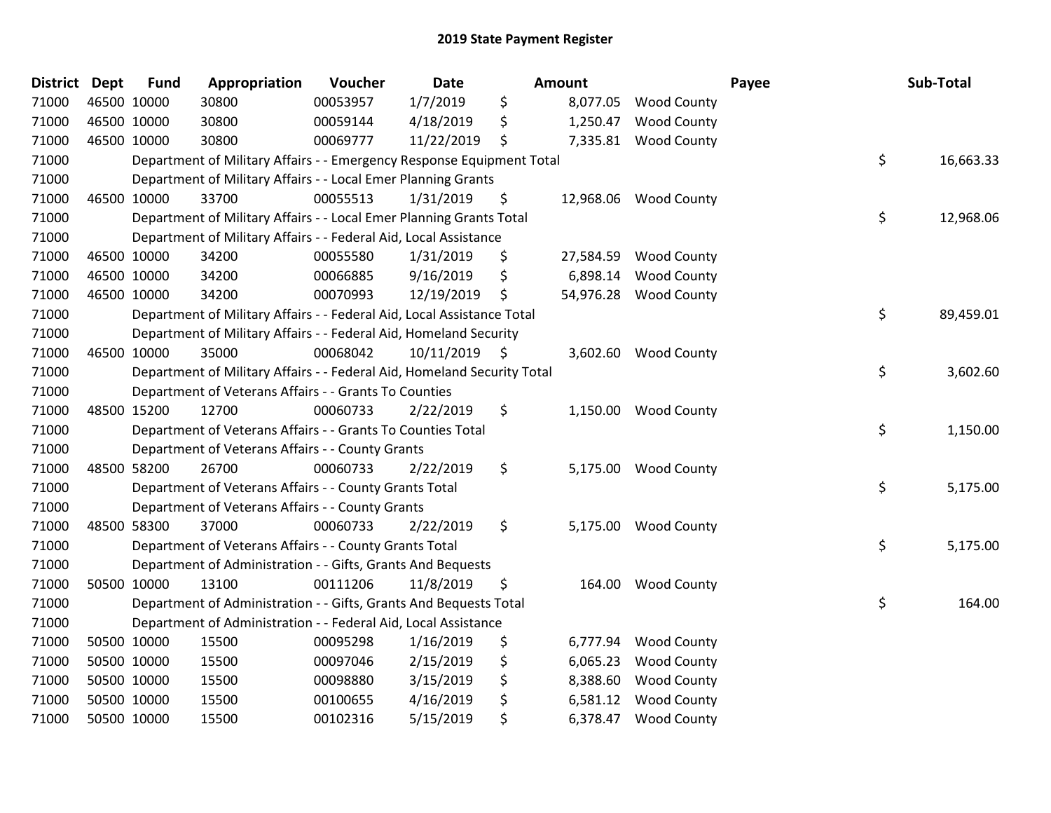# 2019 State Payment Register

| District | Dept | Fund | Appropriation | Voucher | Date | Amount | Payee | Sub-Total |
|---|---|---|---|---|---|---|---|---|
| 71000 | 46500 | 10000 | 30800 | 00053957 | 1/7/2019 | $ 8,077.05 | Wood County | |
| 71000 | 46500 | 10000 | 30800 | 00059144 | 4/18/2019 | $ 1,250.47 | Wood County | |
| 71000 | 46500 | 10000 | 30800 | 00069777 | 11/22/2019 | $ 7,335.81 | Wood County | |
| 71000 | | | Department of Military Affairs - - Emergency Response Equipment Total | | | | | $ 16,663.33 |
| 71000 | | | Department of Military Affairs - - Local Emer Planning Grants | | | | | |
| 71000 | 46500 | 10000 | 33700 | 00055513 | 1/31/2019 | $ 12,968.06 | Wood County | |
| 71000 | | | Department of Military Affairs - - Local Emer Planning Grants Total | | | | | $ 12,968.06 |
| 71000 | | | Department of Military Affairs - - Federal Aid, Local Assistance | | | | | |
| 71000 | 46500 | 10000 | 34200 | 00055580 | 1/31/2019 | $ 27,584.59 | Wood County | |
| 71000 | 46500 | 10000 | 34200 | 00066885 | 9/16/2019 | $ 6,898.14 | Wood County | |
| 71000 | 46500 | 10000 | 34200 | 00070993 | 12/19/2019 | $ 54,976.28 | Wood County | |
| 71000 | | | Department of Military Affairs - - Federal Aid, Local Assistance Total | | | | | $ 89,459.01 |
| 71000 | | | Department of Military Affairs - - Federal Aid, Homeland Security | | | | | |
| 71000 | 46500 | 10000 | 35000 | 00068042 | 10/11/2019 | $ 3,602.60 | Wood County | |
| 71000 | | | Department of Military Affairs - - Federal Aid, Homeland Security Total | | | | | $ 3,602.60 |
| 71000 | | | Department of Veterans Affairs - - Grants To Counties | | | | | |
| 71000 | 48500 | 15200 | 12700 | 00060733 | 2/22/2019 | $ 1,150.00 | Wood County | |
| 71000 | | | Department of Veterans Affairs - - Grants To Counties Total | | | | | $ 1,150.00 |
| 71000 | | | Department of Veterans Affairs - - County Grants | | | | | |
| 71000 | 48500 | 58200 | 26700 | 00060733 | 2/22/2019 | $ 5,175.00 | Wood County | |
| 71000 | | | Department of Veterans Affairs - - County Grants Total | | | | | $ 5,175.00 |
| 71000 | | | Department of Veterans Affairs - - County Grants | | | | | |
| 71000 | 48500 | 58300 | 37000 | 00060733 | 2/22/2019 | $ 5,175.00 | Wood County | |
| 71000 | | | Department of Veterans Affairs - - County Grants Total | | | | | $ 5,175.00 |
| 71000 | | | Department of Administration - - Gifts, Grants And Bequests | | | | | |
| 71000 | 50500 | 10000 | 13100 | 00111206 | 11/8/2019 | $ 164.00 | Wood County | |
| 71000 | | | Department of Administration - - Gifts, Grants And Bequests Total | | | | | $ 164.00 |
| 71000 | | | Department of Administration - - Federal Aid, Local Assistance | | | | | |
| 71000 | 50500 | 10000 | 15500 | 00095298 | 1/16/2019 | $ 6,777.94 | Wood County | |
| 71000 | 50500 | 10000 | 15500 | 00097046 | 2/15/2019 | $ 6,065.23 | Wood County | |
| 71000 | 50500 | 10000 | 15500 | 00098880 | 3/15/2019 | $ 8,388.60 | Wood County | |
| 71000 | 50500 | 10000 | 15500 | 00100655 | 4/16/2019 | $ 6,581.12 | Wood County | |
| 71000 | 50500 | 10000 | 15500 | 00102316 | 5/15/2019 | $ 6,378.47 | Wood County | |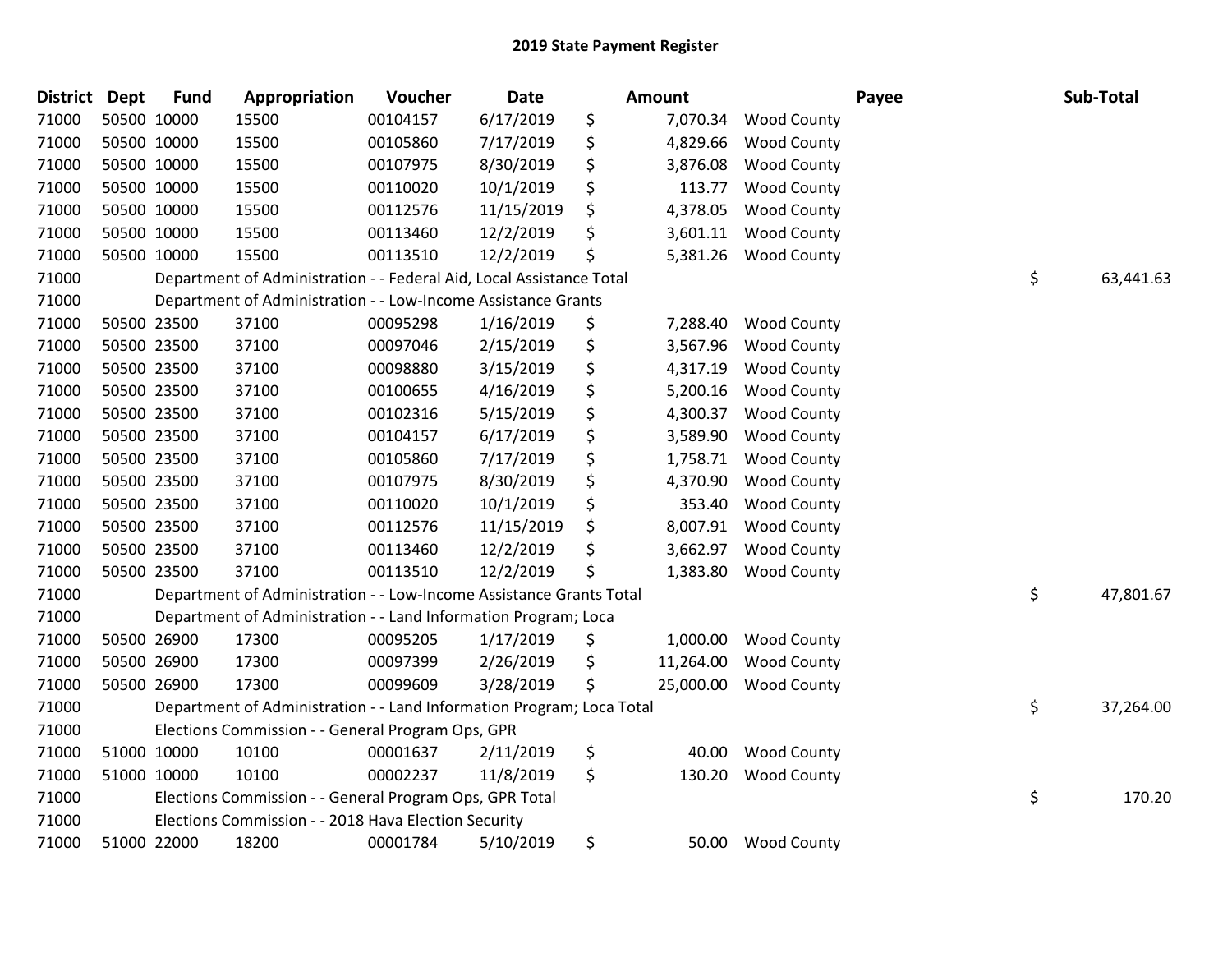# 2019 State Payment Register

| District | Dept | Fund | Appropriation | Voucher | Date | Amount | Payee | Sub-Total |
|---|---|---|---|---|---|---|---|---|
| 71000 | 50500 | 10000 | 15500 | 00104157 | 6/17/2019 | $ 7,070.34 | Wood County | |
| 71000 | 50500 | 10000 | 15500 | 00105860 | 7/17/2019 | $ 4,829.66 | Wood County | |
| 71000 | 50500 | 10000 | 15500 | 00107975 | 8/30/2019 | $ 3,876.08 | Wood County | |
| 71000 | 50500 | 10000 | 15500 | 00110020 | 10/1/2019 | $ 113.77 | Wood County | |
| 71000 | 50500 | 10000 | 15500 | 00112576 | 11/15/2019 | $ 4,378.05 | Wood County | |
| 71000 | 50500 | 10000 | 15500 | 00113460 | 12/2/2019 | $ 3,601.11 | Wood County | |
| 71000 | 50500 | 10000 | 15500 | 00113510 | 12/2/2019 | $ 5,381.26 | Wood County | |
| 71000 | | Department of Administration - - Federal Aid, Local Assistance Total | | | | | | $ 63,441.63 |
| 71000 | | Department of Administration - - Low-Income Assistance Grants | | | | | | |
| 71000 | 50500 | 23500 | 37100 | 00095298 | 1/16/2019 | $ 7,288.40 | Wood County | |
| 71000 | 50500 | 23500 | 37100 | 00097046 | 2/15/2019 | $ 3,567.96 | Wood County | |
| 71000 | 50500 | 23500 | 37100 | 00098880 | 3/15/2019 | $ 4,317.19 | Wood County | |
| 71000 | 50500 | 23500 | 37100 | 00100655 | 4/16/2019 | $ 5,200.16 | Wood County | |
| 71000 | 50500 | 23500 | 37100 | 00102316 | 5/15/2019 | $ 4,300.37 | Wood County | |
| 71000 | 50500 | 23500 | 37100 | 00104157 | 6/17/2019 | $ 3,589.90 | Wood County | |
| 71000 | 50500 | 23500 | 37100 | 00105860 | 7/17/2019 | $ 1,758.71 | Wood County | |
| 71000 | 50500 | 23500 | 37100 | 00107975 | 8/30/2019 | $ 4,370.90 | Wood County | |
| 71000 | 50500 | 23500 | 37100 | 00110020 | 10/1/2019 | $ 353.40 | Wood County | |
| 71000 | 50500 | 23500 | 37100 | 00112576 | 11/15/2019 | $ 8,007.91 | Wood County | |
| 71000 | 50500 | 23500 | 37100 | 00113460 | 12/2/2019 | $ 3,662.97 | Wood County | |
| 71000 | 50500 | 23500 | 37100 | 00113510 | 12/2/2019 | $ 1,383.80 | Wood County | |
| 71000 | | Department of Administration - - Low-Income Assistance Grants Total | | | | | | $ 47,801.67 |
| 71000 | | Department of Administration - - Land Information Program; Loca | | | | | | |
| 71000 | 50500 | 26900 | 17300 | 00095205 | 1/17/2019 | $ 1,000.00 | Wood County | |
| 71000 | 50500 | 26900 | 17300 | 00097399 | 2/26/2019 | $ 11,264.00 | Wood County | |
| 71000 | 50500 | 26900 | 17300 | 00099609 | 3/28/2019 | $ 25,000.00 | Wood County | |
| 71000 | | Department of Administration - - Land Information Program; Loca Total | | | | | | $ 37,264.00 |
| 71000 | | Elections Commission - - General Program Ops, GPR | | | | | | |
| 71000 | 51000 | 10000 | 10100 | 00001637 | 2/11/2019 | $ 40.00 | Wood County | |
| 71000 | 51000 | 10000 | 10100 | 00002237 | 11/8/2019 | $ 130.20 | Wood County | |
| 71000 | | Elections Commission - - General Program Ops, GPR Total | | | | | | $ 170.20 |
| 71000 | | Elections Commission - - 2018 Hava Election Security | | | | | | |
| 71000 | 51000 | 22000 | 18200 | 00001784 | 5/10/2019 | $ 50.00 | Wood County | |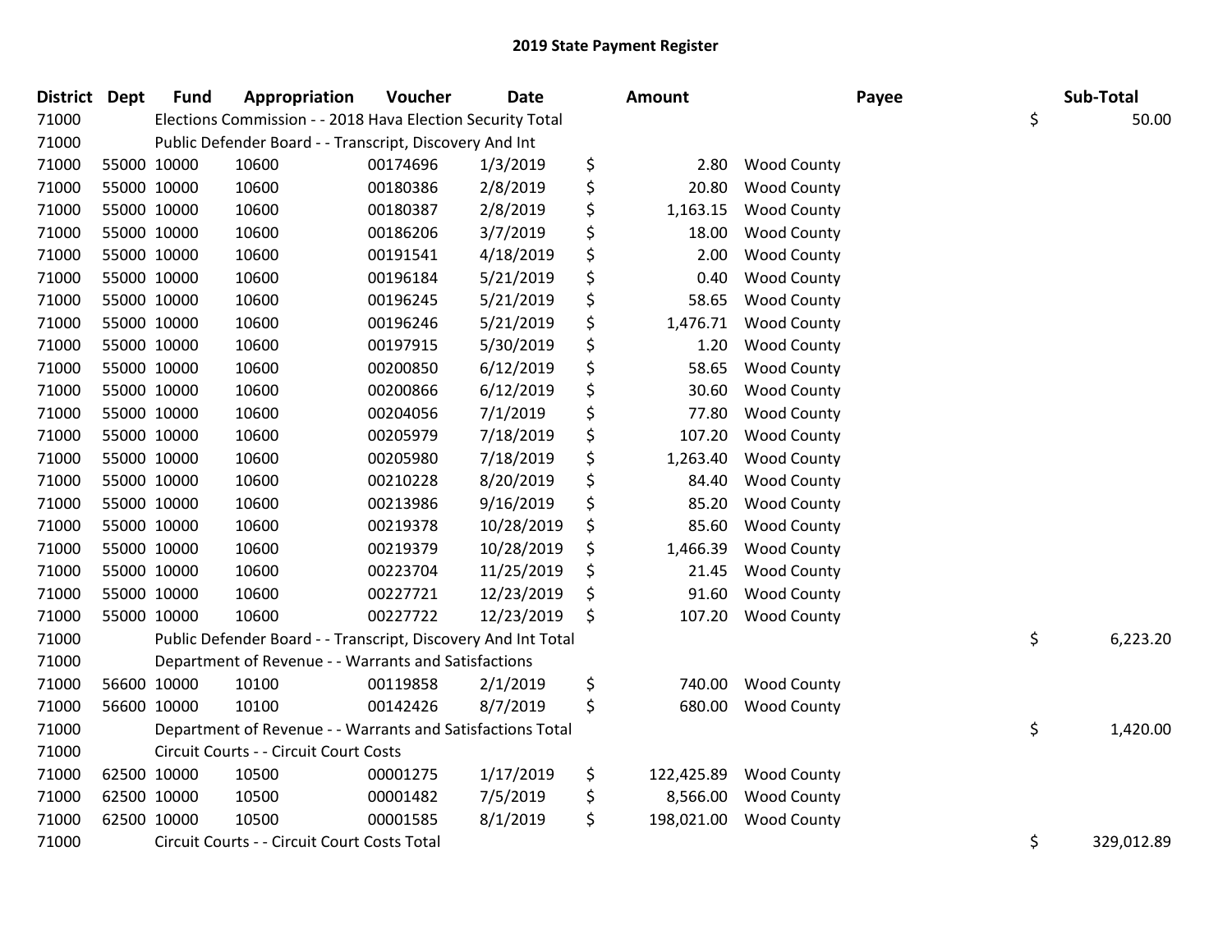# 2019 State Payment Register

| District | Dept | Fund | Appropriation | Voucher | Date | Amount | Payee | Sub-Total |
|---|---|---|---|---|---|---|---|---|
| 71000 | | Elections Commission - - 2018 Hava Election Security Total | | | | | | $ 50.00 |
| 71000 | | Public Defender Board - - Transcript, Discovery And Int | | | | | | |
| 71000 | 55000 | 10000 | 10600 | 00174696 | 1/3/2019 | $ 2.80 | Wood County | |
| 71000 | 55000 | 10000 | 10600 | 00180386 | 2/8/2019 | $ 20.80 | Wood County | |
| 71000 | 55000 | 10000 | 10600 | 00180387 | 2/8/2019 | $ 1,163.15 | Wood County | |
| 71000 | 55000 | 10000 | 10600 | 00186206 | 3/7/2019 | $ 18.00 | Wood County | |
| 71000 | 55000 | 10000 | 10600 | 00191541 | 4/18/2019 | $ 2.00 | Wood County | |
| 71000 | 55000 | 10000 | 10600 | 00196184 | 5/21/2019 | $ 0.40 | Wood County | |
| 71000 | 55000 | 10000 | 10600 | 00196245 | 5/21/2019 | $ 58.65 | Wood County | |
| 71000 | 55000 | 10000 | 10600 | 00196246 | 5/21/2019 | $ 1,476.71 | Wood County | |
| 71000 | 55000 | 10000 | 10600 | 00197915 | 5/30/2019 | $ 1.20 | Wood County | |
| 71000 | 55000 | 10000 | 10600 | 00200850 | 6/12/2019 | $ 58.65 | Wood County | |
| 71000 | 55000 | 10000 | 10600 | 00200866 | 6/12/2019 | $ 30.60 | Wood County | |
| 71000 | 55000 | 10000 | 10600 | 00204056 | 7/1/2019 | $ 77.80 | Wood County | |
| 71000 | 55000 | 10000 | 10600 | 00205979 | 7/18/2019 | $ 107.20 | Wood County | |
| 71000 | 55000 | 10000 | 10600 | 00205980 | 7/18/2019 | $ 1,263.40 | Wood County | |
| 71000 | 55000 | 10000 | 10600 | 00210228 | 8/20/2019 | $ 84.40 | Wood County | |
| 71000 | 55000 | 10000 | 10600 | 00213986 | 9/16/2019 | $ 85.20 | Wood County | |
| 71000 | 55000 | 10000 | 10600 | 00219378 | 10/28/2019 | $ 85.60 | Wood County | |
| 71000 | 55000 | 10000 | 10600 | 00219379 | 10/28/2019 | $ 1,466.39 | Wood County | |
| 71000 | 55000 | 10000 | 10600 | 00223704 | 11/25/2019 | $ 21.45 | Wood County | |
| 71000 | 55000 | 10000 | 10600 | 00227721 | 12/23/2019 | $ 91.60 | Wood County | |
| 71000 | 55000 | 10000 | 10600 | 00227722 | 12/23/2019 | $ 107.20 | Wood County | |
| 71000 | | Public Defender Board - - Transcript, Discovery And Int Total | | | | | | $ 6,223.20 |
| 71000 | | Department of Revenue - - Warrants and Satisfactions | | | | | | |
| 71000 | 56600 | 10000 | 10100 | 00119858 | 2/1/2019 | $ 740.00 | Wood County | |
| 71000 | 56600 | 10000 | 10100 | 00142426 | 8/7/2019 | $ 680.00 | Wood County | |
| 71000 | | Department of Revenue - - Warrants and Satisfactions Total | | | | | | $ 1,420.00 |
| 71000 | | Circuit Courts - - Circuit Court Costs | | | | | | |
| 71000 | 62500 | 10000 | 10500 | 00001275 | 1/17/2019 | $ 122,425.89 | Wood County | |
| 71000 | 62500 | 10000 | 10500 | 00001482 | 7/5/2019 | $ 8,566.00 | Wood County | |
| 71000 | 62500 | 10000 | 10500 | 00001585 | 8/1/2019 | $ 198,021.00 | Wood County | |
| 71000 | | Circuit Courts - - Circuit Court Costs Total | | | | | | $ 329,012.89 |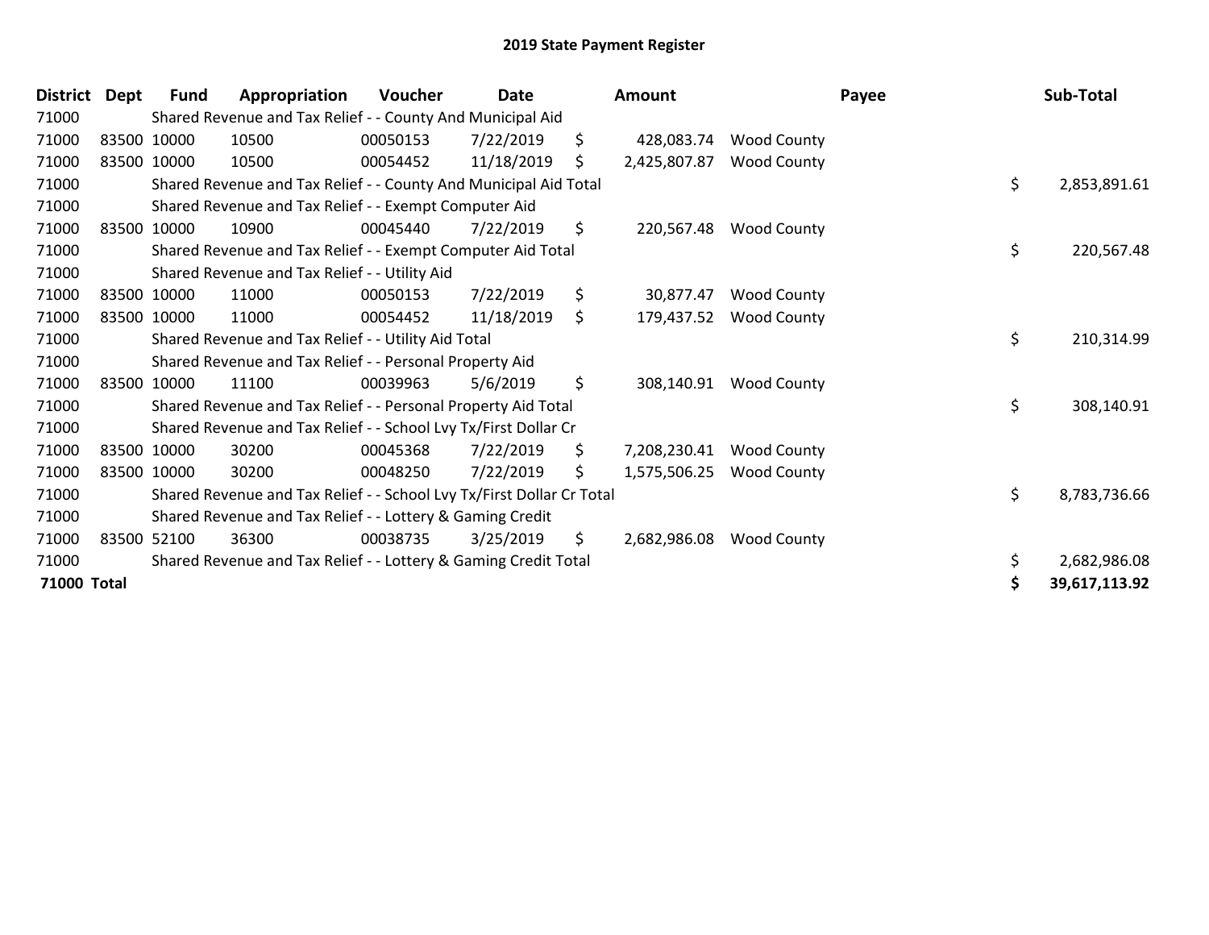# 2019 State Payment Register

| District | Dept | Fund | Appropriation | Voucher | Date | Amount | Payee | Sub-Total |
|---|---|---|---|---|---|---|---|---|
| 71000 | | Shared Revenue and Tax Relief - - County And Municipal Aid | | | | | | |
| 71000 | 83500 | 10000 | 10500 | 00050153 | 7/22/2019 | $ 428,083.74 | Wood County | |
| 71000 | 83500 | 10000 | 10500 | 00054452 | 11/18/2019 | $ 2,425,807.87 | Wood County | |
| 71000 | | Shared Revenue and Tax Relief - - County And Municipal Aid Total | | | | | | $ 2,853,891.61 |
| 71000 | | Shared Revenue and Tax Relief - - Exempt Computer Aid | | | | | | |
| 71000 | 83500 | 10000 | 10900 | 00045440 | 7/22/2019 | $ 220,567.48 | Wood County | |
| 71000 | | Shared Revenue and Tax Relief - - Exempt Computer Aid Total | | | | | | $ 220,567.48 |
| 71000 | | Shared Revenue and Tax Relief - - Utility Aid | | | | | | |
| 71000 | 83500 | 10000 | 11000 | 00050153 | 7/22/2019 | $ 30,877.47 | Wood County | |
| 71000 | 83500 | 10000 | 11000 | 00054452 | 11/18/2019 | $ 179,437.52 | Wood County | |
| 71000 | | Shared Revenue and Tax Relief - - Utility Aid Total | | | | | | $ 210,314.99 |
| 71000 | | Shared Revenue and Tax Relief - - Personal Property Aid | | | | | | |
| 71000 | 83500 | 10000 | 11100 | 00039963 | 5/6/2019 | $ 308,140.91 | Wood County | |
| 71000 | | Shared Revenue and Tax Relief - - Personal Property Aid Total | | | | | | $ 308,140.91 |
| 71000 | | Shared Revenue and Tax Relief - - School Lvy Tx/First Dollar Cr | | | | | | |
| 71000 | 83500 | 10000 | 30200 | 00045368 | 7/22/2019 | $ 7,208,230.41 | Wood County | |
| 71000 | 83500 | 10000 | 30200 | 00048250 | 7/22/2019 | $ 1,575,506.25 | Wood County | |
| 71000 | | Shared Revenue and Tax Relief - - School Lvy Tx/First Dollar Cr Total | | | | | | $ 8,783,736.66 |
| 71000 | | Shared Revenue and Tax Relief - - Lottery & Gaming Credit | | | | | | |
| 71000 | 83500 | 52100 | 36300 | 00038735 | 3/25/2019 | $ 2,682,986.08 | Wood County | |
| 71000 | | Shared Revenue and Tax Relief - - Lottery & Gaming Credit Total | | | | | | $ 2,682,986.08 |
| **71000 Total** | | | | | | | | **$ 39,617,113.92** |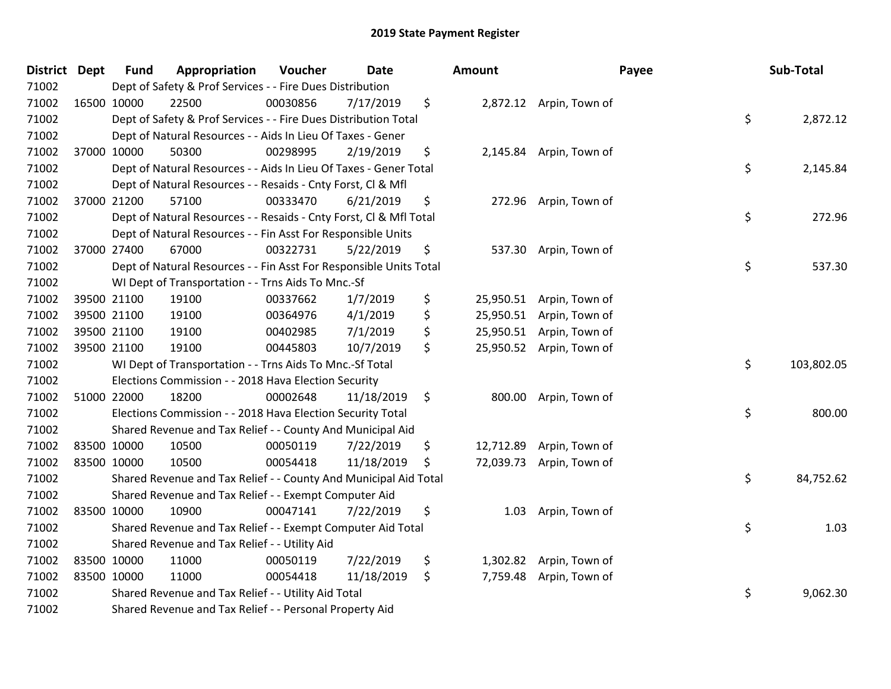# 2019 State Payment Register

| District | Dept | Fund | Appropriation | Voucher | Date | Amount | Payee | Sub-Total |
|---|---|---|---|---|---|---|---|---|
| 71002 | | Dept of Safety & Prof Services - - Fire Dues Distribution | | | | | | |
| 71002 | 16500 | 10000 | 22500 | 00030856 | 7/17/2019 | $ 2,872.12 | Arpin, Town of | |
| 71002 | | Dept of Safety & Prof Services - - Fire Dues Distribution Total | | | | | | $ 2,872.12 |
| 71002 | | Dept of Natural Resources - - Aids In Lieu Of Taxes - Gener | | | | | | |
| 71002 | 37000 | 10000 | 50300 | 00298995 | 2/19/2019 | $ 2,145.84 | Arpin, Town of | |
| 71002 | | Dept of Natural Resources - - Aids In Lieu Of Taxes - Gener Total | | | | | | $ 2,145.84 |
| 71002 | | Dept of Natural Resources - - Resaids - Cnty Forst, Cl & Mfl | | | | | | |
| 71002 | 37000 | 21200 | 57100 | 00333470 | 6/21/2019 | $ 272.96 | Arpin, Town of | |
| 71002 | | Dept of Natural Resources - - Resaids - Cnty Forst, Cl & Mfl Total | | | | | | $ 272.96 |
| 71002 | | Dept of Natural Resources - - Fin Asst For Responsible Units | | | | | | |
| 71002 | 37000 | 27400 | 67000 | 00322731 | 5/22/2019 | $ 537.30 | Arpin, Town of | |
| 71002 | | Dept of Natural Resources - - Fin Asst For Responsible Units Total | | | | | | $ 537.30 |
| 71002 | | WI Dept of Transportation - - Trns Aids To Mnc.-Sf | | | | | | |
| 71002 | 39500 | 21100 | 19100 | 00337662 | 1/7/2019 | $ 25,950.51 | Arpin, Town of | |
| 71002 | 39500 | 21100 | 19100 | 00364976 | 4/1/2019 | $ 25,950.51 | Arpin, Town of | |
| 71002 | 39500 | 21100 | 19100 | 00402985 | 7/1/2019 | $ 25,950.51 | Arpin, Town of | |
| 71002 | 39500 | 21100 | 19100 | 00445803 | 10/7/2019 | $ 25,950.52 | Arpin, Town of | |
| 71002 | | WI Dept of Transportation - - Trns Aids To Mnc.-Sf Total | | | | | | $ 103,802.05 |
| 71002 | | Elections Commission - - 2018 Hava Election Security | | | | | | |
| 71002 | 51000 | 22000 | 18200 | 00002648 | 11/18/2019 | $ 800.00 | Arpin, Town of | |
| 71002 | | Elections Commission - - 2018 Hava Election Security Total | | | | | | $ 800.00 |
| 71002 | | Shared Revenue and Tax Relief - - County And Municipal Aid | | | | | | |
| 71002 | 83500 | 10000 | 10500 | 00050119 | 7/22/2019 | $ 12,712.89 | Arpin, Town of | |
| 71002 | 83500 | 10000 | 10500 | 00054418 | 11/18/2019 | $ 72,039.73 | Arpin, Town of | |
| 71002 | | Shared Revenue and Tax Relief - - County And Municipal Aid Total | | | | | | $ 84,752.62 |
| 71002 | | Shared Revenue and Tax Relief - - Exempt Computer Aid | | | | | | |
| 71002 | 83500 | 10000 | 10900 | 00047141 | 7/22/2019 | $ 1.03 | Arpin, Town of | |
| 71002 | | Shared Revenue and Tax Relief - - Exempt Computer Aid Total | | | | | | $ 1.03 |
| 71002 | | Shared Revenue and Tax Relief - - Utility Aid | | | | | | |
| 71002 | 83500 | 10000 | 11000 | 00050119 | 7/22/2019 | $ 1,302.82 | Arpin, Town of | |
| 71002 | 83500 | 10000 | 11000 | 00054418 | 11/18/2019 | $ 7,759.48 | Arpin, Town of | |
| 71002 | | Shared Revenue and Tax Relief - - Utility Aid Total | | | | | | $ 9,062.30 |
| 71002 | | Shared Revenue and Tax Relief - - Personal Property Aid | | | | | | |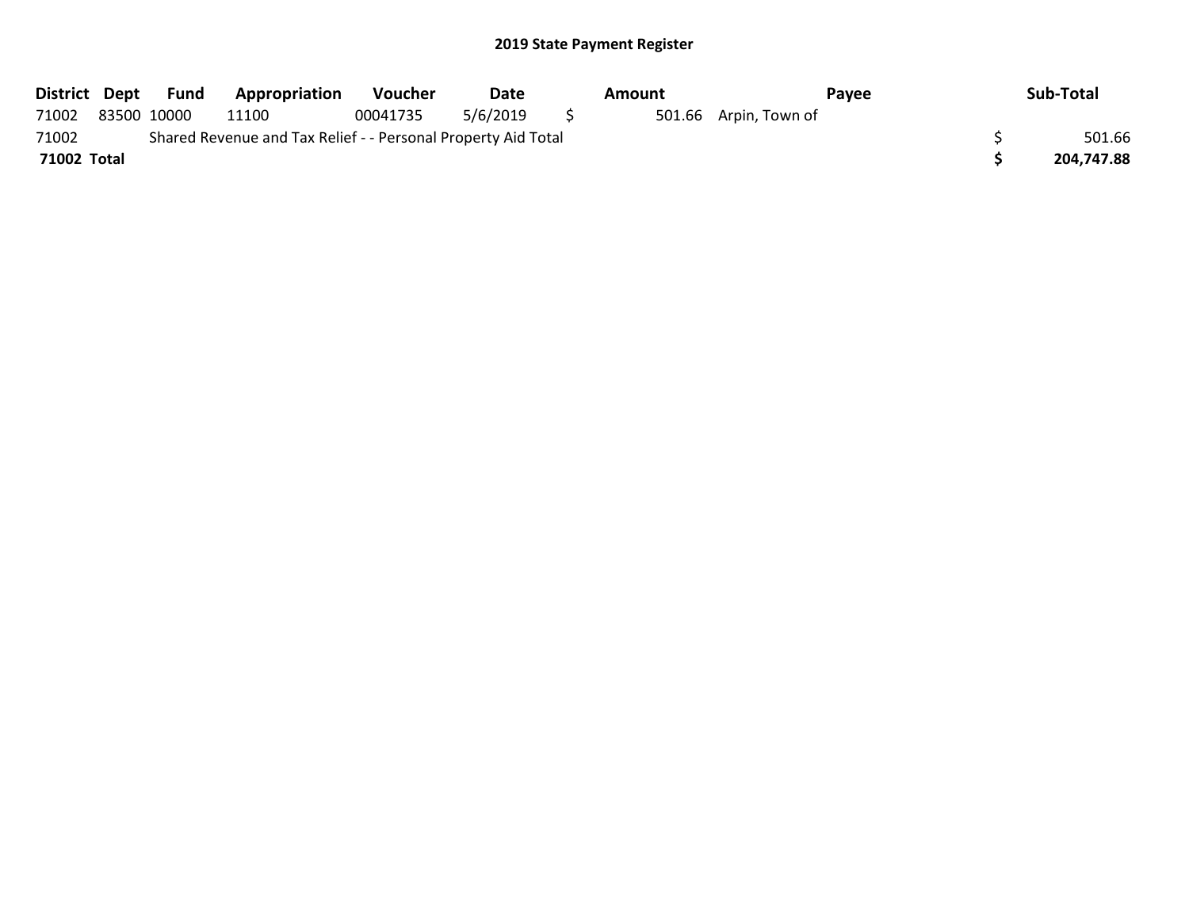## 2019 State Payment Register

| District | Dept | Fund | Appropriation | Voucher | Date | Amount | Payee | Sub-Total |
|---|---|---|---|---|---|---|---|---|
| 71002 | 83500 | 10000 | 11100 | 00041735 | 5/6/2019 | $ 501.66 | Arpin, Town of | |
| 71002 | | Shared Revenue and Tax Relief - - Personal Property Aid Total | | | | | | $ 501.66 |
| **71002 Total** | | | | | | | | **$ 204,747.88** |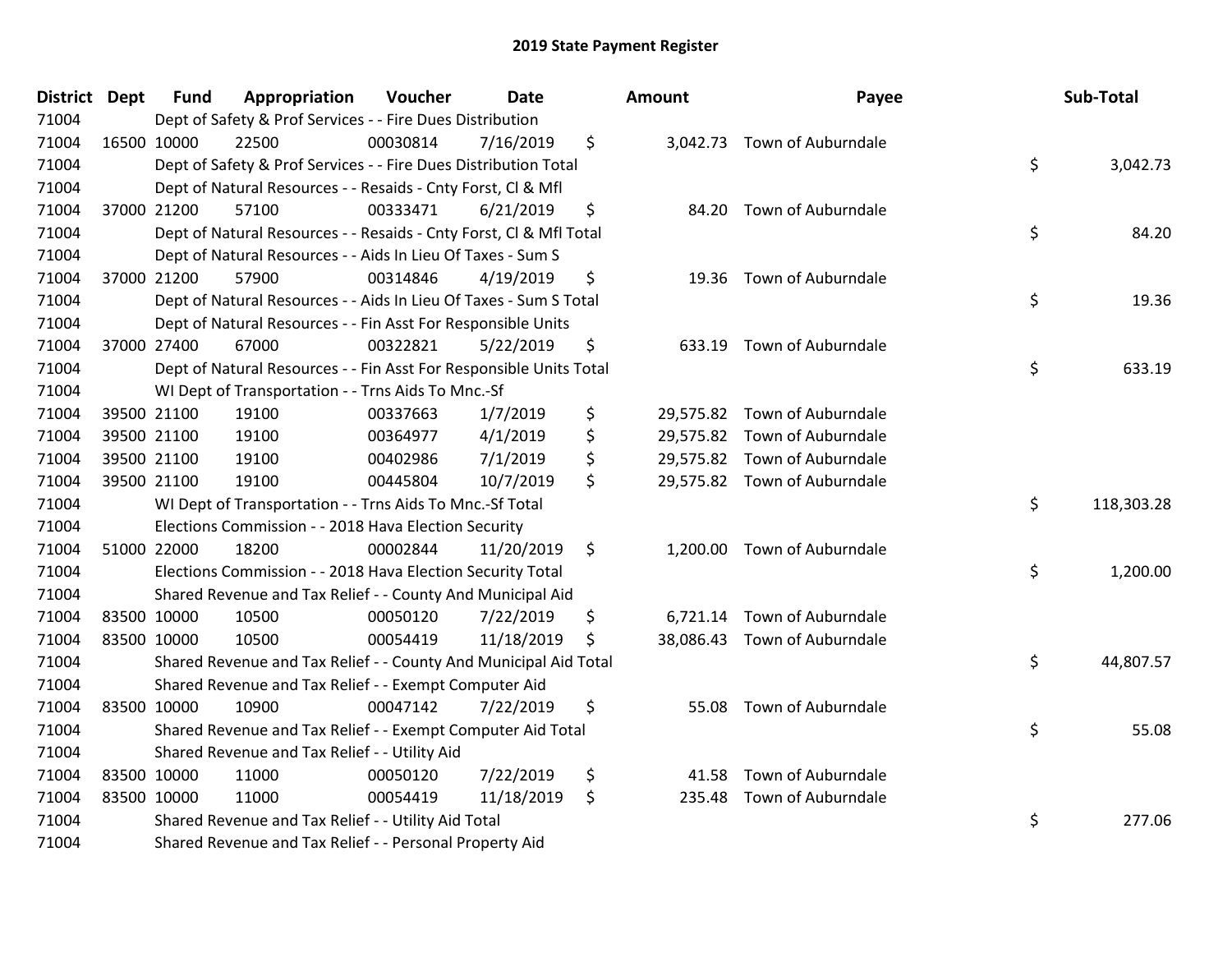# 2019 State Payment Register

| District | Dept | Fund | Appropriation | Voucher | Date | Amount | Payee | Sub-Total |
|---|---|---|---|---|---|---|---|---|
| 71004 | | Dept of Safety & Prof Services - - Fire Dues Distribution | | | | | | |
| 71004 | 16500 | 10000 | 22500 | 00030814 | 7/16/2019 | $ 3,042.73 | Town of Auburndale | |
| 71004 | | Dept of Safety & Prof Services - - Fire Dues Distribution Total | | | | | | $ 3,042.73 |
| 71004 | | Dept of Natural Resources - - Resaids - Cnty Forst, Cl & Mfl | | | | | | |
| 71004 | 37000 | 21200 | 57100 | 00333471 | 6/21/2019 | $ 84.20 | Town of Auburndale | |
| 71004 | | Dept of Natural Resources - - Resaids - Cnty Forst, Cl & Mfl Total | | | | | | $ 84.20 |
| 71004 | | Dept of Natural Resources - - Aids In Lieu Of Taxes - Sum S | | | | | | |
| 71004 | 37000 | 21200 | 57900 | 00314846 | 4/19/2019 | $ 19.36 | Town of Auburndale | |
| 71004 | | Dept of Natural Resources - - Aids In Lieu Of Taxes - Sum S Total | | | | | | $ 19.36 |
| 71004 | | Dept of Natural Resources - - Fin Asst For Responsible Units | | | | | | |
| 71004 | 37000 | 27400 | 67000 | 00322821 | 5/22/2019 | $ 633.19 | Town of Auburndale | |
| 71004 | | Dept of Natural Resources - - Fin Asst For Responsible Units Total | | | | | | $ 633.19 |
| 71004 | | WI Dept of Transportation - - Trns Aids To Mnc.-Sf | | | | | | |
| 71004 | 39500 | 21100 | 19100 | 00337663 | 1/7/2019 | $ 29,575.82 | Town of Auburndale | |
| 71004 | 39500 | 21100 | 19100 | 00364977 | 4/1/2019 | $ 29,575.82 | Town of Auburndale | |
| 71004 | 39500 | 21100 | 19100 | 00402986 | 7/1/2019 | $ 29,575.82 | Town of Auburndale | |
| 71004 | 39500 | 21100 | 19100 | 00445804 | 10/7/2019 | $ 29,575.82 | Town of Auburndale | |
| 71004 | | WI Dept of Transportation - - Trns Aids To Mnc.-Sf Total | | | | | | $ 118,303.28 |
| 71004 | | Elections Commission - - 2018 Hava Election Security | | | | | | |
| 71004 | 51000 | 22000 | 18200 | 00002844 | 11/20/2019 | $ 1,200.00 | Town of Auburndale | |
| 71004 | | Elections Commission - - 2018 Hava Election Security Total | | | | | | $ 1,200.00 |
| 71004 | | Shared Revenue and Tax Relief - - County And Municipal Aid | | | | | | |
| 71004 | 83500 | 10000 | 10500 | 00050120 | 7/22/2019 | $ 6,721.14 | Town of Auburndale | |
| 71004 | 83500 | 10000 | 10500 | 00054419 | 11/18/2019 | $ 38,086.43 | Town of Auburndale | |
| 71004 | | Shared Revenue and Tax Relief - - County And Municipal Aid Total | | | | | | $ 44,807.57 |
| 71004 | | Shared Revenue and Tax Relief - - Exempt Computer Aid | | | | | | |
| 71004 | 83500 | 10000 | 10900 | 00047142 | 7/22/2019 | $ 55.08 | Town of Auburndale | |
| 71004 | | Shared Revenue and Tax Relief - - Exempt Computer Aid Total | | | | | | $ 55.08 |
| 71004 | | Shared Revenue and Tax Relief - - Utility Aid | | | | | | |
| 71004 | 83500 | 10000 | 11000 | 00050120 | 7/22/2019 | $ 41.58 | Town of Auburndale | |
| 71004 | 83500 | 10000 | 11000 | 00054419 | 11/18/2019 | $ 235.48 | Town of Auburndale | |
| 71004 | | Shared Revenue and Tax Relief - - Utility Aid Total | | | | | | $ 277.06 |
| 71004 | | Shared Revenue and Tax Relief - - Personal Property Aid | | | | | | |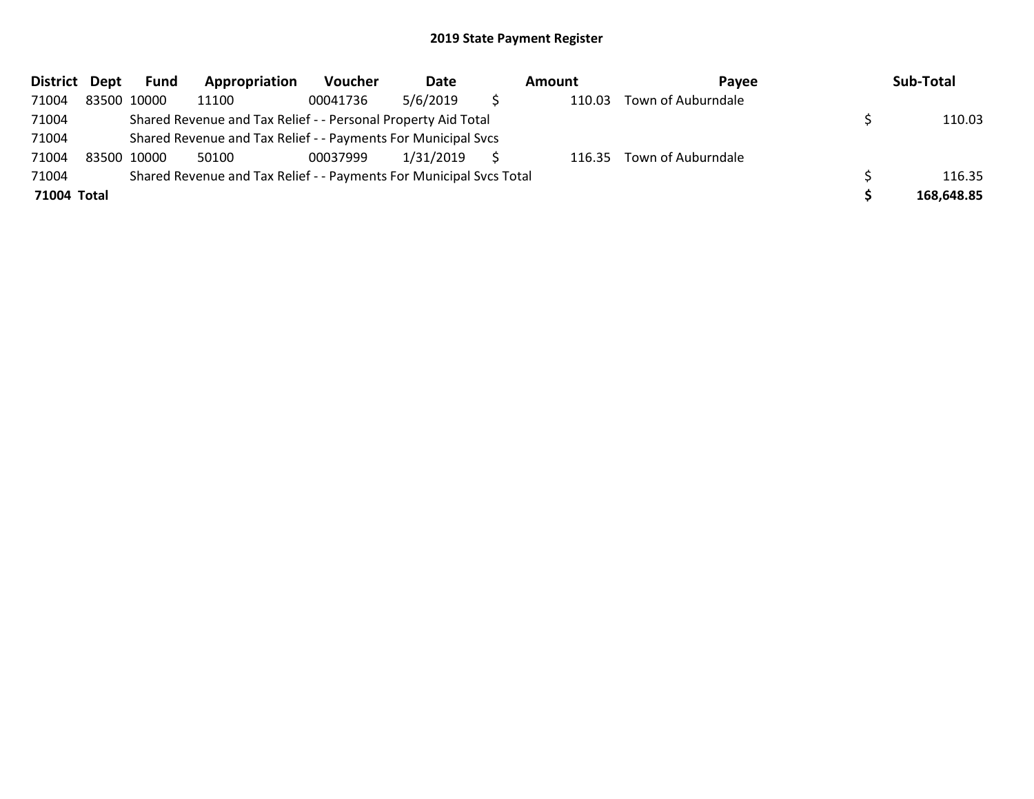# 2019 State Payment Register

| District | Dept | Fund | Appropriation | Voucher | Date | Amount | Payee | Sub-Total |
|---|---|---|---|---|---|---|---|---|
| 71004 | 83500 | 10000 | 11100 | 00041736 | 5/6/2019 | $ 110.03 | Town of Auburndale | |
| 71004 | | Shared Revenue and Tax Relief - - Personal Property Aid Total | | | | | | $ 110.03 |
| 71004 | | Shared Revenue and Tax Relief - - Payments For Municipal Svcs | | | | | | |
| 71004 | 83500 | 10000 | 50100 | 00037999 | 1/31/2019 | $ 116.35 | Town of Auburndale | |
| 71004 | | Shared Revenue and Tax Relief - - Payments For Municipal Svcs Total | | | | | | $ 116.35 |
| **71004** | **Total** | | | | | | | **$ 168,648.85** |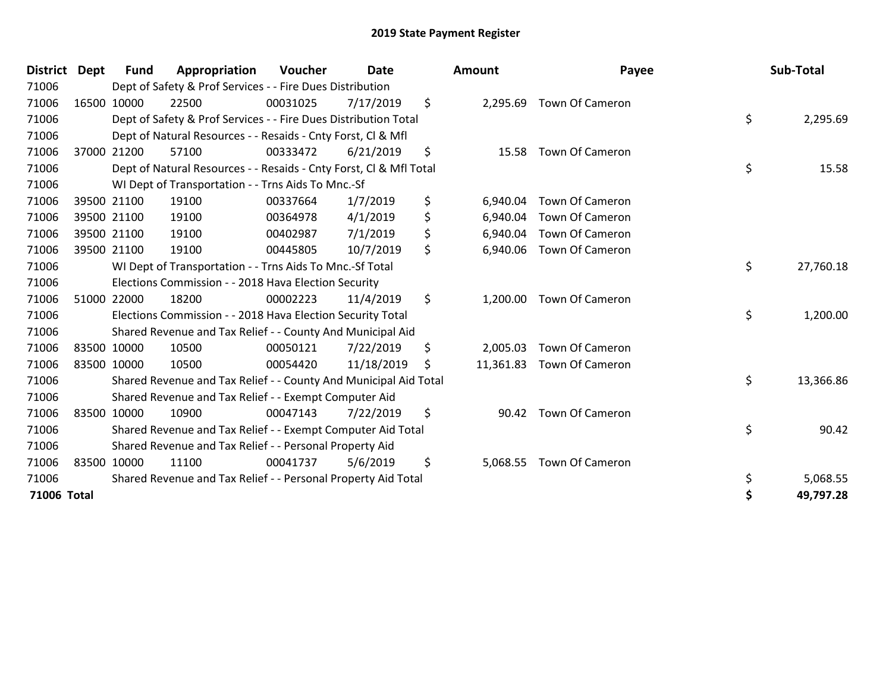# 2019 State Payment Register

| District | Dept | Fund | Appropriation | Voucher | Date | Amount | Payee | Sub-Total |
|---|---|---|---|---|---|---|---|---|
| 71006 | | Dept of Safety & Prof Services - - Fire Dues Distribution | | | | | | |
| 71006 | 16500 | 10000 | 22500 | 00031025 | 7/17/2019 | $ 2,295.69 | Town Of Cameron | |
| 71006 | | Dept of Safety & Prof Services - - Fire Dues Distribution Total | | | | | | $ 2,295.69 |
| 71006 | | Dept of Natural Resources - - Resaids - Cnty Forst, Cl & Mfl | | | | | | |
| 71006 | 37000 | 21200 | 57100 | 00333472 | 6/21/2019 | $ 15.58 | Town Of Cameron | |
| 71006 | | Dept of Natural Resources - - Resaids - Cnty Forst, Cl & Mfl Total | | | | | | $ 15.58 |
| 71006 | | WI Dept of Transportation - - Trns Aids To Mnc.-Sf | | | | | | |
| 71006 | 39500 | 21100 | 19100 | 00337664 | 1/7/2019 | $ 6,940.04 | Town Of Cameron | |
| 71006 | 39500 | 21100 | 19100 | 00364978 | 4/1/2019 | $ 6,940.04 | Town Of Cameron | |
| 71006 | 39500 | 21100 | 19100 | 00402987 | 7/1/2019 | $ 6,940.04 | Town Of Cameron | |
| 71006 | 39500 | 21100 | 19100 | 00445805 | 10/7/2019 | $ 6,940.06 | Town Of Cameron | |
| 71006 | | WI Dept of Transportation - - Trns Aids To Mnc.-Sf Total | | | | | | $ 27,760.18 |
| 71006 | | Elections Commission - - 2018 Hava Election Security | | | | | | |
| 71006 | 51000 | 22000 | 18200 | 00002223 | 11/4/2019 | $ 1,200.00 | Town Of Cameron | |
| 71006 | | Elections Commission - - 2018 Hava Election Security Total | | | | | | $ 1,200.00 |
| 71006 | | Shared Revenue and Tax Relief - - County And Municipal Aid | | | | | | |
| 71006 | 83500 | 10000 | 10500 | 00050121 | 7/22/2019 | $ 2,005.03 | Town Of Cameron | |
| 71006 | 83500 | 10000 | 10500 | 00054420 | 11/18/2019 | $ 11,361.83 | Town Of Cameron | |
| 71006 | | Shared Revenue and Tax Relief - - County And Municipal Aid Total | | | | | | $ 13,366.86 |
| 71006 | | Shared Revenue and Tax Relief - - Exempt Computer Aid | | | | | | |
| 71006 | 83500 | 10000 | 10900 | 00047143 | 7/22/2019 | $ 90.42 | Town Of Cameron | |
| 71006 | | Shared Revenue and Tax Relief - - Exempt Computer Aid Total | | | | | | $ 90.42 |
| 71006 | | Shared Revenue and Tax Relief - - Personal Property Aid | | | | | | |
| 71006 | 83500 | 10000 | 11100 | 00041737 | 5/6/2019 | $ 5,068.55 | Town Of Cameron | |
| 71006 | | Shared Revenue and Tax Relief - - Personal Property Aid Total | | | | | | $ 5,068.55 |
| **71006 Total** | | | | | | | | **$ 49,797.28** |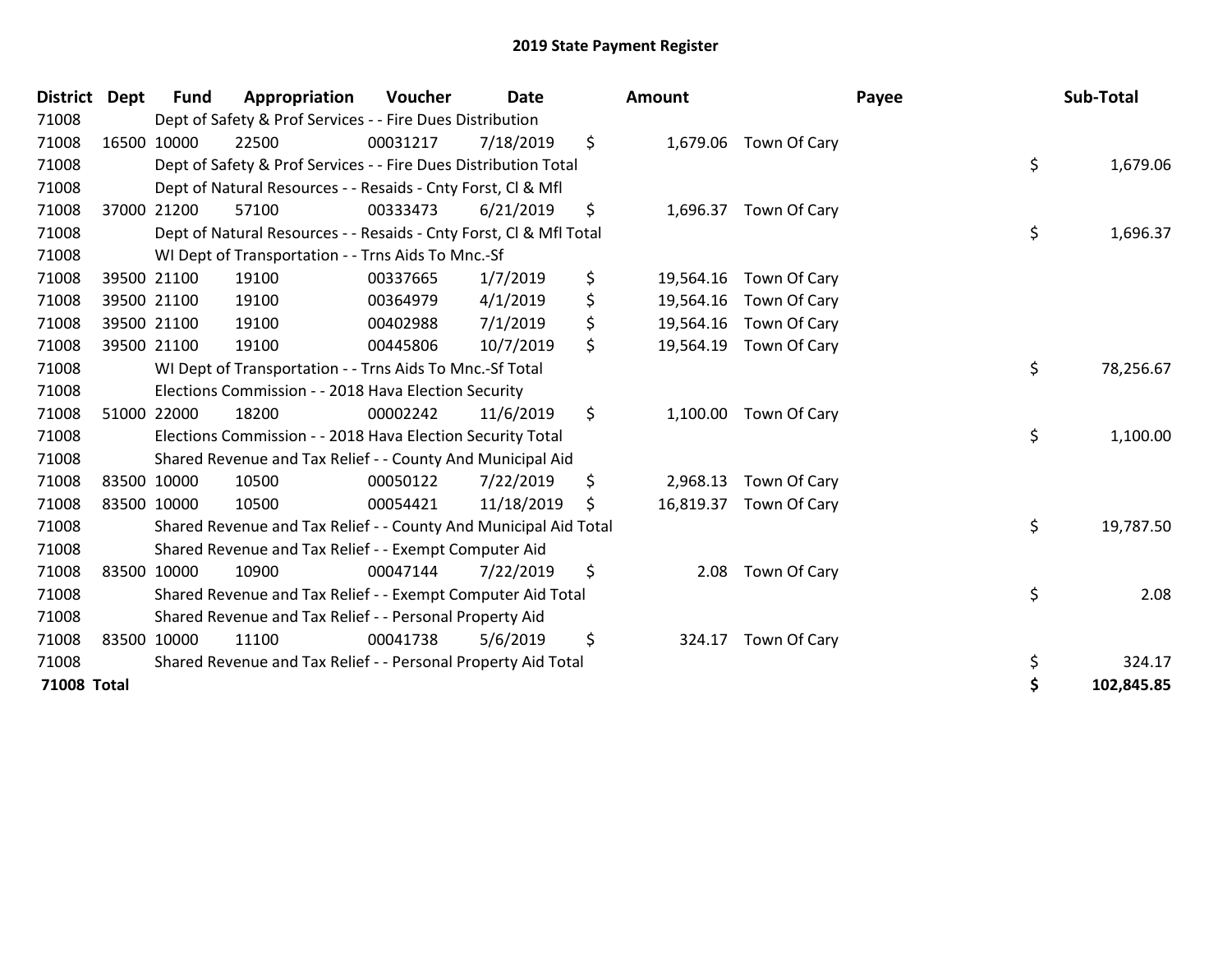# 2019 State Payment Register

| District | Dept | Fund | Appropriation | Voucher | Date | Amount | Payee | Sub-Total |
|---|---|---|---|---|---|---|---|---|
| 71008 | | Dept of Safety & Prof Services - - Fire Dues Distribution | | | | | | |
| 71008 | 16500 | 10000 | 22500 | 00031217 | 7/18/2019 | $ 1,679.06 | Town Of Cary | |
| 71008 | | Dept of Safety & Prof Services - - Fire Dues Distribution Total | | | | | | $ 1,679.06 |
| 71008 | | Dept of Natural Resources - - Resaids - Cnty Forst, Cl & Mfl | | | | | | |
| 71008 | 37000 | 21200 | 57100 | 00333473 | 6/21/2019 | $ 1,696.37 | Town Of Cary | |
| 71008 | | Dept of Natural Resources - - Resaids - Cnty Forst, Cl & Mfl Total | | | | | | $ 1,696.37 |
| 71008 | | WI Dept of Transportation - - Trns Aids To Mnc.-Sf | | | | | | |
| 71008 | 39500 | 21100 | 19100 | 00337665 | 1/7/2019 | $ 19,564.16 | Town Of Cary | |
| 71008 | 39500 | 21100 | 19100 | 00364979 | 4/1/2019 | $ 19,564.16 | Town Of Cary | |
| 71008 | 39500 | 21100 | 19100 | 00402988 | 7/1/2019 | $ 19,564.16 | Town Of Cary | |
| 71008 | 39500 | 21100 | 19100 | 00445806 | 10/7/2019 | $ 19,564.19 | Town Of Cary | |
| 71008 | | WI Dept of Transportation - - Trns Aids To Mnc.-Sf Total | | | | | | $ 78,256.67 |
| 71008 | | Elections Commission - - 2018 Hava Election Security | | | | | | |
| 71008 | 51000 | 22000 | 18200 | 00002242 | 11/6/2019 | $ 1,100.00 | Town Of Cary | |
| 71008 | | Elections Commission - - 2018 Hava Election Security Total | | | | | | $ 1,100.00 |
| 71008 | | Shared Revenue and Tax Relief - - County And Municipal Aid | | | | | | |
| 71008 | 83500 | 10000 | 10500 | 00050122 | 7/22/2019 | $ 2,968.13 | Town Of Cary | |
| 71008 | 83500 | 10000 | 10500 | 00054421 | 11/18/2019 | $ 16,819.37 | Town Of Cary | |
| 71008 | | Shared Revenue and Tax Relief - - County And Municipal Aid Total | | | | | | $ 19,787.50 |
| 71008 | | Shared Revenue and Tax Relief - - Exempt Computer Aid | | | | | | |
| 71008 | 83500 | 10000 | 10900 | 00047144 | 7/22/2019 | $ 2.08 | Town Of Cary | |
| 71008 | | Shared Revenue and Tax Relief - - Exempt Computer Aid Total | | | | | | $ 2.08 |
| 71008 | | Shared Revenue and Tax Relief - - Personal Property Aid | | | | | | |
| 71008 | 83500 | 10000 | 11100 | 00041738 | 5/6/2019 | $ 324.17 | Town Of Cary | |
| 71008 | | Shared Revenue and Tax Relief - - Personal Property Aid Total | | | | | | $ 324.17 |
| **71008 Total** | | | | | | | | **$ 102,845.85** |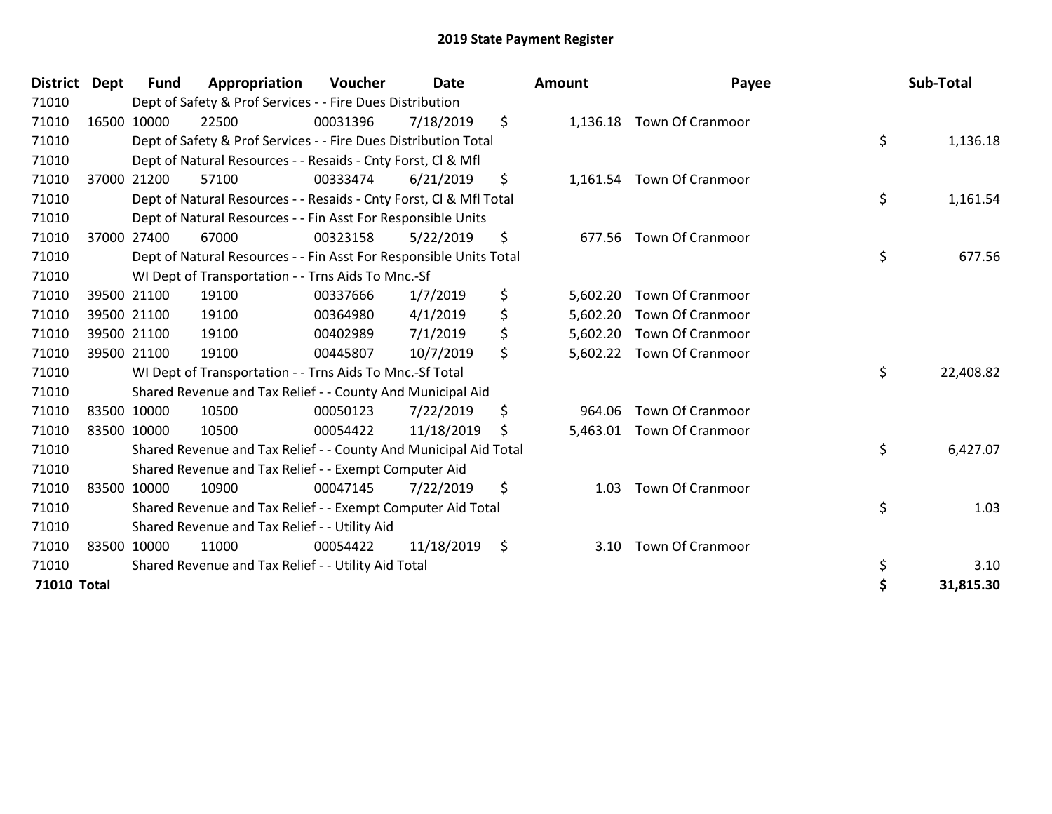# 2019 State Payment Register

| District | Dept | Fund | Appropriation | Voucher | Date | Amount | Payee | Sub-Total |
|---|---|---|---|---|---|---|---|---|
| 71010 | | Dept of Safety & Prof Services - - Fire Dues Distribution | | | | | | |
| 71010 | 16500 | 10000 | 22500 | 00031396 | 7/18/2019 | $ 1,136.18 | Town Of Cranmoor | |
| 71010 | | Dept of Safety & Prof Services - - Fire Dues Distribution Total | | | | | | $ 1,136.18 |
| 71010 | | Dept of Natural Resources - - Resaids - Cnty Forst, Cl & Mfl | | | | | | |
| 71010 | 37000 | 21200 | 57100 | 00333474 | 6/21/2019 | $ 1,161.54 | Town Of Cranmoor | |
| 71010 | | Dept of Natural Resources - - Resaids - Cnty Forst, Cl & Mfl Total | | | | | | $ 1,161.54 |
| 71010 | | Dept of Natural Resources - - Fin Asst For Responsible Units | | | | | | |
| 71010 | 37000 | 27400 | 67000 | 00323158 | 5/22/2019 | $ 677.56 | Town Of Cranmoor | |
| 71010 | | Dept of Natural Resources - - Fin Asst For Responsible Units Total | | | | | | $ 677.56 |
| 71010 | | WI Dept of Transportation - - Trns Aids To Mnc.-Sf | | | | | | |
| 71010 | 39500 | 21100 | 19100 | 00337666 | 1/7/2019 | $ 5,602.20 | Town Of Cranmoor | |
| 71010 | 39500 | 21100 | 19100 | 00364980 | 4/1/2019 | $ 5,602.20 | Town Of Cranmoor | |
| 71010 | 39500 | 21100 | 19100 | 00402989 | 7/1/2019 | $ 5,602.20 | Town Of Cranmoor | |
| 71010 | 39500 | 21100 | 19100 | 00445807 | 10/7/2019 | $ 5,602.22 | Town Of Cranmoor | |
| 71010 | | WI Dept of Transportation - - Trns Aids To Mnc.-Sf Total | | | | | | $ 22,408.82 |
| 71010 | | Shared Revenue and Tax Relief - - County And Municipal Aid | | | | | | |
| 71010 | 83500 | 10000 | 10500 | 00050123 | 7/22/2019 | $ 964.06 | Town Of Cranmoor | |
| 71010 | 83500 | 10000 | 10500 | 00054422 | 11/18/2019 | $ 5,463.01 | Town Of Cranmoor | |
| 71010 | | Shared Revenue and Tax Relief - - County And Municipal Aid Total | | | | | | $ 6,427.07 |
| 71010 | | Shared Revenue and Tax Relief - - Exempt Computer Aid | | | | | | |
| 71010 | 83500 | 10000 | 10900 | 00047145 | 7/22/2019 | $ 1.03 | Town Of Cranmoor | |
| 71010 | | Shared Revenue and Tax Relief - - Exempt Computer Aid Total | | | | | | $ 1.03 |
| 71010 | | Shared Revenue and Tax Relief - - Utility Aid | | | | | | |
| 71010 | 83500 | 10000 | 11000 | 00054422 | 11/18/2019 | $ 3.10 | Town Of Cranmoor | |
| 71010 | | Shared Revenue and Tax Relief - - Utility Aid Total | | | | | | $ 3.10 |
| **71010 Total** | | | | | | | | **$ 31,815.30** |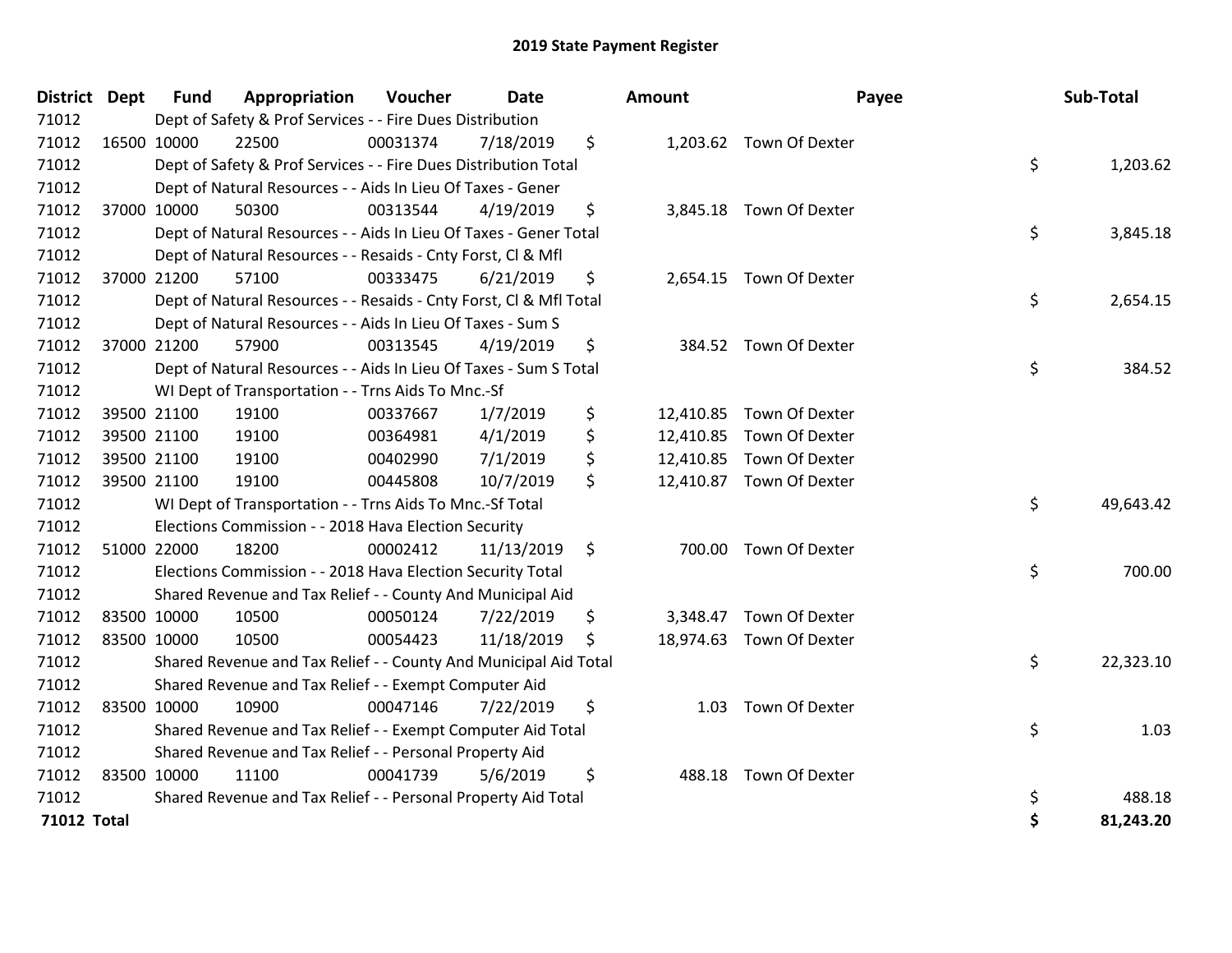# 2019 State Payment Register

| District | Dept | Fund | Appropriation | Voucher | Date | Amount | Payee | Sub-Total |
|---|---|---|---|---|---|---|---|---|
| 71012 | | Dept of Safety & Prof Services - - Fire Dues Distribution | | | | | | |
| 71012 | 16500 | 10000 | 22500 | 00031374 | 7/18/2019 | $ 1,203.62 | Town Of Dexter | |
| 71012 | | Dept of Safety & Prof Services - - Fire Dues Distribution Total | | | | | | $ 1,203.62 |
| 71012 | | Dept of Natural Resources - - Aids In Lieu Of Taxes - Gener | | | | | | |
| 71012 | 37000 | 10000 | 50300 | 00313544 | 4/19/2019 | $ 3,845.18 | Town Of Dexter | |
| 71012 | | Dept of Natural Resources - - Aids In Lieu Of Taxes - Gener Total | | | | | | $ 3,845.18 |
| 71012 | | Dept of Natural Resources - - Resaids - Cnty Forst, Cl & Mfl | | | | | | |
| 71012 | 37000 | 21200 | 57100 | 00333475 | 6/21/2019 | $ 2,654.15 | Town Of Dexter | |
| 71012 | | Dept of Natural Resources - - Resaids - Cnty Forst, Cl & Mfl Total | | | | | | $ 2,654.15 |
| 71012 | | Dept of Natural Resources - - Aids In Lieu Of Taxes - Sum S | | | | | | |
| 71012 | 37000 | 21200 | 57900 | 00313545 | 4/19/2019 | $ 384.52 | Town Of Dexter | |
| 71012 | | Dept of Natural Resources - - Aids In Lieu Of Taxes - Sum S Total | | | | | | $ 384.52 |
| 71012 | | WI Dept of Transportation - - Trns Aids To Mnc.-Sf | | | | | | |
| 71012 | 39500 | 21100 | 19100 | 00337667 | 1/7/2019 | $ 12,410.85 | Town Of Dexter | |
| 71012 | 39500 | 21100 | 19100 | 00364981 | 4/1/2019 | $ 12,410.85 | Town Of Dexter | |
| 71012 | 39500 | 21100 | 19100 | 00402990 | 7/1/2019 | $ 12,410.85 | Town Of Dexter | |
| 71012 | 39500 | 21100 | 19100 | 00445808 | 10/7/2019 | $ 12,410.87 | Town Of Dexter | |
| 71012 | | WI Dept of Transportation - - Trns Aids To Mnc.-Sf Total | | | | | | $ 49,643.42 |
| 71012 | | Elections Commission - - 2018 Hava Election Security | | | | | | |
| 71012 | 51000 | 22000 | 18200 | 00002412 | 11/13/2019 | $ 700.00 | Town Of Dexter | |
| 71012 | | Elections Commission - - 2018 Hava Election Security Total | | | | | | $ 700.00 |
| 71012 | | Shared Revenue and Tax Relief - - County And Municipal Aid | | | | | | |
| 71012 | 83500 | 10000 | 10500 | 00050124 | 7/22/2019 | $ 3,348.47 | Town Of Dexter | |
| 71012 | 83500 | 10000 | 10500 | 00054423 | 11/18/2019 | $ 18,974.63 | Town Of Dexter | |
| 71012 | | Shared Revenue and Tax Relief - - County And Municipal Aid Total | | | | | | $ 22,323.10 |
| 71012 | | Shared Revenue and Tax Relief - - Exempt Computer Aid | | | | | | |
| 71012 | 83500 | 10000 | 10900 | 00047146 | 7/22/2019 | $ 1.03 | Town Of Dexter | |
| 71012 | | Shared Revenue and Tax Relief - - Exempt Computer Aid Total | | | | | | $ 1.03 |
| 71012 | | Shared Revenue and Tax Relief - - Personal Property Aid | | | | | | |
| 71012 | 83500 | 10000 | 11100 | 00041739 | 5/6/2019 | $ 488.18 | Town Of Dexter | |
| 71012 | | Shared Revenue and Tax Relief - - Personal Property Aid Total | | | | | | $ 488.18 |
| **71012 Total** | | | | | | | | **$ 81,243.20** |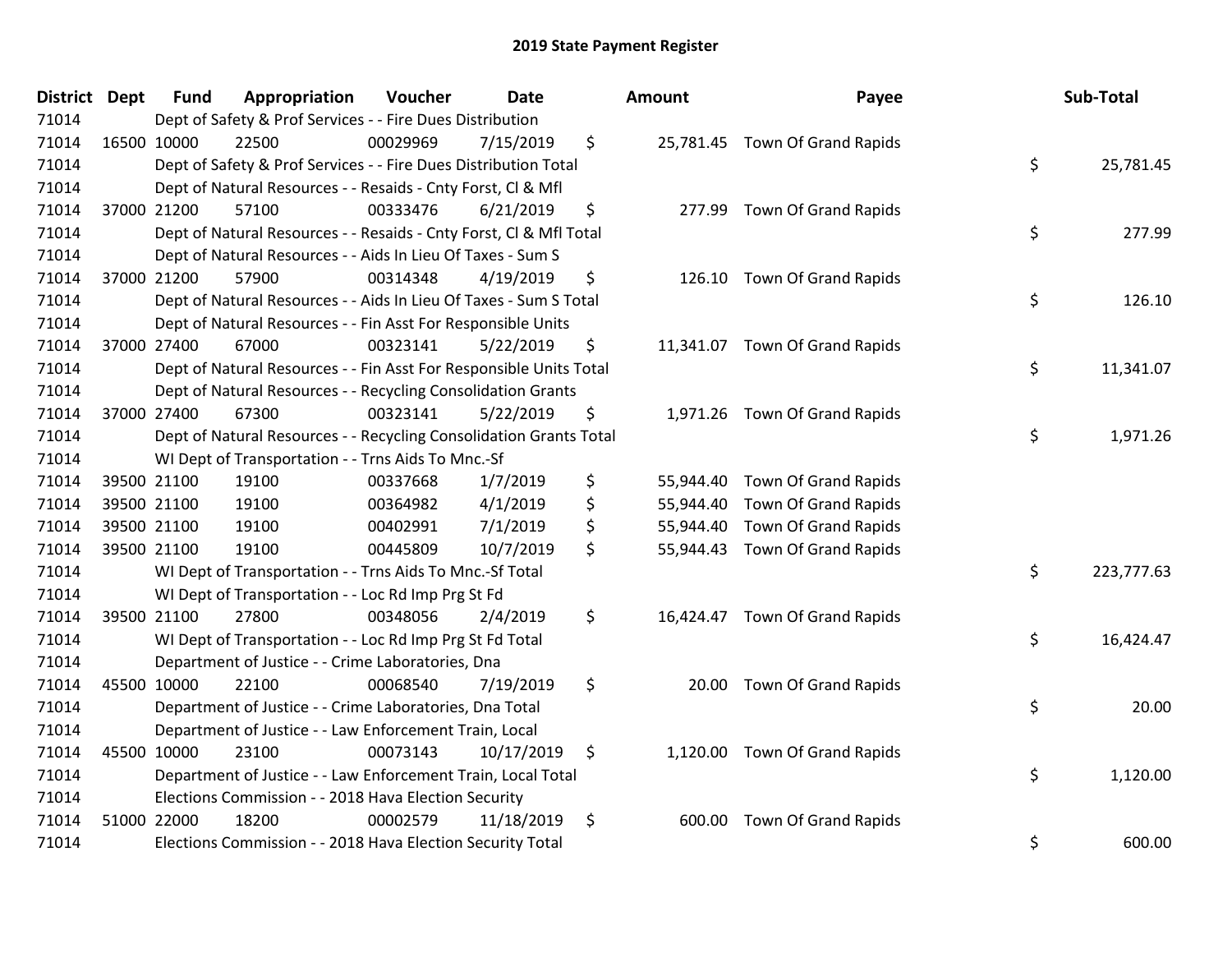# 2019 State Payment Register

| District | Dept | Fund | Appropriation | Voucher | Date | Amount | Payee | Sub-Total |
|---|---|---|---|---|---|---|---|---|
| 71014 | | Dept of Safety & Prof Services - - Fire Dues Distribution | | | | | | |
| 71014 | 16500 | 10000 | 22500 | 00029969 | 7/15/2019 | $ 25,781.45 | Town Of Grand Rapids | |
| 71014 | | Dept of Safety & Prof Services - - Fire Dues Distribution Total | | | | | | $ 25,781.45 |
| 71014 | | Dept of Natural Resources - - Resaids - Cnty Forst, Cl & Mfl | | | | | | |
| 71014 | 37000 | 21200 | 57100 | 00333476 | 6/21/2019 | $ 277.99 | Town Of Grand Rapids | |
| 71014 | | Dept of Natural Resources - - Resaids - Cnty Forst, Cl & Mfl Total | | | | | | $ 277.99 |
| 71014 | | Dept of Natural Resources - - Aids In Lieu Of Taxes - Sum S | | | | | | |
| 71014 | 37000 | 21200 | 57900 | 00314348 | 4/19/2019 | $ 126.10 | Town Of Grand Rapids | |
| 71014 | | Dept of Natural Resources - - Aids In Lieu Of Taxes - Sum S Total | | | | | | $ 126.10 |
| 71014 | | Dept of Natural Resources - - Fin Asst For Responsible Units | | | | | | |
| 71014 | 37000 | 27400 | 67000 | 00323141 | 5/22/2019 | $ 11,341.07 | Town Of Grand Rapids | |
| 71014 | | Dept of Natural Resources - - Fin Asst For Responsible Units Total | | | | | | $ 11,341.07 |
| 71014 | | Dept of Natural Resources - - Recycling Consolidation Grants | | | | | | |
| 71014 | 37000 | 27400 | 67300 | 00323141 | 5/22/2019 | $ 1,971.26 | Town Of Grand Rapids | |
| 71014 | | Dept of Natural Resources - - Recycling Consolidation Grants Total | | | | | | $ 1,971.26 |
| 71014 | | WI Dept of Transportation - - Trns Aids To Mnc.-Sf | | | | | | |
| 71014 | 39500 | 21100 | 19100 | 00337668 | 1/7/2019 | $ 55,944.40 | Town Of Grand Rapids | |
| 71014 | 39500 | 21100 | 19100 | 00364982 | 4/1/2019 | $ 55,944.40 | Town Of Grand Rapids | |
| 71014 | 39500 | 21100 | 19100 | 00402991 | 7/1/2019 | $ 55,944.40 | Town Of Grand Rapids | |
| 71014 | 39500 | 21100 | 19100 | 00445809 | 10/7/2019 | $ 55,944.43 | Town Of Grand Rapids | |
| 71014 | | WI Dept of Transportation - - Trns Aids To Mnc.-Sf Total | | | | | | $ 223,777.63 |
| 71014 | | WI Dept of Transportation - - Loc Rd Imp Prg St Fd | | | | | | |
| 71014 | 39500 | 21100 | 27800 | 00348056 | 2/4/2019 | $ 16,424.47 | Town Of Grand Rapids | |
| 71014 | | WI Dept of Transportation - - Loc Rd Imp Prg St Fd Total | | | | | | $ 16,424.47 |
| 71014 | | Department of Justice - - Crime Laboratories, Dna | | | | | | |
| 71014 | 45500 | 10000 | 22100 | 00068540 | 7/19/2019 | $ 20.00 | Town Of Grand Rapids | |
| 71014 | | Department of Justice - - Crime Laboratories, Dna Total | | | | | | $ 20.00 |
| 71014 | | Department of Justice - - Law Enforcement Train, Local | | | | | | |
| 71014 | 45500 | 10000 | 23100 | 00073143 | 10/17/2019 | $ 1,120.00 | Town Of Grand Rapids | |
| 71014 | | Department of Justice - - Law Enforcement Train, Local Total | | | | | | $ 1,120.00 |
| 71014 | | Elections Commission - - 2018 Hava Election Security | | | | | | |
| 71014 | 51000 | 22000 | 18200 | 00002579 | 11/18/2019 | $ 600.00 | Town Of Grand Rapids | |
| 71014 | | Elections Commission - - 2018 Hava Election Security Total | | | | | | $ 600.00 |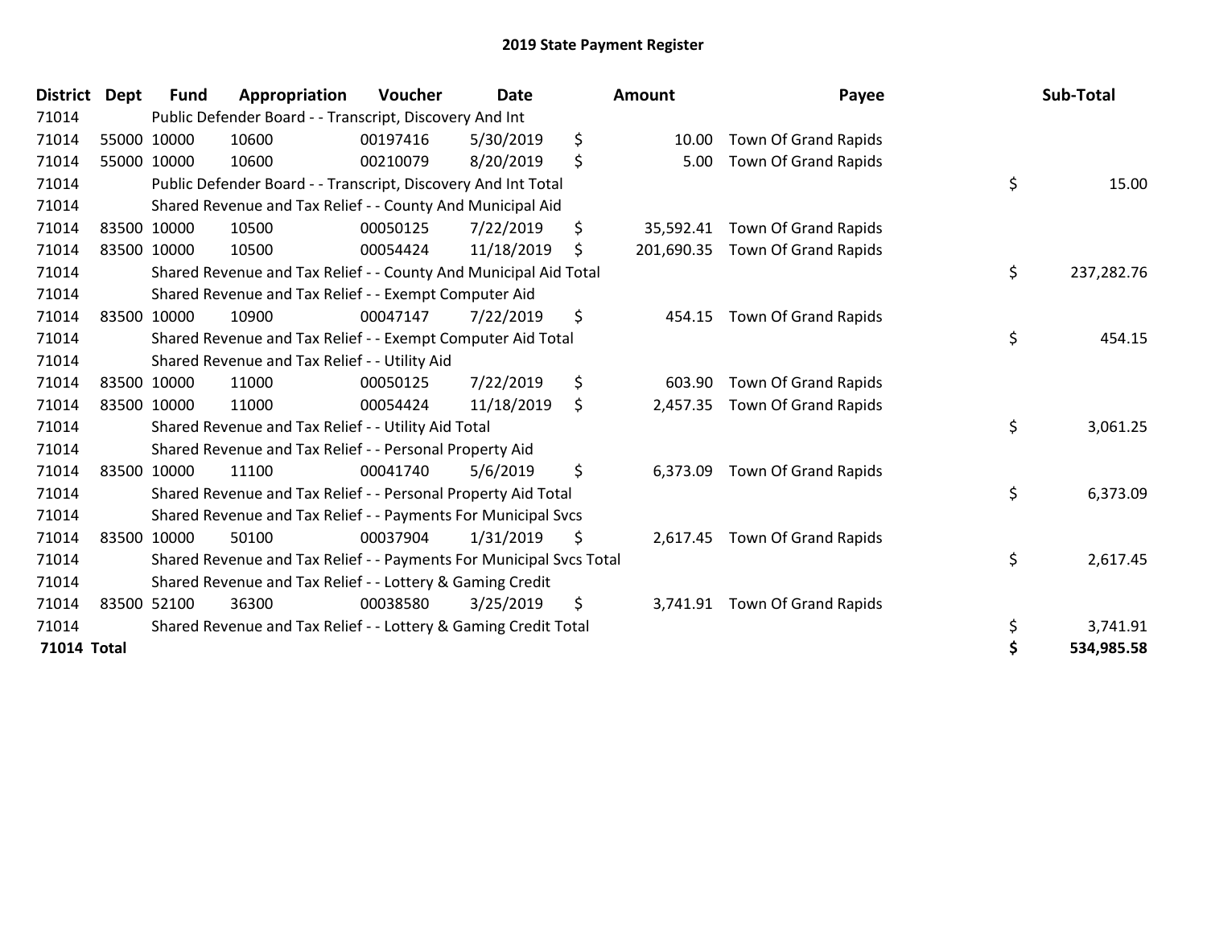## 2019 State Payment Register

| District | Dept | Fund | Appropriation | Voucher | Date | Amount | Payee | Sub-Total |
|---|---|---|---|---|---|---|---|---|
| 71014 | | Public Defender Board - - Transcript, Discovery And Int | | | | | | |
| 71014 | 55000 | 10000 | 10600 | 00197416 | 5/30/2019 | $ 10.00 | Town Of Grand Rapids | |
| 71014 | 55000 | 10000 | 10600 | 00210079 | 8/20/2019 | $ 5.00 | Town Of Grand Rapids | |
| 71014 | | Public Defender Board - - Transcript, Discovery And Int Total | | | | | | $ 15.00 |
| 71014 | | Shared Revenue and Tax Relief - - County And Municipal Aid | | | | | | |
| 71014 | 83500 | 10000 | 10500 | 00050125 | 7/22/2019 | $ 35,592.41 | Town Of Grand Rapids | |
| 71014 | 83500 | 10000 | 10500 | 00054424 | 11/18/2019 | $ 201,690.35 | Town Of Grand Rapids | |
| 71014 | | Shared Revenue and Tax Relief - - County And Municipal Aid Total | | | | | | $ 237,282.76 |
| 71014 | | Shared Revenue and Tax Relief - - Exempt Computer Aid | | | | | | |
| 71014 | 83500 | 10000 | 10900 | 00047147 | 7/22/2019 | $ 454.15 | Town Of Grand Rapids | |
| 71014 | | Shared Revenue and Tax Relief - - Exempt Computer Aid Total | | | | | | $ 454.15 |
| 71014 | | Shared Revenue and Tax Relief - - Utility Aid | | | | | | |
| 71014 | 83500 | 10000 | 11000 | 00050125 | 7/22/2019 | $ 603.90 | Town Of Grand Rapids | |
| 71014 | 83500 | 10000 | 11000 | 00054424 | 11/18/2019 | $ 2,457.35 | Town Of Grand Rapids | |
| 71014 | | Shared Revenue and Tax Relief - - Utility Aid Total | | | | | | $ 3,061.25 |
| 71014 | | Shared Revenue and Tax Relief - - Personal Property Aid | | | | | | |
| 71014 | 83500 | 10000 | 11100 | 00041740 | 5/6/2019 | $ 6,373.09 | Town Of Grand Rapids | |
| 71014 | | Shared Revenue and Tax Relief - - Personal Property Aid Total | | | | | | $ 6,373.09 |
| 71014 | | Shared Revenue and Tax Relief - - Payments For Municipal Svcs | | | | | | |
| 71014 | 83500 | 10000 | 50100 | 00037904 | 1/31/2019 | $ 2,617.45 | Town Of Grand Rapids | |
| 71014 | | Shared Revenue and Tax Relief - - Payments For Municipal Svcs Total | | | | | | $ 2,617.45 |
| 71014 | | Shared Revenue and Tax Relief - - Lottery & Gaming Credit | | | | | | |
| 71014 | 83500 | 52100 | 36300 | 00038580 | 3/25/2019 | $ 3,741.91 | Town Of Grand Rapids | |
| 71014 | | Shared Revenue and Tax Relief - - Lottery & Gaming Credit Total | | | | | | $ 3,741.91 |
| **71014 Total** | | | | | | | | **$ 534,985.58** |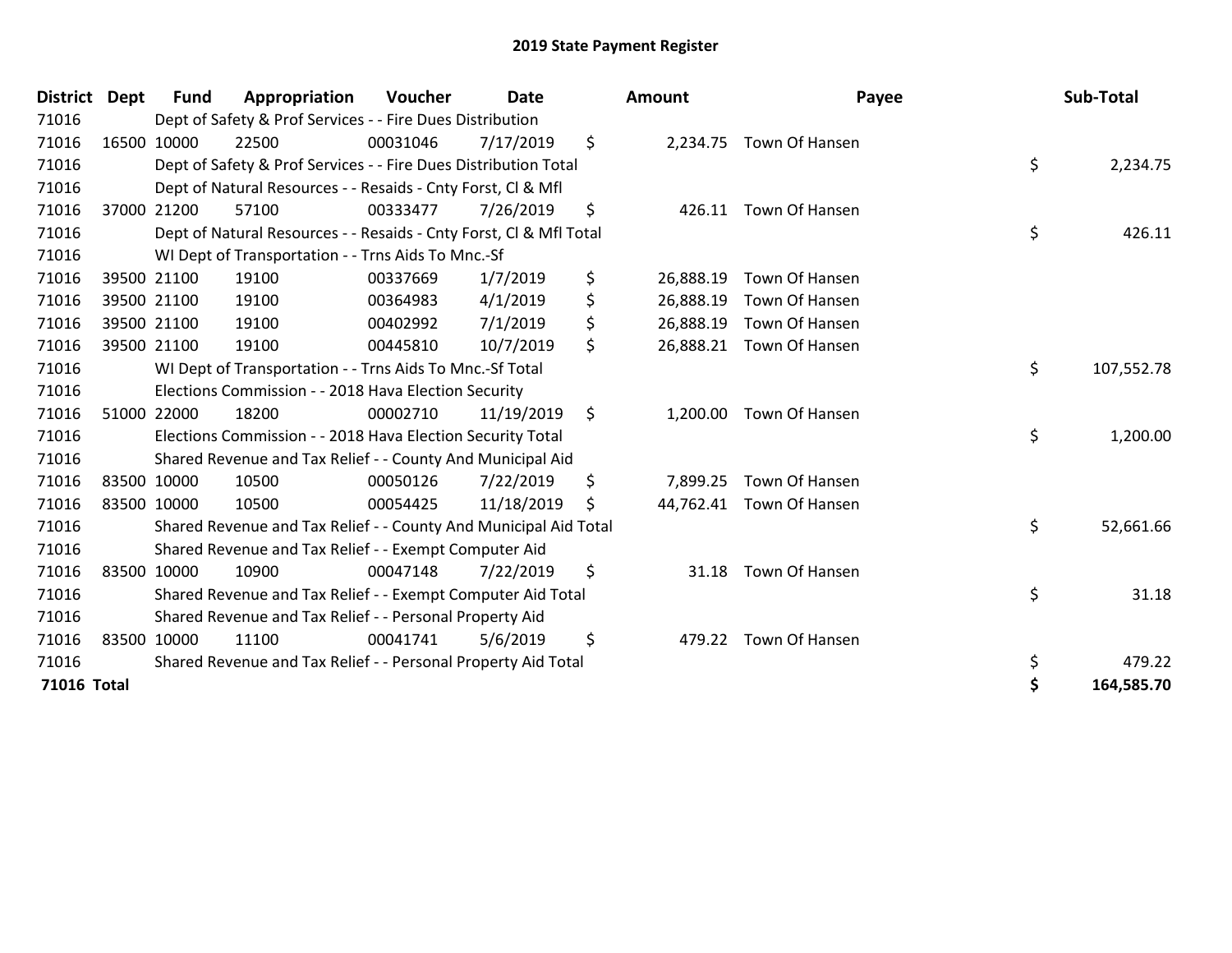# 2019 State Payment Register

| District | Dept | Fund | Appropriation | Voucher | Date | Amount | Payee | Sub-Total |
|---|---|---|---|---|---|---|---|---|
| 71016 | | Dept of Safety & Prof Services - - Fire Dues Distribution | | | | | | |
| 71016 | 16500 | 10000 | 22500 | 00031046 | 7/17/2019 | $ 2,234.75 | Town Of Hansen | |
| 71016 | | Dept of Safety & Prof Services - - Fire Dues Distribution Total | | | | | | $ 2,234.75 |
| 71016 | | Dept of Natural Resources - - Resaids - Cnty Forst, Cl & Mfl | | | | | | |
| 71016 | 37000 | 21200 | 57100 | 00333477 | 7/26/2019 | $ 426.11 | Town Of Hansen | |
| 71016 | | Dept of Natural Resources - - Resaids - Cnty Forst, Cl & Mfl Total | | | | | | $ 426.11 |
| 71016 | | WI Dept of Transportation - - Trns Aids To Mnc.-Sf | | | | | | |
| 71016 | 39500 | 21100 | 19100 | 00337669 | 1/7/2019 | $ 26,888.19 | Town Of Hansen | |
| 71016 | 39500 | 21100 | 19100 | 00364983 | 4/1/2019 | $ 26,888.19 | Town Of Hansen | |
| 71016 | 39500 | 21100 | 19100 | 00402992 | 7/1/2019 | $ 26,888.19 | Town Of Hansen | |
| 71016 | 39500 | 21100 | 19100 | 00445810 | 10/7/2019 | $ 26,888.21 | Town Of Hansen | |
| 71016 | | WI Dept of Transportation - - Trns Aids To Mnc.-Sf Total | | | | | | $ 107,552.78 |
| 71016 | | Elections Commission - - 2018 Hava Election Security | | | | | | |
| 71016 | 51000 | 22000 | 18200 | 00002710 | 11/19/2019 | $ 1,200.00 | Town Of Hansen | |
| 71016 | | Elections Commission - - 2018 Hava Election Security Total | | | | | | $ 1,200.00 |
| 71016 | | Shared Revenue and Tax Relief - - County And Municipal Aid | | | | | | |
| 71016 | 83500 | 10000 | 10500 | 00050126 | 7/22/2019 | $ 7,899.25 | Town Of Hansen | |
| 71016 | 83500 | 10000 | 10500 | 00054425 | 11/18/2019 | $ 44,762.41 | Town Of Hansen | |
| 71016 | | Shared Revenue and Tax Relief - - County And Municipal Aid Total | | | | | | $ 52,661.66 |
| 71016 | | Shared Revenue and Tax Relief - - Exempt Computer Aid | | | | | | |
| 71016 | 83500 | 10000 | 10900 | 00047148 | 7/22/2019 | $ 31.18 | Town Of Hansen | |
| 71016 | | Shared Revenue and Tax Relief - - Exempt Computer Aid Total | | | | | | $ 31.18 |
| 71016 | | Shared Revenue and Tax Relief - - Personal Property Aid | | | | | | |
| 71016 | 83500 | 10000 | 11100 | 00041741 | 5/6/2019 | $ 479.22 | Town Of Hansen | |
| 71016 | | Shared Revenue and Tax Relief - - Personal Property Aid Total | | | | | | $ 479.22 |
| **71016 Total** | | | | | | | | **$ 164,585.70** |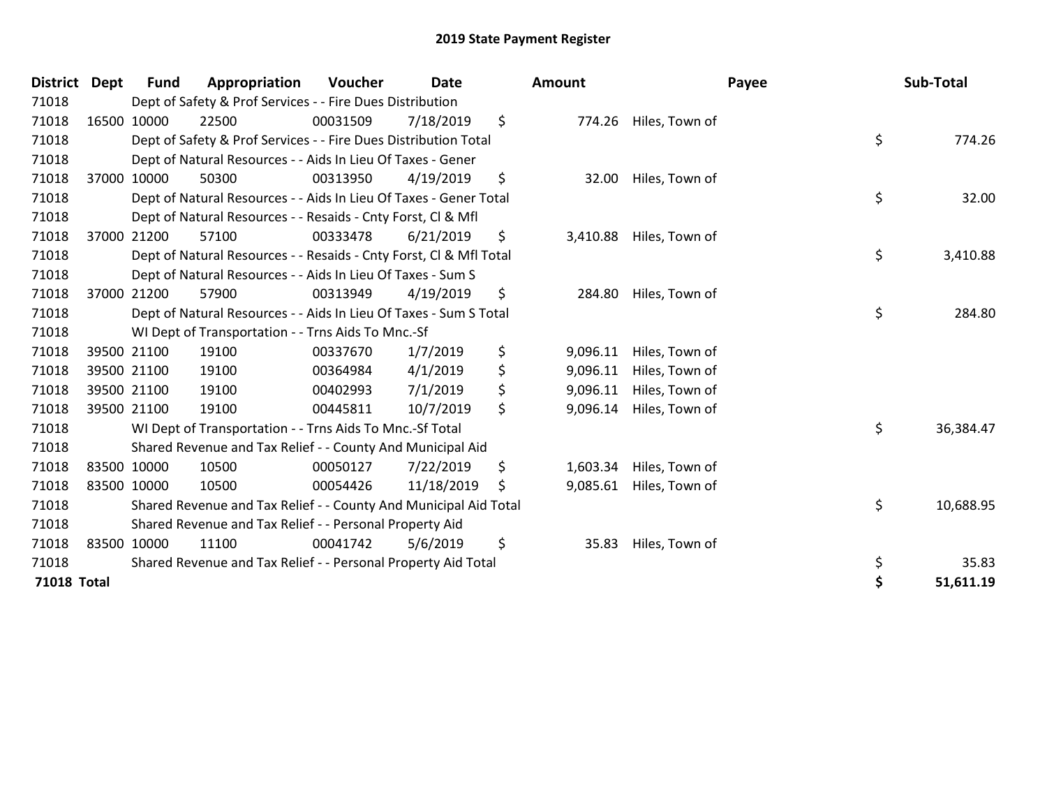## 2019 State Payment Register

| District | Dept | Fund | Appropriation | Voucher | Date | Amount | Payee | Sub-Total |
|---|---|---|---|---|---|---|---|---|
| 71018 | | Dept of Safety & Prof Services - - Fire Dues Distribution | | | | | | |
| 71018 | 16500 | 10000 | 22500 | 00031509 | 7/18/2019 | $ 774.26 | Hiles, Town of | |
| 71018 | | Dept of Safety & Prof Services - - Fire Dues Distribution Total | | | | | | $ 774.26 |
| 71018 | | Dept of Natural Resources - - Aids In Lieu Of Taxes - Gener | | | | | | |
| 71018 | 37000 | 10000 | 50300 | 00313950 | 4/19/2019 | $ 32.00 | Hiles, Town of | |
| 71018 | | Dept of Natural Resources - - Aids In Lieu Of Taxes - Gener Total | | | | | | $ 32.00 |
| 71018 | | Dept of Natural Resources - - Resaids - Cnty Forst, Cl & Mfl | | | | | | |
| 71018 | 37000 | 21200 | 57100 | 00333478 | 6/21/2019 | $ 3,410.88 | Hiles, Town of | |
| 71018 | | Dept of Natural Resources - - Resaids - Cnty Forst, Cl & Mfl Total | | | | | | $ 3,410.88 |
| 71018 | | Dept of Natural Resources - - Aids In Lieu Of Taxes - Sum S | | | | | | |
| 71018 | 37000 | 21200 | 57900 | 00313949 | 4/19/2019 | $ 284.80 | Hiles, Town of | |
| 71018 | | Dept of Natural Resources - - Aids In Lieu Of Taxes - Sum S Total | | | | | | $ 284.80 |
| 71018 | | WI Dept of Transportation - - Trns Aids To Mnc.-Sf | | | | | | |
| 71018 | 39500 | 21100 | 19100 | 00337670 | 1/7/2019 | $ 9,096.11 | Hiles, Town of | |
| 71018 | 39500 | 21100 | 19100 | 00364984 | 4/1/2019 | $ 9,096.11 | Hiles, Town of | |
| 71018 | 39500 | 21100 | 19100 | 00402993 | 7/1/2019 | $ 9,096.11 | Hiles, Town of | |
| 71018 | 39500 | 21100 | 19100 | 00445811 | 10/7/2019 | $ 9,096.14 | Hiles, Town of | |
| 71018 | | WI Dept of Transportation - - Trns Aids To Mnc.-Sf Total | | | | | | $ 36,384.47 |
| 71018 | | Shared Revenue and Tax Relief - - County And Municipal Aid | | | | | | |
| 71018 | 83500 | 10000 | 10500 | 00050127 | 7/22/2019 | $ 1,603.34 | Hiles, Town of | |
| 71018 | 83500 | 10000 | 10500 | 00054426 | 11/18/2019 | $ 9,085.61 | Hiles, Town of | |
| 71018 | | Shared Revenue and Tax Relief - - County And Municipal Aid Total | | | | | | $ 10,688.95 |
| 71018 | | Shared Revenue and Tax Relief - - Personal Property Aid | | | | | | |
| 71018 | 83500 | 10000 | 11100 | 00041742 | 5/6/2019 | $ 35.83 | Hiles, Town of | |
| 71018 | | Shared Revenue and Tax Relief - - Personal Property Aid Total | | | | | | $ 35.83 |
| **71018 Total** | | | | | | | | **$ 51,611.19** |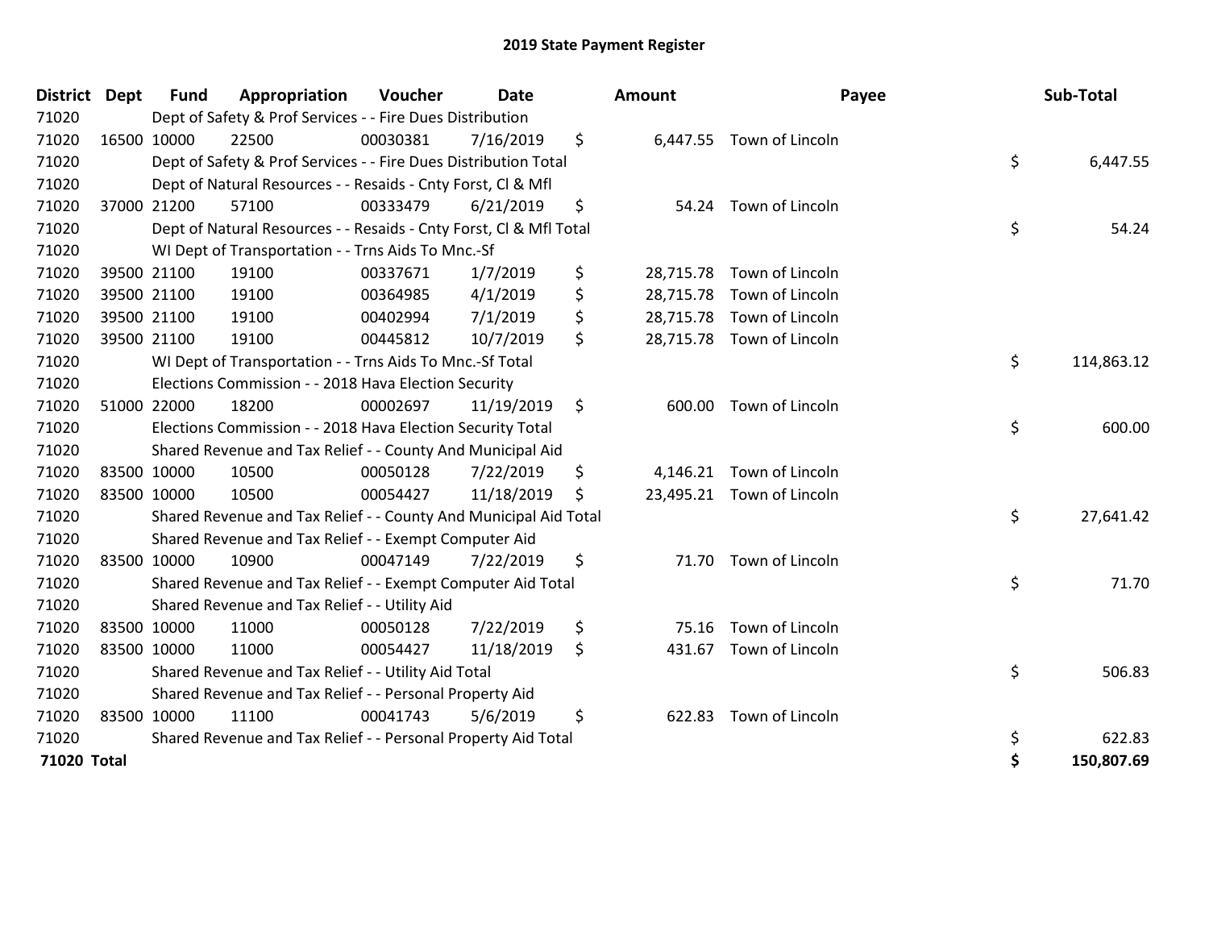# 2019 State Payment Register

| District | Dept | Fund | Appropriation | Voucher | Date | Amount | Payee | Sub-Total |
|---|---|---|---|---|---|---|---|---|
| 71020 | | Dept of Safety & Prof Services - - Fire Dues Distribution | | | | | | |
| 71020 | 16500 | 10000 | 22500 | 00030381 | 7/16/2019 | $ 6,447.55 | Town of Lincoln | |
| 71020 | | Dept of Safety & Prof Services - - Fire Dues Distribution Total | | | | | | $ 6,447.55 |
| 71020 | | Dept of Natural Resources - - Resaids - Cnty Forst, Cl & Mfl | | | | | | |
| 71020 | 37000 | 21200 | 57100 | 00333479 | 6/21/2019 | $ 54.24 | Town of Lincoln | |
| 71020 | | Dept of Natural Resources - - Resaids - Cnty Forst, Cl & Mfl Total | | | | | | $ 54.24 |
| 71020 | | WI Dept of Transportation - - Trns Aids To Mnc.-Sf | | | | | | |
| 71020 | 39500 | 21100 | 19100 | 00337671 | 1/7/2019 | $ 28,715.78 | Town of Lincoln | |
| 71020 | 39500 | 21100 | 19100 | 00364985 | 4/1/2019 | $ 28,715.78 | Town of Lincoln | |
| 71020 | 39500 | 21100 | 19100 | 00402994 | 7/1/2019 | $ 28,715.78 | Town of Lincoln | |
| 71020 | 39500 | 21100 | 19100 | 00445812 | 10/7/2019 | $ 28,715.78 | Town of Lincoln | |
| 71020 | | WI Dept of Transportation - - Trns Aids To Mnc.-Sf Total | | | | | | $ 114,863.12 |
| 71020 | | Elections Commission - - 2018 Hava Election Security | | | | | | |
| 71020 | 51000 | 22000 | 18200 | 00002697 | 11/19/2019 | $ 600.00 | Town of Lincoln | |
| 71020 | | Elections Commission - - 2018 Hava Election Security Total | | | | | | $ 600.00 |
| 71020 | | Shared Revenue and Tax Relief - - County And Municipal Aid | | | | | | |
| 71020 | 83500 | 10000 | 10500 | 00050128 | 7/22/2019 | $ 4,146.21 | Town of Lincoln | |
| 71020 | 83500 | 10000 | 10500 | 00054427 | 11/18/2019 | $ 23,495.21 | Town of Lincoln | |
| 71020 | | Shared Revenue and Tax Relief - - County And Municipal Aid Total | | | | | | $ 27,641.42 |
| 71020 | | Shared Revenue and Tax Relief - - Exempt Computer Aid | | | | | | |
| 71020 | 83500 | 10000 | 10900 | 00047149 | 7/22/2019 | $ 71.70 | Town of Lincoln | |
| 71020 | | Shared Revenue and Tax Relief - - Exempt Computer Aid Total | | | | | | $ 71.70 |
| 71020 | | Shared Revenue and Tax Relief - - Utility Aid | | | | | | |
| 71020 | 83500 | 10000 | 11000 | 00050128 | 7/22/2019 | $ 75.16 | Town of Lincoln | |
| 71020 | 83500 | 10000 | 11000 | 00054427 | 11/18/2019 | $ 431.67 | Town of Lincoln | |
| 71020 | | Shared Revenue and Tax Relief - - Utility Aid Total | | | | | | $ 506.83 |
| 71020 | | Shared Revenue and Tax Relief - - Personal Property Aid | | | | | | |
| 71020 | 83500 | 10000 | 11100 | 00041743 | 5/6/2019 | $ 622.83 | Town of Lincoln | |
| 71020 | | Shared Revenue and Tax Relief - - Personal Property Aid Total | | | | | | $ 622.83 |
| **71020 Total** | | | | | | | | **$ 150,807.69** |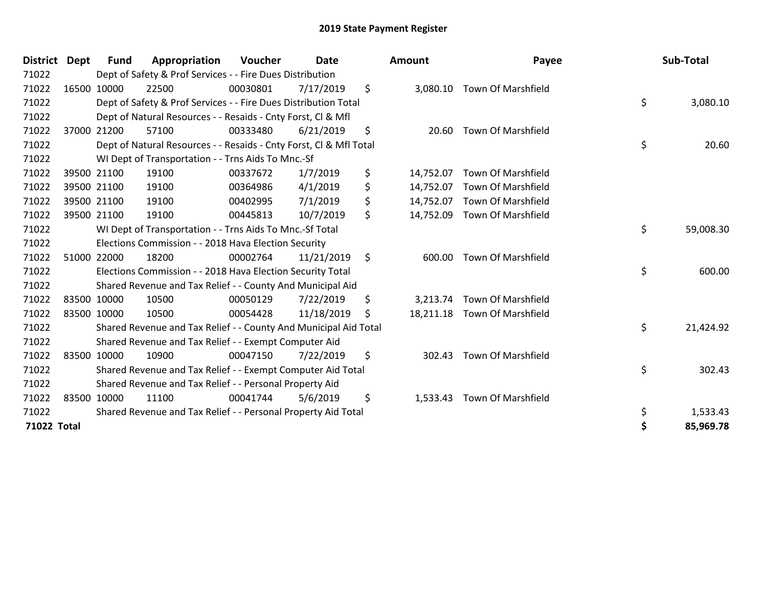# 2019 State Payment Register

| District | Dept | Fund | Appropriation | Voucher | Date | Amount | Payee | Sub-Total |
|---|---|---|---|---|---|---|---|---|
| 71022 | | Dept of Safety & Prof Services - - Fire Dues Distribution | | | | | | |
| 71022 | 16500 | 10000 | 22500 | 00030801 | 7/17/2019 | $ 3,080.10 | Town Of Marshfield | |
| 71022 | | Dept of Safety & Prof Services - - Fire Dues Distribution Total | | | | | | $ 3,080.10 |
| 71022 | | Dept of Natural Resources - - Resaids - Cnty Forst, Cl & Mfl | | | | | | |
| 71022 | 37000 | 21200 | 57100 | 00333480 | 6/21/2019 | $ 20.60 | Town Of Marshfield | |
| 71022 | | Dept of Natural Resources - - Resaids - Cnty Forst, Cl & Mfl Total | | | | | | $ 20.60 |
| 71022 | | WI Dept of Transportation - - Trns Aids To Mnc.-Sf | | | | | | |
| 71022 | 39500 | 21100 | 19100 | 00337672 | 1/7/2019 | $ 14,752.07 | Town Of Marshfield | |
| 71022 | 39500 | 21100 | 19100 | 00364986 | 4/1/2019 | $ 14,752.07 | Town Of Marshfield | |
| 71022 | 39500 | 21100 | 19100 | 00402995 | 7/1/2019 | $ 14,752.07 | Town Of Marshfield | |
| 71022 | 39500 | 21100 | 19100 | 00445813 | 10/7/2019 | $ 14,752.09 | Town Of Marshfield | |
| 71022 | | WI Dept of Transportation - - Trns Aids To Mnc.-Sf Total | | | | | | $ 59,008.30 |
| 71022 | | Elections Commission - - 2018 Hava Election Security | | | | | | |
| 71022 | 51000 | 22000 | 18200 | 00002764 | 11/21/2019 | $ 600.00 | Town Of Marshfield | |
| 71022 | | Elections Commission - - 2018 Hava Election Security Total | | | | | | $ 600.00 |
| 71022 | | Shared Revenue and Tax Relief - - County And Municipal Aid | | | | | | |
| 71022 | 83500 | 10000 | 10500 | 00050129 | 7/22/2019 | $ 3,213.74 | Town Of Marshfield | |
| 71022 | 83500 | 10000 | 10500 | 00054428 | 11/18/2019 | $ 18,211.18 | Town Of Marshfield | |
| 71022 | | Shared Revenue and Tax Relief - - County And Municipal Aid Total | | | | | | $ 21,424.92 |
| 71022 | | Shared Revenue and Tax Relief - - Exempt Computer Aid | | | | | | |
| 71022 | 83500 | 10000 | 10900 | 00047150 | 7/22/2019 | $ 302.43 | Town Of Marshfield | |
| 71022 | | Shared Revenue and Tax Relief - - Exempt Computer Aid Total | | | | | | $ 302.43 |
| 71022 | | Shared Revenue and Tax Relief - - Personal Property Aid | | | | | | |
| 71022 | 83500 | 10000 | 11100 | 00041744 | 5/6/2019 | $ 1,533.43 | Town Of Marshfield | |
| 71022 | | Shared Revenue and Tax Relief - - Personal Property Aid Total | | | | | | $ 1,533.43 |
| **71022 Total** | | | | | | | | **$ 85,969.78** |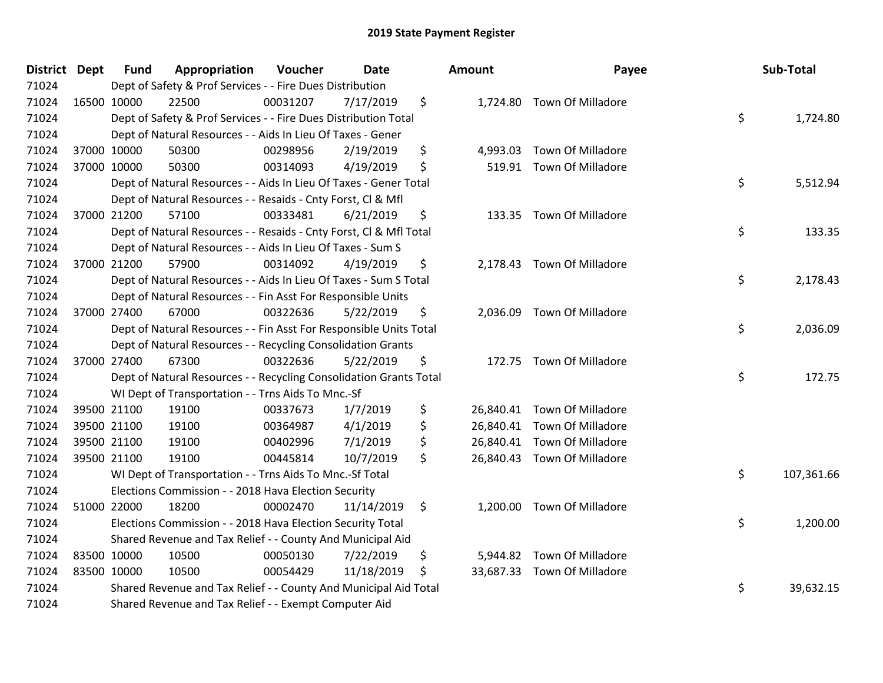# 2019 State Payment Register

| District | Dept | Fund | Appropriation | Voucher | Date | Amount | Payee | Sub-Total |
|---|---|---|---|---|---|---|---|---|
| 71024 | | Dept of Safety & Prof Services - - Fire Dues Distribution | | | | | | |
| 71024 | 16500 | 10000 | 22500 | 00031207 | 7/17/2019 | $ 1,724.80 | Town Of Milladore | |
| 71024 | | Dept of Safety & Prof Services - - Fire Dues Distribution Total | | | | | | $ 1,724.80 |
| 71024 | | Dept of Natural Resources - - Aids In Lieu Of Taxes - Gener | | | | | | |
| 71024 | 37000 | 10000 | 50300 | 00298956 | 2/19/2019 | $ 4,993.03 | Town Of Milladore | |
| 71024 | 37000 | 10000 | 50300 | 00314093 | 4/19/2019 | $ 519.91 | Town Of Milladore | |
| 71024 | | Dept of Natural Resources - - Aids In Lieu Of Taxes - Gener Total | | | | | | $ 5,512.94 |
| 71024 | | Dept of Natural Resources - - Resaids - Cnty Forst, Cl & Mfl | | | | | | |
| 71024 | 37000 | 21200 | 57100 | 00333481 | 6/21/2019 | $ 133.35 | Town Of Milladore | |
| 71024 | | Dept of Natural Resources - - Resaids - Cnty Forst, Cl & Mfl Total | | | | | | $ 133.35 |
| 71024 | | Dept of Natural Resources - - Aids In Lieu Of Taxes - Sum S | | | | | | |
| 71024 | 37000 | 21200 | 57900 | 00314092 | 4/19/2019 | $ 2,178.43 | Town Of Milladore | |
| 71024 | | Dept of Natural Resources - - Aids In Lieu Of Taxes - Sum S Total | | | | | | $ 2,178.43 |
| 71024 | | Dept of Natural Resources - - Fin Asst For Responsible Units | | | | | | |
| 71024 | 37000 | 27400 | 67000 | 00322636 | 5/22/2019 | $ 2,036.09 | Town Of Milladore | |
| 71024 | | Dept of Natural Resources - - Fin Asst For Responsible Units Total | | | | | | $ 2,036.09 |
| 71024 | | Dept of Natural Resources - - Recycling Consolidation Grants | | | | | | |
| 71024 | 37000 | 27400 | 67300 | 00322636 | 5/22/2019 | $ 172.75 | Town Of Milladore | |
| 71024 | | Dept of Natural Resources - - Recycling Consolidation Grants Total | | | | | | $ 172.75 |
| 71024 | | WI Dept of Transportation - - Trns Aids To Mnc.-Sf | | | | | | |
| 71024 | 39500 | 21100 | 19100 | 00337673 | 1/7/2019 | $ 26,840.41 | Town Of Milladore | |
| 71024 | 39500 | 21100 | 19100 | 00364987 | 4/1/2019 | $ 26,840.41 | Town Of Milladore | |
| 71024 | 39500 | 21100 | 19100 | 00402996 | 7/1/2019 | $ 26,840.41 | Town Of Milladore | |
| 71024 | 39500 | 21100 | 19100 | 00445814 | 10/7/2019 | $ 26,840.43 | Town Of Milladore | |
| 71024 | | WI Dept of Transportation - - Trns Aids To Mnc.-Sf Total | | | | | | $ 107,361.66 |
| 71024 | | Elections Commission - - 2018 Hava Election Security | | | | | | |
| 71024 | 51000 | 22000 | 18200 | 00002470 | 11/14/2019 | $ 1,200.00 | Town Of Milladore | |
| 71024 | | Elections Commission - - 2018 Hava Election Security Total | | | | | | $ 1,200.00 |
| 71024 | | Shared Revenue and Tax Relief - - County And Municipal Aid | | | | | | |
| 71024 | 83500 | 10000 | 10500 | 00050130 | 7/22/2019 | $ 5,944.82 | Town Of Milladore | |
| 71024 | 83500 | 10000 | 10500 | 00054429 | 11/18/2019 | $ 33,687.33 | Town Of Milladore | |
| 71024 | | Shared Revenue and Tax Relief - - County And Municipal Aid Total | | | | | | $ 39,632.15 |
| 71024 | | Shared Revenue and Tax Relief - - Exempt Computer Aid | | | | | | |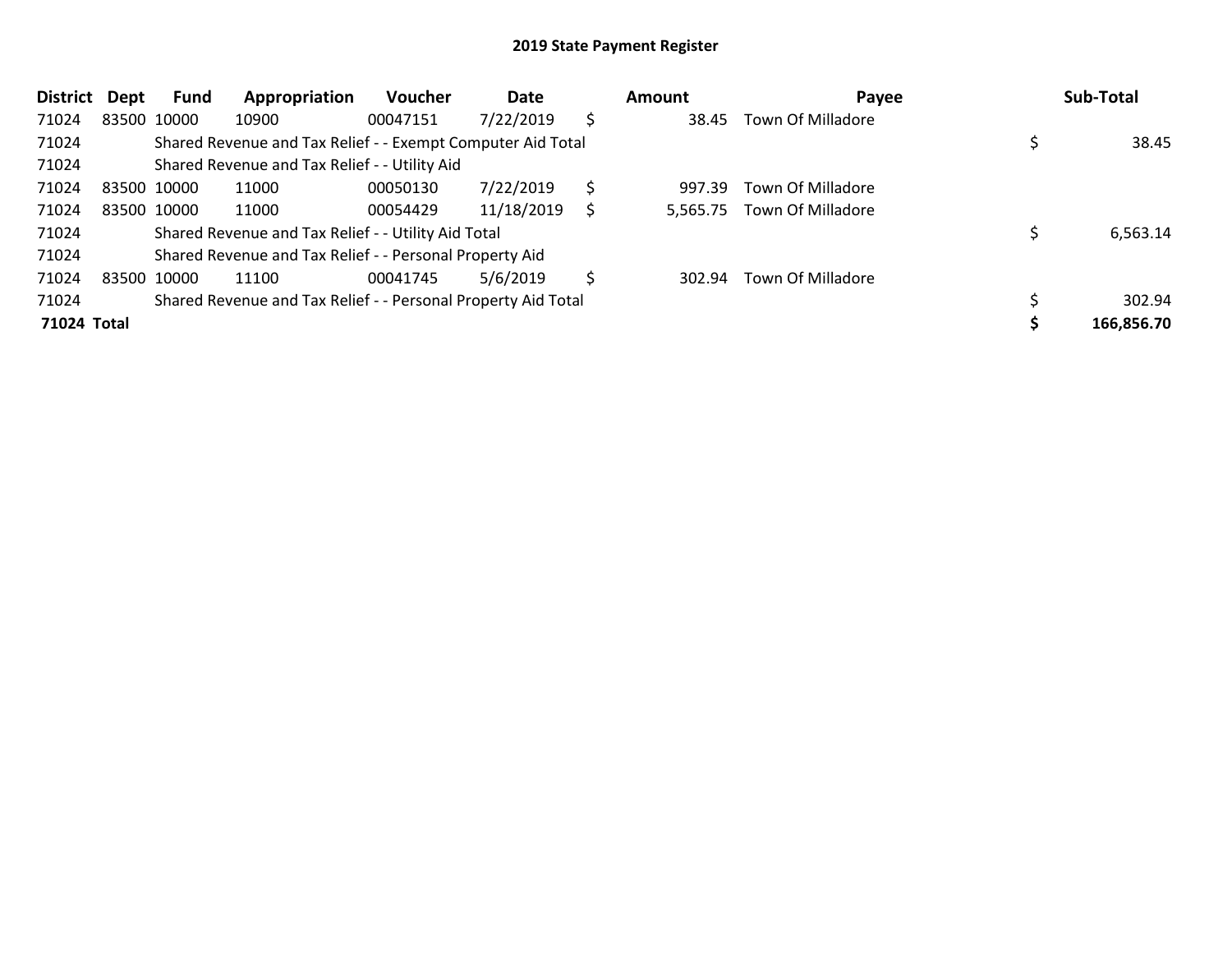## 2019 State Payment Register

| District | Dept | Fund | Appropriation | Voucher | Date | Amount | Payee | Sub-Total |
|---|---|---|---|---|---|---|---|---|
| 71024 | 83500 | 10000 | 10900 | 00047151 | 7/22/2019 | $ 38.45 | Town Of Milladore | |
| 71024 | | Shared Revenue and Tax Relief - - Exempt Computer Aid Total | | | | | | $ 38.45 |
| 71024 | | Shared Revenue and Tax Relief - - Utility Aid | | | | | | |
| 71024 | 83500 | 10000 | 11000 | 00050130 | 7/22/2019 | $ 997.39 | Town Of Milladore | |
| 71024 | 83500 | 10000 | 11000 | 00054429 | 11/18/2019 | $ 5,565.75 | Town Of Milladore | |
| 71024 | | Shared Revenue and Tax Relief - - Utility Aid Total | | | | | | $ 6,563.14 |
| 71024 | | Shared Revenue and Tax Relief - - Personal Property Aid | | | | | | |
| 71024 | 83500 | 10000 | 11100 | 00041745 | 5/6/2019 | $ 302.94 | Town Of Milladore | |
| 71024 | | Shared Revenue and Tax Relief - - Personal Property Aid Total | | | | | | $ 302.94 |
| **71024 Total** | | | | | | | | **$ 166,856.70** |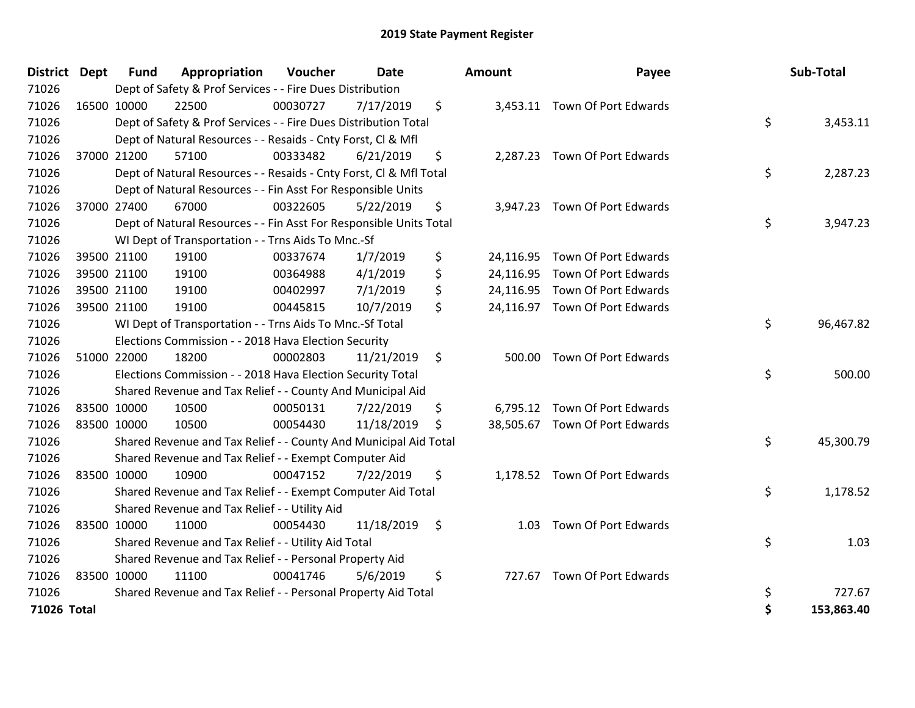# 2019 State Payment Register

| District | Dept | Fund | Appropriation | Voucher | Date | Amount | Payee | Sub-Total |
|---|---|---|---|---|---|---|---|---|
| 71026 | | Dept of Safety & Prof Services - - Fire Dues Distribution | | | | | | |
| 71026 | 16500 | 10000 | 22500 | 00030727 | 7/17/2019 | $ 3,453.11 | Town Of Port Edwards | |
| 71026 | | Dept of Safety & Prof Services - - Fire Dues Distribution Total | | | | | | $ 3,453.11 |
| 71026 | | Dept of Natural Resources - - Resaids - Cnty Forst, Cl & Mfl | | | | | | |
| 71026 | 37000 | 21200 | 57100 | 00333482 | 6/21/2019 | $ 2,287.23 | Town Of Port Edwards | |
| 71026 | | Dept of Natural Resources - - Resaids - Cnty Forst, Cl & Mfl Total | | | | | | $ 2,287.23 |
| 71026 | | Dept of Natural Resources - - Fin Asst For Responsible Units | | | | | | |
| 71026 | 37000 | 27400 | 67000 | 00322605 | 5/22/2019 | $ 3,947.23 | Town Of Port Edwards | |
| 71026 | | Dept of Natural Resources - - Fin Asst For Responsible Units Total | | | | | | $ 3,947.23 |
| 71026 | | WI Dept of Transportation - - Trns Aids To Mnc.-Sf | | | | | | |
| 71026 | 39500 | 21100 | 19100 | 00337674 | 1/7/2019 | $ 24,116.95 | Town Of Port Edwards | |
| 71026 | 39500 | 21100 | 19100 | 00364988 | 4/1/2019 | $ 24,116.95 | Town Of Port Edwards | |
| 71026 | 39500 | 21100 | 19100 | 00402997 | 7/1/2019 | $ 24,116.95 | Town Of Port Edwards | |
| 71026 | 39500 | 21100 | 19100 | 00445815 | 10/7/2019 | $ 24,116.97 | Town Of Port Edwards | |
| 71026 | | WI Dept of Transportation - - Trns Aids To Mnc.-Sf Total | | | | | | $ 96,467.82 |
| 71026 | | Elections Commission - - 2018 Hava Election Security | | | | | | |
| 71026 | 51000 | 22000 | 18200 | 00002803 | 11/21/2019 | $ 500.00 | Town Of Port Edwards | |
| 71026 | | Elections Commission - - 2018 Hava Election Security Total | | | | | | $ 500.00 |
| 71026 | | Shared Revenue and Tax Relief - - County And Municipal Aid | | | | | | |
| 71026 | 83500 | 10000 | 10500 | 00050131 | 7/22/2019 | $ 6,795.12 | Town Of Port Edwards | |
| 71026 | 83500 | 10000 | 10500 | 00054430 | 11/18/2019 | $ 38,505.67 | Town Of Port Edwards | |
| 71026 | | Shared Revenue and Tax Relief - - County And Municipal Aid Total | | | | | | $ 45,300.79 |
| 71026 | | Shared Revenue and Tax Relief - - Exempt Computer Aid | | | | | | |
| 71026 | 83500 | 10000 | 10900 | 00047152 | 7/22/2019 | $ 1,178.52 | Town Of Port Edwards | |
| 71026 | | Shared Revenue and Tax Relief - - Exempt Computer Aid Total | | | | | | $ 1,178.52 |
| 71026 | | Shared Revenue and Tax Relief - - Utility Aid | | | | | | |
| 71026 | 83500 | 10000 | 11000 | 00054430 | 11/18/2019 | $ 1.03 | Town Of Port Edwards | |
| 71026 | | Shared Revenue and Tax Relief - - Utility Aid Total | | | | | | $ 1.03 |
| 71026 | | Shared Revenue and Tax Relief - - Personal Property Aid | | | | | | |
| 71026 | 83500 | 10000 | 11100 | 00041746 | 5/6/2019 | $ 727.67 | Town Of Port Edwards | |
| 71026 | | Shared Revenue and Tax Relief - - Personal Property Aid Total | | | | | | $ 727.67 |
| **71026 Total** | | | | | | | | **$ 153,863.40** |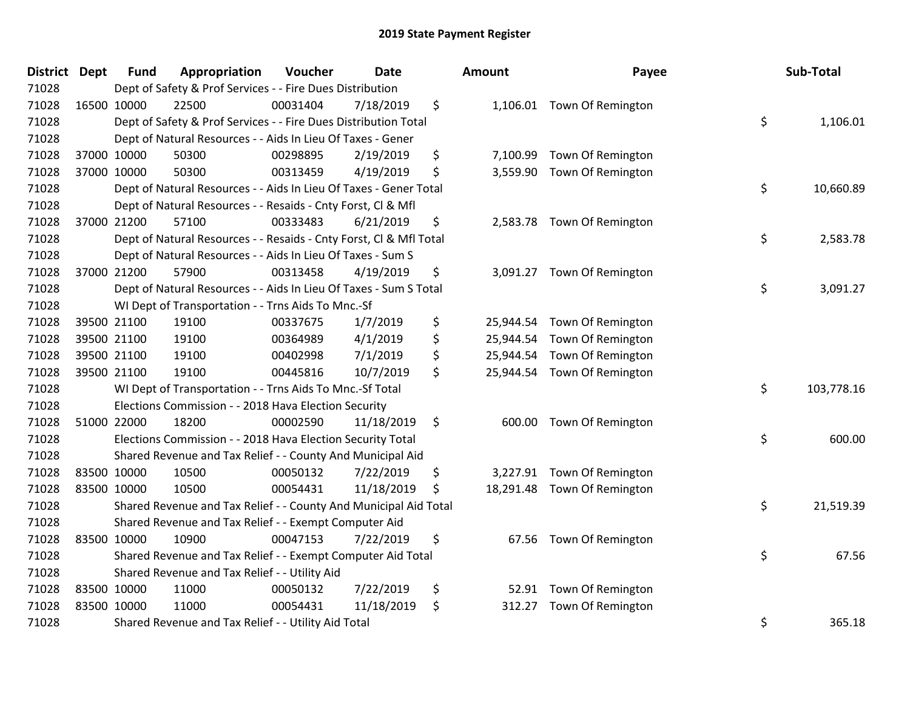# 2019 State Payment Register

| District | Dept | Fund | Appropriation | Voucher | Date | Amount | Payee | Sub-Total |
|---|---|---|---|---|---|---|---|---|
| 71028 | | Dept of Safety & Prof Services - - Fire Dues Distribution | | | | | | |
| 71028 | 16500 | 10000 | 22500 | 00031404 | 7/18/2019 | $ 1,106.01 | Town Of Remington | |
| 71028 | | Dept of Safety & Prof Services - - Fire Dues Distribution Total | | | | | | $ 1,106.01 |
| 71028 | | Dept of Natural Resources - - Aids In Lieu Of Taxes - Gener | | | | | | |
| 71028 | 37000 | 10000 | 50300 | 00298895 | 2/19/2019 | $ 7,100.99 | Town Of Remington | |
| 71028 | 37000 | 10000 | 50300 | 00313459 | 4/19/2019 | $ 3,559.90 | Town Of Remington | |
| 71028 | | Dept of Natural Resources - - Aids In Lieu Of Taxes - Gener Total | | | | | | $ 10,660.89 |
| 71028 | | Dept of Natural Resources - - Resaids - Cnty Forst, Cl & Mfl | | | | | | |
| 71028 | 37000 | 21200 | 57100 | 00333483 | 6/21/2019 | $ 2,583.78 | Town Of Remington | |
| 71028 | | Dept of Natural Resources - - Resaids - Cnty Forst, Cl & Mfl Total | | | | | | $ 2,583.78 |
| 71028 | | Dept of Natural Resources - - Aids In Lieu Of Taxes - Sum S | | | | | | |
| 71028 | 37000 | 21200 | 57900 | 00313458 | 4/19/2019 | $ 3,091.27 | Town Of Remington | |
| 71028 | | Dept of Natural Resources - - Aids In Lieu Of Taxes - Sum S Total | | | | | | $ 3,091.27 |
| 71028 | | WI Dept of Transportation - - Trns Aids To Mnc.-Sf | | | | | | |
| 71028 | 39500 | 21100 | 19100 | 00337675 | 1/7/2019 | $ 25,944.54 | Town Of Remington | |
| 71028 | 39500 | 21100 | 19100 | 00364989 | 4/1/2019 | $ 25,944.54 | Town Of Remington | |
| 71028 | 39500 | 21100 | 19100 | 00402998 | 7/1/2019 | $ 25,944.54 | Town Of Remington | |
| 71028 | 39500 | 21100 | 19100 | 00445816 | 10/7/2019 | $ 25,944.54 | Town Of Remington | |
| 71028 | | WI Dept of Transportation - - Trns Aids To Mnc.-Sf Total | | | | | | $ 103,778.16 |
| 71028 | | Elections Commission - - 2018 Hava Election Security | | | | | | |
| 71028 | 51000 | 22000 | 18200 | 00002590 | 11/18/2019 | $ 600.00 | Town Of Remington | |
| 71028 | | Elections Commission - - 2018 Hava Election Security Total | | | | | | $ 600.00 |
| 71028 | | Shared Revenue and Tax Relief - - County And Municipal Aid | | | | | | |
| 71028 | 83500 | 10000 | 10500 | 00050132 | 7/22/2019 | $ 3,227.91 | Town Of Remington | |
| 71028 | 83500 | 10000 | 10500 | 00054431 | 11/18/2019 | $ 18,291.48 | Town Of Remington | |
| 71028 | | Shared Revenue and Tax Relief - - County And Municipal Aid Total | | | | | | $ 21,519.39 |
| 71028 | | Shared Revenue and Tax Relief - - Exempt Computer Aid | | | | | | |
| 71028 | 83500 | 10000 | 10900 | 00047153 | 7/22/2019 | $ 67.56 | Town Of Remington | |
| 71028 | | Shared Revenue and Tax Relief - - Exempt Computer Aid Total | | | | | | $ 67.56 |
| 71028 | | Shared Revenue and Tax Relief - - Utility Aid | | | | | | |
| 71028 | 83500 | 10000 | 11000 | 00050132 | 7/22/2019 | $ 52.91 | Town Of Remington | |
| 71028 | 83500 | 10000 | 11000 | 00054431 | 11/18/2019 | $ 312.27 | Town Of Remington | |
| 71028 | | Shared Revenue and Tax Relief - - Utility Aid Total | | | | | | $ 365.18 |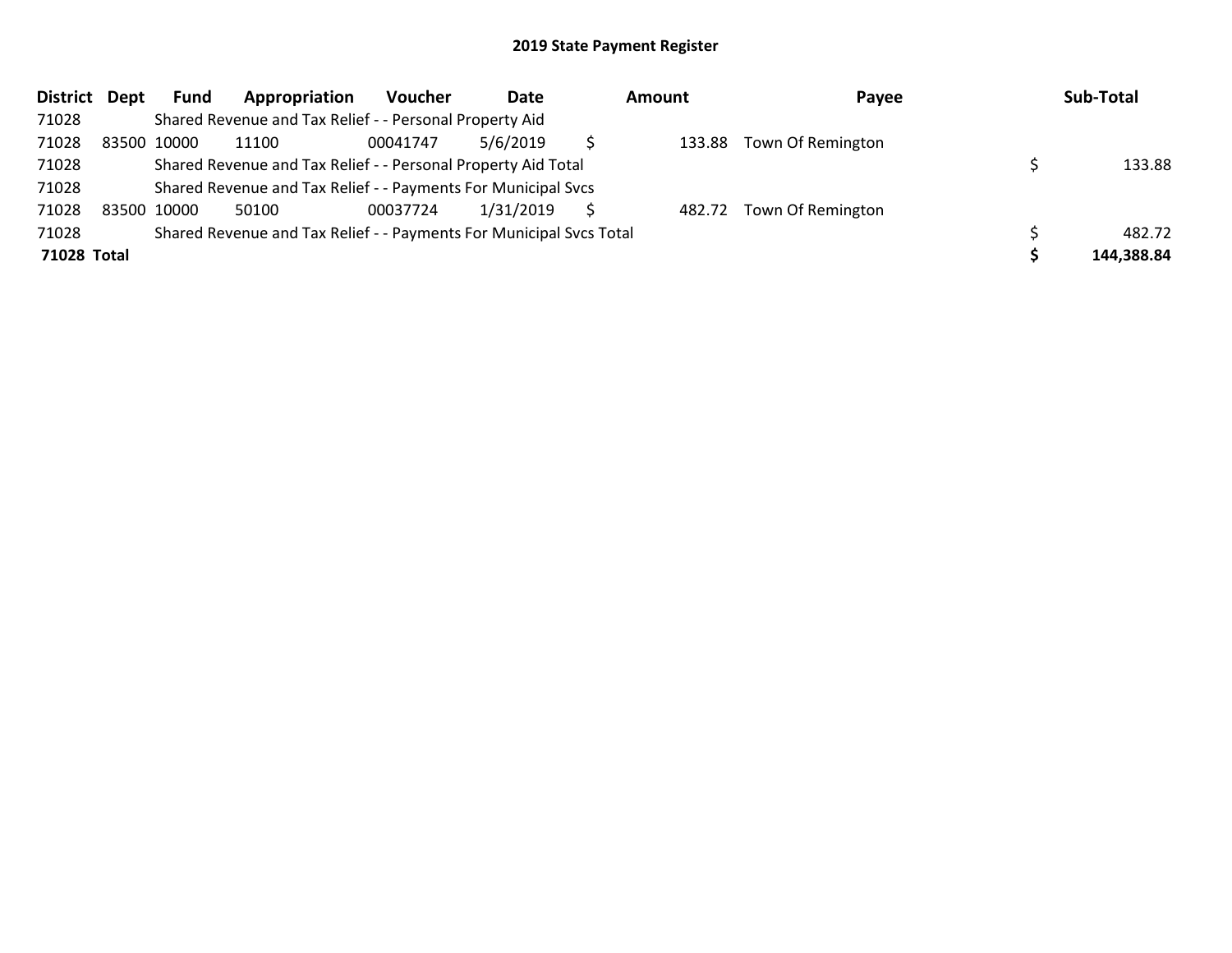# 2019 State Payment Register

| District | Dept | Fund | Appropriation | Voucher | Date | Amount | Payee | Sub-Total |
|---|---|---|---|---|---|---|---|---|
| 71028 | | Shared Revenue and Tax Relief - - Personal Property Aid | | | | | | |
| 71028 | 83500 | 10000 | 11100 | 00041747 | 5/6/2019 | $ 133.88 | Town Of Remington | |
| 71028 | | Shared Revenue and Tax Relief - - Personal Property Aid Total | | | | | | $ 133.88 |
| 71028 | | Shared Revenue and Tax Relief - - Payments For Municipal Svcs | | | | | | |
| 71028 | 83500 | 10000 | 50100 | 00037724 | 1/31/2019 | $ 482.72 | Town Of Remington | |
| 71028 | | Shared Revenue and Tax Relief - - Payments For Municipal Svcs Total | | | | | | $ 482.72 |
| **71028** | **Total** | | | | | | | **$ 144,388.84** |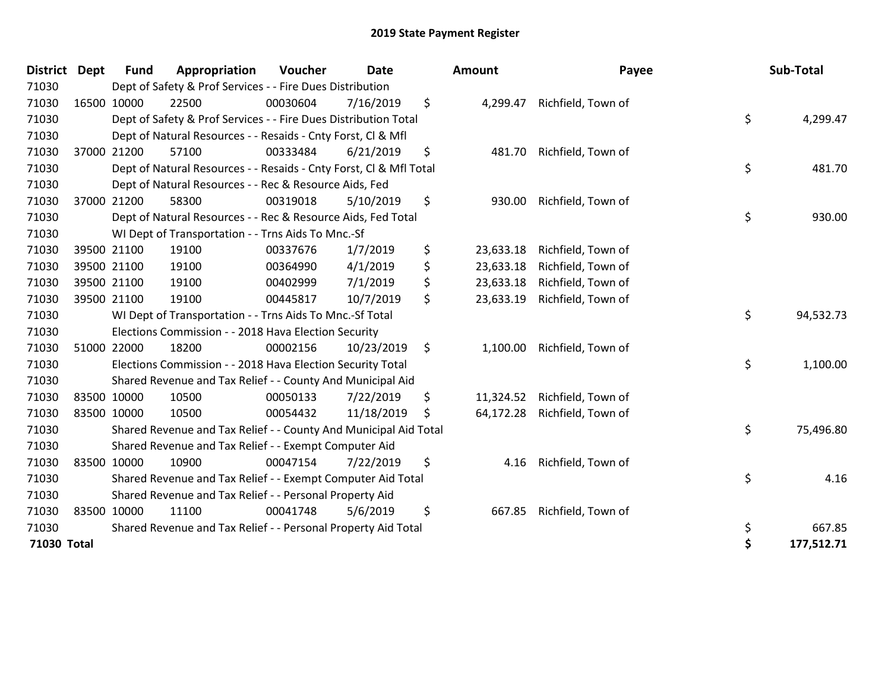# 2019 State Payment Register

| District | Dept | Fund | Appropriation | Voucher | Date | Amount | Payee | Sub-Total |
|---|---|---|---|---|---|---|---|---|
| 71030 | | Dept of Safety & Prof Services - - Fire Dues Distribution | | | | | | |
| 71030 | 16500 | 10000 | 22500 | 00030604 | 7/16/2019 | $ 4,299.47 | Richfield, Town of | |
| 71030 | | Dept of Safety & Prof Services - - Fire Dues Distribution Total | | | | | | $ 4,299.47 |
| 71030 | | Dept of Natural Resources - - Resaids - Cnty Forst, Cl & Mfl | | | | | | |
| 71030 | 37000 | 21200 | 57100 | 00333484 | 6/21/2019 | $ 481.70 | Richfield, Town of | |
| 71030 | | Dept of Natural Resources - - Resaids - Cnty Forst, Cl & Mfl Total | | | | | | $ 481.70 |
| 71030 | | Dept of Natural Resources - - Rec & Resource Aids, Fed | | | | | | |
| 71030 | 37000 | 21200 | 58300 | 00319018 | 5/10/2019 | $ 930.00 | Richfield, Town of | |
| 71030 | | Dept of Natural Resources - - Rec & Resource Aids, Fed Total | | | | | | $ 930.00 |
| 71030 | | WI Dept of Transportation - - Trns Aids To Mnc.-Sf | | | | | | |
| 71030 | 39500 | 21100 | 19100 | 00337676 | 1/7/2019 | $ 23,633.18 | Richfield, Town of | |
| 71030 | 39500 | 21100 | 19100 | 00364990 | 4/1/2019 | $ 23,633.18 | Richfield, Town of | |
| 71030 | 39500 | 21100 | 19100 | 00402999 | 7/1/2019 | $ 23,633.18 | Richfield, Town of | |
| 71030 | 39500 | 21100 | 19100 | 00445817 | 10/7/2019 | $ 23,633.19 | Richfield, Town of | |
| 71030 | | WI Dept of Transportation - - Trns Aids To Mnc.-Sf Total | | | | | | $ 94,532.73 |
| 71030 | | Elections Commission - - 2018 Hava Election Security | | | | | | |
| 71030 | 51000 | 22000 | 18200 | 00002156 | 10/23/2019 | $ 1,100.00 | Richfield, Town of | |
| 71030 | | Elections Commission - - 2018 Hava Election Security Total | | | | | | $ 1,100.00 |
| 71030 | | Shared Revenue and Tax Relief - - County And Municipal Aid | | | | | | |
| 71030 | 83500 | 10000 | 10500 | 00050133 | 7/22/2019 | $ 11,324.52 | Richfield, Town of | |
| 71030 | 83500 | 10000 | 10500 | 00054432 | 11/18/2019 | $ 64,172.28 | Richfield, Town of | |
| 71030 | | Shared Revenue and Tax Relief - - County And Municipal Aid Total | | | | | | $ 75,496.80 |
| 71030 | | Shared Revenue and Tax Relief - - Exempt Computer Aid | | | | | | |
| 71030 | 83500 | 10000 | 10900 | 00047154 | 7/22/2019 | $ 4.16 | Richfield, Town of | |
| 71030 | | Shared Revenue and Tax Relief - - Exempt Computer Aid Total | | | | | | $ 4.16 |
| 71030 | | Shared Revenue and Tax Relief - - Personal Property Aid | | | | | | |
| 71030 | 83500 | 10000 | 11100 | 00041748 | 5/6/2019 | $ 667.85 | Richfield, Town of | |
| 71030 | | Shared Revenue and Tax Relief - - Personal Property Aid Total | | | | | | $ 667.85 |
| **71030 Total** | | | | | | | | **$ 177,512.71** |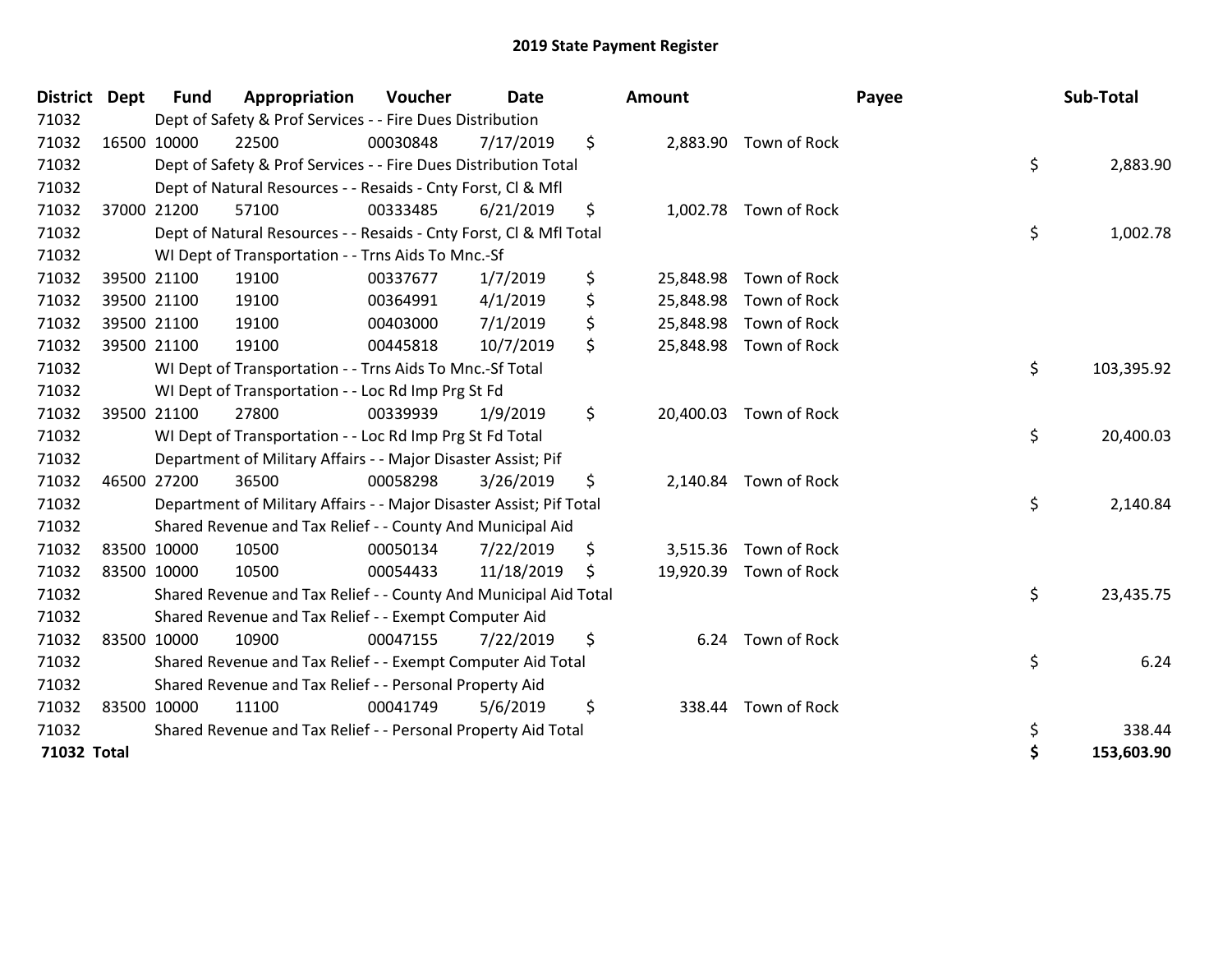# 2019 State Payment Register

| District | Dept | Fund | Appropriation | Voucher | Date | Amount | Payee | Sub-Total |
|---|---|---|---|---|---|---|---|---|
| 71032 | | Dept of Safety & Prof Services - - Fire Dues Distribution | | | | | | |
| 71032 | 16500 | 10000 | 22500 | 00030848 | 7/17/2019 | $ 2,883.90 | Town of Rock | |
| 71032 | | Dept of Safety & Prof Services - - Fire Dues Distribution Total | | | | | | $ 2,883.90 |
| 71032 | | Dept of Natural Resources - - Resaids - Cnty Forst, Cl & Mfl | | | | | | |
| 71032 | 37000 | 21200 | 57100 | 00333485 | 6/21/2019 | $ 1,002.78 | Town of Rock | |
| 71032 | | Dept of Natural Resources - - Resaids - Cnty Forst, Cl & Mfl Total | | | | | | $ 1,002.78 |
| 71032 | | WI Dept of Transportation - - Trns Aids To Mnc.-Sf | | | | | | |
| 71032 | 39500 | 21100 | 19100 | 00337677 | 1/7/2019 | $ 25,848.98 | Town of Rock | |
| 71032 | 39500 | 21100 | 19100 | 00364991 | 4/1/2019 | $ 25,848.98 | Town of Rock | |
| 71032 | 39500 | 21100 | 19100 | 00403000 | 7/1/2019 | $ 25,848.98 | Town of Rock | |
| 71032 | 39500 | 21100 | 19100 | 00445818 | 10/7/2019 | $ 25,848.98 | Town of Rock | |
| 71032 | | WI Dept of Transportation - - Trns Aids To Mnc.-Sf Total | | | | | | $ 103,395.92 |
| 71032 | | WI Dept of Transportation - - Loc Rd Imp Prg St Fd | | | | | | |
| 71032 | 39500 | 21100 | 27800 | 00339939 | 1/9/2019 | $ 20,400.03 | Town of Rock | |
| 71032 | | WI Dept of Transportation - - Loc Rd Imp Prg St Fd Total | | | | | | $ 20,400.03 |
| 71032 | | Department of Military Affairs - - Major Disaster Assist; Pif | | | | | | |
| 71032 | 46500 | 27200 | 36500 | 00058298 | 3/26/2019 | $ 2,140.84 | Town of Rock | |
| 71032 | | Department of Military Affairs - - Major Disaster Assist; Pif Total | | | | | | $ 2,140.84 |
| 71032 | | Shared Revenue and Tax Relief - - County And Municipal Aid | | | | | | |
| 71032 | 83500 | 10000 | 10500 | 00050134 | 7/22/2019 | $ 3,515.36 | Town of Rock | |
| 71032 | 83500 | 10000 | 10500 | 00054433 | 11/18/2019 | $ 19,920.39 | Town of Rock | |
| 71032 | | Shared Revenue and Tax Relief - - County And Municipal Aid Total | | | | | | $ 23,435.75 |
| 71032 | | Shared Revenue and Tax Relief - - Exempt Computer Aid | | | | | | |
| 71032 | 83500 | 10000 | 10900 | 00047155 | 7/22/2019 | $ 6.24 | Town of Rock | |
| 71032 | | Shared Revenue and Tax Relief - - Exempt Computer Aid Total | | | | | | $ 6.24 |
| 71032 | | Shared Revenue and Tax Relief - - Personal Property Aid | | | | | | |
| 71032 | 83500 | 10000 | 11100 | 00041749 | 5/6/2019 | $ 338.44 | Town of Rock | |
| 71032 | | Shared Revenue and Tax Relief - - Personal Property Aid Total | | | | | | $ 338.44 |
| **71032 Total** | | | | | | | | **$ 153,603.90** |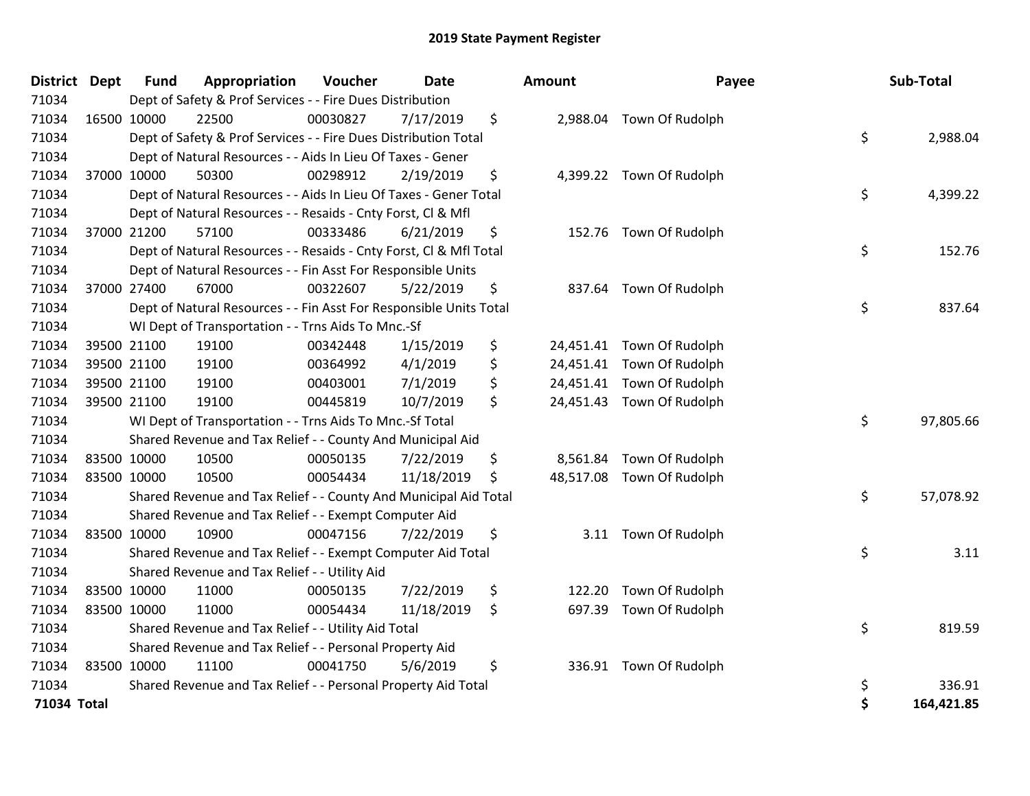# 2019 State Payment Register

| District | Dept | Fund | Appropriation | Voucher | Date | Amount | Payee | Sub-Total |
|---|---|---|---|---|---|---|---|---|
| 71034 | | Dept of Safety & Prof Services - - Fire Dues Distribution | | | | | | |
| 71034 | 16500 | 10000 | 22500 | 00030827 | 7/17/2019 | $ 2,988.04 | Town Of Rudolph | |
| 71034 | | Dept of Safety & Prof Services - - Fire Dues Distribution Total | | | | | | $ 2,988.04 |
| 71034 | | Dept of Natural Resources - - Aids In Lieu Of Taxes - Gener | | | | | | |
| 71034 | 37000 | 10000 | 50300 | 00298912 | 2/19/2019 | $ 4,399.22 | Town Of Rudolph | |
| 71034 | | Dept of Natural Resources - - Aids In Lieu Of Taxes - Gener Total | | | | | | $ 4,399.22 |
| 71034 | | Dept of Natural Resources - - Resaids - Cnty Forst, Cl & Mfl | | | | | | |
| 71034 | 37000 | 21200 | 57100 | 00333486 | 6/21/2019 | $ 152.76 | Town Of Rudolph | |
| 71034 | | Dept of Natural Resources - - Resaids - Cnty Forst, Cl & Mfl Total | | | | | | $ 152.76 |
| 71034 | | Dept of Natural Resources - - Fin Asst For Responsible Units | | | | | | |
| 71034 | 37000 | 27400 | 67000 | 00322607 | 5/22/2019 | $ 837.64 | Town Of Rudolph | |
| 71034 | | Dept of Natural Resources - - Fin Asst For Responsible Units Total | | | | | | $ 837.64 |
| 71034 | | WI Dept of Transportation - - Trns Aids To Mnc.-Sf | | | | | | |
| 71034 | 39500 | 21100 | 19100 | 00342448 | 1/15/2019 | $ 24,451.41 | Town Of Rudolph | |
| 71034 | 39500 | 21100 | 19100 | 00364992 | 4/1/2019 | $ 24,451.41 | Town Of Rudolph | |
| 71034 | 39500 | 21100 | 19100 | 00403001 | 7/1/2019 | $ 24,451.41 | Town Of Rudolph | |
| 71034 | 39500 | 21100 | 19100 | 00445819 | 10/7/2019 | $ 24,451.43 | Town Of Rudolph | |
| 71034 | | WI Dept of Transportation - - Trns Aids To Mnc.-Sf Total | | | | | | $ 97,805.66 |
| 71034 | | Shared Revenue and Tax Relief - - County And Municipal Aid | | | | | | |
| 71034 | 83500 | 10000 | 10500 | 00050135 | 7/22/2019 | $ 8,561.84 | Town Of Rudolph | |
| 71034 | 83500 | 10000 | 10500 | 00054434 | 11/18/2019 | $ 48,517.08 | Town Of Rudolph | |
| 71034 | | Shared Revenue and Tax Relief - - County And Municipal Aid Total | | | | | | $ 57,078.92 |
| 71034 | | Shared Revenue and Tax Relief - - Exempt Computer Aid | | | | | | |
| 71034 | 83500 | 10000 | 10900 | 00047156 | 7/22/2019 | $ 3.11 | Town Of Rudolph | |
| 71034 | | Shared Revenue and Tax Relief - - Exempt Computer Aid Total | | | | | | $ 3.11 |
| 71034 | | Shared Revenue and Tax Relief - - Utility Aid | | | | | | |
| 71034 | 83500 | 10000 | 11000 | 00050135 | 7/22/2019 | $ 122.20 | Town Of Rudolph | |
| 71034 | 83500 | 10000 | 11000 | 00054434 | 11/18/2019 | $ 697.39 | Town Of Rudolph | |
| 71034 | | Shared Revenue and Tax Relief - - Utility Aid Total | | | | | | $ 819.59 |
| 71034 | | Shared Revenue and Tax Relief - - Personal Property Aid | | | | | | |
| 71034 | 83500 | 10000 | 11100 | 00041750 | 5/6/2019 | $ 336.91 | Town Of Rudolph | |
| 71034 | | Shared Revenue and Tax Relief - - Personal Property Aid Total | | | | | | $ 336.91 |
| **71034 Total** | | | | | | | | **$ 164,421.85** |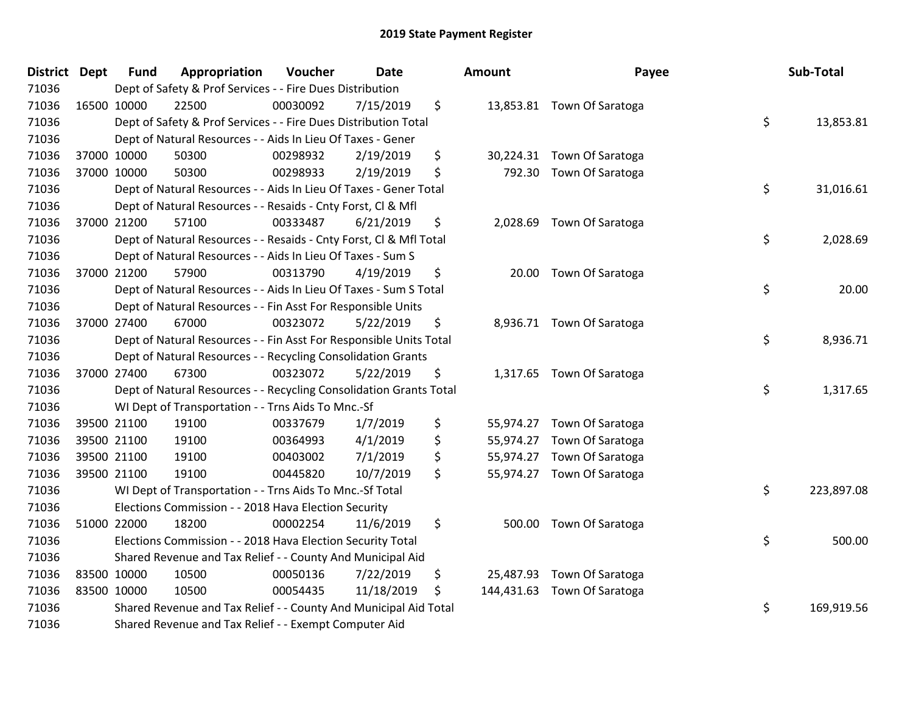# 2019 State Payment Register

| District | Dept | Fund | Appropriation | Voucher | Date | Amount | Payee | Sub-Total |
|---|---|---|---|---|---|---|---|---|
| 71036 | | Dept of Safety & Prof Services - - Fire Dues Distribution | | | | | | |
| 71036 | 16500 | 10000 | 22500 | 00030092 | 7/15/2019 | $ 13,853.81 | Town Of Saratoga | |
| 71036 | | Dept of Safety & Prof Services - - Fire Dues Distribution Total | | | | | | $ 13,853.81 |
| 71036 | | Dept of Natural Resources - - Aids In Lieu Of Taxes - Gener | | | | | | |
| 71036 | 37000 | 10000 | 50300 | 00298932 | 2/19/2019 | $ 30,224.31 | Town Of Saratoga | |
| 71036 | 37000 | 10000 | 50300 | 00298933 | 2/19/2019 | $ 792.30 | Town Of Saratoga | |
| 71036 | | Dept of Natural Resources - - Aids In Lieu Of Taxes - Gener Total | | | | | | $ 31,016.61 |
| 71036 | | Dept of Natural Resources - - Resaids - Cnty Forst, Cl & Mfl | | | | | | |
| 71036 | 37000 | 21200 | 57100 | 00333487 | 6/21/2019 | $ 2,028.69 | Town Of Saratoga | |
| 71036 | | Dept of Natural Resources - - Resaids - Cnty Forst, Cl & Mfl Total | | | | | | $ 2,028.69 |
| 71036 | | Dept of Natural Resources - - Aids In Lieu Of Taxes - Sum S | | | | | | |
| 71036 | 37000 | 21200 | 57900 | 00313790 | 4/19/2019 | $ 20.00 | Town Of Saratoga | |
| 71036 | | Dept of Natural Resources - - Aids In Lieu Of Taxes - Sum S Total | | | | | | $ 20.00 |
| 71036 | | Dept of Natural Resources - - Fin Asst For Responsible Units | | | | | | |
| 71036 | 37000 | 27400 | 67000 | 00323072 | 5/22/2019 | $ 8,936.71 | Town Of Saratoga | |
| 71036 | | Dept of Natural Resources - - Fin Asst For Responsible Units Total | | | | | | $ 8,936.71 |
| 71036 | | Dept of Natural Resources - - Recycling Consolidation Grants | | | | | | |
| 71036 | 37000 | 27400 | 67300 | 00323072 | 5/22/2019 | $ 1,317.65 | Town Of Saratoga | |
| 71036 | | Dept of Natural Resources - - Recycling Consolidation Grants Total | | | | | | $ 1,317.65 |
| 71036 | | WI Dept of Transportation - - Trns Aids To Mnc.-Sf | | | | | | |
| 71036 | 39500 | 21100 | 19100 | 00337679 | 1/7/2019 | $ 55,974.27 | Town Of Saratoga | |
| 71036 | 39500 | 21100 | 19100 | 00364993 | 4/1/2019 | $ 55,974.27 | Town Of Saratoga | |
| 71036 | 39500 | 21100 | 19100 | 00403002 | 7/1/2019 | $ 55,974.27 | Town Of Saratoga | |
| 71036 | 39500 | 21100 | 19100 | 00445820 | 10/7/2019 | $ 55,974.27 | Town Of Saratoga | |
| 71036 | | WI Dept of Transportation - - Trns Aids To Mnc.-Sf Total | | | | | | $ 223,897.08 |
| 71036 | | Elections Commission - - 2018 Hava Election Security | | | | | | |
| 71036 | 51000 | 22000 | 18200 | 00002254 | 11/6/2019 | $ 500.00 | Town Of Saratoga | |
| 71036 | | Elections Commission - - 2018 Hava Election Security Total | | | | | | $ 500.00 |
| 71036 | | Shared Revenue and Tax Relief - - County And Municipal Aid | | | | | | |
| 71036 | 83500 | 10000 | 10500 | 00050136 | 7/22/2019 | $ 25,487.93 | Town Of Saratoga | |
| 71036 | 83500 | 10000 | 10500 | 00054435 | 11/18/2019 | $ 144,431.63 | Town Of Saratoga | |
| 71036 | | Shared Revenue and Tax Relief - - County And Municipal Aid Total | | | | | | $ 169,919.56 |
| 71036 | | Shared Revenue and Tax Relief - - Exempt Computer Aid | | | | | | |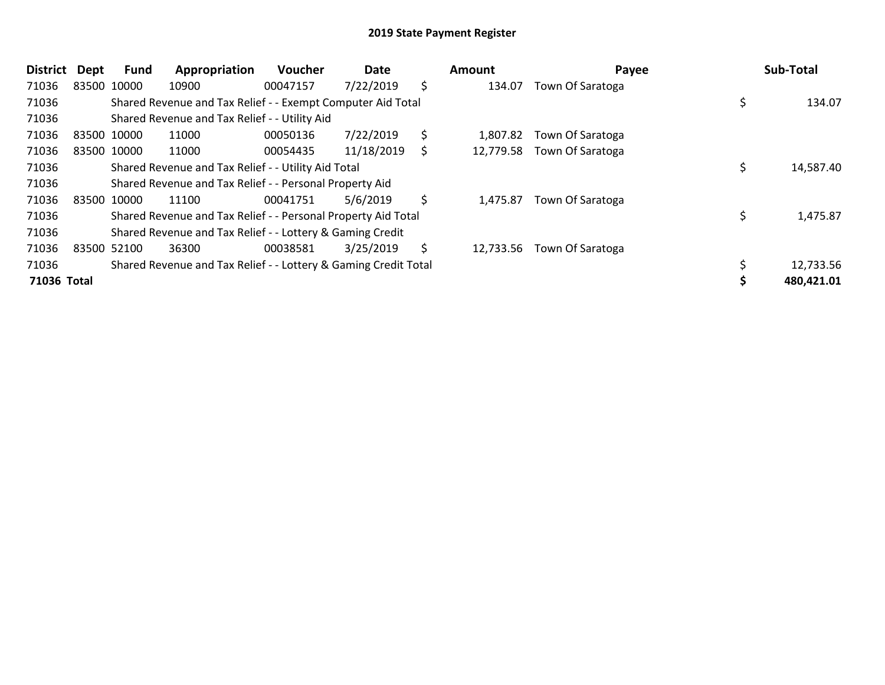# 2019 State Payment Register

| District | Dept | Fund | Appropriation | Voucher | Date | Amount | Payee | Sub-Total |
|---|---|---|---|---|---|---|---|---|
| 71036 | 83500 | 10000 | 10900 | 00047157 | 7/22/2019 | $ 134.07 | Town Of Saratoga | |
| 71036 | | Shared Revenue and Tax Relief - - Exempt Computer Aid Total | | | | | | $ 134.07 |
| 71036 | | Shared Revenue and Tax Relief - - Utility Aid | | | | | | |
| 71036 | 83500 | 10000 | 11000 | 00050136 | 7/22/2019 | $ 1,807.82 | Town Of Saratoga | |
| 71036 | 83500 | 10000 | 11000 | 00054435 | 11/18/2019 | $ 12,779.58 | Town Of Saratoga | |
| 71036 | | Shared Revenue and Tax Relief - - Utility Aid Total | | | | | | $ 14,587.40 |
| 71036 | | Shared Revenue and Tax Relief - - Personal Property Aid | | | | | | |
| 71036 | 83500 | 10000 | 11100 | 00041751 | 5/6/2019 | $ 1,475.87 | Town Of Saratoga | |
| 71036 | | Shared Revenue and Tax Relief - - Personal Property Aid Total | | | | | | $ 1,475.87 |
| 71036 | | Shared Revenue and Tax Relief - - Lottery & Gaming Credit | | | | | | |
| 71036 | 83500 | 52100 | 36300 | 00038581 | 3/25/2019 | $ 12,733.56 | Town Of Saratoga | |
| 71036 | | Shared Revenue and Tax Relief - - Lottery & Gaming Credit Total | | | | | | $ 12,733.56 |
| **71036 Total** | | | | | | | | **$ 480,421.01** |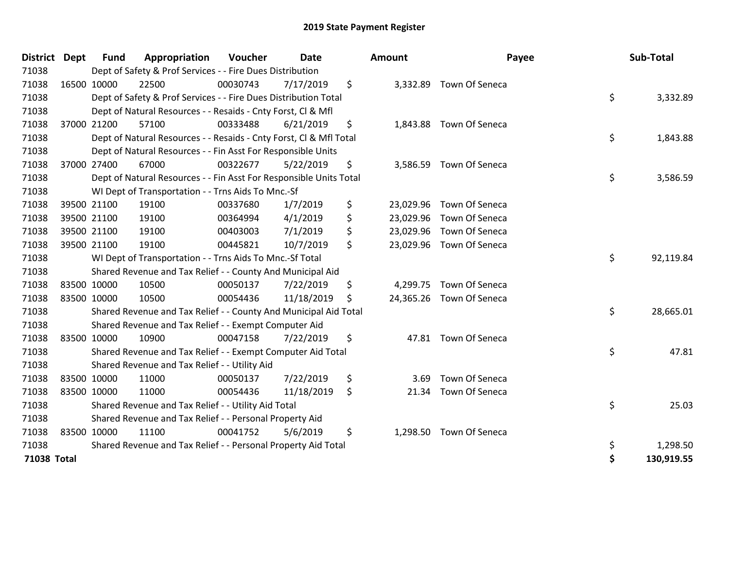# 2019 State Payment Register

| District | Dept | Fund | Appropriation | Voucher | Date | Amount | Payee | Sub-Total |
|---|---|---|---|---|---|---|---|---|
| 71038 | | Dept of Safety & Prof Services - - Fire Dues Distribution | | | | | | |
| 71038 | 16500 | 10000 | 22500 | 00030743 | 7/17/2019 | $ 3,332.89 | Town Of Seneca | |
| 71038 | | Dept of Safety & Prof Services - - Fire Dues Distribution Total | | | | | | $ 3,332.89 |
| 71038 | | Dept of Natural Resources - - Resaids - Cnty Forst, Cl & Mfl | | | | | | |
| 71038 | 37000 | 21200 | 57100 | 00333488 | 6/21/2019 | $ 1,843.88 | Town Of Seneca | |
| 71038 | | Dept of Natural Resources - - Resaids - Cnty Forst, Cl & Mfl Total | | | | | | $ 1,843.88 |
| 71038 | | Dept of Natural Resources - - Fin Asst For Responsible Units | | | | | | |
| 71038 | 37000 | 27400 | 67000 | 00322677 | 5/22/2019 | $ 3,586.59 | Town Of Seneca | |
| 71038 | | Dept of Natural Resources - - Fin Asst For Responsible Units Total | | | | | | $ 3,586.59 |
| 71038 | | WI Dept of Transportation - - Trns Aids To Mnc.-Sf | | | | | | |
| 71038 | 39500 | 21100 | 19100 | 00337680 | 1/7/2019 | $ 23,029.96 | Town Of Seneca | |
| 71038 | 39500 | 21100 | 19100 | 00364994 | 4/1/2019 | $ 23,029.96 | Town Of Seneca | |
| 71038 | 39500 | 21100 | 19100 | 00403003 | 7/1/2019 | $ 23,029.96 | Town Of Seneca | |
| 71038 | 39500 | 21100 | 19100 | 00445821 | 10/7/2019 | $ 23,029.96 | Town Of Seneca | |
| 71038 | | WI Dept of Transportation - - Trns Aids To Mnc.-Sf Total | | | | | | $ 92,119.84 |
| 71038 | | Shared Revenue and Tax Relief - - County And Municipal Aid | | | | | | |
| 71038 | 83500 | 10000 | 10500 | 00050137 | 7/22/2019 | $ 4,299.75 | Town Of Seneca | |
| 71038 | 83500 | 10000 | 10500 | 00054436 | 11/18/2019 | $ 24,365.26 | Town Of Seneca | |
| 71038 | | Shared Revenue and Tax Relief - - County And Municipal Aid Total | | | | | | $ 28,665.01 |
| 71038 | | Shared Revenue and Tax Relief - - Exempt Computer Aid | | | | | | |
| 71038 | 83500 | 10000 | 10900 | 00047158 | 7/22/2019 | $ 47.81 | Town Of Seneca | |
| 71038 | | Shared Revenue and Tax Relief - - Exempt Computer Aid Total | | | | | | $ 47.81 |
| 71038 | | Shared Revenue and Tax Relief - - Utility Aid | | | | | | |
| 71038 | 83500 | 10000 | 11000 | 00050137 | 7/22/2019 | $ 3.69 | Town Of Seneca | |
| 71038 | 83500 | 10000 | 11000 | 00054436 | 11/18/2019 | $ 21.34 | Town Of Seneca | |
| 71038 | | Shared Revenue and Tax Relief - - Utility Aid Total | | | | | | $ 25.03 |
| 71038 | | Shared Revenue and Tax Relief - - Personal Property Aid | | | | | | |
| 71038 | 83500 | 10000 | 11100 | 00041752 | 5/6/2019 | $ 1,298.50 | Town Of Seneca | |
| 71038 | | Shared Revenue and Tax Relief - - Personal Property Aid Total | | | | | | $ 1,298.50 |
| **71038 Total** | | | | | | | | **$ 130,919.55** |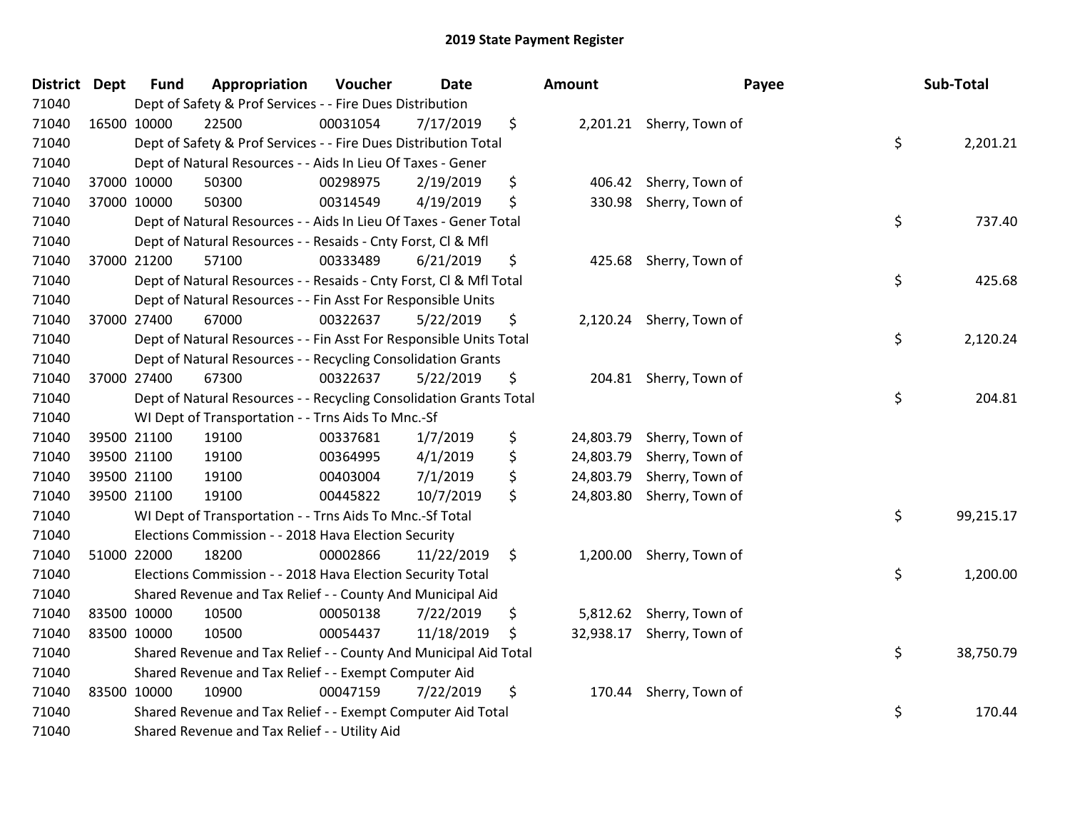# 2019 State Payment Register

| District | Dept | Fund | Appropriation | Voucher | Date | Amount | Payee | Sub-Total |
|---|---|---|---|---|---|---|---|---|
| 71040 | | Dept of Safety & Prof Services - - Fire Dues Distribution | | | | | | |
| 71040 | 16500 | 10000 | 22500 | 00031054 | 7/17/2019 | $ 2,201.21 | Sherry, Town of | |
| 71040 | | Dept of Safety & Prof Services - - Fire Dues Distribution Total | | | | | | $ 2,201.21 |
| 71040 | | Dept of Natural Resources - - Aids In Lieu Of Taxes - Gener | | | | | | |
| 71040 | 37000 | 10000 | 50300 | 00298975 | 2/19/2019 | $ 406.42 | Sherry, Town of | |
| 71040 | 37000 | 10000 | 50300 | 00314549 | 4/19/2019 | $ 330.98 | Sherry, Town of | |
| 71040 | | Dept of Natural Resources - - Aids In Lieu Of Taxes - Gener Total | | | | | | $ 737.40 |
| 71040 | | Dept of Natural Resources - - Resaids - Cnty Forst, Cl & Mfl | | | | | | |
| 71040 | 37000 | 21200 | 57100 | 00333489 | 6/21/2019 | $ 425.68 | Sherry, Town of | |
| 71040 | | Dept of Natural Resources - - Resaids - Cnty Forst, Cl & Mfl Total | | | | | | $ 425.68 |
| 71040 | | Dept of Natural Resources - - Fin Asst For Responsible Units | | | | | | |
| 71040 | 37000 | 27400 | 67000 | 00322637 | 5/22/2019 | $ 2,120.24 | Sherry, Town of | |
| 71040 | | Dept of Natural Resources - - Fin Asst For Responsible Units Total | | | | | | $ 2,120.24 |
| 71040 | | Dept of Natural Resources - - Recycling Consolidation Grants | | | | | | |
| 71040 | 37000 | 27400 | 67300 | 00322637 | 5/22/2019 | $ 204.81 | Sherry, Town of | |
| 71040 | | Dept of Natural Resources - - Recycling Consolidation Grants Total | | | | | | $ 204.81 |
| 71040 | | WI Dept of Transportation - - Trns Aids To Mnc.-Sf | | | | | | |
| 71040 | 39500 | 21100 | 19100 | 00337681 | 1/7/2019 | $ 24,803.79 | Sherry, Town of | |
| 71040 | 39500 | 21100 | 19100 | 00364995 | 4/1/2019 | $ 24,803.79 | Sherry, Town of | |
| 71040 | 39500 | 21100 | 19100 | 00403004 | 7/1/2019 | $ 24,803.79 | Sherry, Town of | |
| 71040 | 39500 | 21100 | 19100 | 00445822 | 10/7/2019 | $ 24,803.80 | Sherry, Town of | |
| 71040 | | WI Dept of Transportation - - Trns Aids To Mnc.-Sf Total | | | | | | $ 99,215.17 |
| 71040 | | Elections Commission - - 2018 Hava Election Security | | | | | | |
| 71040 | 51000 | 22000 | 18200 | 00002866 | 11/22/2019 | $ 1,200.00 | Sherry, Town of | |
| 71040 | | Elections Commission - - 2018 Hava Election Security Total | | | | | | $ 1,200.00 |
| 71040 | | Shared Revenue and Tax Relief - - County And Municipal Aid | | | | | | |
| 71040 | 83500 | 10000 | 10500 | 00050138 | 7/22/2019 | $ 5,812.62 | Sherry, Town of | |
| 71040 | 83500 | 10000 | 10500 | 00054437 | 11/18/2019 | $ 32,938.17 | Sherry, Town of | |
| 71040 | | Shared Revenue and Tax Relief - - County And Municipal Aid Total | | | | | | $ 38,750.79 |
| 71040 | | Shared Revenue and Tax Relief - - Exempt Computer Aid | | | | | | |
| 71040 | 83500 | 10000 | 10900 | 00047159 | 7/22/2019 | $ 170.44 | Sherry, Town of | |
| 71040 | | Shared Revenue and Tax Relief - - Exempt Computer Aid Total | | | | | | $ 170.44 |
| 71040 | | Shared Revenue and Tax Relief - - Utility Aid | | | | | | |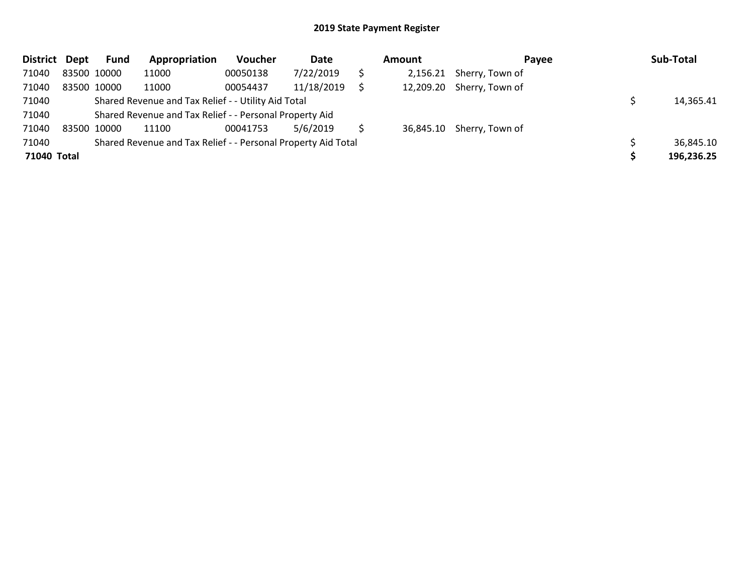# 2019 State Payment Register

| District | Dept | Fund | Appropriation | Voucher | Date | | Amount | Payee | | Sub-Total |
|---|---|---|---|---|---|---|---|---|---|---|
| 71040 | 83500 | 10000 | 11000 | 00050138 | 7/22/2019 | $ | 2,156.21 | Sherry, Town of | | |
| 71040 | 83500 | 10000 | 11000 | 00054437 | 11/18/2019 | $ | 12,209.20 | Sherry, Town of | | |
| 71040 | | Shared Revenue and Tax Relief - - Utility Aid Total | | | | | | | $ | 14,365.41 |
| 71040 | | Shared Revenue and Tax Relief - - Personal Property Aid | | | | | | | | |
| 71040 | 83500 | 10000 | 11100 | 00041753 | 5/6/2019 | $ | 36,845.10 | Sherry, Town of | | |
| 71040 | | Shared Revenue and Tax Relief - - Personal Property Aid Total | | | | | | | $ | 36,845.10 |
| **71040** | **Total** | | | | | | | | **$** | **196,236.25** |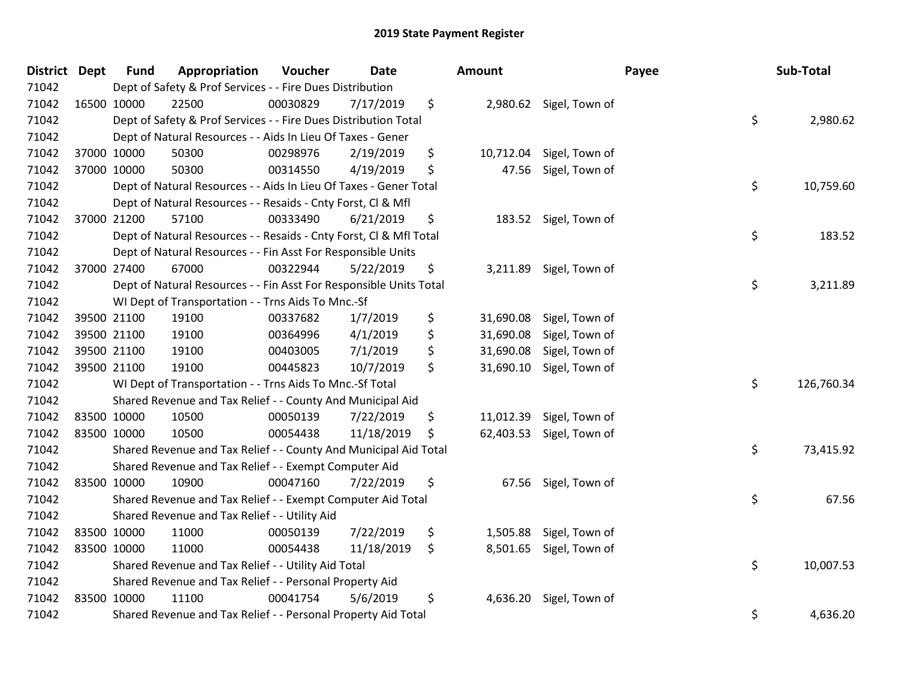# 2019 State Payment Register

| District | Dept | Fund | Appropriation | Voucher | Date | Amount | Payee | Sub-Total |
|---|---|---|---|---|---|---|---|---|
| 71042 | Dept of Safety & Prof Services - - Fire Dues Distribution | | | | | | | |
| 71042 | 16500 | 10000 | 22500 | 00030829 | 7/17/2019 | $ 2,980.62 | Sigel, Town of | |
| 71042 | Dept of Safety & Prof Services - - Fire Dues Distribution Total | | | | | | | $ 2,980.62 |
| 71042 | Dept of Natural Resources - - Aids In Lieu Of Taxes - Gener | | | | | | | |
| 71042 | 37000 | 10000 | 50300 | 00298976 | 2/19/2019 | $ 10,712.04 | Sigel, Town of | |
| 71042 | 37000 | 10000 | 50300 | 00314550 | 4/19/2019 | $ 47.56 | Sigel, Town of | |
| 71042 | Dept of Natural Resources - - Aids In Lieu Of Taxes - Gener Total | | | | | | | $ 10,759.60 |
| 71042 | Dept of Natural Resources - - Resaids - Cnty Forst, Cl & Mfl | | | | | | | |
| 71042 | 37000 | 21200 | 57100 | 00333490 | 6/21/2019 | $ 183.52 | Sigel, Town of | |
| 71042 | Dept of Natural Resources - - Resaids - Cnty Forst, Cl & Mfl Total | | | | | | | $ 183.52 |
| 71042 | Dept of Natural Resources - - Fin Asst For Responsible Units | | | | | | | |
| 71042 | 37000 | 27400 | 67000 | 00322944 | 5/22/2019 | $ 3,211.89 | Sigel, Town of | |
| 71042 | Dept of Natural Resources - - Fin Asst For Responsible Units Total | | | | | | | $ 3,211.89 |
| 71042 | WI Dept of Transportation - - Trns Aids To Mnc.-Sf | | | | | | | |
| 71042 | 39500 | 21100 | 19100 | 00337682 | 1/7/2019 | $ 31,690.08 | Sigel, Town of | |
| 71042 | 39500 | 21100 | 19100 | 00364996 | 4/1/2019 | $ 31,690.08 | Sigel, Town of | |
| 71042 | 39500 | 21100 | 19100 | 00403005 | 7/1/2019 | $ 31,690.08 | Sigel, Town of | |
| 71042 | 39500 | 21100 | 19100 | 00445823 | 10/7/2019 | $ 31,690.10 | Sigel, Town of | |
| 71042 | WI Dept of Transportation - - Trns Aids To Mnc.-Sf Total | | | | | | | $ 126,760.34 |
| 71042 | Shared Revenue and Tax Relief - - County And Municipal Aid | | | | | | | |
| 71042 | 83500 | 10000 | 10500 | 00050139 | 7/22/2019 | $ 11,012.39 | Sigel, Town of | |
| 71042 | 83500 | 10000 | 10500 | 00054438 | 11/18/2019 | $ 62,403.53 | Sigel, Town of | |
| 71042 | Shared Revenue and Tax Relief - - County And Municipal Aid Total | | | | | | | $ 73,415.92 |
| 71042 | Shared Revenue and Tax Relief - - Exempt Computer Aid | | | | | | | |
| 71042 | 83500 | 10000 | 10900 | 00047160 | 7/22/2019 | $ 67.56 | Sigel, Town of | |
| 71042 | Shared Revenue and Tax Relief - - Exempt Computer Aid Total | | | | | | | $ 67.56 |
| 71042 | Shared Revenue and Tax Relief - - Utility Aid | | | | | | | |
| 71042 | 83500 | 10000 | 11000 | 00050139 | 7/22/2019 | $ 1,505.88 | Sigel, Town of | |
| 71042 | 83500 | 10000 | 11000 | 00054438 | 11/18/2019 | $ 8,501.65 | Sigel, Town of | |
| 71042 | Shared Revenue and Tax Relief - - Utility Aid Total | | | | | | | $ 10,007.53 |
| 71042 | Shared Revenue and Tax Relief - - Personal Property Aid | | | | | | | |
| 71042 | 83500 | 10000 | 11100 | 00041754 | 5/6/2019 | $ 4,636.20 | Sigel, Town of | |
| 71042 | Shared Revenue and Tax Relief - - Personal Property Aid Total | | | | | | | $ 4,636.20 |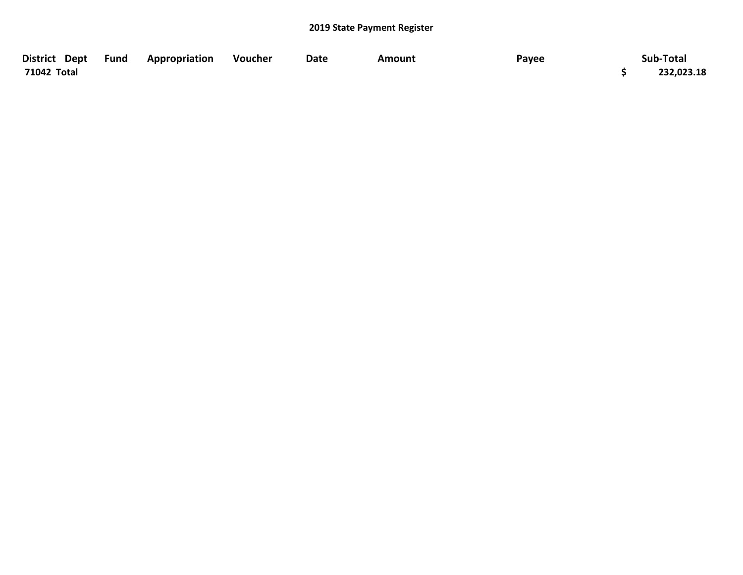**2019 State Payment Register**

| District | Dept | Fund | Appropriation | Voucher | Date | Amount | Payee | Sub-Total |
|---|---|---|---|---|---|---|---|---|
| 71042 Total | | | | | | | | $ 232,023.18 |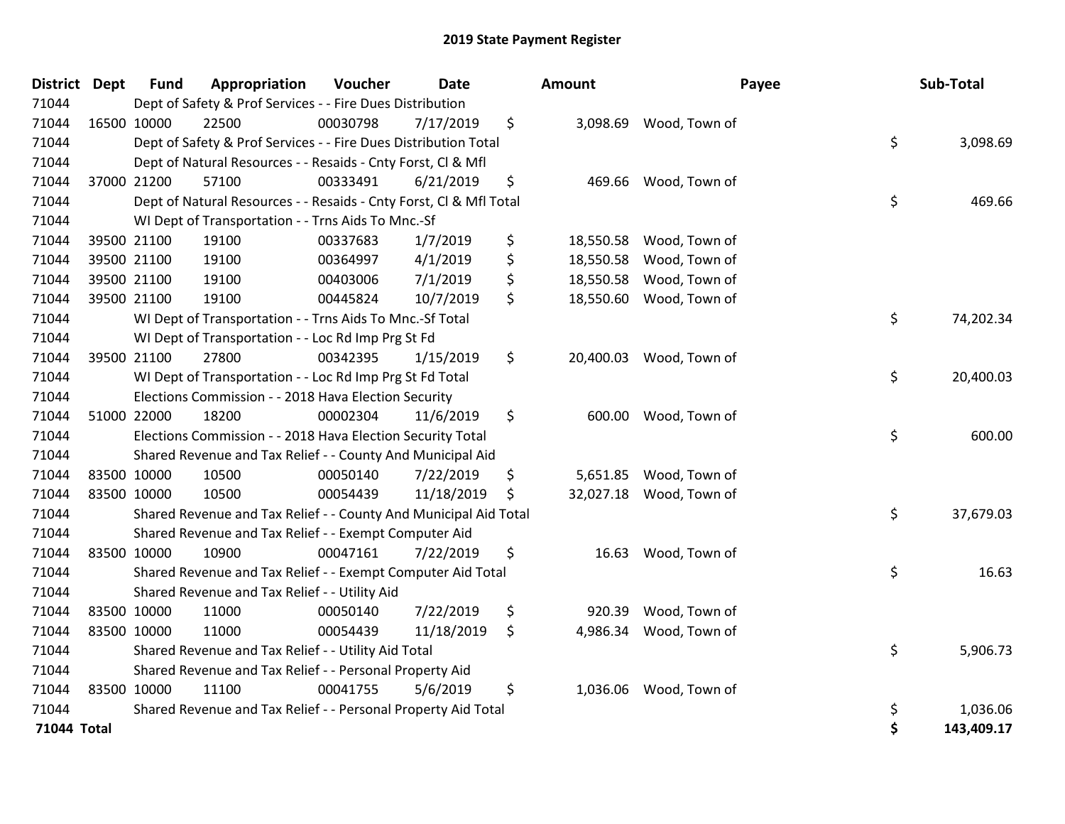# 2019 State Payment Register

| District | Dept | Fund | Appropriation | Voucher | Date | Amount | Payee | Sub-Total |
|---|---|---|---|---|---|---|---|---|
| 71044 | | Dept of Safety & Prof Services - - Fire Dues Distribution | | | | | | |
| 71044 | 16500 | 10000 | 22500 | 00030798 | 7/17/2019 | $ 3,098.69 | Wood, Town of | |
| 71044 | | Dept of Safety & Prof Services - - Fire Dues Distribution Total | | | | | | $ 3,098.69 |
| 71044 | | Dept of Natural Resources - - Resaids - Cnty Forst, Cl & Mfl | | | | | | |
| 71044 | 37000 | 21200 | 57100 | 00333491 | 6/21/2019 | $ 469.66 | Wood, Town of | |
| 71044 | | Dept of Natural Resources - - Resaids - Cnty Forst, Cl & Mfl Total | | | | | | $ 469.66 |
| 71044 | | WI Dept of Transportation - - Trns Aids To Mnc.-Sf | | | | | | |
| 71044 | 39500 | 21100 | 19100 | 00337683 | 1/7/2019 | $ 18,550.58 | Wood, Town of | |
| 71044 | 39500 | 21100 | 19100 | 00364997 | 4/1/2019 | $ 18,550.58 | Wood, Town of | |
| 71044 | 39500 | 21100 | 19100 | 00403006 | 7/1/2019 | $ 18,550.58 | Wood, Town of | |
| 71044 | 39500 | 21100 | 19100 | 00445824 | 10/7/2019 | $ 18,550.60 | Wood, Town of | |
| 71044 | | WI Dept of Transportation - - Trns Aids To Mnc.-Sf Total | | | | | | $ 74,202.34 |
| 71044 | | WI Dept of Transportation - - Loc Rd Imp Prg St Fd | | | | | | |
| 71044 | 39500 | 21100 | 27800 | 00342395 | 1/15/2019 | $ 20,400.03 | Wood, Town of | |
| 71044 | | WI Dept of Transportation - - Loc Rd Imp Prg St Fd Total | | | | | | $ 20,400.03 |
| 71044 | | Elections Commission - - 2018 Hava Election Security | | | | | | |
| 71044 | 51000 | 22000 | 18200 | 00002304 | 11/6/2019 | $ 600.00 | Wood, Town of | |
| 71044 | | Elections Commission - - 2018 Hava Election Security Total | | | | | | $ 600.00 |
| 71044 | | Shared Revenue and Tax Relief - - County And Municipal Aid | | | | | | |
| 71044 | 83500 | 10000 | 10500 | 00050140 | 7/22/2019 | $ 5,651.85 | Wood, Town of | |
| 71044 | 83500 | 10000 | 10500 | 00054439 | 11/18/2019 | $ 32,027.18 | Wood, Town of | |
| 71044 | | Shared Revenue and Tax Relief - - County And Municipal Aid Total | | | | | | $ 37,679.03 |
| 71044 | | Shared Revenue and Tax Relief - - Exempt Computer Aid | | | | | | |
| 71044 | 83500 | 10000 | 10900 | 00047161 | 7/22/2019 | $ 16.63 | Wood, Town of | |
| 71044 | | Shared Revenue and Tax Relief - - Exempt Computer Aid Total | | | | | | $ 16.63 |
| 71044 | | Shared Revenue and Tax Relief - - Utility Aid | | | | | | |
| 71044 | 83500 | 10000 | 11000 | 00050140 | 7/22/2019 | $ 920.39 | Wood, Town of | |
| 71044 | 83500 | 10000 | 11000 | 00054439 | 11/18/2019 | $ 4,986.34 | Wood, Town of | |
| 71044 | | Shared Revenue and Tax Relief - - Utility Aid Total | | | | | | $ 5,906.73 |
| 71044 | | Shared Revenue and Tax Relief - - Personal Property Aid | | | | | | |
| 71044 | 83500 | 10000 | 11100 | 00041755 | 5/6/2019 | $ 1,036.06 | Wood, Town of | |
| 71044 | | Shared Revenue and Tax Relief - - Personal Property Aid Total | | | | | | $ 1,036.06 |
| **71044 Total** | | | | | | | | **$ 143,409.17** |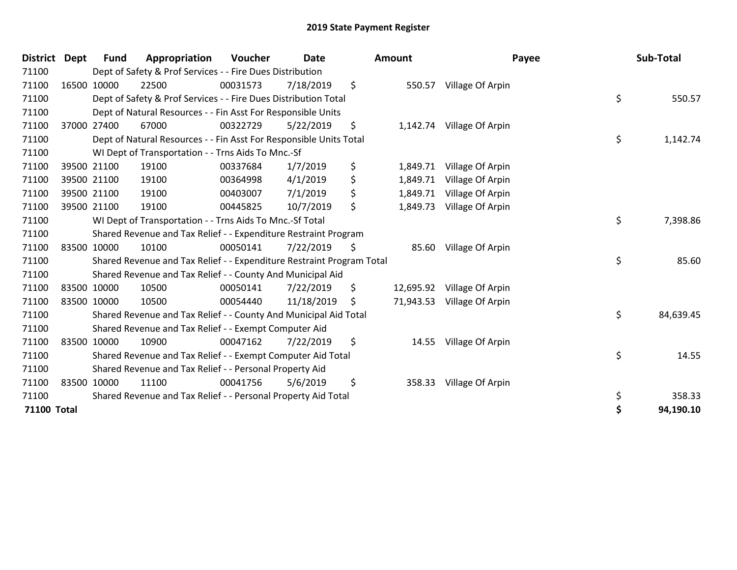# 2019 State Payment Register

| District | Dept | Fund | Appropriation | Voucher | Date | Amount | Payee | Sub-Total |
|---|---|---|---|---|---|---|---|---|
| 71100 | | Dept of Safety & Prof Services - - Fire Dues Distribution | | | | | | |
| 71100 | 16500 | 10000 | 22500 | 00031573 | 7/18/2019 | $ 550.57 | Village Of Arpin | |
| 71100 | | Dept of Safety & Prof Services - - Fire Dues Distribution Total | | | | | | $ 550.57 |
| 71100 | | Dept of Natural Resources - - Fin Asst For Responsible Units | | | | | | |
| 71100 | 37000 | 27400 | 67000 | 00322729 | 5/22/2019 | $ 1,142.74 | Village Of Arpin | |
| 71100 | | Dept of Natural Resources - - Fin Asst For Responsible Units Total | | | | | | $ 1,142.74 |
| 71100 | | WI Dept of Transportation - - Trns Aids To Mnc.-Sf | | | | | | |
| 71100 | 39500 | 21100 | 19100 | 00337684 | 1/7/2019 | $ 1,849.71 | Village Of Arpin | |
| 71100 | 39500 | 21100 | 19100 | 00364998 | 4/1/2019 | $ 1,849.71 | Village Of Arpin | |
| 71100 | 39500 | 21100 | 19100 | 00403007 | 7/1/2019 | $ 1,849.71 | Village Of Arpin | |
| 71100 | 39500 | 21100 | 19100 | 00445825 | 10/7/2019 | $ 1,849.73 | Village Of Arpin | |
| 71100 | | WI Dept of Transportation - - Trns Aids To Mnc.-Sf Total | | | | | | $ 7,398.86 |
| 71100 | | Shared Revenue and Tax Relief - - Expenditure Restraint Program | | | | | | |
| 71100 | 83500 | 10000 | 10100 | 00050141 | 7/22/2019 | $ 85.60 | Village Of Arpin | |
| 71100 | | Shared Revenue and Tax Relief - - Expenditure Restraint Program Total | | | | | | $ 85.60 |
| 71100 | | Shared Revenue and Tax Relief - - County And Municipal Aid | | | | | | |
| 71100 | 83500 | 10000 | 10500 | 00050141 | 7/22/2019 | $ 12,695.92 | Village Of Arpin | |
| 71100 | 83500 | 10000 | 10500 | 00054440 | 11/18/2019 | $ 71,943.53 | Village Of Arpin | |
| 71100 | | Shared Revenue and Tax Relief - - County And Municipal Aid Total | | | | | | $ 84,639.45 |
| 71100 | | Shared Revenue and Tax Relief - - Exempt Computer Aid | | | | | | |
| 71100 | 83500 | 10000 | 10900 | 00047162 | 7/22/2019 | $ 14.55 | Village Of Arpin | |
| 71100 | | Shared Revenue and Tax Relief - - Exempt Computer Aid Total | | | | | | $ 14.55 |
| 71100 | | Shared Revenue and Tax Relief - - Personal Property Aid | | | | | | |
| 71100 | 83500 | 10000 | 11100 | 00041756 | 5/6/2019 | $ 358.33 | Village Of Arpin | |
| 71100 | | Shared Revenue and Tax Relief - - Personal Property Aid Total | | | | | | $ 358.33 |
| **71100 Total** | | | | | | | | **$ 94,190.10** |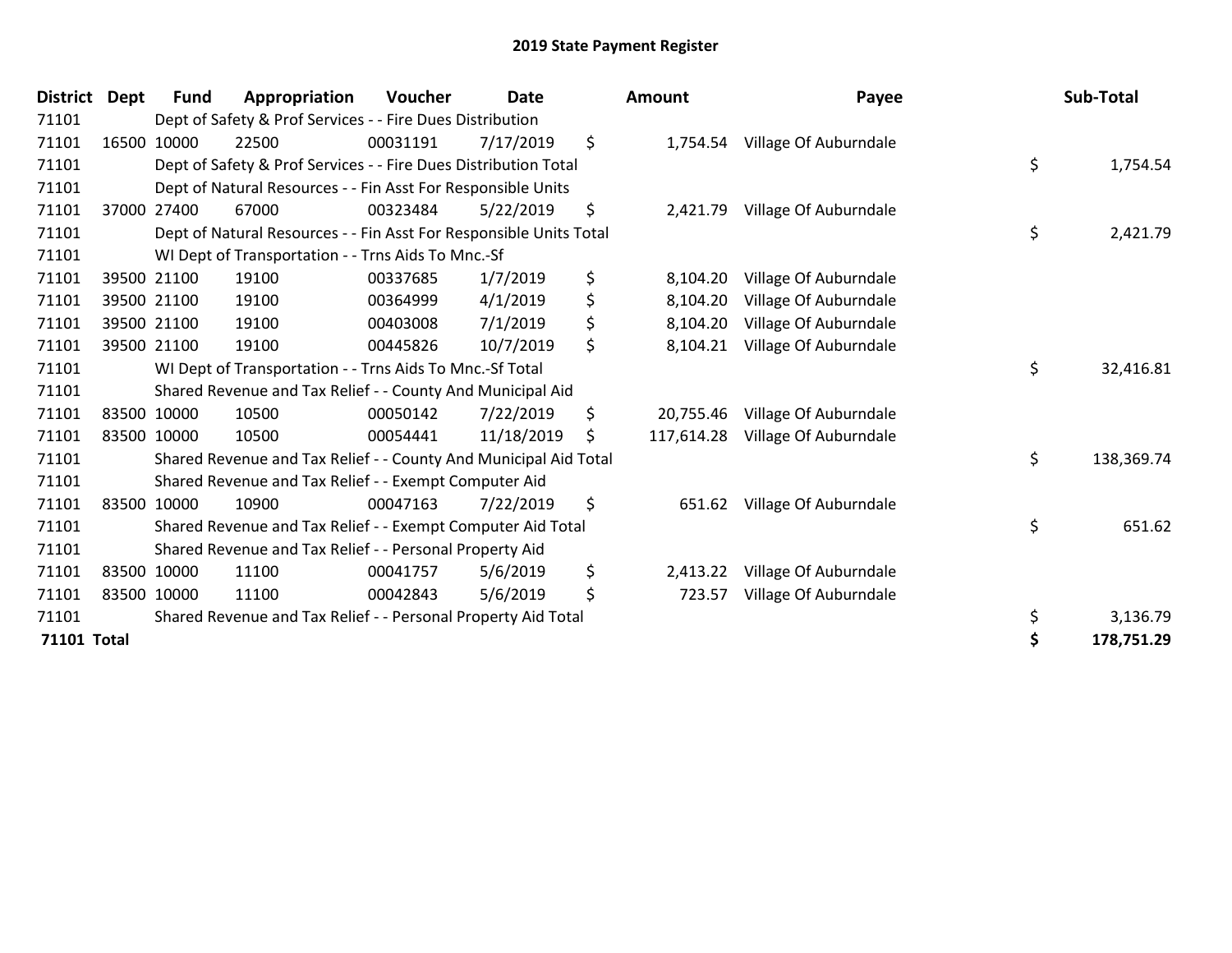# 2019 State Payment Register

| District | Dept | Fund | Appropriation | Voucher | Date | Amount | Payee | Sub-Total |
|---|---|---|---|---|---|---|---|---|
| 71101 | | Dept of Safety & Prof Services - - Fire Dues Distribution | | | | | | |
| 71101 | 16500 | 10000 | 22500 | 00031191 | 7/17/2019 | $ 1,754.54 | Village Of Auburndale | |
| 71101 | | Dept of Safety & Prof Services - - Fire Dues Distribution Total | | | | | | $ 1,754.54 |
| 71101 | | Dept of Natural Resources - - Fin Asst For Responsible Units | | | | | | |
| 71101 | 37000 | 27400 | 67000 | 00323484 | 5/22/2019 | $ 2,421.79 | Village Of Auburndale | |
| 71101 | | Dept of Natural Resources - - Fin Asst For Responsible Units Total | | | | | | $ 2,421.79 |
| 71101 | | WI Dept of Transportation - - Trns Aids To Mnc.-Sf | | | | | | |
| 71101 | 39500 | 21100 | 19100 | 00337685 | 1/7/2019 | $ 8,104.20 | Village Of Auburndale | |
| 71101 | 39500 | 21100 | 19100 | 00364999 | 4/1/2019 | $ 8,104.20 | Village Of Auburndale | |
| 71101 | 39500 | 21100 | 19100 | 00403008 | 7/1/2019 | $ 8,104.20 | Village Of Auburndale | |
| 71101 | 39500 | 21100 | 19100 | 00445826 | 10/7/2019 | $ 8,104.21 | Village Of Auburndale | |
| 71101 | | WI Dept of Transportation - - Trns Aids To Mnc.-Sf Total | | | | | | $ 32,416.81 |
| 71101 | | Shared Revenue and Tax Relief - - County And Municipal Aid | | | | | | |
| 71101 | 83500 | 10000 | 10500 | 00050142 | 7/22/2019 | $ 20,755.46 | Village Of Auburndale | |
| 71101 | 83500 | 10000 | 10500 | 00054441 | 11/18/2019 | $ 117,614.28 | Village Of Auburndale | |
| 71101 | | Shared Revenue and Tax Relief - - County And Municipal Aid Total | | | | | | $ 138,369.74 |
| 71101 | | Shared Revenue and Tax Relief - - Exempt Computer Aid | | | | | | |
| 71101 | 83500 | 10000 | 10900 | 00047163 | 7/22/2019 | $ 651.62 | Village Of Auburndale | |
| 71101 | | Shared Revenue and Tax Relief - - Exempt Computer Aid Total | | | | | | $ 651.62 |
| 71101 | | Shared Revenue and Tax Relief - - Personal Property Aid | | | | | | |
| 71101 | 83500 | 10000 | 11100 | 00041757 | 5/6/2019 | $ 2,413.22 | Village Of Auburndale | |
| 71101 | 83500 | 10000 | 11100 | 00042843 | 5/6/2019 | $ 723.57 | Village Of Auburndale | |
| 71101 | | Shared Revenue and Tax Relief - - Personal Property Aid Total | | | | | | $ 3,136.79 |
| **71101 Total** | | | | | | | | **$ 178,751.29** |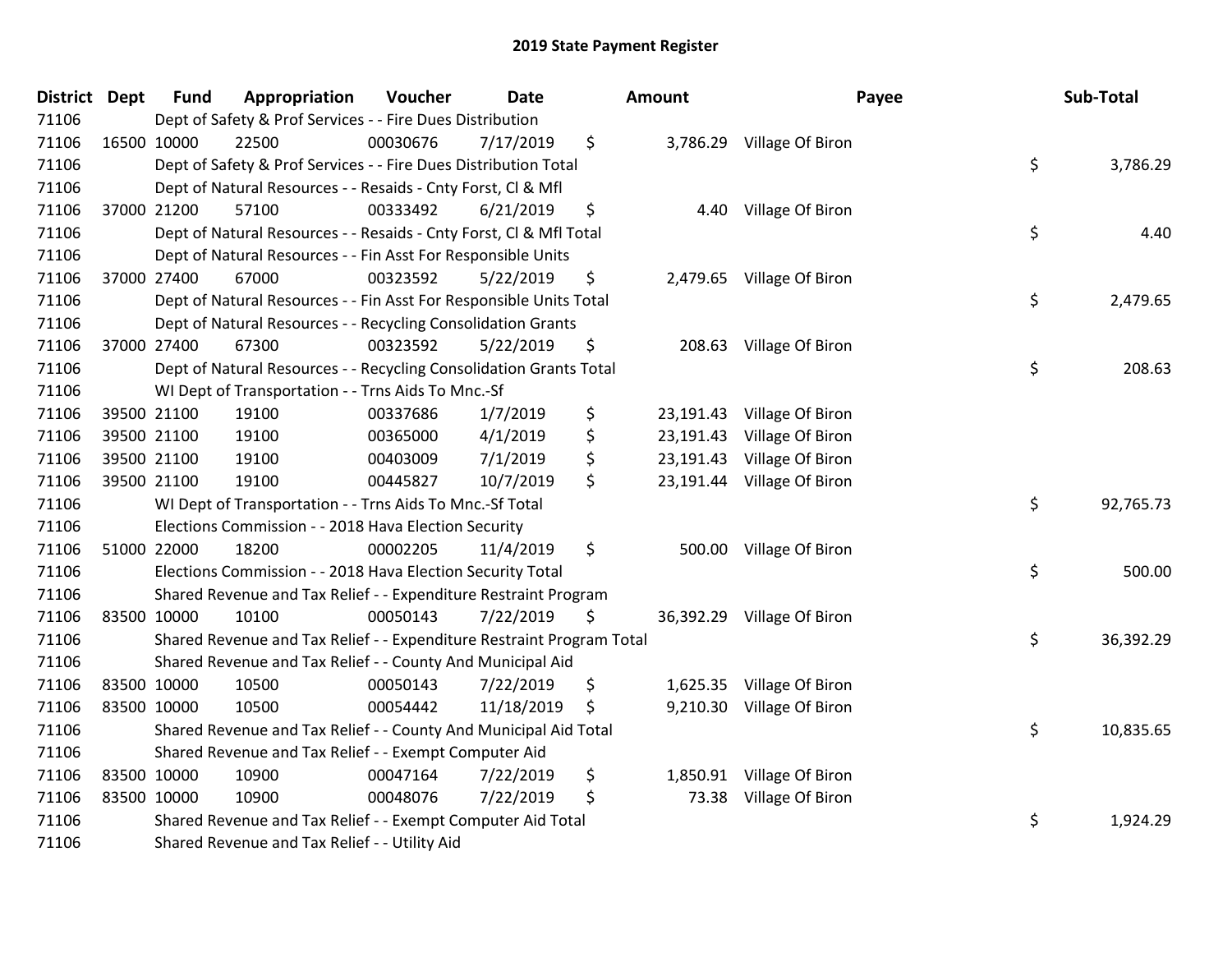# 2019 State Payment Register

| District | Dept | Fund | Appropriation | Voucher | Date | Amount | Payee | Sub-Total |
|---|---|---|---|---|---|---|---|---|
| 71106 | | Dept of Safety & Prof Services - - Fire Dues Distribution | | | | | | |
| 71106 | 16500 | 10000 | 22500 | 00030676 | 7/17/2019 | $ 3,786.29 | Village Of Biron | |
| 71106 | | Dept of Safety & Prof Services - - Fire Dues Distribution Total | | | | | | $ 3,786.29 |
| 71106 | | Dept of Natural Resources - - Resaids - Cnty Forst, Cl & Mfl | | | | | | |
| 71106 | 37000 | 21200 | 57100 | 00333492 | 6/21/2019 | $ 4.40 | Village Of Biron | |
| 71106 | | Dept of Natural Resources - - Resaids - Cnty Forst, Cl & Mfl Total | | | | | | $ 4.40 |
| 71106 | | Dept of Natural Resources - - Fin Asst For Responsible Units | | | | | | |
| 71106 | 37000 | 27400 | 67000 | 00323592 | 5/22/2019 | $ 2,479.65 | Village Of Biron | |
| 71106 | | Dept of Natural Resources - - Fin Asst For Responsible Units Total | | | | | | $ 2,479.65 |
| 71106 | | Dept of Natural Resources - - Recycling Consolidation Grants | | | | | | |
| 71106 | 37000 | 27400 | 67300 | 00323592 | 5/22/2019 | $ 208.63 | Village Of Biron | |
| 71106 | | Dept of Natural Resources - - Recycling Consolidation Grants Total | | | | | | $ 208.63 |
| 71106 | | WI Dept of Transportation - - Trns Aids To Mnc.-Sf | | | | | | |
| 71106 | 39500 | 21100 | 19100 | 00337686 | 1/7/2019 | $ 23,191.43 | Village Of Biron | |
| 71106 | 39500 | 21100 | 19100 | 00365000 | 4/1/2019 | $ 23,191.43 | Village Of Biron | |
| 71106 | 39500 | 21100 | 19100 | 00403009 | 7/1/2019 | $ 23,191.43 | Village Of Biron | |
| 71106 | 39500 | 21100 | 19100 | 00445827 | 10/7/2019 | $ 23,191.44 | Village Of Biron | |
| 71106 | | WI Dept of Transportation - - Trns Aids To Mnc.-Sf Total | | | | | | $ 92,765.73 |
| 71106 | | Elections Commission - - 2018 Hava Election Security | | | | | | |
| 71106 | 51000 | 22000 | 18200 | 00002205 | 11/4/2019 | $ 500.00 | Village Of Biron | |
| 71106 | | Elections Commission - - 2018 Hava Election Security Total | | | | | | $ 500.00 |
| 71106 | | Shared Revenue and Tax Relief - - Expenditure Restraint Program | | | | | | |
| 71106 | 83500 | 10000 | 10100 | 00050143 | 7/22/2019 | $ 36,392.29 | Village Of Biron | |
| 71106 | | Shared Revenue and Tax Relief - - Expenditure Restraint Program Total | | | | | | $ 36,392.29 |
| 71106 | | Shared Revenue and Tax Relief - - County And Municipal Aid | | | | | | |
| 71106 | 83500 | 10000 | 10500 | 00050143 | 7/22/2019 | $ 1,625.35 | Village Of Biron | |
| 71106 | 83500 | 10000 | 10500 | 00054442 | 11/18/2019 | $ 9,210.30 | Village Of Biron | |
| 71106 | | Shared Revenue and Tax Relief - - County And Municipal Aid Total | | | | | | $ 10,835.65 |
| 71106 | | Shared Revenue and Tax Relief - - Exempt Computer Aid | | | | | | |
| 71106 | 83500 | 10000 | 10900 | 00047164 | 7/22/2019 | $ 1,850.91 | Village Of Biron | |
| 71106 | 83500 | 10000 | 10900 | 00048076 | 7/22/2019 | $ 73.38 | Village Of Biron | |
| 71106 | | Shared Revenue and Tax Relief - - Exempt Computer Aid Total | | | | | | $ 1,924.29 |
| 71106 | | Shared Revenue and Tax Relief - - Utility Aid | | | | | | |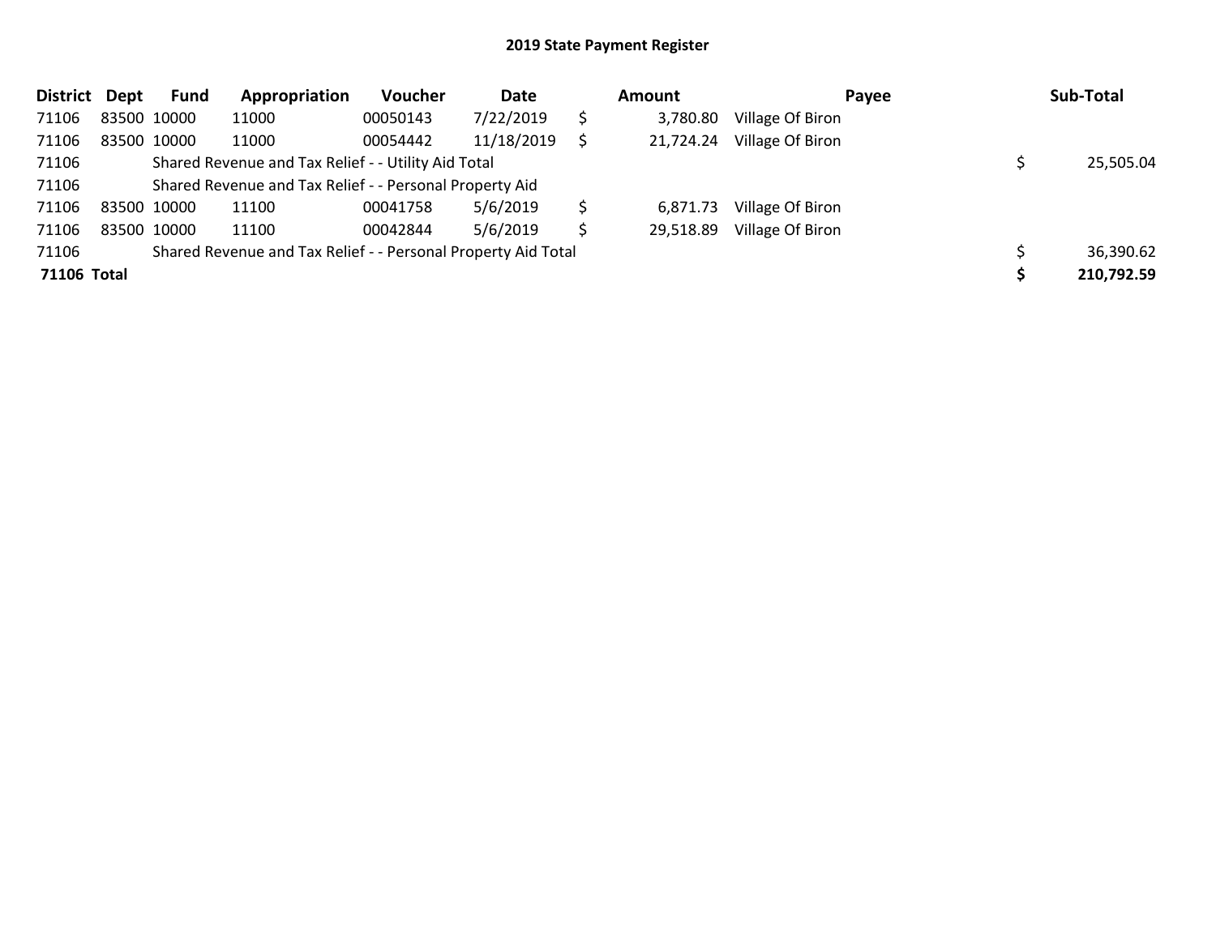# 2019 State Payment Register

| District | Dept | Fund | Appropriation | Voucher | Date | Amount | Payee | Sub-Total |
|---|---|---|---|---|---|---|---|---|
| 71106 | 83500 | 10000 | 11000 | 00050143 | 7/22/2019 | $ 3,780.80 | Village Of Biron | |
| 71106 | 83500 | 10000 | 11000 | 00054442 | 11/18/2019 | $ 21,724.24 | Village Of Biron | |
| 71106 | | Shared Revenue and Tax Relief - - Utility Aid Total | | | | | | $ 25,505.04 |
| 71106 | | Shared Revenue and Tax Relief - - Personal Property Aid | | | | | | |
| 71106 | 83500 | 10000 | 11100 | 00041758 | 5/6/2019 | $ 6,871.73 | Village Of Biron | |
| 71106 | 83500 | 10000 | 11100 | 00042844 | 5/6/2019 | $ 29,518.89 | Village Of Biron | |
| 71106 | | Shared Revenue and Tax Relief - - Personal Property Aid Total | | | | | | $ 36,390.62 |
| **71106 Total** | | | | | | | | **$ 210,792.59** |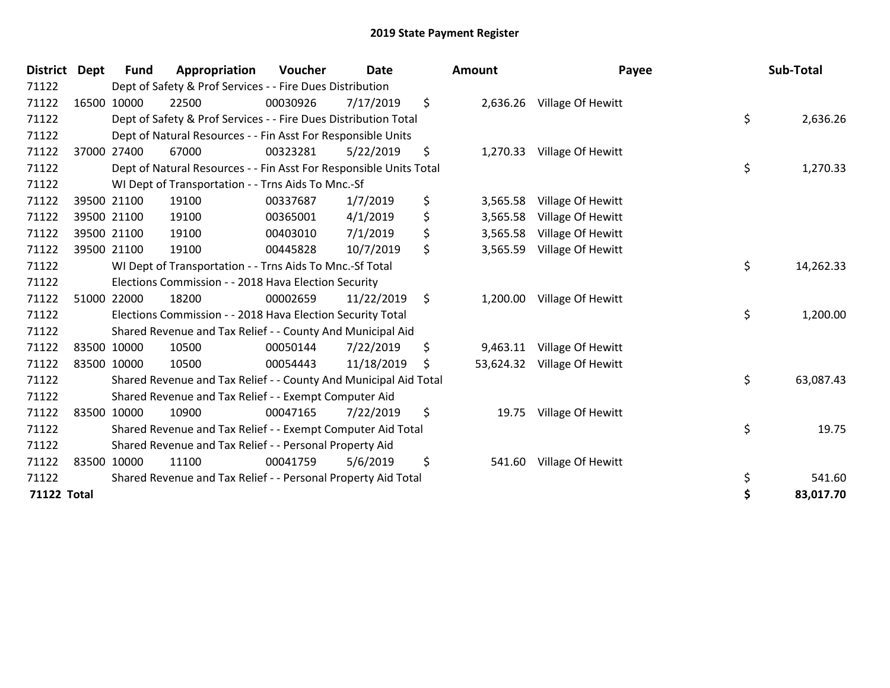# 2019 State Payment Register

| District | Dept | Fund | Appropriation | Voucher | Date | Amount | Payee | Sub-Total |
|---|---|---|---|---|---|---|---|---|
| 71122 | | Dept of Safety & Prof Services - - Fire Dues Distribution | | | | | | |
| 71122 | 16500 | 10000 | 22500 | 00030926 | 7/17/2019 | $ 2,636.26 | Village Of Hewitt | |
| 71122 | | Dept of Safety & Prof Services - - Fire Dues Distribution Total | | | | | | $ 2,636.26 |
| 71122 | | Dept of Natural Resources - - Fin Asst For Responsible Units | | | | | | |
| 71122 | 37000 | 27400 | 67000 | 00323281 | 5/22/2019 | $ 1,270.33 | Village Of Hewitt | |
| 71122 | | Dept of Natural Resources - - Fin Asst For Responsible Units Total | | | | | | $ 1,270.33 |
| 71122 | | WI Dept of Transportation - - Trns Aids To Mnc.-Sf | | | | | | |
| 71122 | 39500 | 21100 | 19100 | 00337687 | 1/7/2019 | $ 3,565.58 | Village Of Hewitt | |
| 71122 | 39500 | 21100 | 19100 | 00365001 | 4/1/2019 | $ 3,565.58 | Village Of Hewitt | |
| 71122 | 39500 | 21100 | 19100 | 00403010 | 7/1/2019 | $ 3,565.58 | Village Of Hewitt | |
| 71122 | 39500 | 21100 | 19100 | 00445828 | 10/7/2019 | $ 3,565.59 | Village Of Hewitt | |
| 71122 | | WI Dept of Transportation - - Trns Aids To Mnc.-Sf Total | | | | | | $ 14,262.33 |
| 71122 | | Elections Commission - - 2018 Hava Election Security | | | | | | |
| 71122 | 51000 | 22000 | 18200 | 00002659 | 11/22/2019 | $ 1,200.00 | Village Of Hewitt | |
| 71122 | | Elections Commission - - 2018 Hava Election Security Total | | | | | | $ 1,200.00 |
| 71122 | | Shared Revenue and Tax Relief - - County And Municipal Aid | | | | | | |
| 71122 | 83500 | 10000 | 10500 | 00050144 | 7/22/2019 | $ 9,463.11 | Village Of Hewitt | |
| 71122 | 83500 | 10000 | 10500 | 00054443 | 11/18/2019 | $ 53,624.32 | Village Of Hewitt | |
| 71122 | | Shared Revenue and Tax Relief - - County And Municipal Aid Total | | | | | | $ 63,087.43 |
| 71122 | | Shared Revenue and Tax Relief - - Exempt Computer Aid | | | | | | |
| 71122 | 83500 | 10000 | 10900 | 00047165 | 7/22/2019 | $ 19.75 | Village Of Hewitt | |
| 71122 | | Shared Revenue and Tax Relief - - Exempt Computer Aid Total | | | | | | $ 19.75 |
| 71122 | | Shared Revenue and Tax Relief - - Personal Property Aid | | | | | | |
| 71122 | 83500 | 10000 | 11100 | 00041759 | 5/6/2019 | $ 541.60 | Village Of Hewitt | |
| 71122 | | Shared Revenue and Tax Relief - - Personal Property Aid Total | | | | | | $ 541.60 |
| **71122 Total** | | | | | | | | **$ 83,017.70** |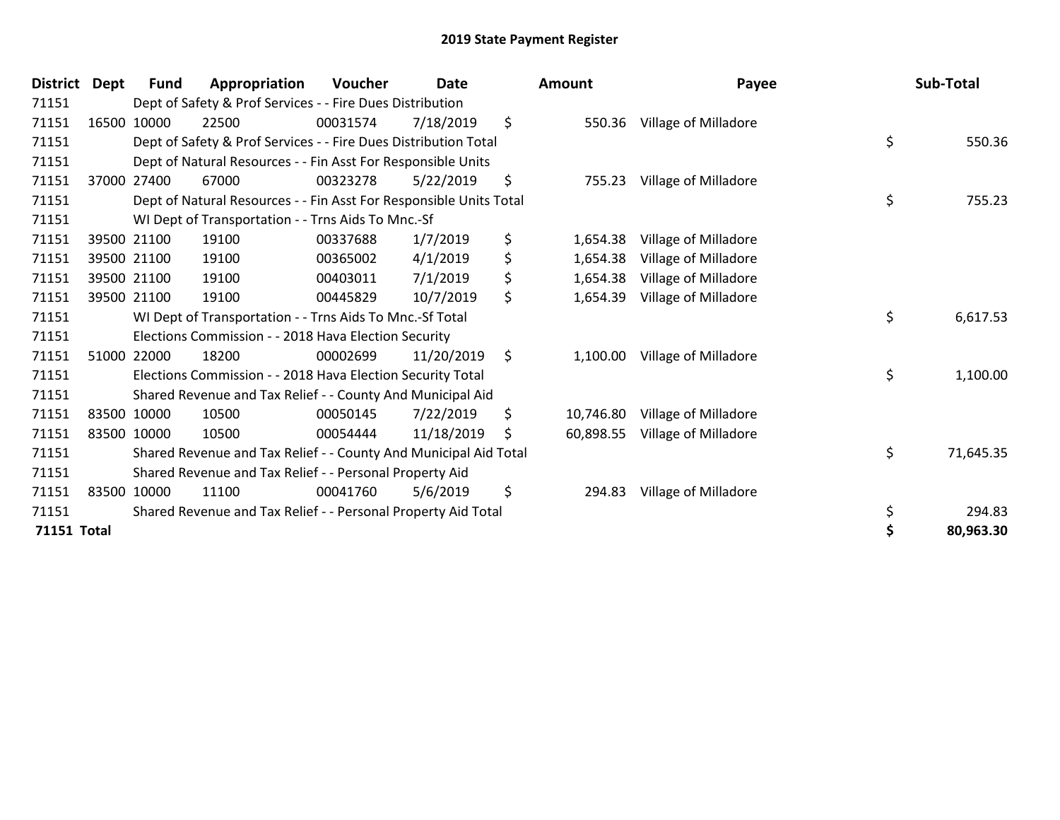# 2019 State Payment Register

| District | Dept | Fund | Appropriation | Voucher | Date | Amount | Payee | Sub-Total |
|---|---|---|---|---|---|---|---|---|
| 71151 | | Dept of Safety & Prof Services - - Fire Dues Distribution | | | | | | |
| 71151 | 16500 | 10000 | 22500 | 00031574 | 7/18/2019 | $ 550.36 | Village of Milladore | |
| 71151 | | Dept of Safety & Prof Services - - Fire Dues Distribution Total | | | | | | $ 550.36 |
| 71151 | | Dept of Natural Resources - - Fin Asst For Responsible Units | | | | | | |
| 71151 | 37000 | 27400 | 67000 | 00323278 | 5/22/2019 | $ 755.23 | Village of Milladore | |
| 71151 | | Dept of Natural Resources - - Fin Asst For Responsible Units Total | | | | | | $ 755.23 |
| 71151 | | WI Dept of Transportation - - Trns Aids To Mnc.-Sf | | | | | | |
| 71151 | 39500 | 21100 | 19100 | 00337688 | 1/7/2019 | $ 1,654.38 | Village of Milladore | |
| 71151 | 39500 | 21100 | 19100 | 00365002 | 4/1/2019 | $ 1,654.38 | Village of Milladore | |
| 71151 | 39500 | 21100 | 19100 | 00403011 | 7/1/2019 | $ 1,654.38 | Village of Milladore | |
| 71151 | 39500 | 21100 | 19100 | 00445829 | 10/7/2019 | $ 1,654.39 | Village of Milladore | |
| 71151 | | WI Dept of Transportation - - Trns Aids To Mnc.-Sf Total | | | | | | $ 6,617.53 |
| 71151 | | Elections Commission - - 2018 Hava Election Security | | | | | | |
| 71151 | 51000 | 22000 | 18200 | 00002699 | 11/20/2019 | $ 1,100.00 | Village of Milladore | |
| 71151 | | Elections Commission - - 2018 Hava Election Security Total | | | | | | $ 1,100.00 |
| 71151 | | Shared Revenue and Tax Relief - - County And Municipal Aid | | | | | | |
| 71151 | 83500 | 10000 | 10500 | 00050145 | 7/22/2019 | $ 10,746.80 | Village of Milladore | |
| 71151 | 83500 | 10000 | 10500 | 00054444 | 11/18/2019 | $ 60,898.55 | Village of Milladore | |
| 71151 | | Shared Revenue and Tax Relief - - County And Municipal Aid Total | | | | | | $ 71,645.35 |
| 71151 | | Shared Revenue and Tax Relief - - Personal Property Aid | | | | | | |
| 71151 | 83500 | 10000 | 11100 | 00041760 | 5/6/2019 | $ 294.83 | Village of Milladore | |
| 71151 | | Shared Revenue and Tax Relief - - Personal Property Aid Total | | | | | | $ 294.83 |
| **71151 Total** | | | | | | | | **$ 80,963.30** |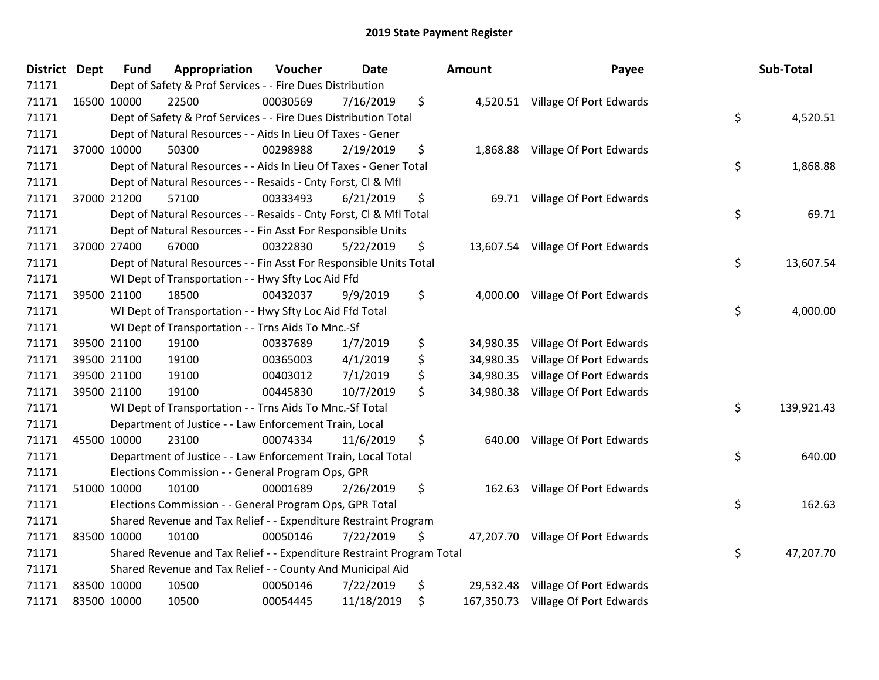# 2019 State Payment Register

| District | Dept | Fund | Appropriation | Voucher | Date | Amount | Payee | Sub-Total |
|---|---|---|---|---|---|---|---|---|
| 71171 | | Dept of Safety & Prof Services - - Fire Dues Distribution | | | | | | |
| 71171 | 16500 | 10000 | 22500 | 00030569 | 7/16/2019 | $ 4,520.51 | Village Of Port Edwards | |
| 71171 | | Dept of Safety & Prof Services - - Fire Dues Distribution Total | | | | | | $ 4,520.51 |
| 71171 | | Dept of Natural Resources - - Aids In Lieu Of Taxes - Gener | | | | | | |
| 71171 | 37000 | 10000 | 50300 | 00298988 | 2/19/2019 | $ 1,868.88 | Village Of Port Edwards | |
| 71171 | | Dept of Natural Resources - - Aids In Lieu Of Taxes - Gener Total | | | | | | $ 1,868.88 |
| 71171 | | Dept of Natural Resources - - Resaids - Cnty Forst, Cl & Mfl | | | | | | |
| 71171 | 37000 | 21200 | 57100 | 00333493 | 6/21/2019 | $ 69.71 | Village Of Port Edwards | |
| 71171 | | Dept of Natural Resources - - Resaids - Cnty Forst, Cl & Mfl Total | | | | | | $ 69.71 |
| 71171 | | Dept of Natural Resources - - Fin Asst For Responsible Units | | | | | | |
| 71171 | 37000 | 27400 | 67000 | 00322830 | 5/22/2019 | $ 13,607.54 | Village Of Port Edwards | |
| 71171 | | Dept of Natural Resources - - Fin Asst For Responsible Units Total | | | | | | $ 13,607.54 |
| 71171 | | WI Dept of Transportation - - Hwy Sfty Loc Aid Ffd | | | | | | |
| 71171 | 39500 | 21100 | 18500 | 00432037 | 9/9/2019 | $ 4,000.00 | Village Of Port Edwards | |
| 71171 | | WI Dept of Transportation - - Hwy Sfty Loc Aid Ffd Total | | | | | | $ 4,000.00 |
| 71171 | | WI Dept of Transportation - - Trns Aids To Mnc.-Sf | | | | | | |
| 71171 | 39500 | 21100 | 19100 | 00337689 | 1/7/2019 | $ 34,980.35 | Village Of Port Edwards | |
| 71171 | 39500 | 21100 | 19100 | 00365003 | 4/1/2019 | $ 34,980.35 | Village Of Port Edwards | |
| 71171 | 39500 | 21100 | 19100 | 00403012 | 7/1/2019 | $ 34,980.35 | Village Of Port Edwards | |
| 71171 | 39500 | 21100 | 19100 | 00445830 | 10/7/2019 | $ 34,980.38 | Village Of Port Edwards | |
| 71171 | | WI Dept of Transportation - - Trns Aids To Mnc.-Sf Total | | | | | | $ 139,921.43 |
| 71171 | | Department of Justice - - Law Enforcement Train, Local | | | | | | |
| 71171 | 45500 | 10000 | 23100 | 00074334 | 11/6/2019 | $ 640.00 | Village Of Port Edwards | |
| 71171 | | Department of Justice - - Law Enforcement Train, Local Total | | | | | | $ 640.00 |
| 71171 | | Elections Commission - - General Program Ops, GPR | | | | | | |
| 71171 | 51000 | 10000 | 10100 | 00001689 | 2/26/2019 | $ 162.63 | Village Of Port Edwards | |
| 71171 | | Elections Commission - - General Program Ops, GPR Total | | | | | | $ 162.63 |
| 71171 | | Shared Revenue and Tax Relief - - Expenditure Restraint Program | | | | | | |
| 71171 | 83500 | 10000 | 10100 | 00050146 | 7/22/2019 | $ 47,207.70 | Village Of Port Edwards | |
| 71171 | | Shared Revenue and Tax Relief - - Expenditure Restraint Program Total | | | | | | $ 47,207.70 |
| 71171 | | Shared Revenue and Tax Relief - - County And Municipal Aid | | | | | | |
| 71171 | 83500 | 10000 | 10500 | 00050146 | 7/22/2019 | $ 29,532.48 | Village Of Port Edwards | |
| 71171 | 83500 | 10000 | 10500 | 00054445 | 11/18/2019 | $ 167,350.73 | Village Of Port Edwards | |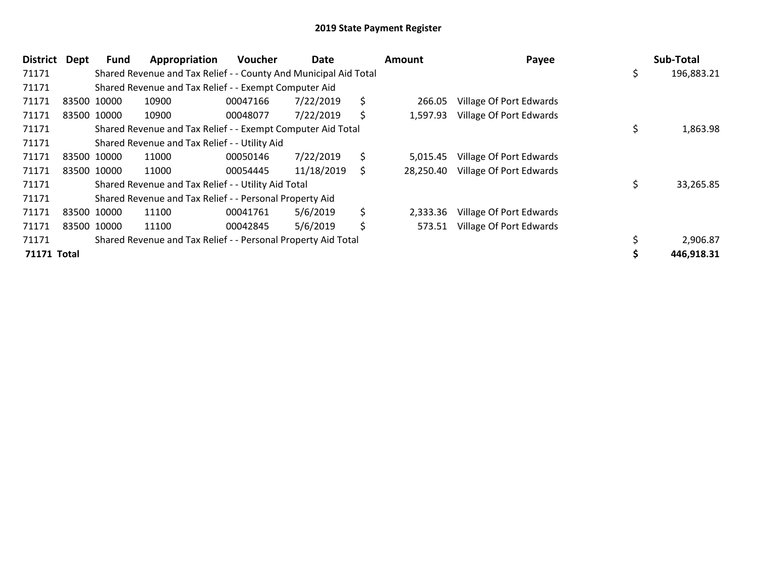# 2019 State Payment Register

| District | Dept | Fund | Appropriation | Voucher | Date | Amount | Payee | Sub-Total |
|---|---|---|---|---|---|---|---|---|
| 71171 | | Shared Revenue and Tax Relief - - County And Municipal Aid Total | | | | | | $ 196,883.21 |
| 71171 | | Shared Revenue and Tax Relief - - Exempt Computer Aid | | | | | | |
| 71171 | 83500 | 10000 | 10900 | 00047166 | 7/22/2019 | $ 266.05 | Village Of Port Edwards | |
| 71171 | 83500 | 10000 | 10900 | 00048077 | 7/22/2019 | $ 1,597.93 | Village Of Port Edwards | |
| 71171 | | Shared Revenue and Tax Relief - - Exempt Computer Aid Total | | | | | | $ 1,863.98 |
| 71171 | | Shared Revenue and Tax Relief - - Utility Aid | | | | | | |
| 71171 | 83500 | 10000 | 11000 | 00050146 | 7/22/2019 | $ 5,015.45 | Village Of Port Edwards | |
| 71171 | 83500 | 10000 | 11000 | 00054445 | 11/18/2019 | $ 28,250.40 | Village Of Port Edwards | |
| 71171 | | Shared Revenue and Tax Relief - - Utility Aid Total | | | | | | $ 33,265.85 |
| 71171 | | Shared Revenue and Tax Relief - - Personal Property Aid | | | | | | |
| 71171 | 83500 | 10000 | 11100 | 00041761 | 5/6/2019 | $ 2,333.36 | Village Of Port Edwards | |
| 71171 | 83500 | 10000 | 11100 | 00042845 | 5/6/2019 | $ 573.51 | Village Of Port Edwards | |
| 71171 | | Shared Revenue and Tax Relief - - Personal Property Aid Total | | | | | | $ 2,906.87 |
| **71171 Total** | | | | | | | | **$ 446,918.31** |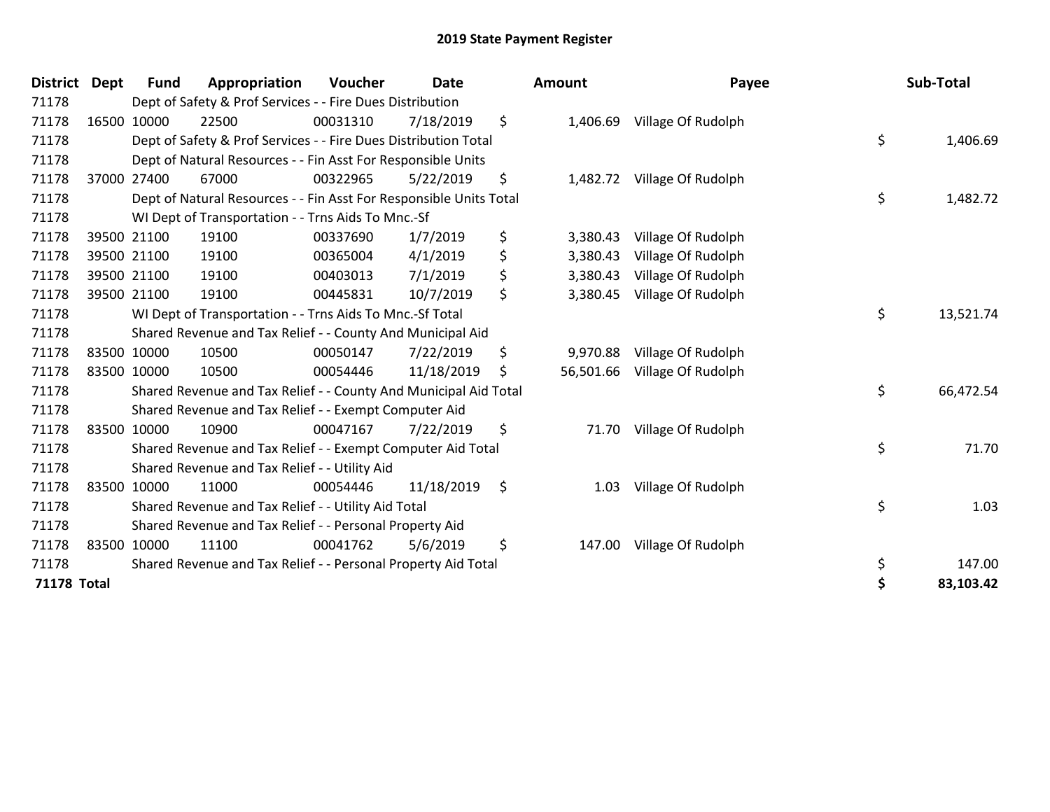# 2019 State Payment Register

| District | Dept | Fund | Appropriation | Voucher | Date | Amount | Payee | Sub-Total |
|---|---|---|---|---|---|---|---|---|
| 71178 | | Dept of Safety & Prof Services - - Fire Dues Distribution | | | | | | |
| 71178 | 16500 | 10000 | 22500 | 00031310 | 7/18/2019 | $ 1,406.69 | Village Of Rudolph | |
| 71178 | | Dept of Safety & Prof Services - - Fire Dues Distribution Total | | | | | | $ 1,406.69 |
| 71178 | | Dept of Natural Resources - - Fin Asst For Responsible Units | | | | | | |
| 71178 | 37000 | 27400 | 67000 | 00322965 | 5/22/2019 | $ 1,482.72 | Village Of Rudolph | |
| 71178 | | Dept of Natural Resources - - Fin Asst For Responsible Units Total | | | | | | $ 1,482.72 |
| 71178 | | WI Dept of Transportation - - Trns Aids To Mnc.-Sf | | | | | | |
| 71178 | 39500 | 21100 | 19100 | 00337690 | 1/7/2019 | $ 3,380.43 | Village Of Rudolph | |
| 71178 | 39500 | 21100 | 19100 | 00365004 | 4/1/2019 | $ 3,380.43 | Village Of Rudolph | |
| 71178 | 39500 | 21100 | 19100 | 00403013 | 7/1/2019 | $ 3,380.43 | Village Of Rudolph | |
| 71178 | 39500 | 21100 | 19100 | 00445831 | 10/7/2019 | $ 3,380.45 | Village Of Rudolph | |
| 71178 | | WI Dept of Transportation - - Trns Aids To Mnc.-Sf Total | | | | | | $ 13,521.74 |
| 71178 | | Shared Revenue and Tax Relief - - County And Municipal Aid | | | | | | |
| 71178 | 83500 | 10000 | 10500 | 00050147 | 7/22/2019 | $ 9,970.88 | Village Of Rudolph | |
| 71178 | 83500 | 10000 | 10500 | 00054446 | 11/18/2019 | $ 56,501.66 | Village Of Rudolph | |
| 71178 | | Shared Revenue and Tax Relief - - County And Municipal Aid Total | | | | | | $ 66,472.54 |
| 71178 | | Shared Revenue and Tax Relief - - Exempt Computer Aid | | | | | | |
| 71178 | 83500 | 10000 | 10900 | 00047167 | 7/22/2019 | $ 71.70 | Village Of Rudolph | |
| 71178 | | Shared Revenue and Tax Relief - - Exempt Computer Aid Total | | | | | | $ 71.70 |
| 71178 | | Shared Revenue and Tax Relief - - Utility Aid | | | | | | |
| 71178 | 83500 | 10000 | 11000 | 00054446 | 11/18/2019 | $ 1.03 | Village Of Rudolph | |
| 71178 | | Shared Revenue and Tax Relief - - Utility Aid Total | | | | | | $ 1.03 |
| 71178 | | Shared Revenue and Tax Relief - - Personal Property Aid | | | | | | |
| 71178 | 83500 | 10000 | 11100 | 00041762 | 5/6/2019 | $ 147.00 | Village Of Rudolph | |
| 71178 | | Shared Revenue and Tax Relief - - Personal Property Aid Total | | | | | | $ 147.00 |
| **71178 Total** | | | | | | | | **$ 83,103.42** |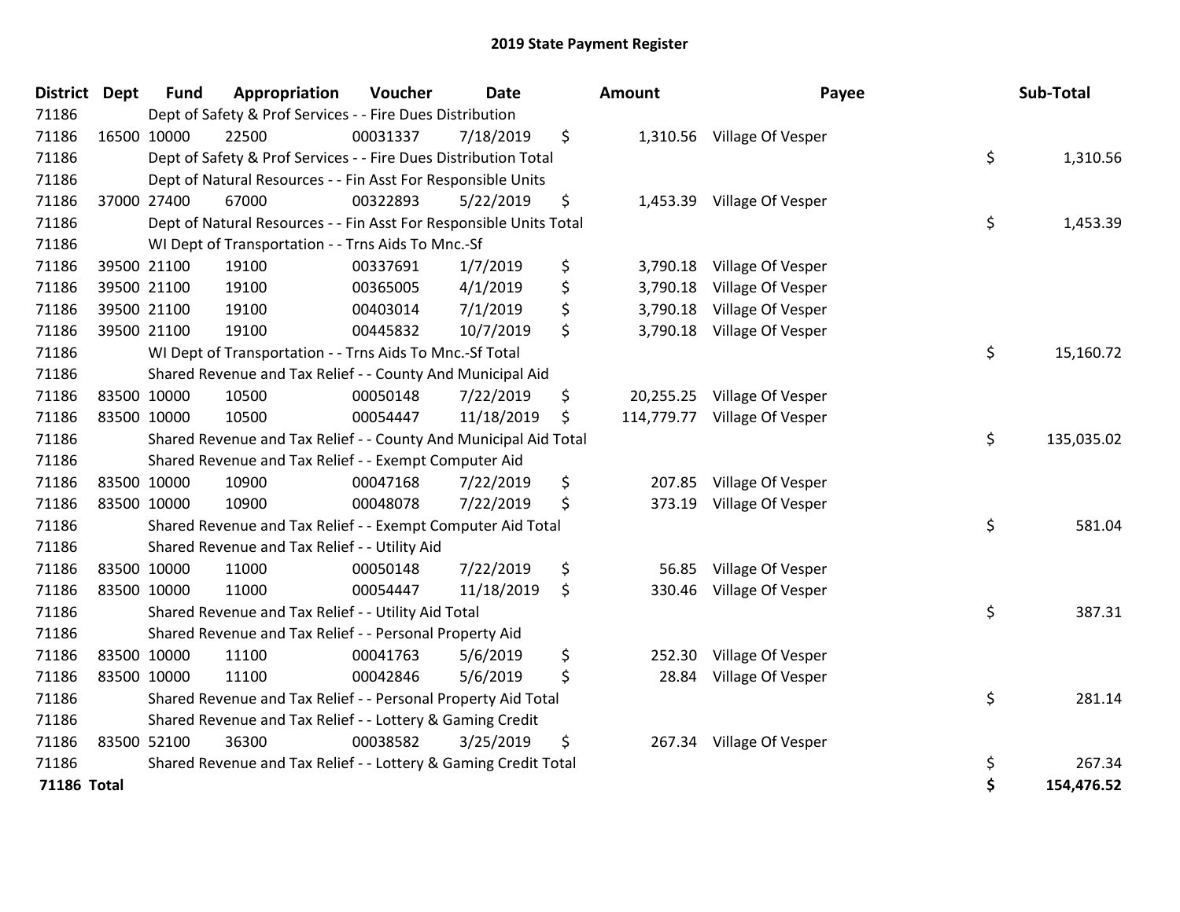# 2019 State Payment Register

| District | Dept | Fund | Appropriation | Voucher | Date | Amount | Payee | Sub-Total |
|---|---|---|---|---|---|---|---|---|
| 71186 | Dept of Safety & Prof Services - - Fire Dues Distribution | | | | | | | |
| 71186 | 16500 | 10000 | 22500 | 00031337 | 7/18/2019 | $ 1,310.56 | Village Of Vesper | |
| 71186 | Dept of Safety & Prof Services - - Fire Dues Distribution Total | | | | | | | $ 1,310.56 |
| 71186 | Dept of Natural Resources - - Fin Asst For Responsible Units | | | | | | | |
| 71186 | 37000 | 27400 | 67000 | 00322893 | 5/22/2019 | $ 1,453.39 | Village Of Vesper | |
| 71186 | Dept of Natural Resources - - Fin Asst For Responsible Units Total | | | | | | | $ 1,453.39 |
| 71186 | WI Dept of Transportation - - Trns Aids To Mnc.-Sf | | | | | | | |
| 71186 | 39500 | 21100 | 19100 | 00337691 | 1/7/2019 | $ 3,790.18 | Village Of Vesper | |
| 71186 | 39500 | 21100 | 19100 | 00365005 | 4/1/2019 | $ 3,790.18 | Village Of Vesper | |
| 71186 | 39500 | 21100 | 19100 | 00403014 | 7/1/2019 | $ 3,790.18 | Village Of Vesper | |
| 71186 | 39500 | 21100 | 19100 | 00445832 | 10/7/2019 | $ 3,790.18 | Village Of Vesper | |
| 71186 | WI Dept of Transportation - - Trns Aids To Mnc.-Sf Total | | | | | | | $ 15,160.72 |
| 71186 | Shared Revenue and Tax Relief - - County And Municipal Aid | | | | | | | |
| 71186 | 83500 | 10000 | 10500 | 00050148 | 7/22/2019 | $ 20,255.25 | Village Of Vesper | |
| 71186 | 83500 | 10000 | 10500 | 00054447 | 11/18/2019 | $ 114,779.77 | Village Of Vesper | |
| 71186 | Shared Revenue and Tax Relief - - County And Municipal Aid Total | | | | | | | $ 135,035.02 |
| 71186 | Shared Revenue and Tax Relief - - Exempt Computer Aid | | | | | | | |
| 71186 | 83500 | 10000 | 10900 | 00047168 | 7/22/2019 | $ 207.85 | Village Of Vesper | |
| 71186 | 83500 | 10000 | 10900 | 00048078 | 7/22/2019 | $ 373.19 | Village Of Vesper | |
| 71186 | Shared Revenue and Tax Relief - - Exempt Computer Aid Total | | | | | | | $ 581.04 |
| 71186 | Shared Revenue and Tax Relief - - Utility Aid | | | | | | | |
| 71186 | 83500 | 10000 | 11000 | 00050148 | 7/22/2019 | $ 56.85 | Village Of Vesper | |
| 71186 | 83500 | 10000 | 11000 | 00054447 | 11/18/2019 | $ 330.46 | Village Of Vesper | |
| 71186 | Shared Revenue and Tax Relief - - Utility Aid Total | | | | | | | $ 387.31 |
| 71186 | Shared Revenue and Tax Relief - - Personal Property Aid | | | | | | | |
| 71186 | 83500 | 10000 | 11100 | 00041763 | 5/6/2019 | $ 252.30 | Village Of Vesper | |
| 71186 | 83500 | 10000 | 11100 | 00042846 | 5/6/2019 | $ 28.84 | Village Of Vesper | |
| 71186 | Shared Revenue and Tax Relief - - Personal Property Aid Total | | | | | | | $ 281.14 |
| 71186 | Shared Revenue and Tax Relief - - Lottery & Gaming Credit | | | | | | | |
| 71186 | 83500 | 52100 | 36300 | 00038582 | 3/25/2019 | $ 267.34 | Village Of Vesper | |
| 71186 | Shared Revenue and Tax Relief - - Lottery & Gaming Credit Total | | | | | | | $ 267.34 |
| **71186 Total** | | | | | | | | **$ 154,476.52** |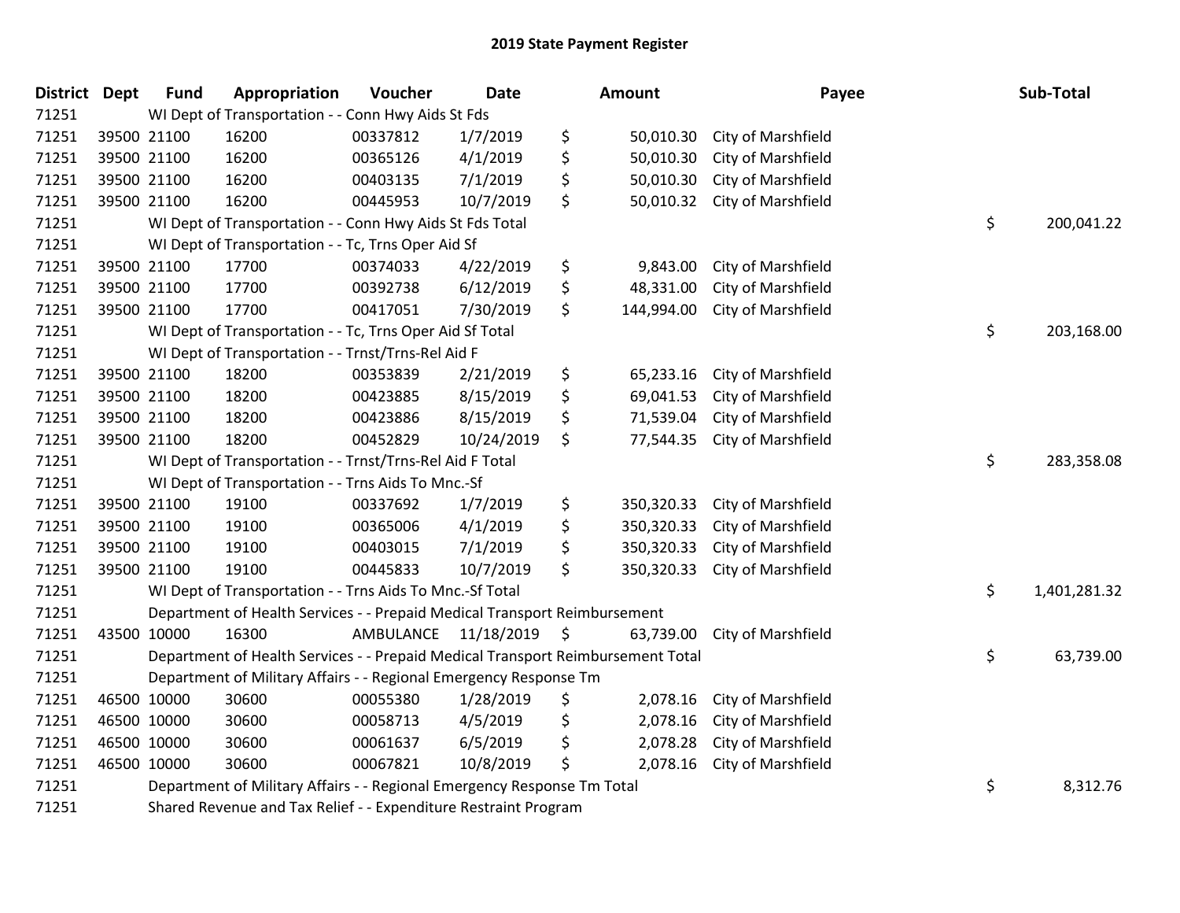# 2019 State Payment Register

| District | Dept | Fund | Appropriation | Voucher | Date | Amount | Payee | Sub-Total |
|---|---|---|---|---|---|---|---|---|
| 71251 | WI Dept of Transportation - - Conn Hwy Aids St Fds | | | | | | | |
| 71251 | 39500 | 21100 | 16200 | 00337812 | 1/7/2019 | $ 50,010.30 | City of Marshfield | |
| 71251 | 39500 | 21100 | 16200 | 00365126 | 4/1/2019 | $ 50,010.30 | City of Marshfield | |
| 71251 | 39500 | 21100 | 16200 | 00403135 | 7/1/2019 | $ 50,010.30 | City of Marshfield | |
| 71251 | 39500 | 21100 | 16200 | 00445953 | 10/7/2019 | $ 50,010.32 | City of Marshfield | |
| 71251 | WI Dept of Transportation - - Conn Hwy Aids St Fds Total | | | | | | | $ 200,041.22 |
| 71251 | WI Dept of Transportation - - Tc, Trns Oper Aid Sf | | | | | | | |
| 71251 | 39500 | 21100 | 17700 | 00374033 | 4/22/2019 | $ 9,843.00 | City of Marshfield | |
| 71251 | 39500 | 21100 | 17700 | 00392738 | 6/12/2019 | $ 48,331.00 | City of Marshfield | |
| 71251 | 39500 | 21100 | 17700 | 00417051 | 7/30/2019 | $ 144,994.00 | City of Marshfield | |
| 71251 | WI Dept of Transportation - - Tc, Trns Oper Aid Sf Total | | | | | | | $ 203,168.00 |
| 71251 | WI Dept of Transportation - - Trnst/Trns-Rel Aid F | | | | | | | |
| 71251 | 39500 | 21100 | 18200 | 00353839 | 2/21/2019 | $ 65,233.16 | City of Marshfield | |
| 71251 | 39500 | 21100 | 18200 | 00423885 | 8/15/2019 | $ 69,041.53 | City of Marshfield | |
| 71251 | 39500 | 21100 | 18200 | 00423886 | 8/15/2019 | $ 71,539.04 | City of Marshfield | |
| 71251 | 39500 | 21100 | 18200 | 00452829 | 10/24/2019 | $ 77,544.35 | City of Marshfield | |
| 71251 | WI Dept of Transportation - - Trnst/Trns-Rel Aid F Total | | | | | | | $ 283,358.08 |
| 71251 | WI Dept of Transportation - - Trns Aids To Mnc.-Sf | | | | | | | |
| 71251 | 39500 | 21100 | 19100 | 00337692 | 1/7/2019 | $ 350,320.33 | City of Marshfield | |
| 71251 | 39500 | 21100 | 19100 | 00365006 | 4/1/2019 | $ 350,320.33 | City of Marshfield | |
| 71251 | 39500 | 21100 | 19100 | 00403015 | 7/1/2019 | $ 350,320.33 | City of Marshfield | |
| 71251 | 39500 | 21100 | 19100 | 00445833 | 10/7/2019 | $ 350,320.33 | City of Marshfield | |
| 71251 | WI Dept of Transportation - - Trns Aids To Mnc.-Sf Total | | | | | | | $ 1,401,281.32 |
| 71251 | Department of Health Services - - Prepaid Medical Transport Reimbursement | | | | | | | |
| 71251 | 43500 | 10000 | 16300 | AMBULANCE | 11/18/2019 | $ 63,739.00 | City of Marshfield | |
| 71251 | Department of Health Services - - Prepaid Medical Transport Reimbursement Total | | | | | | | $ 63,739.00 |
| 71251 | Department of Military Affairs - - Regional Emergency Response Tm | | | | | | | |
| 71251 | 46500 | 10000 | 30600 | 00055380 | 1/28/2019 | $ 2,078.16 | City of Marshfield | |
| 71251 | 46500 | 10000 | 30600 | 00058713 | 4/5/2019 | $ 2,078.16 | City of Marshfield | |
| 71251 | 46500 | 10000 | 30600 | 00061637 | 6/5/2019 | $ 2,078.28 | City of Marshfield | |
| 71251 | 46500 | 10000 | 30600 | 00067821 | 10/8/2019 | $ 2,078.16 | City of Marshfield | |
| 71251 | Department of Military Affairs - - Regional Emergency Response Tm Total | | | | | | | $ 8,312.76 |
| 71251 | Shared Revenue and Tax Relief - - Expenditure Restraint Program | | | | | | | |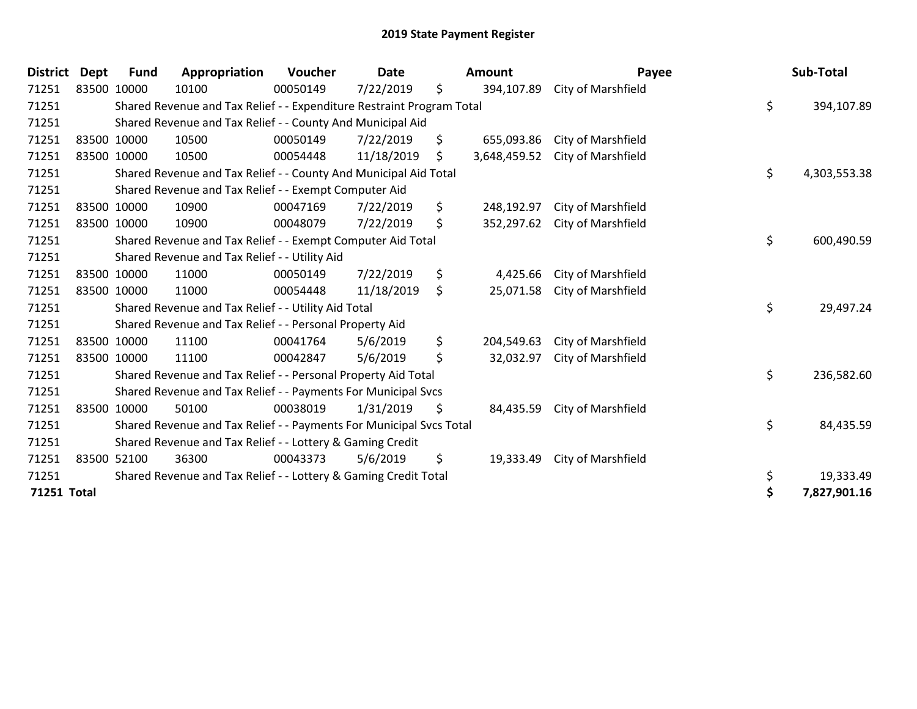# 2019 State Payment Register

| District | Dept | Fund | Appropriation | Voucher | Date | Amount | Payee | Sub-Total |
|---|---|---|---|---|---|---|---|---|
| 71251 | 83500 | 10000 | 10100 | 00050149 | 7/22/2019 | $ 394,107.89 | City of Marshfield | |
| 71251 | | Shared Revenue and Tax Relief - - Expenditure Restraint Program Total | | | | | | $ 394,107.89 |
| 71251 | | Shared Revenue and Tax Relief - - County And Municipal Aid | | | | | | |
| 71251 | 83500 | 10000 | 10500 | 00050149 | 7/22/2019 | $ 655,093.86 | City of Marshfield | |
| 71251 | 83500 | 10000 | 10500 | 00054448 | 11/18/2019 | $ 3,648,459.52 | City of Marshfield | |
| 71251 | | Shared Revenue and Tax Relief - - County And Municipal Aid Total | | | | | | $ 4,303,553.38 |
| 71251 | | Shared Revenue and Tax Relief - - Exempt Computer Aid | | | | | | |
| 71251 | 83500 | 10000 | 10900 | 00047169 | 7/22/2019 | $ 248,192.97 | City of Marshfield | |
| 71251 | 83500 | 10000 | 10900 | 00048079 | 7/22/2019 | $ 352,297.62 | City of Marshfield | |
| 71251 | | Shared Revenue and Tax Relief - - Exempt Computer Aid Total | | | | | | $ 600,490.59 |
| 71251 | | Shared Revenue and Tax Relief - - Utility Aid | | | | | | |
| 71251 | 83500 | 10000 | 11000 | 00050149 | 7/22/2019 | $ 4,425.66 | City of Marshfield | |
| 71251 | 83500 | 10000 | 11000 | 00054448 | 11/18/2019 | $ 25,071.58 | City of Marshfield | |
| 71251 | | Shared Revenue and Tax Relief - - Utility Aid Total | | | | | | $ 29,497.24 |
| 71251 | | Shared Revenue and Tax Relief - - Personal Property Aid | | | | | | |
| 71251 | 83500 | 10000 | 11100 | 00041764 | 5/6/2019 | $ 204,549.63 | City of Marshfield | |
| 71251 | 83500 | 10000 | 11100 | 00042847 | 5/6/2019 | $ 32,032.97 | City of Marshfield | |
| 71251 | | Shared Revenue and Tax Relief - - Personal Property Aid Total | | | | | | $ 236,582.60 |
| 71251 | | Shared Revenue and Tax Relief - - Payments For Municipal Svcs | | | | | | |
| 71251 | 83500 | 10000 | 50100 | 00038019 | 1/31/2019 | $ 84,435.59 | City of Marshfield | |
| 71251 | | Shared Revenue and Tax Relief - - Payments For Municipal Svcs Total | | | | | | $ 84,435.59 |
| 71251 | | Shared Revenue and Tax Relief - - Lottery & Gaming Credit | | | | | | |
| 71251 | 83500 | 52100 | 36300 | 00043373 | 5/6/2019 | $ 19,333.49 | City of Marshfield | |
| 71251 | | Shared Revenue and Tax Relief - - Lottery & Gaming Credit Total | | | | | | $ 19,333.49 |
| **71251 Total** | | | | | | | | **$ 7,827,901.16** |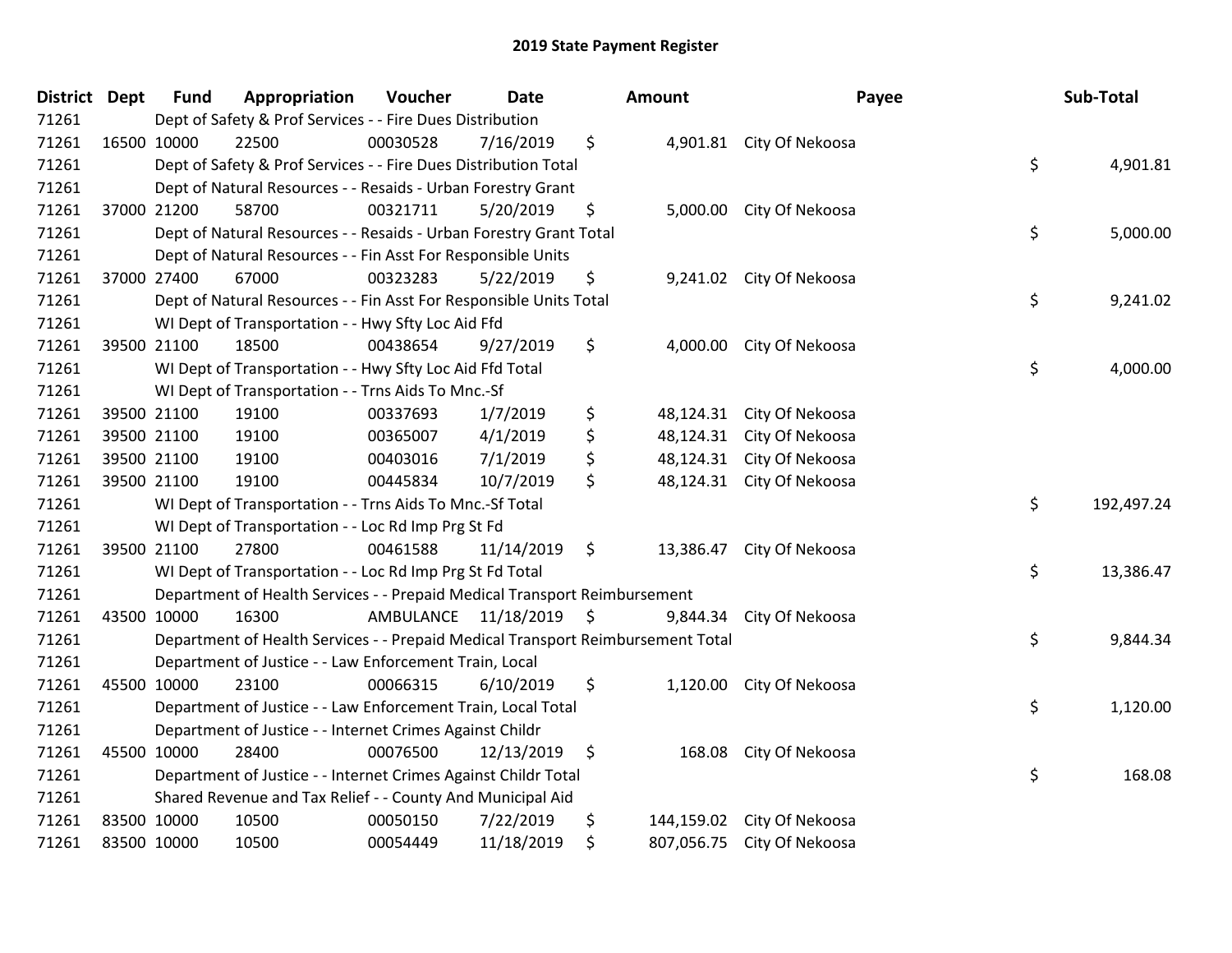# 2019 State Payment Register

| District | Dept | Fund | Appropriation | Voucher | Date | Amount | Payee | Sub-Total |
|---|---|---|---|---|---|---|---|---|
| 71261 | | Dept of Safety & Prof Services - - Fire Dues Distribution | | | | | | |
| 71261 | 16500 | 10000 | 22500 | 00030528 | 7/16/2019 | $ 4,901.81 | City Of Nekoosa | |
| 71261 | | Dept of Safety & Prof Services - - Fire Dues Distribution Total | | | | | | $ 4,901.81 |
| 71261 | | Dept of Natural Resources - - Resaids - Urban Forestry Grant | | | | | | |
| 71261 | 37000 | 21200 | 58700 | 00321711 | 5/20/2019 | $ 5,000.00 | City Of Nekoosa | |
| 71261 | | Dept of Natural Resources - - Resaids - Urban Forestry Grant Total | | | | | | $ 5,000.00 |
| 71261 | | Dept of Natural Resources - - Fin Asst For Responsible Units | | | | | | |
| 71261 | 37000 | 27400 | 67000 | 00323283 | 5/22/2019 | $ 9,241.02 | City Of Nekoosa | |
| 71261 | | Dept of Natural Resources - - Fin Asst For Responsible Units Total | | | | | | $ 9,241.02 |
| 71261 | | WI Dept of Transportation - - Hwy Sfty Loc Aid Ffd | | | | | | |
| 71261 | 39500 | 21100 | 18500 | 00438654 | 9/27/2019 | $ 4,000.00 | City Of Nekoosa | |
| 71261 | | WI Dept of Transportation - - Hwy Sfty Loc Aid Ffd Total | | | | | | $ 4,000.00 |
| 71261 | | WI Dept of Transportation - - Trns Aids To Mnc.-Sf | | | | | | |
| 71261 | 39500 | 21100 | 19100 | 00337693 | 1/7/2019 | $ 48,124.31 | City Of Nekoosa | |
| 71261 | 39500 | 21100 | 19100 | 00365007 | 4/1/2019 | $ 48,124.31 | City Of Nekoosa | |
| 71261 | 39500 | 21100 | 19100 | 00403016 | 7/1/2019 | $ 48,124.31 | City Of Nekoosa | |
| 71261 | 39500 | 21100 | 19100 | 00445834 | 10/7/2019 | $ 48,124.31 | City Of Nekoosa | |
| 71261 | | WI Dept of Transportation - - Trns Aids To Mnc.-Sf Total | | | | | | $ 192,497.24 |
| 71261 | | WI Dept of Transportation - - Loc Rd Imp Prg St Fd | | | | | | |
| 71261 | 39500 | 21100 | 27800 | 00461588 | 11/14/2019 | $ 13,386.47 | City Of Nekoosa | |
| 71261 | | WI Dept of Transportation - - Loc Rd Imp Prg St Fd Total | | | | | | $ 13,386.47 |
| 71261 | | Department of Health Services - - Prepaid Medical Transport Reimbursement | | | | | | |
| 71261 | 43500 | 10000 | 16300 | AMBULANCE | 11/18/2019 | $ 9,844.34 | City Of Nekoosa | |
| 71261 | | Department of Health Services - - Prepaid Medical Transport Reimbursement Total | | | | | | $ 9,844.34 |
| 71261 | | Department of Justice - - Law Enforcement Train, Local | | | | | | |
| 71261 | 45500 | 10000 | 23100 | 00066315 | 6/10/2019 | $ 1,120.00 | City Of Nekoosa | |
| 71261 | | Department of Justice - - Law Enforcement Train, Local Total | | | | | | $ 1,120.00 |
| 71261 | | Department of Justice - - Internet Crimes Against Childr | | | | | | |
| 71261 | 45500 | 10000 | 28400 | 00076500 | 12/13/2019 | $ 168.08 | City Of Nekoosa | |
| 71261 | | Department of Justice - - Internet Crimes Against Childr Total | | | | | | $ 168.08 |
| 71261 | | Shared Revenue and Tax Relief - - County And Municipal Aid | | | | | | |
| 71261 | 83500 | 10000 | 10500 | 00050150 | 7/22/2019 | $ 144,159.02 | City Of Nekoosa | |
| 71261 | 83500 | 10000 | 10500 | 00054449 | 11/18/2019 | $ 807,056.75 | City Of Nekoosa | |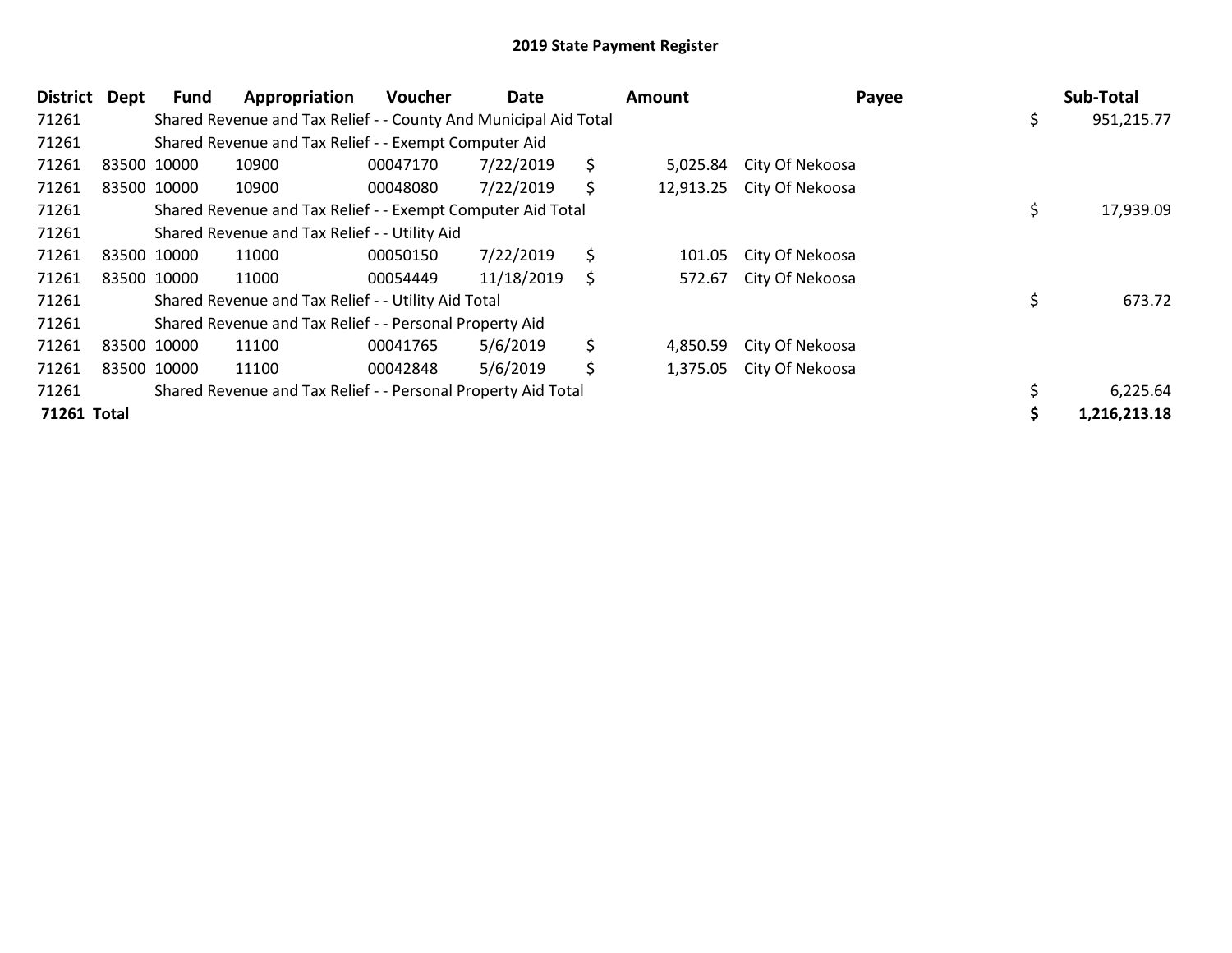# 2019 State Payment Register

| District | Dept | Fund | Appropriation | Voucher | Date | Amount | Payee | Sub-Total |
|---|---|---|---|---|---|---|---|---|
| 71261 | | Shared Revenue and Tax Relief - - County And Municipal Aid Total | | | | | | $ 951,215.77 |
| 71261 | | Shared Revenue and Tax Relief - - Exempt Computer Aid | | | | | | |
| 71261 | 83500 | 10000 | 10900 | 00047170 | 7/22/2019 | $ 5,025.84 | City Of Nekoosa | |
| 71261 | 83500 | 10000 | 10900 | 00048080 | 7/22/2019 | $ 12,913.25 | City Of Nekoosa | |
| 71261 | | Shared Revenue and Tax Relief - - Exempt Computer Aid Total | | | | | | $ 17,939.09 |
| 71261 | | Shared Revenue and Tax Relief - - Utility Aid | | | | | | |
| 71261 | 83500 | 10000 | 11000 | 00050150 | 7/22/2019 | $ 101.05 | City Of Nekoosa | |
| 71261 | 83500 | 10000 | 11000 | 00054449 | 11/18/2019 | $ 572.67 | City Of Nekoosa | |
| 71261 | | Shared Revenue and Tax Relief - - Utility Aid Total | | | | | | $ 673.72 |
| 71261 | | Shared Revenue and Tax Relief - - Personal Property Aid | | | | | | |
| 71261 | 83500 | 10000 | 11100 | 00041765 | 5/6/2019 | $ 4,850.59 | City Of Nekoosa | |
| 71261 | 83500 | 10000 | 11100 | 00042848 | 5/6/2019 | $ 1,375.05 | City Of Nekoosa | |
| 71261 | | Shared Revenue and Tax Relief - - Personal Property Aid Total | | | | | | $ 6,225.64 |
| **71261 Total** | | | | | | | | **$ 1,216,213.18** |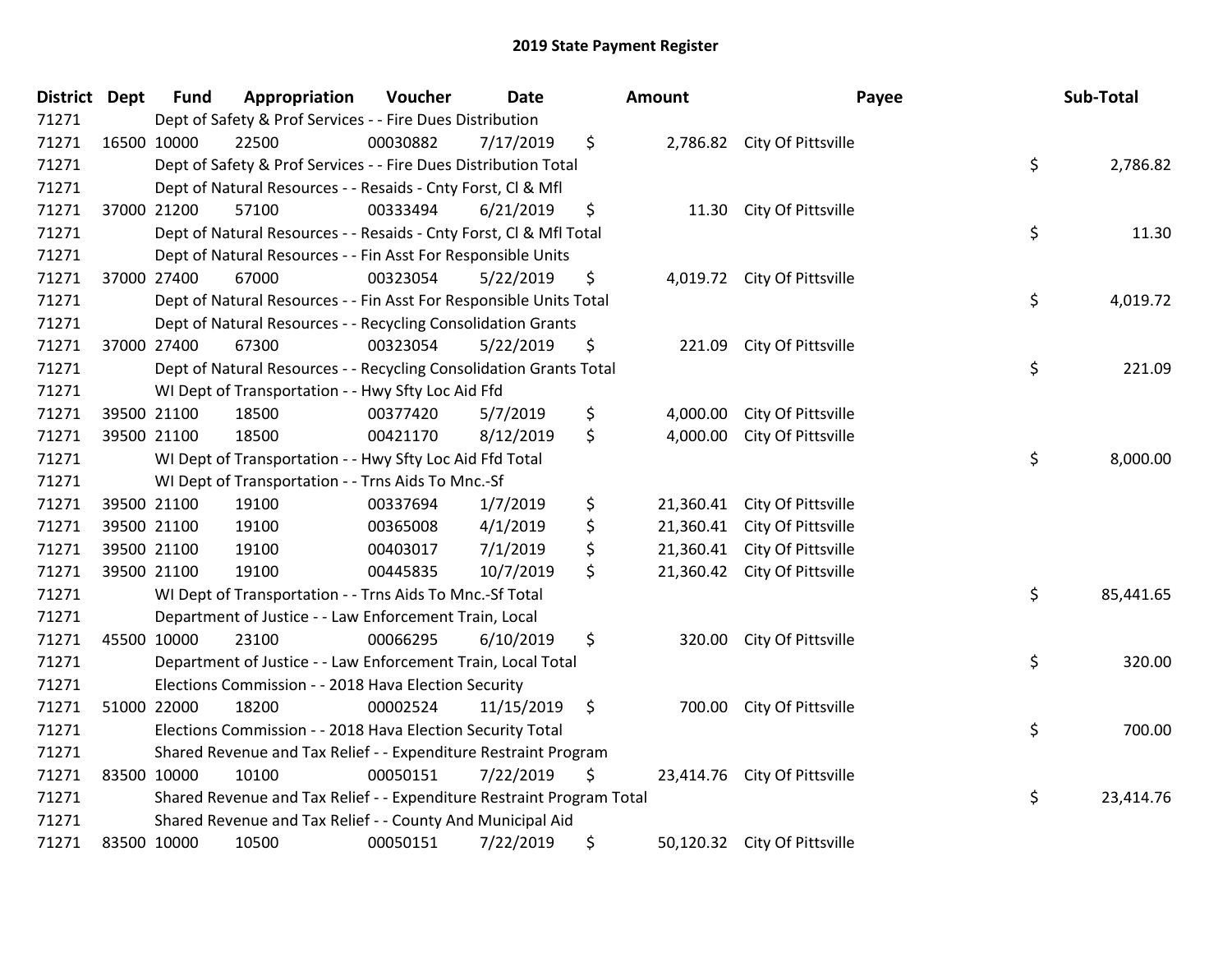# 2019 State Payment Register

| District | Dept | Fund | Appropriation | Voucher | Date | Amount | Payee | Sub-Total |
|---|---|---|---|---|---|---|---|---|
| 71271 | | Dept of Safety & Prof Services - - Fire Dues Distribution | | | | | | |
| 71271 | 16500 | 10000 | 22500 | 00030882 | 7/17/2019 | $ 2,786.82 | City Of Pittsville | |
| 71271 | | Dept of Safety & Prof Services - - Fire Dues Distribution Total | | | | | | $ 2,786.82 |
| 71271 | | Dept of Natural Resources - - Resaids - Cnty Forst, Cl & Mfl | | | | | | |
| 71271 | 37000 | 21200 | 57100 | 00333494 | 6/21/2019 | $ 11.30 | City Of Pittsville | |
| 71271 | | Dept of Natural Resources - - Resaids - Cnty Forst, Cl & Mfl Total | | | | | | $ 11.30 |
| 71271 | | Dept of Natural Resources - - Fin Asst For Responsible Units | | | | | | |
| 71271 | 37000 | 27400 | 67000 | 00323054 | 5/22/2019 | $ 4,019.72 | City Of Pittsville | |
| 71271 | | Dept of Natural Resources - - Fin Asst For Responsible Units Total | | | | | | $ 4,019.72 |
| 71271 | | Dept of Natural Resources - - Recycling Consolidation Grants | | | | | | |
| 71271 | 37000 | 27400 | 67300 | 00323054 | 5/22/2019 | $ 221.09 | City Of Pittsville | |
| 71271 | | Dept of Natural Resources - - Recycling Consolidation Grants Total | | | | | | $ 221.09 |
| 71271 | | WI Dept of Transportation - - Hwy Sfty Loc Aid Ffd | | | | | | |
| 71271 | 39500 | 21100 | 18500 | 00377420 | 5/7/2019 | $ 4,000.00 | City Of Pittsville | |
| 71271 | 39500 | 21100 | 18500 | 00421170 | 8/12/2019 | $ 4,000.00 | City Of Pittsville | |
| 71271 | | WI Dept of Transportation - - Hwy Sfty Loc Aid Ffd Total | | | | | | $ 8,000.00 |
| 71271 | | WI Dept of Transportation - - Trns Aids To Mnc.-Sf | | | | | | |
| 71271 | 39500 | 21100 | 19100 | 00337694 | 1/7/2019 | $ 21,360.41 | City Of Pittsville | |
| 71271 | 39500 | 21100 | 19100 | 00365008 | 4/1/2019 | $ 21,360.41 | City Of Pittsville | |
| 71271 | 39500 | 21100 | 19100 | 00403017 | 7/1/2019 | $ 21,360.41 | City Of Pittsville | |
| 71271 | 39500 | 21100 | 19100 | 00445835 | 10/7/2019 | $ 21,360.42 | City Of Pittsville | |
| 71271 | | WI Dept of Transportation - - Trns Aids To Mnc.-Sf Total | | | | | | $ 85,441.65 |
| 71271 | | Department of Justice - - Law Enforcement Train, Local | | | | | | |
| 71271 | 45500 | 10000 | 23100 | 00066295 | 6/10/2019 | $ 320.00 | City Of Pittsville | |
| 71271 | | Department of Justice - - Law Enforcement Train, Local Total | | | | | | $ 320.00 |
| 71271 | | Elections Commission - - 2018 Hava Election Security | | | | | | |
| 71271 | 51000 | 22000 | 18200 | 00002524 | 11/15/2019 | $ 700.00 | City Of Pittsville | |
| 71271 | | Elections Commission - - 2018 Hava Election Security Total | | | | | | $ 700.00 |
| 71271 | | Shared Revenue and Tax Relief - - Expenditure Restraint Program | | | | | | |
| 71271 | 83500 | 10000 | 10100 | 00050151 | 7/22/2019 | $ 23,414.76 | City Of Pittsville | |
| 71271 | | Shared Revenue and Tax Relief - - Expenditure Restraint Program Total | | | | | | $ 23,414.76 |
| 71271 | | Shared Revenue and Tax Relief - - County And Municipal Aid | | | | | | |
| 71271 | 83500 | 10000 | 10500 | 00050151 | 7/22/2019 | $ 50,120.32 | City Of Pittsville | |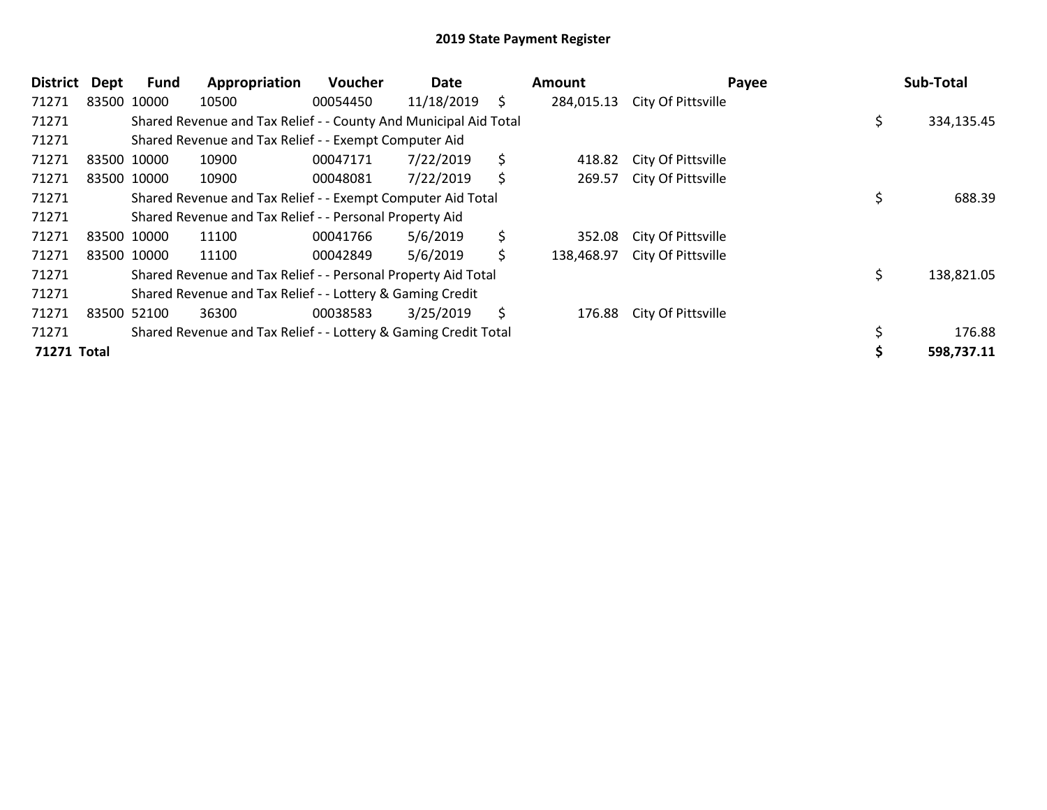## 2019 State Payment Register

| District | Dept | Fund | Appropriation | Voucher | Date | | Amount | Payee | | Sub-Total |
|---|---|---|---|---|---|---|---|---|---|---|
| 71271 | 83500 | 10000 | 10500 | 00054450 | 11/18/2019 | $ | 284,015.13 | City Of Pittsville | | |
| 71271 | | Shared Revenue and Tax Relief - - County And Municipal Aid Total | | | | | | | $ | 334,135.45 |
| 71271 | | Shared Revenue and Tax Relief - - Exempt Computer Aid | | | | | | | | |
| 71271 | 83500 | 10000 | 10900 | 00047171 | 7/22/2019 | $ | 418.82 | City Of Pittsville | | |
| 71271 | 83500 | 10000 | 10900 | 00048081 | 7/22/2019 | $ | 269.57 | City Of Pittsville | | |
| 71271 | | Shared Revenue and Tax Relief - - Exempt Computer Aid Total | | | | | | | $ | 688.39 |
| 71271 | | Shared Revenue and Tax Relief - - Personal Property Aid | | | | | | | | |
| 71271 | 83500 | 10000 | 11100 | 00041766 | 5/6/2019 | $ | 352.08 | City Of Pittsville | | |
| 71271 | 83500 | 10000 | 11100 | 00042849 | 5/6/2019 | $ | 138,468.97 | City Of Pittsville | | |
| 71271 | | Shared Revenue and Tax Relief - - Personal Property Aid Total | | | | | | | $ | 138,821.05 |
| 71271 | | Shared Revenue and Tax Relief - - Lottery & Gaming Credit | | | | | | | | |
| 71271 | 83500 | 52100 | 36300 | 00038583 | 3/25/2019 | $ | 176.88 | City Of Pittsville | | |
| 71271 | | Shared Revenue and Tax Relief - - Lottery & Gaming Credit Total | | | | | | | $ | 176.88 |
| **71271 Total** | | | | | | | | | **$** | **598,737.11** |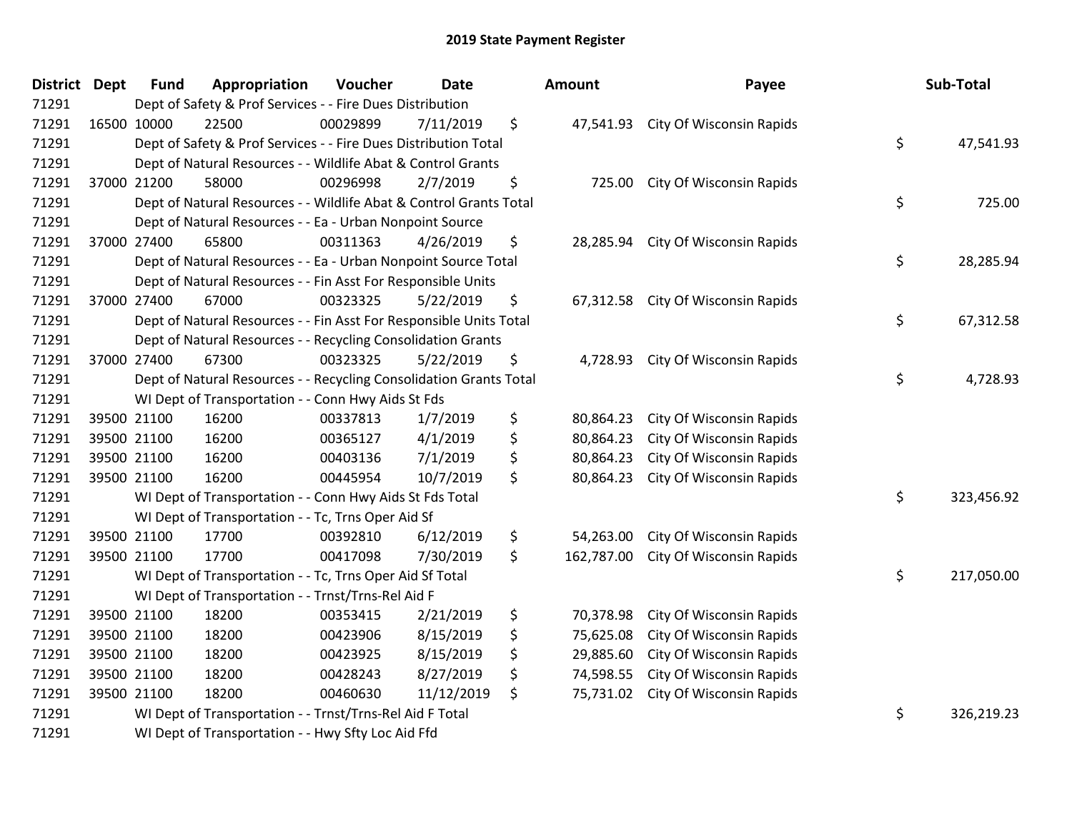# 2019 State Payment Register

| District | Dept | Fund | Appropriation | Voucher | Date | Amount | Payee | Sub-Total |
|---|---|---|---|---|---|---|---|---|
| 71291 | | | Dept of Safety & Prof Services - - Fire Dues Distribution | | | | | |
| 71291 | 16500 | 10000 | 22500 | 00029899 | 7/11/2019 | $ 47,541.93 | City Of Wisconsin Rapids | |
| 71291 | | | Dept of Safety & Prof Services - - Fire Dues Distribution Total | | | | | $ 47,541.93 |
| 71291 | | | Dept of Natural Resources - - Wildlife Abat & Control Grants | | | | | |
| 71291 | 37000 | 21200 | 58000 | 00296998 | 2/7/2019 | $ 725.00 | City Of Wisconsin Rapids | |
| 71291 | | | Dept of Natural Resources - - Wildlife Abat & Control Grants Total | | | | | $ 725.00 |
| 71291 | | | Dept of Natural Resources - - Ea - Urban Nonpoint Source | | | | | |
| 71291 | 37000 | 27400 | 65800 | 00311363 | 4/26/2019 | $ 28,285.94 | City Of Wisconsin Rapids | |
| 71291 | | | Dept of Natural Resources - - Ea - Urban Nonpoint Source Total | | | | | $ 28,285.94 |
| 71291 | | | Dept of Natural Resources - - Fin Asst For Responsible Units | | | | | |
| 71291 | 37000 | 27400 | 67000 | 00323325 | 5/22/2019 | $ 67,312.58 | City Of Wisconsin Rapids | |
| 71291 | | | Dept of Natural Resources - - Fin Asst For Responsible Units Total | | | | | $ 67,312.58 |
| 71291 | | | Dept of Natural Resources - - Recycling Consolidation Grants | | | | | |
| 71291 | 37000 | 27400 | 67300 | 00323325 | 5/22/2019 | $ 4,728.93 | City Of Wisconsin Rapids | |
| 71291 | | | Dept of Natural Resources - - Recycling Consolidation Grants Total | | | | | $ 4,728.93 |
| 71291 | | | WI Dept of Transportation - - Conn Hwy Aids St Fds | | | | | |
| 71291 | 39500 | 21100 | 16200 | 00337813 | 1/7/2019 | $ 80,864.23 | City Of Wisconsin Rapids | |
| 71291 | 39500 | 21100 | 16200 | 00365127 | 4/1/2019 | $ 80,864.23 | City Of Wisconsin Rapids | |
| 71291 | 39500 | 21100 | 16200 | 00403136 | 7/1/2019 | $ 80,864.23 | City Of Wisconsin Rapids | |
| 71291 | 39500 | 21100 | 16200 | 00445954 | 10/7/2019 | $ 80,864.23 | City Of Wisconsin Rapids | |
| 71291 | | | WI Dept of Transportation - - Conn Hwy Aids St Fds Total | | | | | $ 323,456.92 |
| 71291 | | | WI Dept of Transportation - - Tc, Trns Oper Aid Sf | | | | | |
| 71291 | 39500 | 21100 | 17700 | 00392810 | 6/12/2019 | $ 54,263.00 | City Of Wisconsin Rapids | |
| 71291 | 39500 | 21100 | 17700 | 00417098 | 7/30/2019 | $ 162,787.00 | City Of Wisconsin Rapids | |
| 71291 | | | WI Dept of Transportation - - Tc, Trns Oper Aid Sf Total | | | | | $ 217,050.00 |
| 71291 | | | WI Dept of Transportation - - Trnst/Trns-Rel Aid F | | | | | |
| 71291 | 39500 | 21100 | 18200 | 00353415 | 2/21/2019 | $ 70,378.98 | City Of Wisconsin Rapids | |
| 71291 | 39500 | 21100 | 18200 | 00423906 | 8/15/2019 | $ 75,625.08 | City Of Wisconsin Rapids | |
| 71291 | 39500 | 21100 | 18200 | 00423925 | 8/15/2019 | $ 29,885.60 | City Of Wisconsin Rapids | |
| 71291 | 39500 | 21100 | 18200 | 00428243 | 8/27/2019 | $ 74,598.55 | City Of Wisconsin Rapids | |
| 71291 | 39500 | 21100 | 18200 | 00460630 | 11/12/2019 | $ 75,731.02 | City Of Wisconsin Rapids | |
| 71291 | | | WI Dept of Transportation - - Trnst/Trns-Rel Aid F Total | | | | | $ 326,219.23 |
| 71291 | | | WI Dept of Transportation - - Hwy Sfty Loc Aid Ffd | | | | | |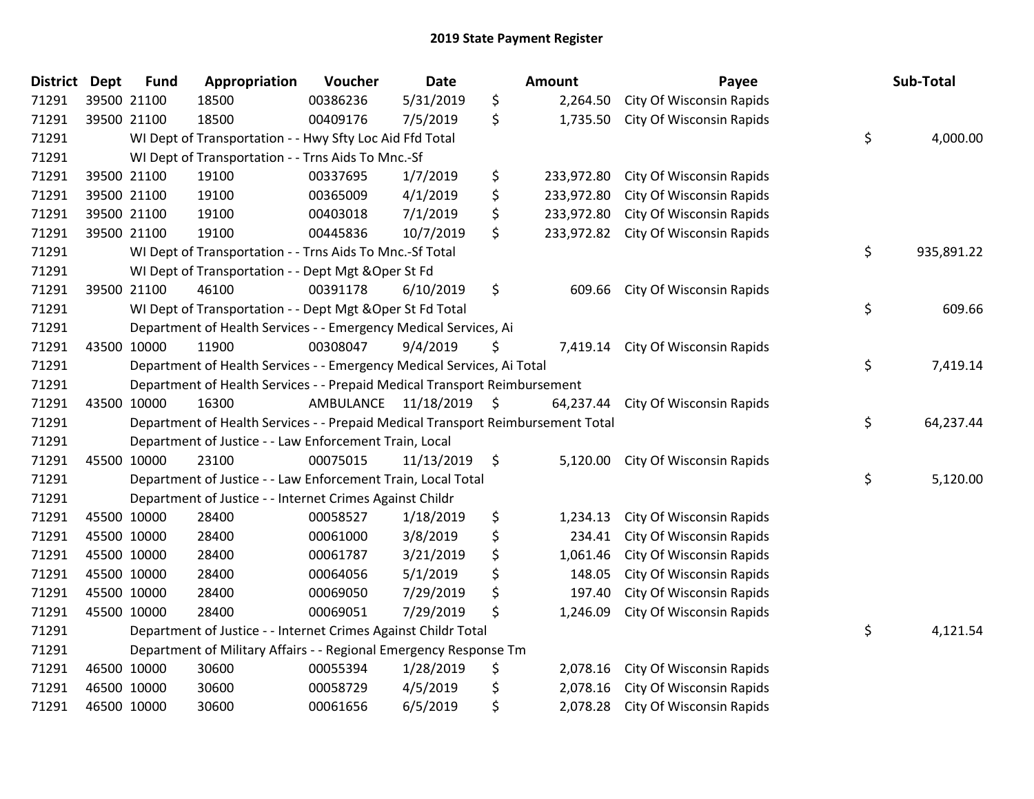# 2019 State Payment Register

| District | Dept | Fund | Appropriation | Voucher | Date | Amount | Payee | Sub-Total |
|---|---|---|---|---|---|---|---|---|
| 71291 | 39500 | 21100 | 18500 | 00386236 | 5/31/2019 | $ 2,264.50 | City Of Wisconsin Rapids | |
| 71291 | 39500 | 21100 | 18500 | 00409176 | 7/5/2019 | $ 1,735.50 | City Of Wisconsin Rapids | |
| 71291 | | WI Dept of Transportation - - Hwy Sfty Loc Aid Ffd Total | | | | | | $ 4,000.00 |
| 71291 | | WI Dept of Transportation - - Trns Aids To Mnc.-Sf | | | | | | |
| 71291 | 39500 | 21100 | 19100 | 00337695 | 1/7/2019 | $ 233,972.80 | City Of Wisconsin Rapids | |
| 71291 | 39500 | 21100 | 19100 | 00365009 | 4/1/2019 | $ 233,972.80 | City Of Wisconsin Rapids | |
| 71291 | 39500 | 21100 | 19100 | 00403018 | 7/1/2019 | $ 233,972.80 | City Of Wisconsin Rapids | |
| 71291 | 39500 | 21100 | 19100 | 00445836 | 10/7/2019 | $ 233,972.82 | City Of Wisconsin Rapids | |
| 71291 | | WI Dept of Transportation - - Trns Aids To Mnc.-Sf Total | | | | | | $ 935,891.22 |
| 71291 | | WI Dept of Transportation - - Dept Mgt &Oper St Fd | | | | | | |
| 71291 | 39500 | 21100 | 46100 | 00391178 | 6/10/2019 | $ 609.66 | City Of Wisconsin Rapids | |
| 71291 | | WI Dept of Transportation - - Dept Mgt &Oper St Fd Total | | | | | | $ 609.66 |
| 71291 | | Department of Health Services - - Emergency Medical Services, Ai | | | | | | |
| 71291 | 43500 | 10000 | 11900 | 00308047 | 9/4/2019 | $ 7,419.14 | City Of Wisconsin Rapids | |
| 71291 | | Department of Health Services - - Emergency Medical Services, Ai Total | | | | | | $ 7,419.14 |
| 71291 | | Department of Health Services - - Prepaid Medical Transport Reimbursement | | | | | | |
| 71291 | 43500 | 10000 | 16300 | AMBULANCE | 11/18/2019 | $ 64,237.44 | City Of Wisconsin Rapids | |
| 71291 | | Department of Health Services - - Prepaid Medical Transport Reimbursement Total | | | | | | $ 64,237.44 |
| 71291 | | Department of Justice - - Law Enforcement Train, Local | | | | | | |
| 71291 | 45500 | 10000 | 23100 | 00075015 | 11/13/2019 | $ 5,120.00 | City Of Wisconsin Rapids | |
| 71291 | | Department of Justice - - Law Enforcement Train, Local Total | | | | | | $ 5,120.00 |
| 71291 | | Department of Justice - - Internet Crimes Against Childr | | | | | | |
| 71291 | 45500 | 10000 | 28400 | 00058527 | 1/18/2019 | $ 1,234.13 | City Of Wisconsin Rapids | |
| 71291 | 45500 | 10000 | 28400 | 00061000 | 3/8/2019 | $ 234.41 | City Of Wisconsin Rapids | |
| 71291 | 45500 | 10000 | 28400 | 00061787 | 3/21/2019 | $ 1,061.46 | City Of Wisconsin Rapids | |
| 71291 | 45500 | 10000 | 28400 | 00064056 | 5/1/2019 | $ 148.05 | City Of Wisconsin Rapids | |
| 71291 | 45500 | 10000 | 28400 | 00069050 | 7/29/2019 | $ 197.40 | City Of Wisconsin Rapids | |
| 71291 | 45500 | 10000 | 28400 | 00069051 | 7/29/2019 | $ 1,246.09 | City Of Wisconsin Rapids | |
| 71291 | | Department of Justice - - Internet Crimes Against Childr Total | | | | | | $ 4,121.54 |
| 71291 | | Department of Military Affairs - - Regional Emergency Response Tm | | | | | | |
| 71291 | 46500 | 10000 | 30600 | 00055394 | 1/28/2019 | $ 2,078.16 | City Of Wisconsin Rapids | |
| 71291 | 46500 | 10000 | 30600 | 00058729 | 4/5/2019 | $ 2,078.16 | City Of Wisconsin Rapids | |
| 71291 | 46500 | 10000 | 30600 | 00061656 | 6/5/2019 | $ 2,078.28 | City Of Wisconsin Rapids | |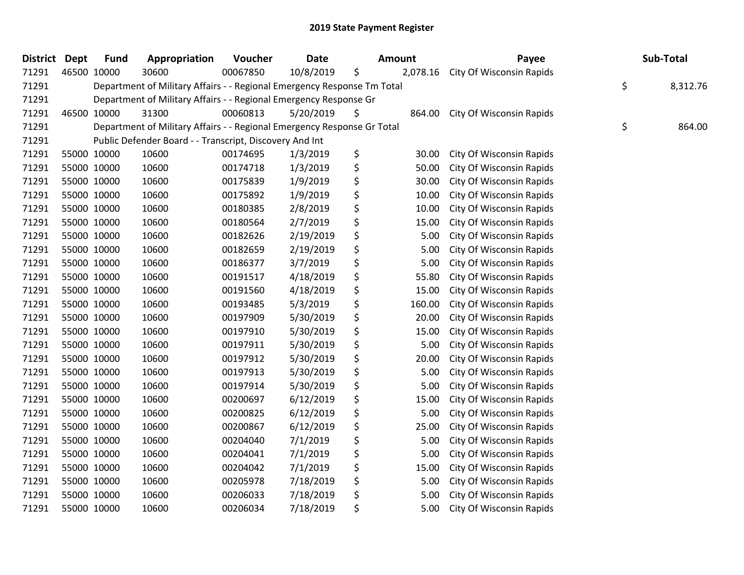# 2019 State Payment Register

| District | Dept | Fund | Appropriation | Voucher | Date | Amount | Payee | Sub-Total |
|---|---|---|---|---|---|---|---|---|
| 71291 | 46500 | 10000 | 30600 | 00067850 | 10/8/2019 | $ 2,078.16 | City Of Wisconsin Rapids | |
| 71291 | | Department of Military Affairs - - Regional Emergency Response Tm Total | | | | | | $ 8,312.76 |
| 71291 | | Department of Military Affairs - - Regional Emergency Response Gr | | | | | | |
| 71291 | 46500 | 10000 | 31300 | 00060813 | 5/20/2019 | $ 864.00 | City Of Wisconsin Rapids | |
| 71291 | | Department of Military Affairs - - Regional Emergency Response Gr Total | | | | | | $ 864.00 |
| 71291 | | Public Defender Board - - Transcript, Discovery And Int | | | | | | |
| 71291 | 55000 | 10000 | 10600 | 00174695 | 1/3/2019 | $ 30.00 | City Of Wisconsin Rapids | |
| 71291 | 55000 | 10000 | 10600 | 00174718 | 1/3/2019 | $ 50.00 | City Of Wisconsin Rapids | |
| 71291 | 55000 | 10000 | 10600 | 00175839 | 1/9/2019 | $ 30.00 | City Of Wisconsin Rapids | |
| 71291 | 55000 | 10000 | 10600 | 00175892 | 1/9/2019 | $ 10.00 | City Of Wisconsin Rapids | |
| 71291 | 55000 | 10000 | 10600 | 00180385 | 2/8/2019 | $ 10.00 | City Of Wisconsin Rapids | |
| 71291 | 55000 | 10000 | 10600 | 00180564 | 2/7/2019 | $ 15.00 | City Of Wisconsin Rapids | |
| 71291 | 55000 | 10000 | 10600 | 00182626 | 2/19/2019 | $ 5.00 | City Of Wisconsin Rapids | |
| 71291 | 55000 | 10000 | 10600 | 00182659 | 2/19/2019 | $ 5.00 | City Of Wisconsin Rapids | |
| 71291 | 55000 | 10000 | 10600 | 00186377 | 3/7/2019 | $ 5.00 | City Of Wisconsin Rapids | |
| 71291 | 55000 | 10000 | 10600 | 00191517 | 4/18/2019 | $ 55.80 | City Of Wisconsin Rapids | |
| 71291 | 55000 | 10000 | 10600 | 00191560 | 4/18/2019 | $ 15.00 | City Of Wisconsin Rapids | |
| 71291 | 55000 | 10000 | 10600 | 00193485 | 5/3/2019 | $ 160.00 | City Of Wisconsin Rapids | |
| 71291 | 55000 | 10000 | 10600 | 00197909 | 5/30/2019 | $ 20.00 | City Of Wisconsin Rapids | |
| 71291 | 55000 | 10000 | 10600 | 00197910 | 5/30/2019 | $ 15.00 | City Of Wisconsin Rapids | |
| 71291 | 55000 | 10000 | 10600 | 00197911 | 5/30/2019 | $ 5.00 | City Of Wisconsin Rapids | |
| 71291 | 55000 | 10000 | 10600 | 00197912 | 5/30/2019 | $ 20.00 | City Of Wisconsin Rapids | |
| 71291 | 55000 | 10000 | 10600 | 00197913 | 5/30/2019 | $ 5.00 | City Of Wisconsin Rapids | |
| 71291 | 55000 | 10000 | 10600 | 00197914 | 5/30/2019 | $ 5.00 | City Of Wisconsin Rapids | |
| 71291 | 55000 | 10000 | 10600 | 00200697 | 6/12/2019 | $ 15.00 | City Of Wisconsin Rapids | |
| 71291 | 55000 | 10000 | 10600 | 00200825 | 6/12/2019 | $ 5.00 | City Of Wisconsin Rapids | |
| 71291 | 55000 | 10000 | 10600 | 00200867 | 6/12/2019 | $ 25.00 | City Of Wisconsin Rapids | |
| 71291 | 55000 | 10000 | 10600 | 00204040 | 7/1/2019 | $ 5.00 | City Of Wisconsin Rapids | |
| 71291 | 55000 | 10000 | 10600 | 00204041 | 7/1/2019 | $ 5.00 | City Of Wisconsin Rapids | |
| 71291 | 55000 | 10000 | 10600 | 00204042 | 7/1/2019 | $ 15.00 | City Of Wisconsin Rapids | |
| 71291 | 55000 | 10000 | 10600 | 00205978 | 7/18/2019 | $ 5.00 | City Of Wisconsin Rapids | |
| 71291 | 55000 | 10000 | 10600 | 00206033 | 7/18/2019 | $ 5.00 | City Of Wisconsin Rapids | |
| 71291 | 55000 | 10000 | 10600 | 00206034 | 7/18/2019 | $ 5.00 | City Of Wisconsin Rapids | |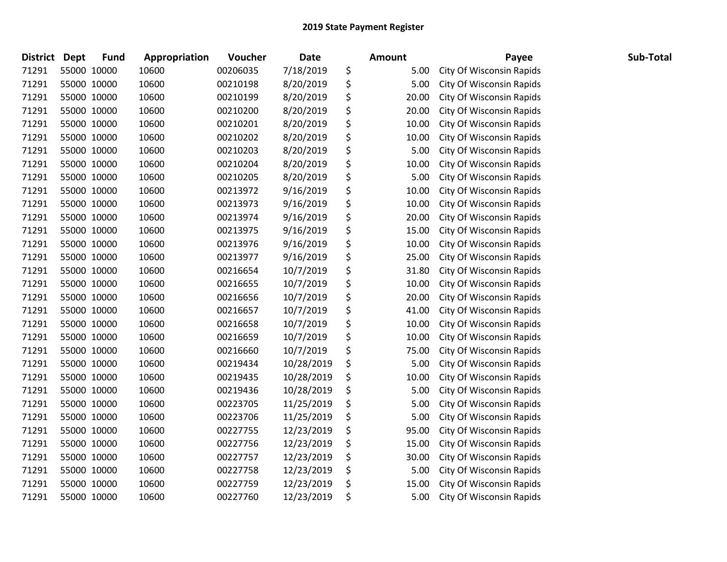## 2019 State Payment Register

| District | Dept | Fund | Appropriation | Voucher | Date | Amount | Payee | Sub-Total |
|---|---|---|---|---|---|---|---|---|
| 71291 | 55000 | 10000 | 10600 | 00206035 | 7/18/2019 | $ 5.00 | City Of Wisconsin Rapids | |
| 71291 | 55000 | 10000 | 10600 | 00210198 | 8/20/2019 | $ 5.00 | City Of Wisconsin Rapids | |
| 71291 | 55000 | 10000 | 10600 | 00210199 | 8/20/2019 | $ 20.00 | City Of Wisconsin Rapids | |
| 71291 | 55000 | 10000 | 10600 | 00210200 | 8/20/2019 | $ 20.00 | City Of Wisconsin Rapids | |
| 71291 | 55000 | 10000 | 10600 | 00210201 | 8/20/2019 | $ 10.00 | City Of Wisconsin Rapids | |
| 71291 | 55000 | 10000 | 10600 | 00210202 | 8/20/2019 | $ 10.00 | City Of Wisconsin Rapids | |
| 71291 | 55000 | 10000 | 10600 | 00210203 | 8/20/2019 | $ 5.00 | City Of Wisconsin Rapids | |
| 71291 | 55000 | 10000 | 10600 | 00210204 | 8/20/2019 | $ 10.00 | City Of Wisconsin Rapids | |
| 71291 | 55000 | 10000 | 10600 | 00210205 | 8/20/2019 | $ 5.00 | City Of Wisconsin Rapids | |
| 71291 | 55000 | 10000 | 10600 | 00213972 | 9/16/2019 | $ 10.00 | City Of Wisconsin Rapids | |
| 71291 | 55000 | 10000 | 10600 | 00213973 | 9/16/2019 | $ 10.00 | City Of Wisconsin Rapids | |
| 71291 | 55000 | 10000 | 10600 | 00213974 | 9/16/2019 | $ 20.00 | City Of Wisconsin Rapids | |
| 71291 | 55000 | 10000 | 10600 | 00213975 | 9/16/2019 | $ 15.00 | City Of Wisconsin Rapids | |
| 71291 | 55000 | 10000 | 10600 | 00213976 | 9/16/2019 | $ 10.00 | City Of Wisconsin Rapids | |
| 71291 | 55000 | 10000 | 10600 | 00213977 | 9/16/2019 | $ 25.00 | City Of Wisconsin Rapids | |
| 71291 | 55000 | 10000 | 10600 | 00216654 | 10/7/2019 | $ 31.80 | City Of Wisconsin Rapids | |
| 71291 | 55000 | 10000 | 10600 | 00216655 | 10/7/2019 | $ 10.00 | City Of Wisconsin Rapids | |
| 71291 | 55000 | 10000 | 10600 | 00216656 | 10/7/2019 | $ 20.00 | City Of Wisconsin Rapids | |
| 71291 | 55000 | 10000 | 10600 | 00216657 | 10/7/2019 | $ 41.00 | City Of Wisconsin Rapids | |
| 71291 | 55000 | 10000 | 10600 | 00216658 | 10/7/2019 | $ 10.00 | City Of Wisconsin Rapids | |
| 71291 | 55000 | 10000 | 10600 | 00216659 | 10/7/2019 | $ 10.00 | City Of Wisconsin Rapids | |
| 71291 | 55000 | 10000 | 10600 | 00216660 | 10/7/2019 | $ 75.00 | City Of Wisconsin Rapids | |
| 71291 | 55000 | 10000 | 10600 | 00219434 | 10/28/2019 | $ 5.00 | City Of Wisconsin Rapids | |
| 71291 | 55000 | 10000 | 10600 | 00219435 | 10/28/2019 | $ 10.00 | City Of Wisconsin Rapids | |
| 71291 | 55000 | 10000 | 10600 | 00219436 | 10/28/2019 | $ 5.00 | City Of Wisconsin Rapids | |
| 71291 | 55000 | 10000 | 10600 | 00223705 | 11/25/2019 | $ 5.00 | City Of Wisconsin Rapids | |
| 71291 | 55000 | 10000 | 10600 | 00223706 | 11/25/2019 | $ 5.00 | City Of Wisconsin Rapids | |
| 71291 | 55000 | 10000 | 10600 | 00227755 | 12/23/2019 | $ 95.00 | City Of Wisconsin Rapids | |
| 71291 | 55000 | 10000 | 10600 | 00227756 | 12/23/2019 | $ 15.00 | City Of Wisconsin Rapids | |
| 71291 | 55000 | 10000 | 10600 | 00227757 | 12/23/2019 | $ 30.00 | City Of Wisconsin Rapids | |
| 71291 | 55000 | 10000 | 10600 | 00227758 | 12/23/2019 | $ 5.00 | City Of Wisconsin Rapids | |
| 71291 | 55000 | 10000 | 10600 | 00227759 | 12/23/2019 | $ 15.00 | City Of Wisconsin Rapids | |
| 71291 | 55000 | 10000 | 10600 | 00227760 | 12/23/2019 | $ 5.00 | City Of Wisconsin Rapids | |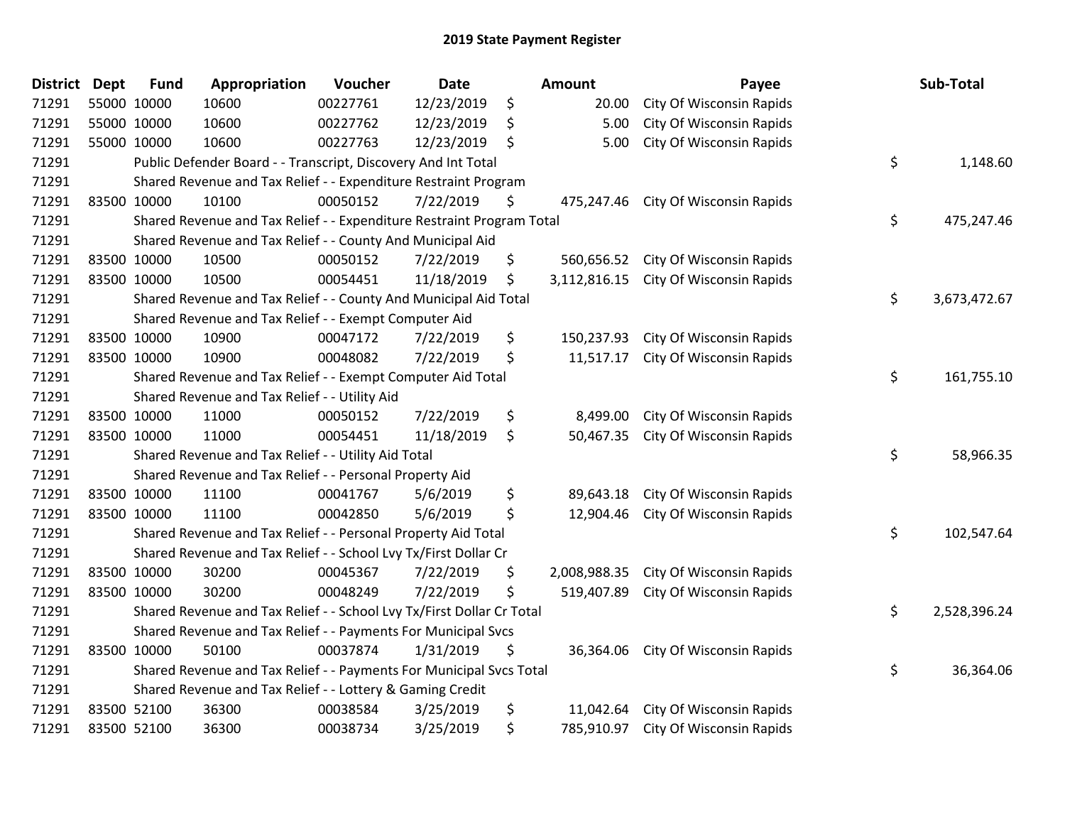# 2019 State Payment Register

| District | Dept | Fund | Appropriation | Voucher | Date | | Amount | Payee | | Sub-Total |
|---|---|---|---|---|---|---|---|---|---|---|
| 71291 | 55000 | 10000 | 10600 | 00227761 | 12/23/2019 | $ | 20.00 | City Of Wisconsin Rapids | | |
| 71291 | 55000 | 10000 | 10600 | 00227762 | 12/23/2019 | $ | 5.00 | City Of Wisconsin Rapids | | |
| 71291 | 55000 | 10000 | 10600 | 00227763 | 12/23/2019 | $ | 5.00 | City Of Wisconsin Rapids | | |
| 71291 | | | Public Defender Board - - Transcript, Discovery And Int Total | | | | | | $ | 1,148.60 |
| 71291 | | | Shared Revenue and Tax Relief - - Expenditure Restraint Program | | | | | | | |
| 71291 | 83500 | 10000 | 10100 | 00050152 | 7/22/2019 | $ | 475,247.46 | City Of Wisconsin Rapids | | |
| 71291 | | | Shared Revenue and Tax Relief - - Expenditure Restraint Program Total | | | | | | $ | 475,247.46 |
| 71291 | | | Shared Revenue and Tax Relief - - County And Municipal Aid | | | | | | | |
| 71291 | 83500 | 10000 | 10500 | 00050152 | 7/22/2019 | $ | 560,656.52 | City Of Wisconsin Rapids | | |
| 71291 | 83500 | 10000 | 10500 | 00054451 | 11/18/2019 | $ | 3,112,816.15 | City Of Wisconsin Rapids | | |
| 71291 | | | Shared Revenue and Tax Relief - - County And Municipal Aid Total | | | | | | $ | 3,673,472.67 |
| 71291 | | | Shared Revenue and Tax Relief - - Exempt Computer Aid | | | | | | | |
| 71291 | 83500 | 10000 | 10900 | 00047172 | 7/22/2019 | $ | 150,237.93 | City Of Wisconsin Rapids | | |
| 71291 | 83500 | 10000 | 10900 | 00048082 | 7/22/2019 | $ | 11,517.17 | City Of Wisconsin Rapids | | |
| 71291 | | | Shared Revenue and Tax Relief - - Exempt Computer Aid Total | | | | | | $ | 161,755.10 |
| 71291 | | | Shared Revenue and Tax Relief - - Utility Aid | | | | | | | |
| 71291 | 83500 | 10000 | 11000 | 00050152 | 7/22/2019 | $ | 8,499.00 | City Of Wisconsin Rapids | | |
| 71291 | 83500 | 10000 | 11000 | 00054451 | 11/18/2019 | $ | 50,467.35 | City Of Wisconsin Rapids | | |
| 71291 | | | Shared Revenue and Tax Relief - - Utility Aid Total | | | | | | $ | 58,966.35 |
| 71291 | | | Shared Revenue and Tax Relief - - Personal Property Aid | | | | | | | |
| 71291 | 83500 | 10000 | 11100 | 00041767 | 5/6/2019 | $ | 89,643.18 | City Of Wisconsin Rapids | | |
| 71291 | 83500 | 10000 | 11100 | 00042850 | 5/6/2019 | $ | 12,904.46 | City Of Wisconsin Rapids | | |
| 71291 | | | Shared Revenue and Tax Relief - - Personal Property Aid Total | | | | | | $ | 102,547.64 |
| 71291 | | | Shared Revenue and Tax Relief - - School Lvy Tx/First Dollar Cr | | | | | | | |
| 71291 | 83500 | 10000 | 30200 | 00045367 | 7/22/2019 | $ | 2,008,988.35 | City Of Wisconsin Rapids | | |
| 71291 | 83500 | 10000 | 30200 | 00048249 | 7/22/2019 | $ | 519,407.89 | City Of Wisconsin Rapids | | |
| 71291 | | | Shared Revenue and Tax Relief - - School Lvy Tx/First Dollar Cr Total | | | | | | $ | 2,528,396.24 |
| 71291 | | | Shared Revenue and Tax Relief - - Payments For Municipal Svcs | | | | | | | |
| 71291 | 83500 | 10000 | 50100 | 00037874 | 1/31/2019 | $ | 36,364.06 | City Of Wisconsin Rapids | | |
| 71291 | | | Shared Revenue and Tax Relief - - Payments For Municipal Svcs Total | | | | | | $ | 36,364.06 |
| 71291 | | | Shared Revenue and Tax Relief - - Lottery & Gaming Credit | | | | | | | |
| 71291 | 83500 | 52100 | 36300 | 00038584 | 3/25/2019 | $ | 11,042.64 | City Of Wisconsin Rapids | | |
| 71291 | 83500 | 52100 | 36300 | 00038734 | 3/25/2019 | $ | 785,910.97 | City Of Wisconsin Rapids | | |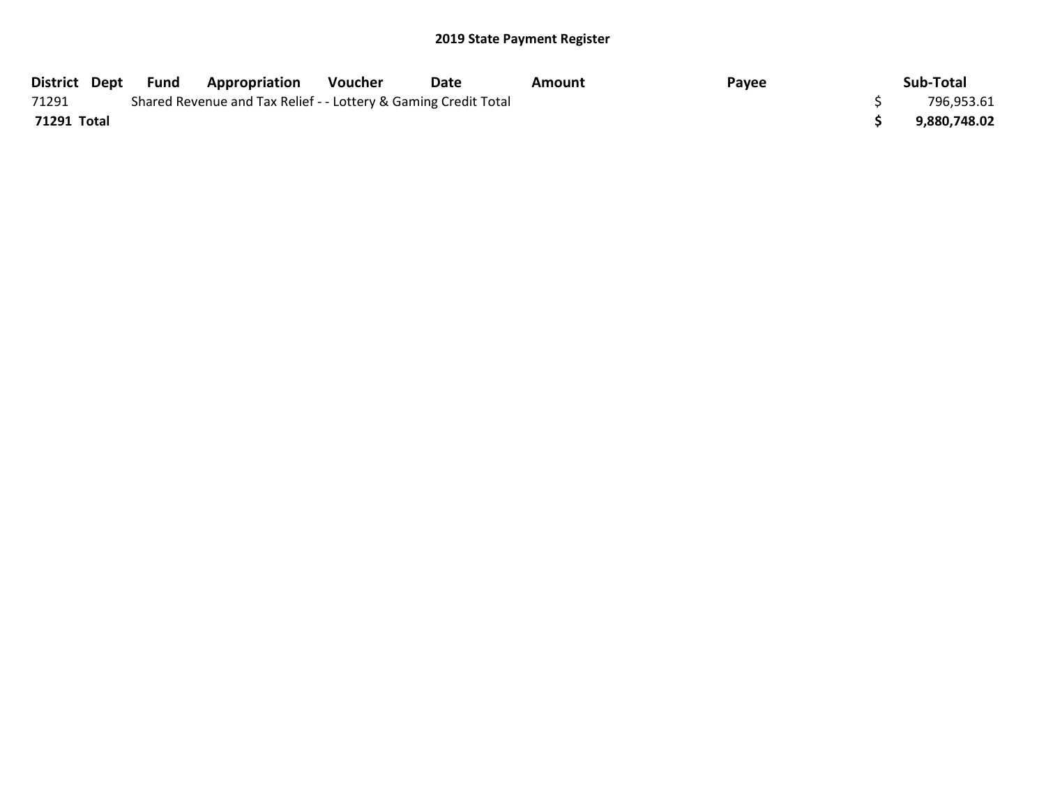## 2019 State Payment Register

| District | Dept | Fund | Appropriation | Voucher | Date | Amount | Payee | Sub-Total |
|---|---|---|---|---|---|---|---|---|
| 71291 | | Shared Revenue and Tax Relief - - Lottery & Gaming Credit Total | | | | | | $ 796,953.61 |
| **71291 Total** | | | | | | | | **$ 9,880,748.02** |